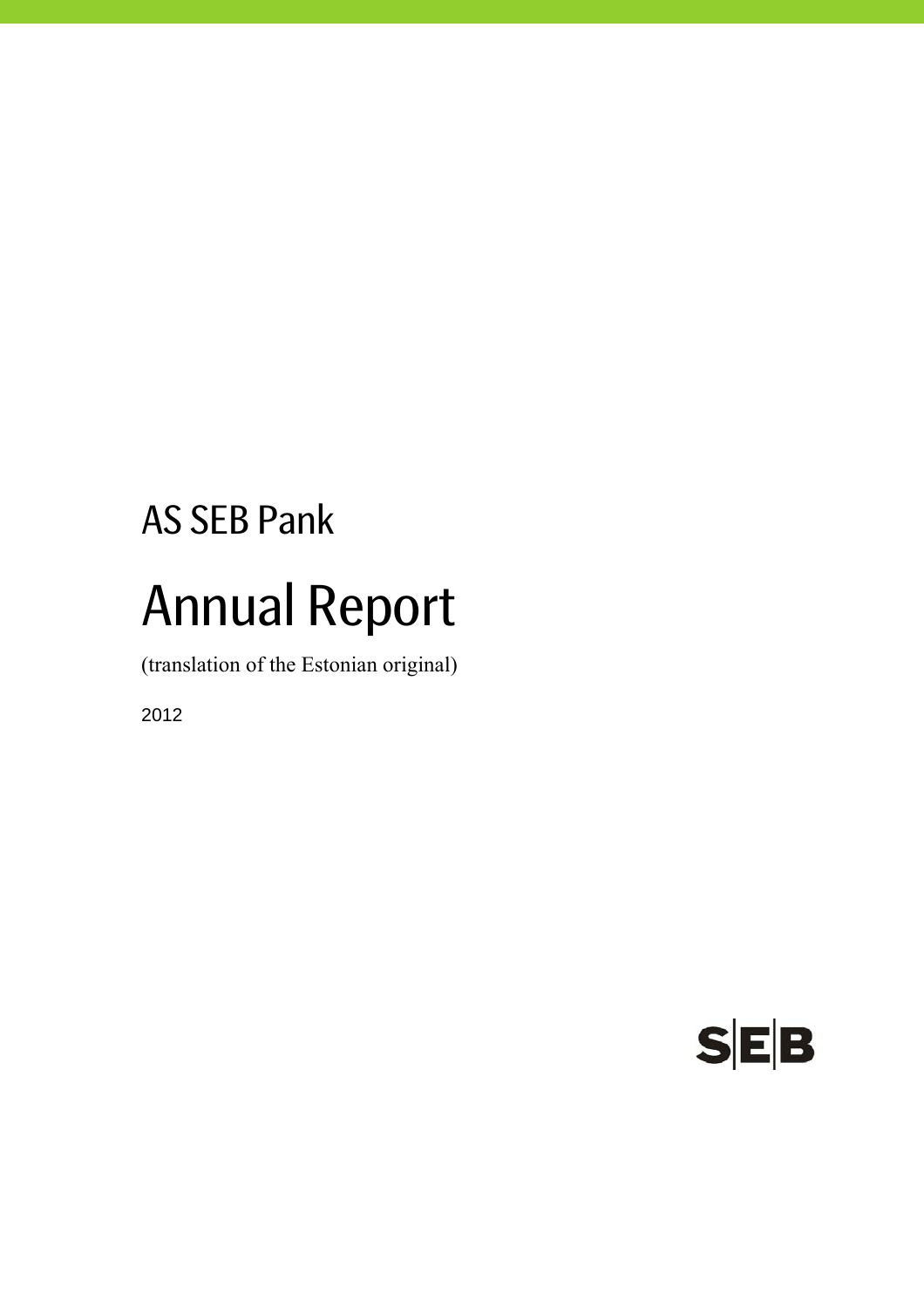AS SEB Pank

# Annual Report

(translation of the Estonian original)

2012

SEB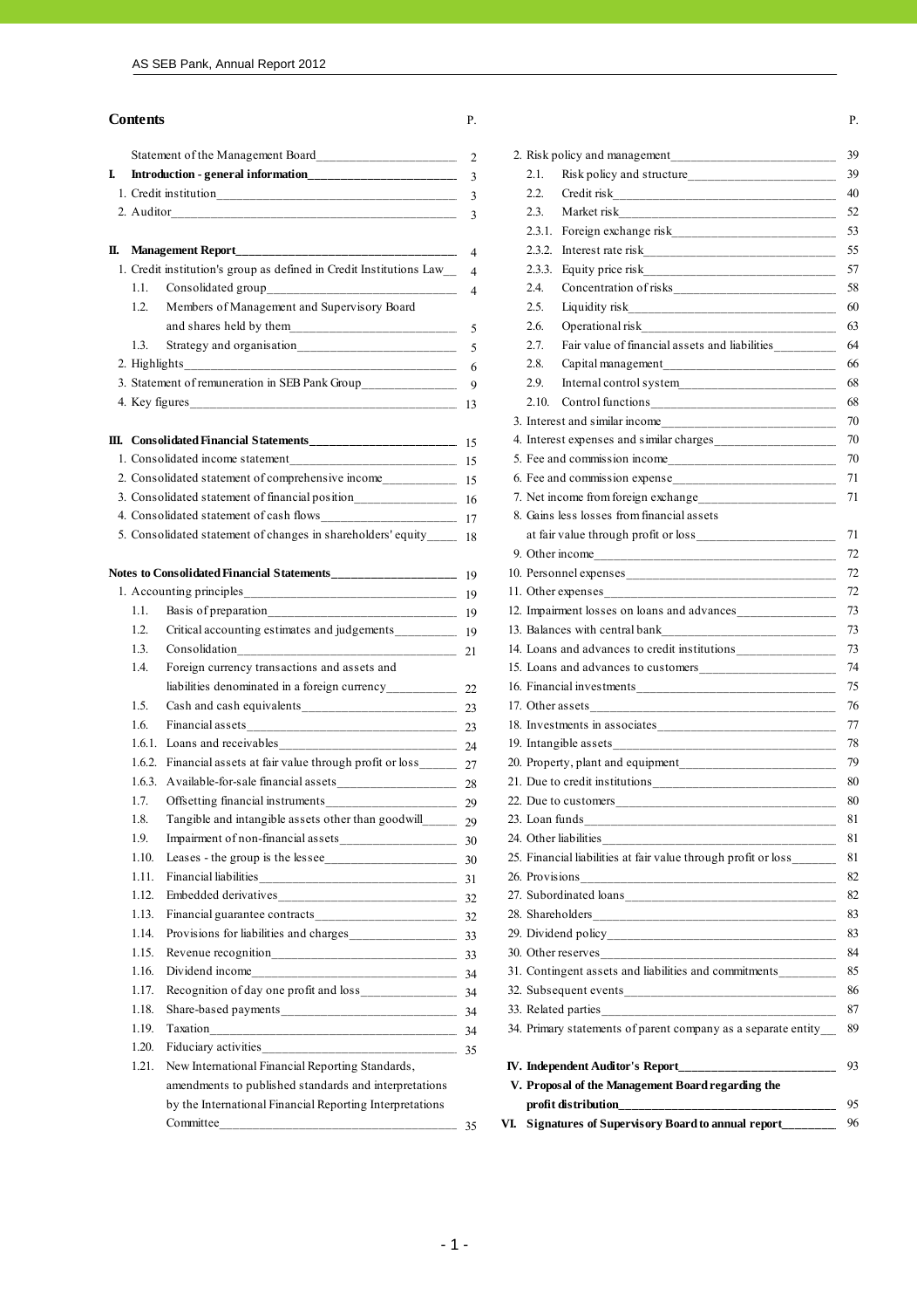## Contents

| | P. |
|---|---|
| Statement of the Management Board | 2 |
| **I. Introduction - general information** | 3 |
| 1. Credit institution | 3 |
| 2. Auditor | 3 |
| **II. Management Report** | 4 |
| 1. Credit institution's group as defined in Credit Institutions Law | 4 |
| 1.1. Consolidated group | 4 |
| 1.2. Members of Management and Supervisory Board and shares held by them | 5 |
| 1.3. Strategy and organisation | 5 |
| 2. Highlights | 6 |
| 3. Statement of remuneration in SEB Pank Group | 9 |
| 4. Key figures | 13 |
| **III. Consolidated Financial Statements** | 15 |
| 1. Consolidated income statement | 15 |
| 2. Consolidated statement of comprehensive income | 15 |
| 3. Consolidated statement of financial position | 16 |
| 4. Consolidated statement of cash flows | 17 |
| 5. Consolidated statement of changes in shareholders' equity | 18 |
| **Notes to Consolidated Financial Statements** | 19 |
| 1. Accounting principles | 19 |
| 1.1. Basis of preparation | 19 |
| 1.2. Critical accounting estimates and judgements | 19 |
| 1.3. Consolidation | 21 |
| 1.4. Foreign currency transactions and assets and liabilities denominated in a foreign currency | 22 |
| 1.5. Cash and cash equivalents | 23 |
| 1.6. Financial assets | 23 |
| 1.6.1. Loans and receivables | 24 |
| 1.6.2. Financial assets at fair value through profit or loss | 27 |
| 1.6.3. Available-for-sale financial assets | 28 |
| 1.7. Offsetting financial instruments | 29 |
| 1.8. Tangible and intangible assets other than goodwill | 29 |
| 1.9. Impairment of non-financial assets | 30 |
| 1.10. Leases - the group is the lessee | 30 |
| 1.11. Financial liabilities | 31 |
| 1.12. Embedded derivatives | 32 |
| 1.13. Financial guarantee contracts | 32 |
| 1.14. Provisions for liabilities and charges | 33 |
| 1.15. Revenue recognition | 33 |
| 1.16. Dividend income | 34 |
| 1.17. Recognition of day one profit and loss | 34 |
| 1.18. Share-based payments | 34 |
| 1.19. Taxation | 34 |
| 1.20. Fiduciary activities | 35 |
| 1.21. New International Financial Reporting Standards, amendments to published standards and interpretations by the International Financial Reporting Interpretations Committee | 35 |
| 2. Risk policy and management | 39 |
| 2.1. Risk policy and structure | 39 |
| 2.2. Credit risk | 40 |
| 2.3. Market risk | 52 |
| 2.3.1. Foreign exchange risk | 53 |
| 2.3.2. Interest rate risk | 55 |
| 2.3.3. Equity price risk | 57 |
| 2.4. Concentration of risks | 58 |
| 2.5. Liquidity risk | 60 |
| 2.6. Operational risk | 63 |
| 2.7. Fair value of financial assets and liabilities | 64 |
| 2.8. Capital management | 66 |
| 2.9. Internal control system | 68 |
| 2.10. Control functions | 68 |
| 3. Interest and similar income | 70 |
| 4. Interest expenses and similar charges | 70 |
| 5. Fee and commission income | 70 |
| 6. Fee and commission expense | 71 |
| 7. Net income from foreign exchange | 71 |
| 8. Gains less losses from financial assets at fair value through profit or loss | 71 |
| 9. Other income | 72 |
| 10. Personnel expenses | 72 |
| 11. Other expenses | 72 |
| 12. Impairment losses on loans and advances | 73 |
| 13. Balances with central bank | 73 |
| 14. Loans and advances to credit institutions | 73 |
| 15. Loans and advances to customers | 74 |
| 16. Financial investments | 75 |
| 17. Other assets | 76 |
| 18. Investments in associates | 77 |
| 19. Intangible assets | 78 |
| 20. Property, plant and equipment | 79 |
| 21. Due to credit institutions | 80 |
| 22. Due to customers | 80 |
| 23. Loan funds | 81 |
| 24. Other liabilities | 81 |
| 25. Financial liabilities at fair value through profit or loss | 81 |
| 26. Provisions | 82 |
| 27. Subordinated loans | 82 |
| 28. Shareholders | 83 |
| 29. Dividend policy | 83 |
| 30. Other reserves | 84 |
| 31. Contingent assets and liabilities and commitments | 85 |
| 32. Subsequent events | 86 |
| 33. Related parties | 87 |
| 34. Primary statements of parent company as a separate entity | 89 |
| **IV. Independent Auditor's Report** | 93 |
| **V. Proposal of the Management Board regarding the profit distribution** | 95 |
| **VI. Signatures of Supervisory Board to annual report** | 96 |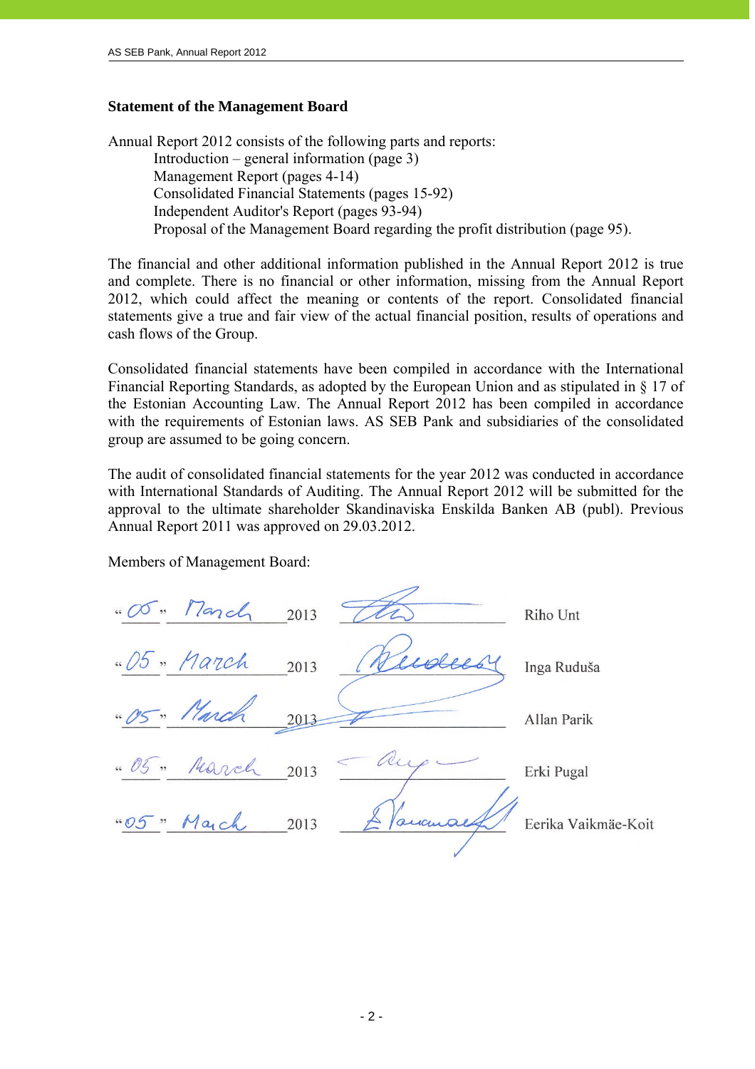## Statement of the Management Board

Annual Report 2012 consists of the following parts and reports:

- Introduction – general information (page 3)
- Management Report (pages 4-14)
- Consolidated Financial Statements (pages 15-92)
- Independent Auditor's Report (pages 93-94)
- Proposal of the Management Board regarding the profit distribution (page 95).

The financial and other additional information published in the Annual Report 2012 is true and complete. There is no financial or other information, missing from the Annual Report 2012, which could affect the meaning or contents of the report. Consolidated financial statements give a true and fair view of the actual financial position, results of operations and cash flows of the Group.

Consolidated financial statements have been compiled in accordance with the International Financial Reporting Standards, as adopted by the European Union and as stipulated in § 17 of the Estonian Accounting Law. The Annual Report 2012 has been compiled in accordance with the requirements of Estonian laws. AS SEB Pank and subsidiaries of the consolidated group are assumed to be going concern.

The audit of consolidated financial statements for the year 2012 was conducted in accordance with International Standards of Auditing. The Annual Report 2012 will be submitted for the approval to the ultimate shareholder Skandinaviska Enskilda Banken AB (publ). Previous Annual Report 2011 was approved on 29.03.2012.

Members of Management Board:

| Date | Signature | Name |
|---|---|---|
| "05" March 2013 | | Riho Unt |
| "05" March 2013 | | Inga Ruduša |
| "05" March 2013 | | Allan Parik |
| "05" March 2013 | | Erki Pugal |
| "05" March 2013 | | Eerika Vaikmäe-Koit |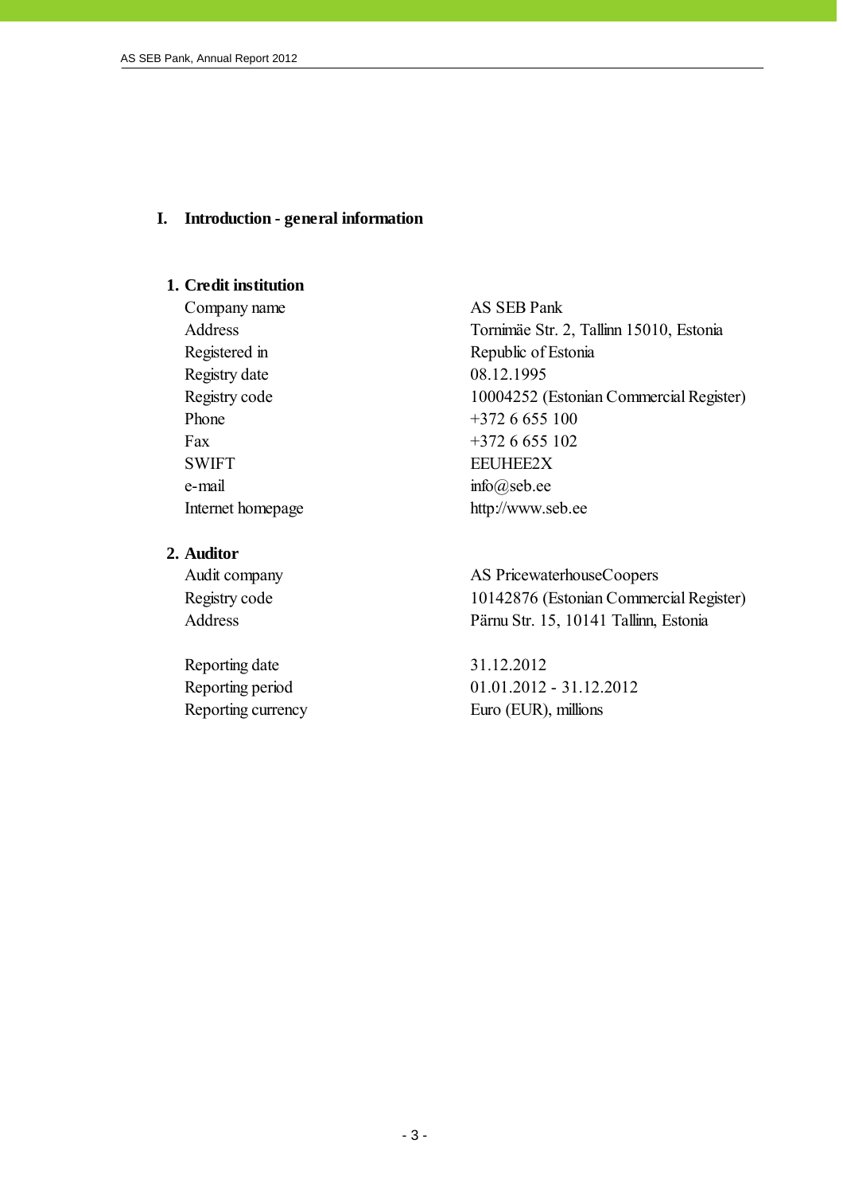# I. Introduction - general information

## 1. Credit institution

| | |
|---|---|
| Company name | AS SEB Pank |
| Address | Tornimäe Str. 2, Tallinn 15010, Estonia |
| Registered in | Republic of Estonia |
| Registry date | 08.12.1995 |
| Registry code | 10004252 (Estonian Commercial Register) |
| Phone | +372 6 655 100 |
| Fax | +372 6 655 102 |
| SWIFT | EEUHEE2X |
| e-mail | info@seb.ee |
| Internet homepage | http://www.seb.ee |

## 2. Auditor

| | |
|---|---|
| Audit company | AS PricewaterhouseCoopers |
| Registry code | 10142876 (Estonian Commercial Register) |
| Address | Pärnu Str. 15, 10141 Tallinn, Estonia |

| | |
|---|---|
| Reporting date | 31.12.2012 |
| Reporting period | 01.01.2012 - 31.12.2012 |
| Reporting currency | Euro (EUR), millions |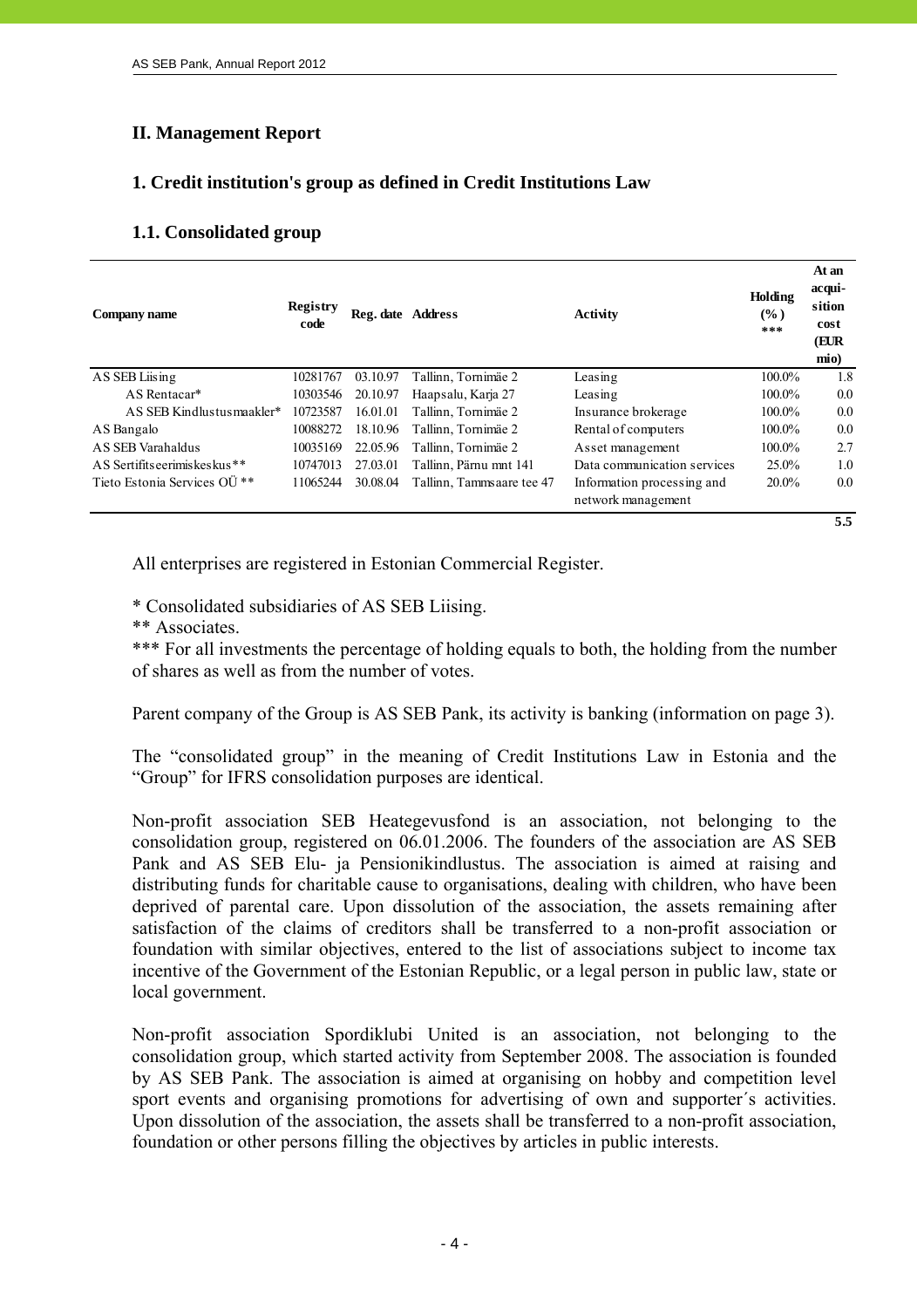## II. Management Report

### 1. Credit institution's group as defined in Credit Institutions Law

#### 1.1. Consolidated group

| Company name | Registry code | Reg. date | Address | Activity | Holding (%) *** | At an acquisition cost (EUR mio) |
|---|---|---|---|---|---|---|
| AS SEB Liising | 10281767 | 03.10.97 | Tallinn, Tornimäe 2 | Leasing | 100.0% | 1.8 |
| AS Rentacar* | 10303546 | 20.10.97 | Haapsalu, Karja 27 | Leasing | 100.0% | 0.0 |
| AS SEB Kindlustusmaakler* | 10723587 | 16.01.01 | Tallinn, Tornimäe 2 | Insurance brokerage | 100.0% | 0.0 |
| AS Bangalo | 10088272 | 18.10.96 | Tallinn, Tornimäe 2 | Rental of computers | 100.0% | 0.0 |
| AS SEB Varahaldus | 10035169 | 22.05.96 | Tallinn, Tornimäe 2 | Asset management | 100.0% | 2.7 |
| AS Sertifitseerimiskeskus** | 10747013 | 27.03.01 | Tallinn, Pärnu mnt 141 | Data communication services | 25.0% | 1.0 |
| Tieto Estonia Services OÜ ** | 11065244 | 30.08.04 | Tallinn, Tammsaare tee 47 | Information processing and network management | 20.0% | 0.0 |
| | | | | | | 5.5 |

All enterprises are registered in Estonian Commercial Register.

\* Consolidated subsidiaries of AS SEB Liising.
\** Associates.
\*** For all investments the percentage of holding equals to both, the holding from the number of shares as well as from the number of votes.

Parent company of the Group is AS SEB Pank, its activity is banking (information on page 3).

The "consolidated group" in the meaning of Credit Institutions Law in Estonia and the "Group" for IFRS consolidation purposes are identical.

Non-profit association SEB Heategevusfond is an association, not belonging to the consolidation group, registered on 06.01.2006. The founders of the association are AS SEB Pank and AS SEB Elu- ja Pensionikindlustus. The association is aimed at raising and distributing funds for charitable cause to organisations, dealing with children, who have been deprived of parental care. Upon dissolution of the association, the assets remaining after satisfaction of the claims of creditors shall be transferred to a non-profit association or foundation with similar objectives, entered to the list of associations subject to income tax incentive of the Government of the Estonian Republic, or a legal person in public law, state or local government.

Non-profit association Spordiklubi United is an association, not belonging to the consolidation group, which started activity from September 2008. The association is founded by AS SEB Pank. The association is aimed at organising on hobby and competition level sport events and organising promotions for advertising of own and supporter´s activities. Upon dissolution of the association, the assets shall be transferred to a non-profit association, foundation or other persons filling the objectives by articles in public interests.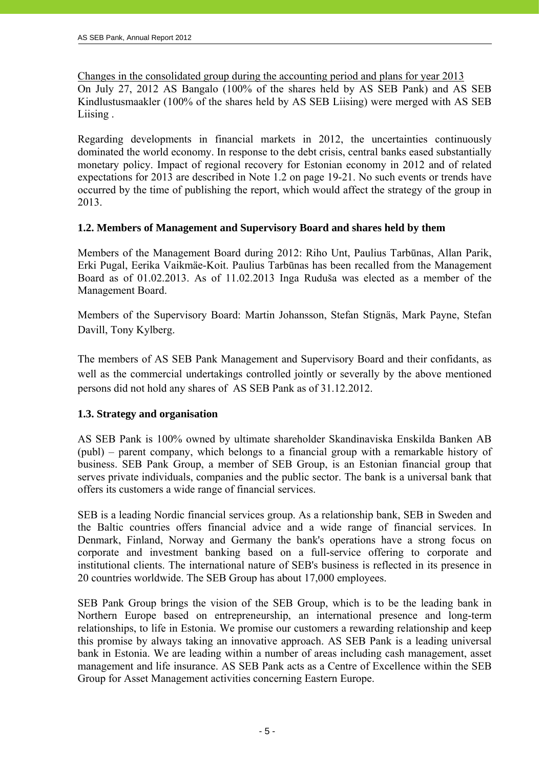Changes in the consolidated group during the accounting period and plans for year 2013

On July 27, 2012 AS Bangalo (100% of the shares held by AS SEB Pank) and AS SEB Kindlustusmaakler (100% of the shares held by AS SEB Liising) were merged with AS SEB Liising .

Regarding developments in financial markets in 2012, the uncertainties continuously dominated the world economy. In response to the debt crisis, central banks eased substantially monetary policy. Impact of regional recovery for Estonian economy in 2012 and of related expectations for 2013 are described in Note 1.2 on page 19-21. No such events or trends have occurred by the time of publishing the report, which would affect the strategy of the group in 2013.

### 1.2. Members of Management and Supervisory Board and shares held by them

Members of the Management Board during 2012: Riho Unt, Paulius Tarbūnas, Allan Parik, Erki Pugal, Eerika Vaikmäe-Koit. Paulius Tarbūnas has been recalled from the Management Board as of 01.02.2013. As of 11.02.2013 Inga Ruduša was elected as a member of the Management Board.

Members of the Supervisory Board: Martin Johansson, Stefan Stignäs, Mark Payne, Stefan Davill, Tony Kylberg.

The members of AS SEB Pank Management and Supervisory Board and their confidants, as well as the commercial undertakings controlled jointly or severally by the above mentioned persons did not hold any shares of AS SEB Pank as of 31.12.2012.

### 1.3. Strategy and organisation

AS SEB Pank is 100% owned by ultimate shareholder Skandinaviska Enskilda Banken AB (publ) – parent company, which belongs to a financial group with a remarkable history of business. SEB Pank Group, a member of SEB Group, is an Estonian financial group that serves private individuals, companies and the public sector. The bank is a universal bank that offers its customers a wide range of financial services.

SEB is a leading Nordic financial services group. As a relationship bank, SEB in Sweden and the Baltic countries offers financial advice and a wide range of financial services. In Denmark, Finland, Norway and Germany the bank's operations have a strong focus on corporate and investment banking based on a full-service offering to corporate and institutional clients. The international nature of SEB's business is reflected in its presence in 20 countries worldwide. The SEB Group has about 17,000 employees.

SEB Pank Group brings the vision of the SEB Group, which is to be the leading bank in Northern Europe based on entrepreneurship, an international presence and long-term relationships, to life in Estonia. We promise our customers a rewarding relationship and keep this promise by always taking an innovative approach. AS SEB Pank is a leading universal bank in Estonia. We are leading within a number of areas including cash management, asset management and life insurance. AS SEB Pank acts as a Centre of Excellence within the SEB Group for Asset Management activities concerning Eastern Europe.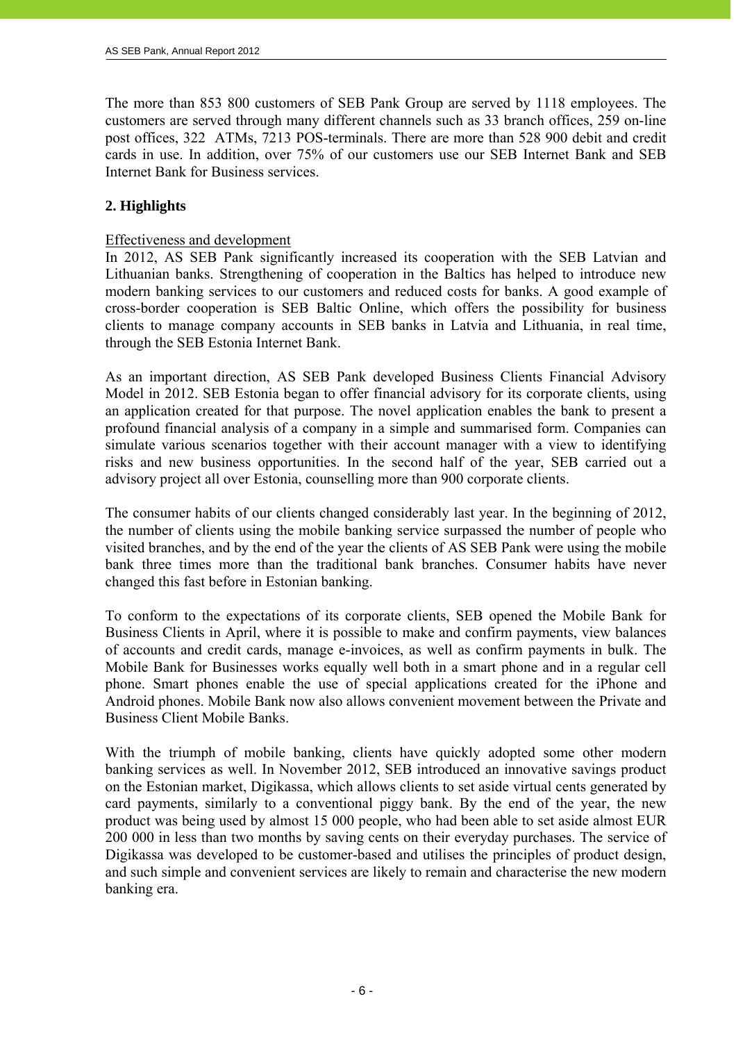The more than 853 800 customers of SEB Pank Group are served by 1118 employees. The customers are served through many different channels such as 33 branch offices, 259 on-line post offices, 322 ATMs, 7213 POS-terminals. There are more than 528 900 debit and credit cards in use. In addition, over 75% of our customers use our SEB Internet Bank and SEB Internet Bank for Business services.

## 2. Highlights

Effectiveness and development

In 2012, AS SEB Pank significantly increased its cooperation with the SEB Latvian and Lithuanian banks. Strengthening of cooperation in the Baltics has helped to introduce new modern banking services to our customers and reduced costs for banks. A good example of cross-border cooperation is SEB Baltic Online, which offers the possibility for business clients to manage company accounts in SEB banks in Latvia and Lithuania, in real time, through the SEB Estonia Internet Bank.

As an important direction, AS SEB Pank developed Business Clients Financial Advisory Model in 2012. SEB Estonia began to offer financial advisory for its corporate clients, using an application created for that purpose. The novel application enables the bank to present a profound financial analysis of a company in a simple and summarised form. Companies can simulate various scenarios together with their account manager with a view to identifying risks and new business opportunities. In the second half of the year, SEB carried out a advisory project all over Estonia, counselling more than 900 corporate clients.

The consumer habits of our clients changed considerably last year. In the beginning of 2012, the number of clients using the mobile banking service surpassed the number of people who visited branches, and by the end of the year the clients of AS SEB Pank were using the mobile bank three times more than the traditional bank branches. Consumer habits have never changed this fast before in Estonian banking.

To conform to the expectations of its corporate clients, SEB opened the Mobile Bank for Business Clients in April, where it is possible to make and confirm payments, view balances of accounts and credit cards, manage e-invoices, as well as confirm payments in bulk. The Mobile Bank for Businesses works equally well both in a smart phone and in a regular cell phone. Smart phones enable the use of special applications created for the iPhone and Android phones. Mobile Bank now also allows convenient movement between the Private and Business Client Mobile Banks.

With the triumph of mobile banking, clients have quickly adopted some other modern banking services as well. In November 2012, SEB introduced an innovative savings product on the Estonian market, Digikassa, which allows clients to set aside virtual cents generated by card payments, similarly to a conventional piggy bank. By the end of the year, the new product was being used by almost 15 000 people, who had been able to set aside almost EUR 200 000 in less than two months by saving cents on their everyday purchases. The service of Digikassa was developed to be customer-based and utilises the principles of product design, and such simple and convenient services are likely to remain and characterise the new modern banking era.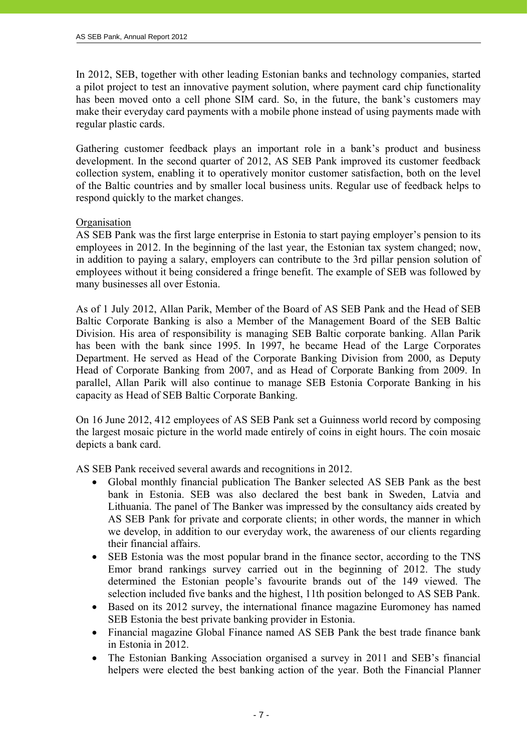In 2012, SEB, together with other leading Estonian banks and technology companies, started a pilot project to test an innovative payment solution, where payment card chip functionality has been moved onto a cell phone SIM card. So, in the future, the bank's customers may make their everyday card payments with a mobile phone instead of using payments made with regular plastic cards.

Gathering customer feedback plays an important role in a bank's product and business development. In the second quarter of 2012, AS SEB Pank improved its customer feedback collection system, enabling it to operatively monitor customer satisfaction, both on the level of the Baltic countries and by smaller local business units. Regular use of feedback helps to respond quickly to the market changes.

Organisation

AS SEB Pank was the first large enterprise in Estonia to start paying employer's pension to its employees in 2012. In the beginning of the last year, the Estonian tax system changed; now, in addition to paying a salary, employers can contribute to the 3rd pillar pension solution of employees without it being considered a fringe benefit. The example of SEB was followed by many businesses all over Estonia.

As of 1 July 2012, Allan Parik, Member of the Board of AS SEB Pank and the Head of SEB Baltic Corporate Banking is also a Member of the Management Board of the SEB Baltic Division. His area of responsibility is managing SEB Baltic corporate banking. Allan Parik has been with the bank since 1995. In 1997, he became Head of the Large Corporates Department. He served as Head of the Corporate Banking Division from 2000, as Deputy Head of Corporate Banking from 2007, and as Head of Corporate Banking from 2009. In parallel, Allan Parik will also continue to manage SEB Estonia Corporate Banking in his capacity as Head of SEB Baltic Corporate Banking.

On 16 June 2012, 412 employees of AS SEB Pank set a Guinness world record by composing the largest mosaic picture in the world made entirely of coins in eight hours. The coin mosaic depicts a bank card.

AS SEB Pank received several awards and recognitions in 2012.

- Global monthly financial publication The Banker selected AS SEB Pank as the best bank in Estonia. SEB was also declared the best bank in Sweden, Latvia and Lithuania. The panel of The Banker was impressed by the consultancy aids created by AS SEB Pank for private and corporate clients; in other words, the manner in which we develop, in addition to our everyday work, the awareness of our clients regarding their financial affairs.
- SEB Estonia was the most popular brand in the finance sector, according to the TNS Emor brand rankings survey carried out in the beginning of 2012. The study determined the Estonian people's favourite brands out of the 149 viewed. The selection included five banks and the highest, 11th position belonged to AS SEB Pank.
- Based on its 2012 survey, the international finance magazine Euromoney has named SEB Estonia the best private banking provider in Estonia.
- Financial magazine Global Finance named AS SEB Pank the best trade finance bank in Estonia in 2012.
- The Estonian Banking Association organised a survey in 2011 and SEB's financial helpers were elected the best banking action of the year. Both the Financial Planner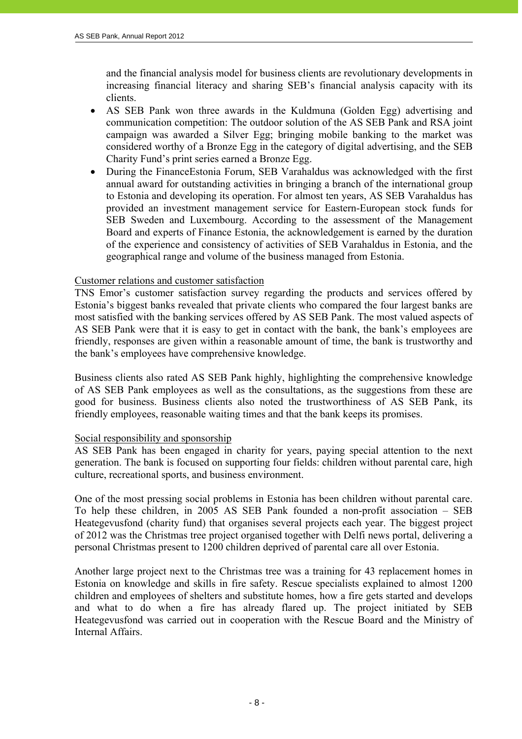and the financial analysis model for business clients are revolutionary developments in increasing financial literacy and sharing SEB's financial analysis capacity with its clients.

- AS SEB Pank won three awards in the Kuldmuna (Golden Egg) advertising and communication competition: The outdoor solution of the AS SEB Pank and RSA joint campaign was awarded a Silver Egg; bringing mobile banking to the market was considered worthy of a Bronze Egg in the category of digital advertising, and the SEB Charity Fund's print series earned a Bronze Egg.
- During the FinanceEstonia Forum, SEB Varahaldus was acknowledged with the first annual award for outstanding activities in bringing a branch of the international group to Estonia and developing its operation. For almost ten years, AS SEB Varahaldus has provided an investment management service for Eastern-European stock funds for SEB Sweden and Luxembourg. According to the assessment of the Management Board and experts of Finance Estonia, the acknowledgement is earned by the duration of the experience and consistency of activities of SEB Varahaldus in Estonia, and the geographical range and volume of the business managed from Estonia.

<u>Customer relations and customer satisfaction</u>

TNS Emor's customer satisfaction survey regarding the products and services offered by Estonia's biggest banks revealed that private clients who compared the four largest banks are most satisfied with the banking services offered by AS SEB Pank. The most valued aspects of AS SEB Pank were that it is easy to get in contact with the bank, the bank's employees are friendly, responses are given within a reasonable amount of time, the bank is trustworthy and the bank's employees have comprehensive knowledge.

Business clients also rated AS SEB Pank highly, highlighting the comprehensive knowledge of AS SEB Pank employees as well as the consultations, as the suggestions from these are good for business. Business clients also noted the trustworthiness of AS SEB Pank, its friendly employees, reasonable waiting times and that the bank keeps its promises.

<u>Social responsibility and sponsorship</u>

AS SEB Pank has been engaged in charity for years, paying special attention to the next generation. The bank is focused on supporting four fields: children without parental care, high culture, recreational sports, and business environment.

One of the most pressing social problems in Estonia has been children without parental care. To help these children, in 2005 AS SEB Pank founded a non-profit association – SEB Heategevusfond (charity fund) that organises several projects each year. The biggest project of 2012 was the Christmas tree project organised together with Delfi news portal, delivering a personal Christmas present to 1200 children deprived of parental care all over Estonia.

Another large project next to the Christmas tree was a training for 43 replacement homes in Estonia on knowledge and skills in fire safety. Rescue specialists explained to almost 1200 children and employees of shelters and substitute homes, how a fire gets started and develops and what to do when a fire has already flared up. The project initiated by SEB Heategevusfond was carried out in cooperation with the Rescue Board and the Ministry of Internal Affairs.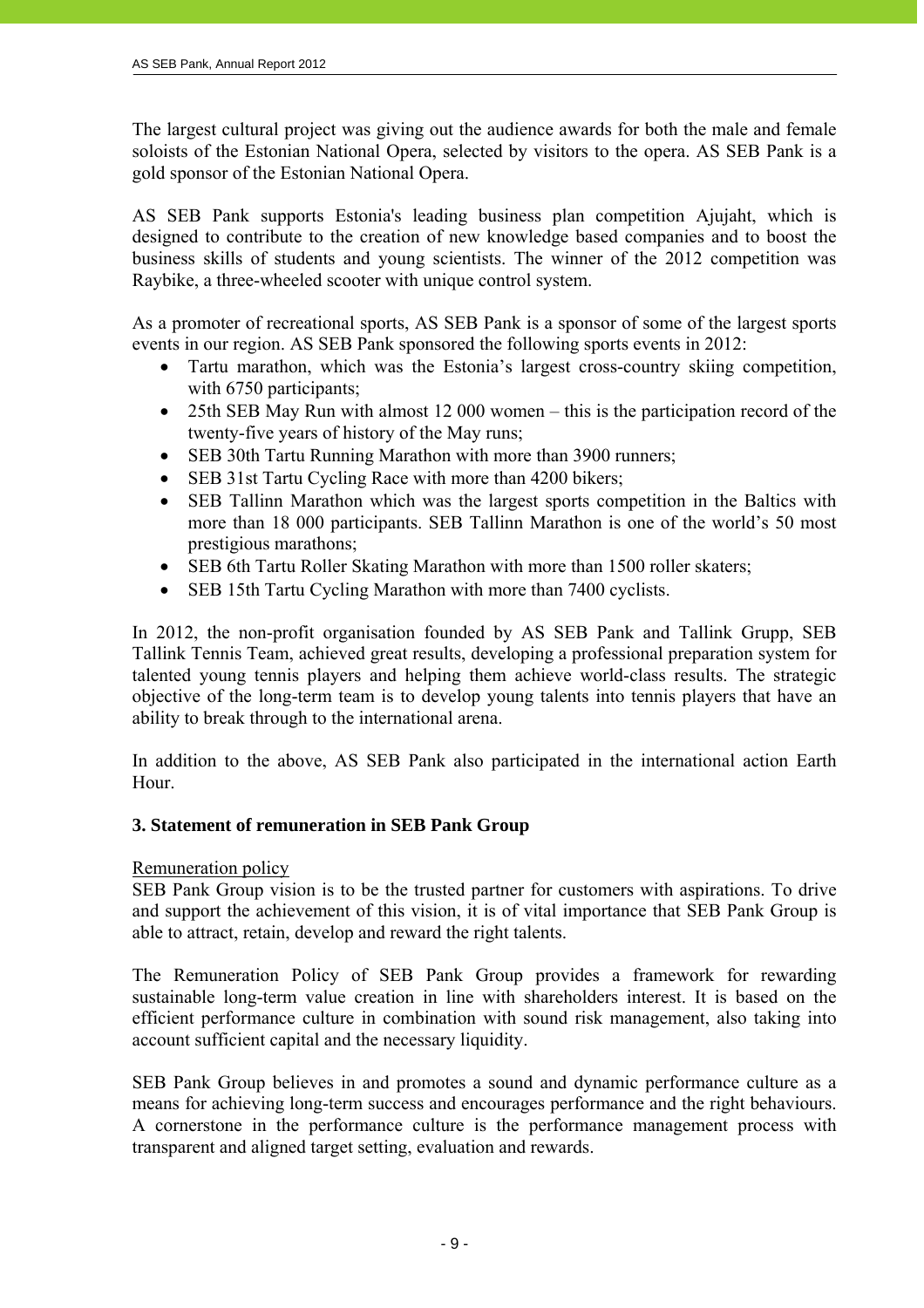The largest cultural project was giving out the audience awards for both the male and female soloists of the Estonian National Opera, selected by visitors to the opera. AS SEB Pank is a gold sponsor of the Estonian National Opera.

AS SEB Pank supports Estonia's leading business plan competition Ajujaht, which is designed to contribute to the creation of new knowledge based companies and to boost the business skills of students and young scientists. The winner of the 2012 competition was Raybike, a three-wheeled scooter with unique control system.

As a promoter of recreational sports, AS SEB Pank is a sponsor of some of the largest sports events in our region. AS SEB Pank sponsored the following sports events in 2012:

- Tartu marathon, which was the Estonia's largest cross-country skiing competition, with 6750 participants;
- 25th SEB May Run with almost 12 000 women – this is the participation record of the twenty-five years of history of the May runs;
- SEB 30th Tartu Running Marathon with more than 3900 runners;
- SEB 31st Tartu Cycling Race with more than 4200 bikers;
- SEB Tallinn Marathon which was the largest sports competition in the Baltics with more than 18 000 participants. SEB Tallinn Marathon is one of the world's 50 most prestigious marathons;
- SEB 6th Tartu Roller Skating Marathon with more than 1500 roller skaters;
- SEB 15th Tartu Cycling Marathon with more than 7400 cyclists.

In 2012, the non-profit organisation founded by AS SEB Pank and Tallink Grupp, SEB Tallink Tennis Team, achieved great results, developing a professional preparation system for talented young tennis players and helping them achieve world-class results. The strategic objective of the long-term team is to develop young talents into tennis players that have an ability to break through to the international arena.

In addition to the above, AS SEB Pank also participated in the international action Earth Hour.

### 3. Statement of remuneration in SEB Pank Group

Remuneration policy

SEB Pank Group vision is to be the trusted partner for customers with aspirations. To drive and support the achievement of this vision, it is of vital importance that SEB Pank Group is able to attract, retain, develop and reward the right talents.

The Remuneration Policy of SEB Pank Group provides a framework for rewarding sustainable long-term value creation in line with shareholders interest. It is based on the efficient performance culture in combination with sound risk management, also taking into account sufficient capital and the necessary liquidity.

SEB Pank Group believes in and promotes a sound and dynamic performance culture as a means for achieving long-term success and encourages performance and the right behaviours. A cornerstone in the performance culture is the performance management process with transparent and aligned target setting, evaluation and rewards.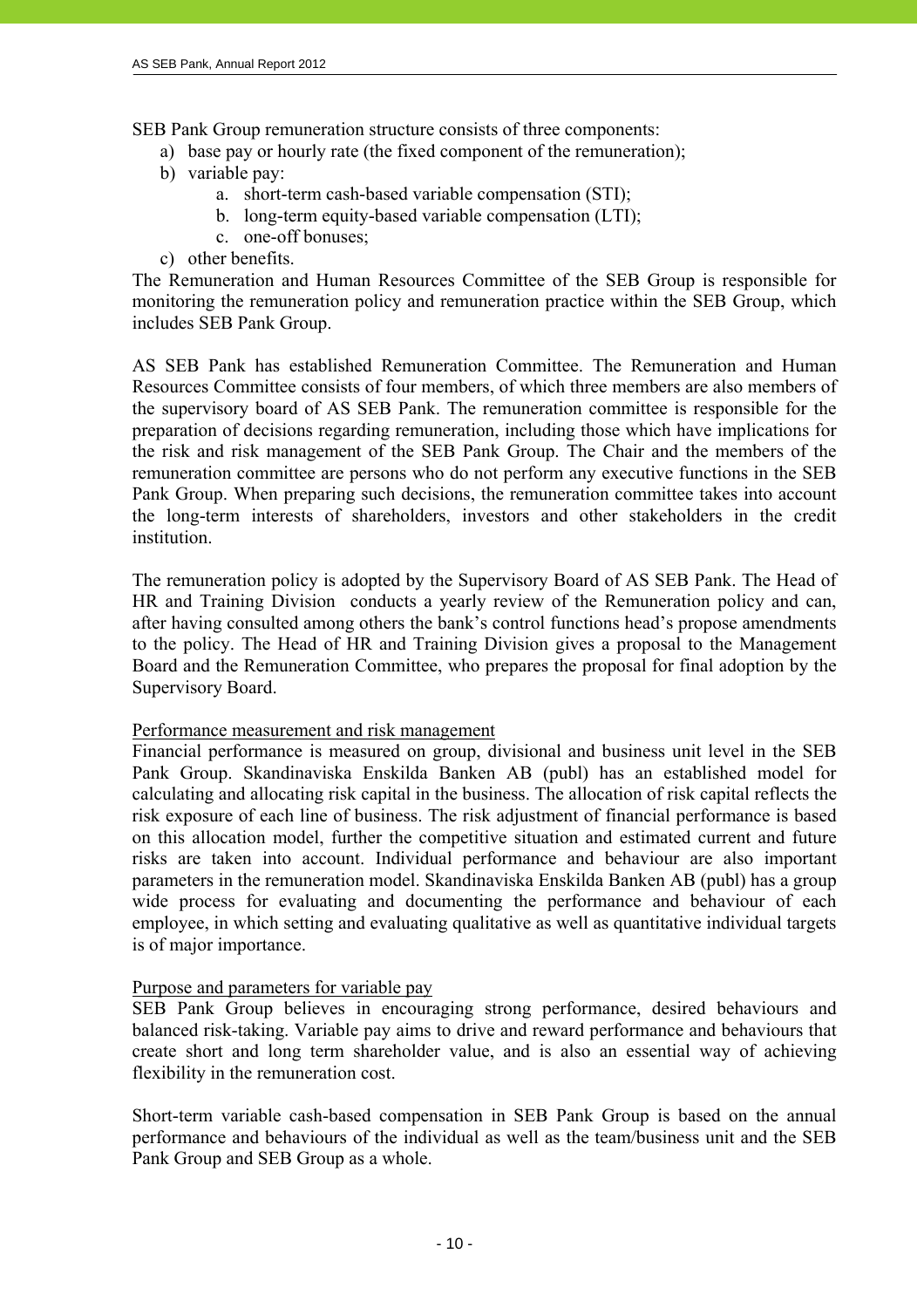SEB Pank Group remuneration structure consists of three components:

a) base pay or hourly rate (the fixed component of the remuneration);
b) variable pay:
   a. short-term cash-based variable compensation (STI);
   b. long-term equity-based variable compensation (LTI);
   c. one-off bonuses;
c) other benefits.

The Remuneration and Human Resources Committee of the SEB Group is responsible for monitoring the remuneration policy and remuneration practice within the SEB Group, which includes SEB Pank Group.

AS SEB Pank has established Remuneration Committee. The Remuneration and Human Resources Committee consists of four members, of which three members are also members of the supervisory board of AS SEB Pank. The remuneration committee is responsible for the preparation of decisions regarding remuneration, including those which have implications for the risk and risk management of the SEB Pank Group. The Chair and the members of the remuneration committee are persons who do not perform any executive functions in the SEB Pank Group. When preparing such decisions, the remuneration committee takes into account the long-term interests of shareholders, investors and other stakeholders in the credit institution.

The remuneration policy is adopted by the Supervisory Board of AS SEB Pank. The Head of HR and Training Division conducts a yearly review of the Remuneration policy and can, after having consulted among others the bank's control functions head's propose amendments to the policy. The Head of HR and Training Division gives a proposal to the Management Board and the Remuneration Committee, who prepares the proposal for final adoption by the Supervisory Board.

<u>Performance measurement and risk management</u>

Financial performance is measured on group, divisional and business unit level in the SEB Pank Group. Skandinaviska Enskilda Banken AB (publ) has an established model for calculating and allocating risk capital in the business. The allocation of risk capital reflects the risk exposure of each line of business. The risk adjustment of financial performance is based on this allocation model, further the competitive situation and estimated current and future risks are taken into account. Individual performance and behaviour are also important parameters in the remuneration model. Skandinaviska Enskilda Banken AB (publ) has a group wide process for evaluating and documenting the performance and behaviour of each employee, in which setting and evaluating qualitative as well as quantitative individual targets is of major importance.

<u>Purpose and parameters for variable pay</u>

SEB Pank Group believes in encouraging strong performance, desired behaviours and balanced risk-taking. Variable pay aims to drive and reward performance and behaviours that create short and long term shareholder value, and is also an essential way of achieving flexibility in the remuneration cost.

Short-term variable cash-based compensation in SEB Pank Group is based on the annual performance and behaviours of the individual as well as the team/business unit and the SEB Pank Group and SEB Group as a whole.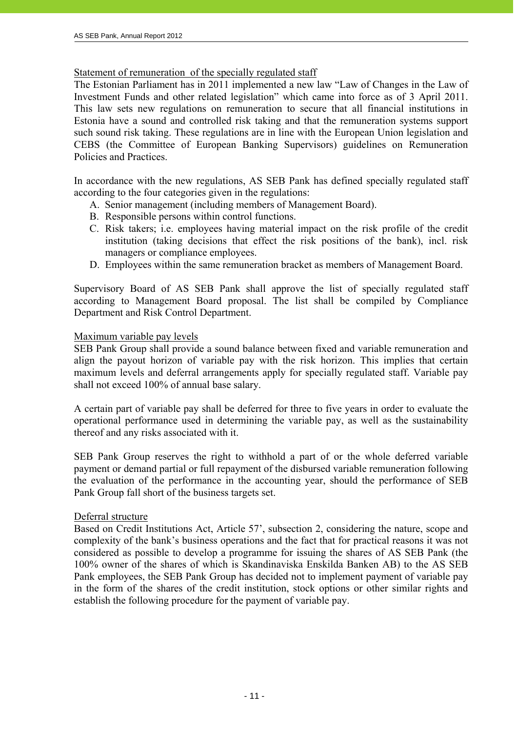Statement of remuneration of the specially regulated staff

The Estonian Parliament has in 2011 implemented a new law "Law of Changes in the Law of Investment Funds and other related legislation" which came into force as of 3 April 2011. This law sets new regulations on remuneration to secure that all financial institutions in Estonia have a sound and controlled risk taking and that the remuneration systems support such sound risk taking. These regulations are in line with the European Union legislation and CEBS (the Committee of European Banking Supervisors) guidelines on Remuneration Policies and Practices.

In accordance with the new regulations, AS SEB Pank has defined specially regulated staff according to the four categories given in the regulations:

A. Senior management (including members of Management Board).
B. Responsible persons within control functions.
C. Risk takers; i.e. employees having material impact on the risk profile of the credit institution (taking decisions that effect the risk positions of the bank), incl. risk managers or compliance employees.
D. Employees within the same remuneration bracket as members of Management Board.

Supervisory Board of AS SEB Pank shall approve the list of specially regulated staff according to Management Board proposal. The list shall be compiled by Compliance Department and Risk Control Department.

Maximum variable pay levels

SEB Pank Group shall provide a sound balance between fixed and variable remuneration and align the payout horizon of variable pay with the risk horizon. This implies that certain maximum levels and deferral arrangements apply for specially regulated staff. Variable pay shall not exceed 100% of annual base salary.

A certain part of variable pay shall be deferred for three to five years in order to evaluate the operational performance used in determining the variable pay, as well as the sustainability thereof and any risks associated with it.

SEB Pank Group reserves the right to withhold a part of or the whole deferred variable payment or demand partial or full repayment of the disbursed variable remuneration following the evaluation of the performance in the accounting year, should the performance of SEB Pank Group fall short of the business targets set.

Deferral structure

Based on Credit Institutions Act, Article 57', subsection 2, considering the nature, scope and complexity of the bank's business operations and the fact that for practical reasons it was not considered as possible to develop a programme for issuing the shares of AS SEB Pank (the 100% owner of the shares of which is Skandinaviska Enskilda Banken AB) to the AS SEB Pank employees, the SEB Pank Group has decided not to implement payment of variable pay in the form of the shares of the credit institution, stock options or other similar rights and establish the following procedure for the payment of variable pay.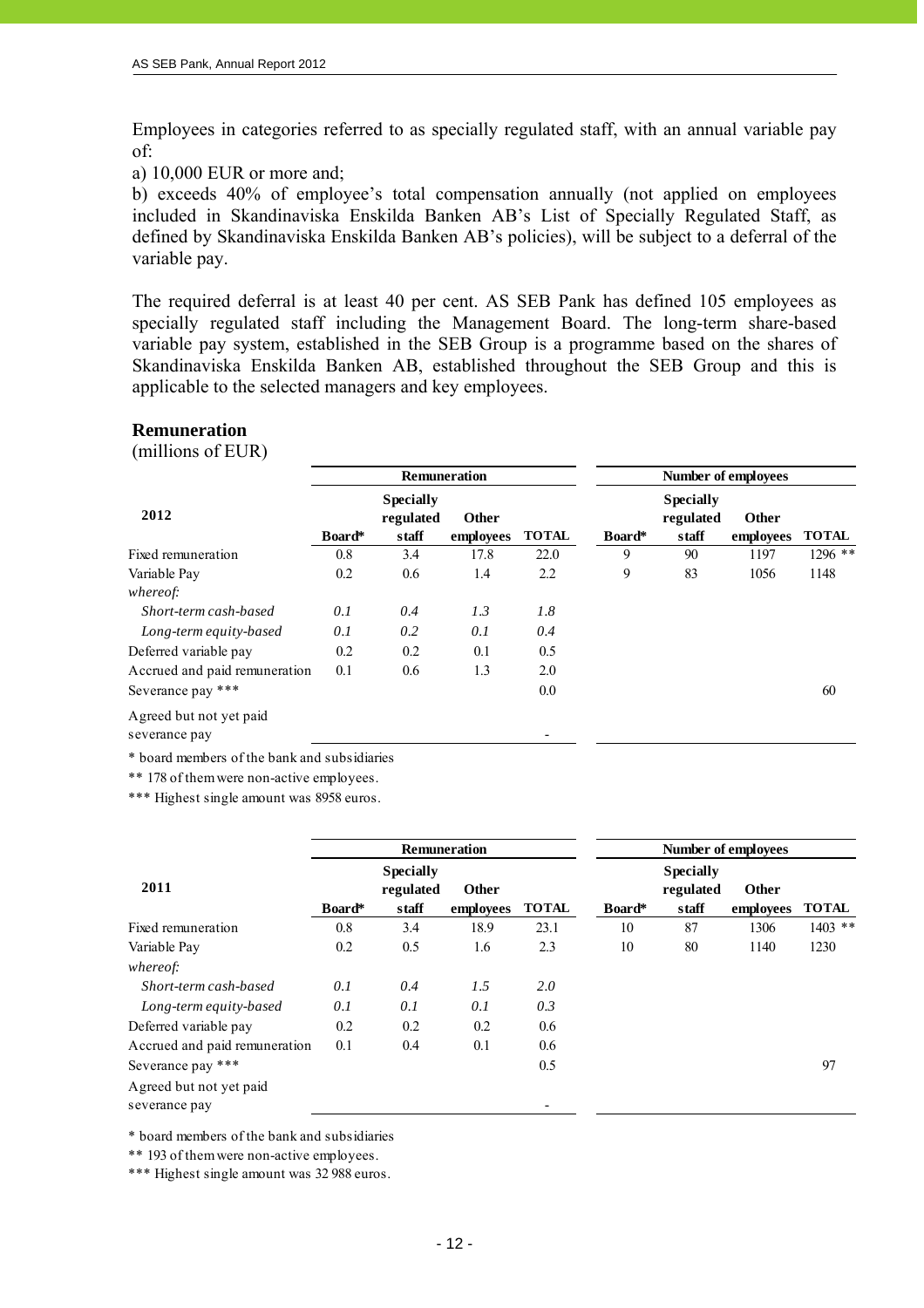Employees in categories referred to as specially regulated staff, with an annual variable pay of:

a) 10,000 EUR or more and;

b) exceeds 40% of employee's total compensation annually (not applied on employees included in Skandinaviska Enskilda Banken AB's List of Specially Regulated Staff, as defined by Skandinaviska Enskilda Banken AB's policies), will be subject to a deferral of the variable pay.

The required deferral is at least 40 per cent. AS SEB Pank has defined 105 employees as specially regulated staff including the Management Board. The long-term share-based variable pay system, established in the SEB Group is a programme based on the shares of Skandinaviska Enskilda Banken AB, established throughout the SEB Group and this is applicable to the selected managers and key employees.

## Remuneration

(millions of EUR)

| 2012 | Remuneration | | | | Number of employees | | | |
|---|---|---|---|---|---|---|---|---|
| | Board* | Specially regulated staff | Other employees | TOTAL | Board* | Specially regulated staff | Other employees | TOTAL |
| Fixed remuneration | 0.8 | 3.4 | 17.8 | 22.0 | 9 | 90 | 1197 | 1296 ** |
| Variable Pay | 0.2 | 0.6 | 1.4 | 2.2 | 9 | 83 | 1056 | 1148 |
| *whereof:* | | | | | | | | |
| *Short-term cash-based* | *0.1* | *0.4* | *1.3* | *1.8* | | | | |
| *Long-term equity-based* | *0.1* | *0.2* | *0.1* | *0.4* | | | | |
| Deferred variable pay | 0.2 | 0.2 | 0.1 | 0.5 | | | | |
| Accrued and paid remuneration | 0.1 | 0.6 | 1.3 | 2.0 | | | | |
| Severance pay *** | | | | 0.0 | | | | 60 |
| Agreed but not yet paid severance pay | | | | - | | | | |

\* board members of the bank and subsidiaries

\*\* 178 of them were non-active employees.

\*\*\* Highest single amount was 8958 euros.

| 2011 | Remuneration | | | | Number of employees | | | |
|---|---|---|---|---|---|---|---|---|
| | Board* | Specially regulated staff | Other employees | TOTAL | Board* | Specially regulated staff | Other employees | TOTAL |
| Fixed remuneration | 0.8 | 3.4 | 18.9 | 23.1 | 10 | 87 | 1306 | 1403 ** |
| Variable Pay | 0.2 | 0.5 | 1.6 | 2.3 | 10 | 80 | 1140 | 1230 |
| *whereof:* | | | | | | | | |
| *Short-term cash-based* | *0.1* | *0.4* | *1.5* | *2.0* | | | | |
| *Long-term equity-based* | *0.1* | *0.1* | *0.1* | *0.3* | | | | |
| Deferred variable pay | 0.2 | 0.2 | 0.2 | 0.6 | | | | |
| Accrued and paid remuneration | 0.1 | 0.4 | 0.1 | 0.6 | | | | |
| Severance pay *** | | | | 0.5 | | | | 97 |
| Agreed but not yet paid severance pay | | | | - | | | | |

\* board members of the bank and subsidiaries

\*\* 193 of them were non-active employees.

\*\*\* Highest single amount was 32 988 euros.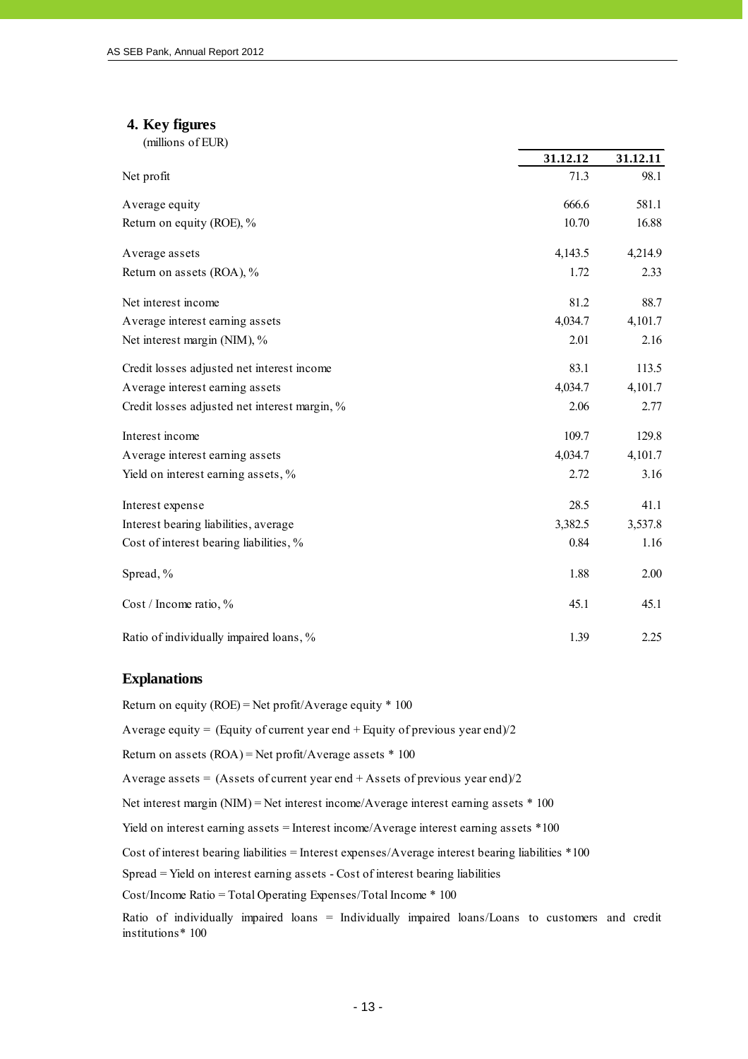## 4. Key figures

(millions of EUR)

| | 31.12.12 | 31.12.11 |
|---|---|---|
| Net profit | 71.3 | 98.1 |
| | | |
| Average equity | 666.6 | 581.1 |
| Return on equity (ROE), % | 10.70 | 16.88 |
| | | |
| Average assets | 4,143.5 | 4,214.9 |
| Return on assets (ROA), % | 1.72 | 2.33 |
| | | |
| Net interest income | 81.2 | 88.7 |
| Average interest earning assets | 4,034.7 | 4,101.7 |
| Net interest margin (NIM), % | 2.01 | 2.16 |
| | | |
| Credit losses adjusted net interest income | 83.1 | 113.5 |
| Average interest earning assets | 4,034.7 | 4,101.7 |
| Credit losses adjusted net interest margin, % | 2.06 | 2.77 |
| | | |
| Interest income | 109.7 | 129.8 |
| Average interest earning assets | 4,034.7 | 4,101.7 |
| Yield on interest earning assets, % | 2.72 | 3.16 |
| | | |
| Interest expense | 28.5 | 41.1 |
| Interest bearing liabilities, average | 3,382.5 | 3,537.8 |
| Cost of interest bearing liabilities, % | 0.84 | 1.16 |
| | | |
| Spread, % | 1.88 | 2.00 |
| | | |
| Cost / Income ratio, % | 45.1 | 45.1 |
| | | |
| Ratio of individually impaired loans, % | 1.39 | 2.25 |

### Explanations

Return on equity (ROE) = Net profit/Average equity * 100

Average equity = (Equity of current year end + Equity of previous year end)/2

Return on assets (ROA) = Net profit/Average assets * 100

Average assets = (Assets of current year end + Assets of previous year end)/2

Net interest margin (NIM) = Net interest income/Average interest earning assets * 100

Yield on interest earning assets = Interest income/Average interest earning assets *100

Cost of interest bearing liabilities = Interest expenses/Average interest bearing liabilities *100

Spread = Yield on interest earning assets - Cost of interest bearing liabilities

Cost/Income Ratio = Total Operating Expenses/Total Income * 100

Ratio of individually impaired loans = Individually impaired loans/Loans to customers and credit institutions* 100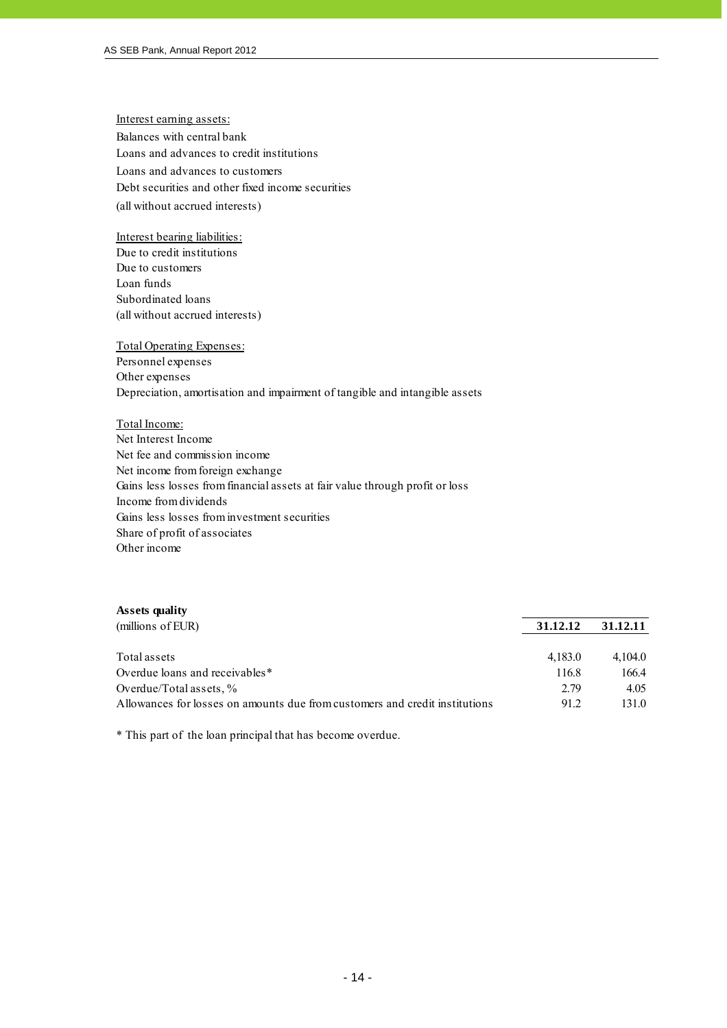<u>Interest earning assets:</u>
Balances with central bank
Loans and advances to credit institutions
Loans and advances to customers
Debt securities and other fixed income securities
(all without accrued interests)

<u>Interest bearing liabilities:</u>
Due to credit institutions
Due to customers
Loan funds
Subordinated loans
(all without accrued interests)

<u>Total Operating Expenses:</u>
Personnel expenses
Other expenses
Depreciation, amortisation and impairment of tangible and intangible assets

<u>Total Income:</u>
Net Interest Income
Net fee and commission income
Net income from foreign exchange
Gains less losses from financial assets at fair value through profit or loss
Income from dividends
Gains less losses from investment securities
Share of profit of associates
Other income

**Assets quality**

| (millions of EUR) | 31.12.12 | 31.12.11 |
|---|---|---|
| Total assets | 4,183.0 | 4,104.0 |
| Overdue loans and receivables* | 116.8 | 166.4 |
| Overdue/Total assets, % | 2.79 | 4.05 |
| Allowances for losses on amounts due from customers and credit institutions | 91.2 | 131.0 |

* This part of the loan principal that has become overdue.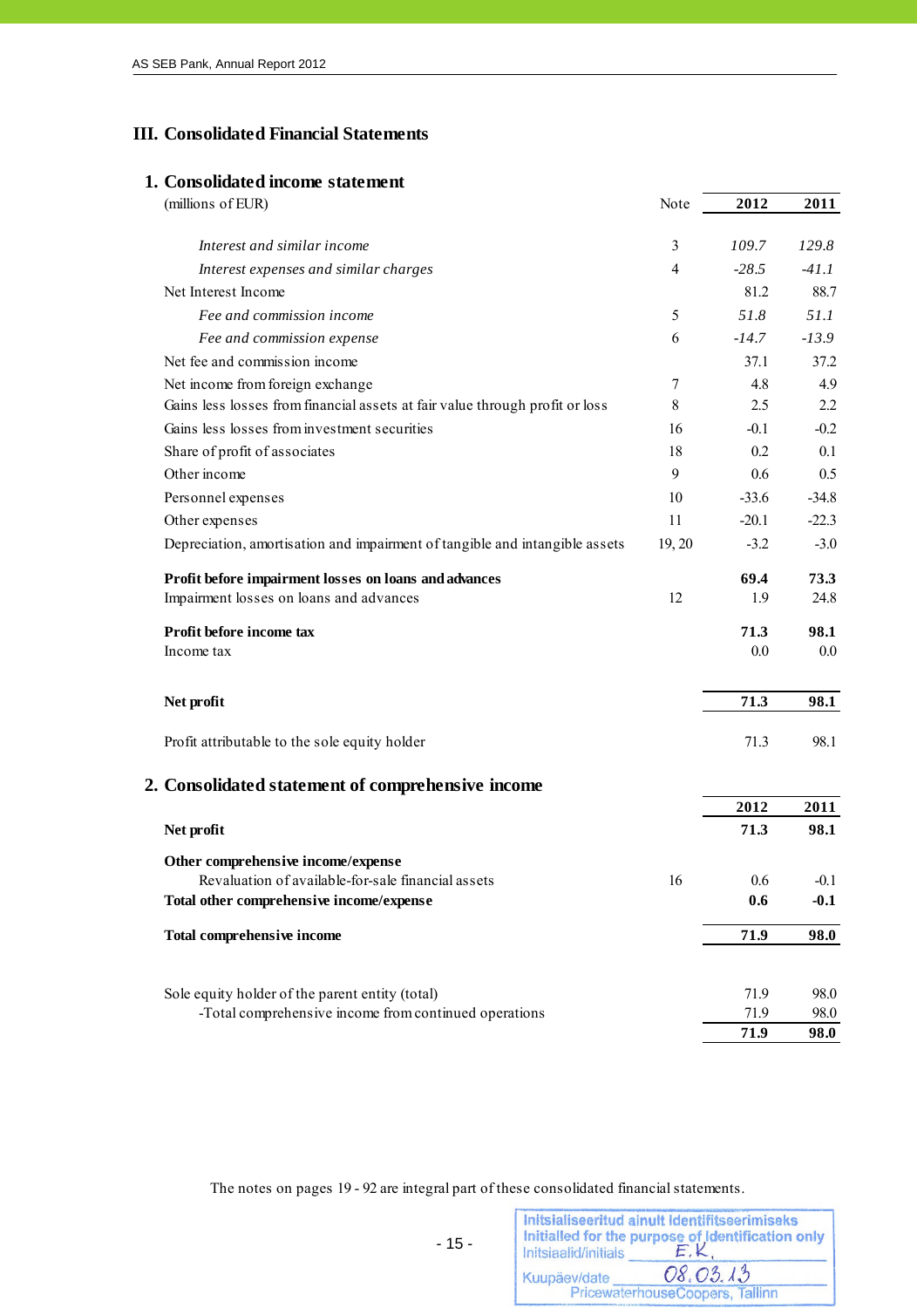# III. Consolidated Financial Statements

## 1. Consolidated income statement

| (millions of EUR) | Note | 2012 | 2011 |
|---|---|---|---|
| *Interest and similar income* | 3 | *109.7* | *129.8* |
| *Interest expenses and similar charges* | 4 | *-28.5* | *-41.1* |
| Net Interest Income | | 81.2 | 88.7 |
| *Fee and commission income* | 5 | *51.8* | *51.1* |
| *Fee and commission expense* | 6 | *-14.7* | *-13.9* |
| Net fee and commission income | | 37.1 | 37.2 |
| Net income from foreign exchange | 7 | 4.8 | 4.9 |
| Gains less losses from financial assets at fair value through profit or loss | 8 | 2.5 | 2.2 |
| Gains less losses from investment securities | 16 | -0.1 | -0.2 |
| Share of profit of associates | 18 | 0.2 | 0.1 |
| Other income | 9 | 0.6 | 0.5 |
| Personnel expenses | 10 | -33.6 | -34.8 |
| Other expenses | 11 | -20.1 | -22.3 |
| Depreciation, amortisation and impairment of tangible and intangible assets | 19, 20 | -3.2 | -3.0 |
| **Profit before impairment losses on loans and advances** | | **69.4** | **73.3** |
| Impairment losses on loans and advances | 12 | 1.9 | 24.8 |
| **Profit before income tax** | | **71.3** | **98.1** |
| Income tax | | 0.0 | 0.0 |
| **Net profit** | | **71.3** | **98.1** |
| Profit attributable to the sole equity holder | | 71.3 | 98.1 |

## 2. Consolidated statement of comprehensive income

| | Note | 2012 | 2011 |
|---|---|---|---|
| **Net profit** | | **71.3** | **98.1** |
| **Other comprehensive income/expense** | | | |
| Revaluation of available-for-sale financial assets | 16 | 0.6 | -0.1 |
| **Total other comprehensive income/expense** | | **0.6** | **-0.1** |
| **Total comprehensive income** | | **71.9** | **98.0** |
| Sole equity holder of the parent entity (total) | | 71.9 | 98.0 |
| -Total comprehensive income from continued operations | | 71.9 | 98.0 |
| | | **71.9** | **98.0** |

The notes on pages 19 - 92 are integral part of these consolidated financial statements.

Initsialiseeritud ainult identifitseerimiseks
Initialled for the purpose of identification only
Initsiaalid/initials E.K.
Kuupäev/date 08.03.13
PricewaterhouseCoopers, Tallinn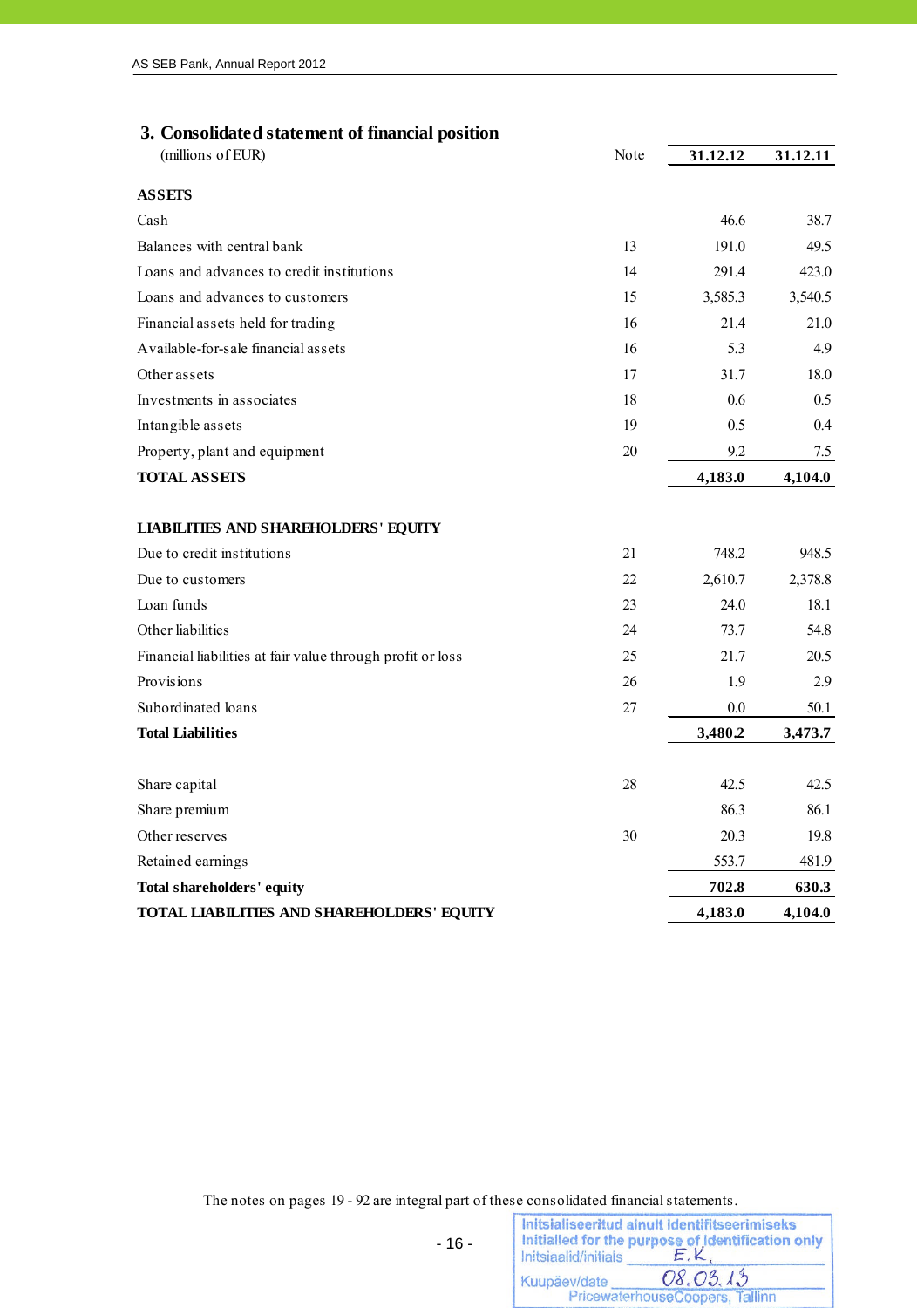## 3. Consolidated statement of financial position

| (millions of EUR) | Note | 31.12.12 | 31.12.11 |
|---|---|---|---|
| **ASSETS** | | | |
| Cash | | 46.6 | 38.7 |
| Balances with central bank | 13 | 191.0 | 49.5 |
| Loans and advances to credit institutions | 14 | 291.4 | 423.0 |
| Loans and advances to customers | 15 | 3,585.3 | 3,540.5 |
| Financial assets held for trading | 16 | 21.4 | 21.0 |
| Available-for-sale financial assets | 16 | 5.3 | 4.9 |
| Other assets | 17 | 31.7 | 18.0 |
| Investments in associates | 18 | 0.6 | 0.5 |
| Intangible assets | 19 | 0.5 | 0.4 |
| Property, plant and equipment | 20 | 9.2 | 7.5 |
| **TOTAL ASSETS** | | **4,183.0** | **4,104.0** |
| | | | |
| **LIABILITIES AND SHAREHOLDERS' EQUITY** | | | |
| Due to credit institutions | 21 | 748.2 | 948.5 |
| Due to customers | 22 | 2,610.7 | 2,378.8 |
| Loan funds | 23 | 24.0 | 18.1 |
| Other liabilities | 24 | 73.7 | 54.8 |
| Financial liabilities at fair value through profit or loss | 25 | 21.7 | 20.5 |
| Provisions | 26 | 1.9 | 2.9 |
| Subordinated loans | 27 | 0.0 | 50.1 |
| **Total Liabilities** | | **3,480.2** | **3,473.7** |
| | | | |
| Share capital | 28 | 42.5 | 42.5 |
| Share premium | | 86.3 | 86.1 |
| Other reserves | 30 | 20.3 | 19.8 |
| Retained earnings | | 553.7 | 481.9 |
| **Total shareholders' equity** | | **702.8** | **630.3** |
| **TOTAL LIABILITIES AND SHAREHOLDERS' EQUITY** | | **4,183.0** | **4,104.0** |

The notes on pages 19 - 92 are integral part of these consolidated financial statements.

Initsialiseeritud ainult identifitseerimiseks
Initialled for the purpose of identification only
Initsiaalid/initials E.K.
Kuupäev/date 08.03.13
PricewaterhouseCoopers, Tallinn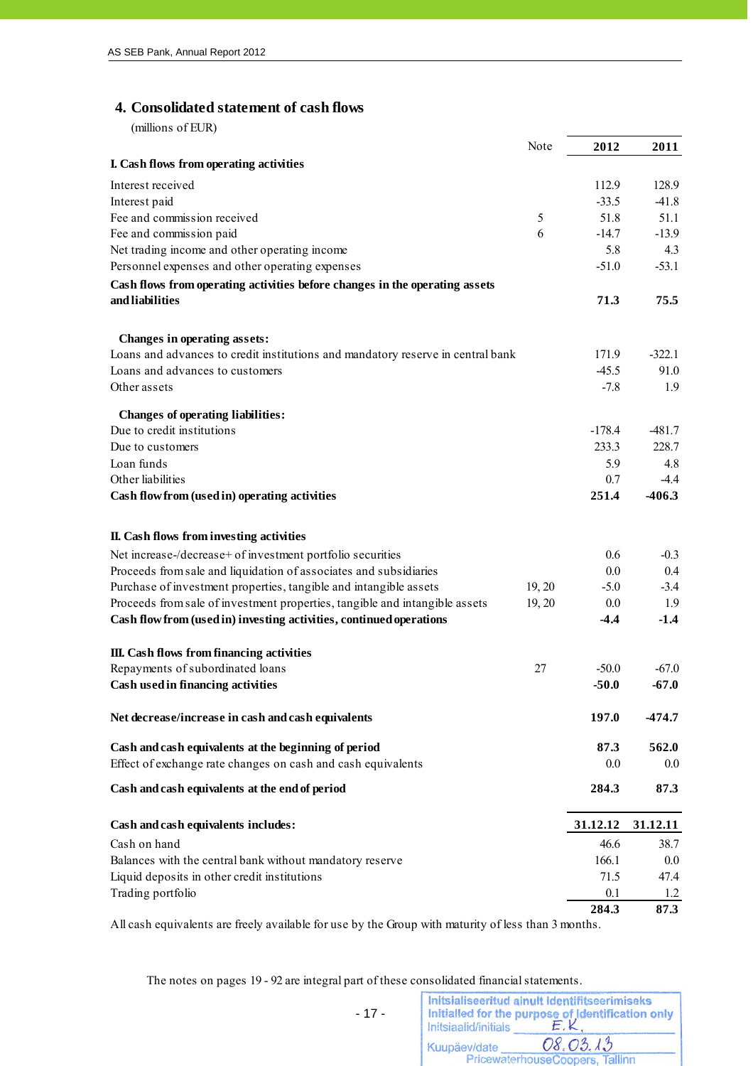## 4. Consolidated statement of cash flows

(millions of EUR)

| | Note | 2012 | 2011 |
|---|---|---|---|
| **I. Cash flows from operating activities** | | | |
| Interest received | | 112.9 | 128.9 |
| Interest paid | | -33.5 | -41.8 |
| Fee and commission received | 5 | 51.8 | 51.1 |
| Fee and commission paid | 6 | -14.7 | -13.9 |
| Net trading income and other operating income | | 5.8 | 4.3 |
| Personnel expenses and other operating expenses | | -51.0 | -53.1 |
| **Cash flows from operating activities before changes in the operating assets and liabilities** | | **71.3** | **75.5** |
| **Changes in operating assets:** | | | |
| Loans and advances to credit institutions and mandatory reserve in central bank | | 171.9 | -322.1 |
| Loans and advances to customers | | -45.5 | 91.0 |
| Other assets | | -7.8 | 1.9 |
| **Changes of operating liabilities:** | | | |
| Due to credit institutions | | -178.4 | -481.7 |
| Due to customers | | 233.3 | 228.7 |
| Loan funds | | 5.9 | 4.8 |
| Other liabilities | | 0.7 | -4.4 |
| **Cash flow from (used in) operating activities** | | **251.4** | **-406.3** |
| **II. Cash flows from investing activities** | | | |
| Net increase-/decrease+ of investment portfolio securities | | 0.6 | -0.3 |
| Proceeds from sale and liquidation of associates and subsidiaries | | 0.0 | 0.4 |
| Purchase of investment properties, tangible and intangible assets | 19, 20 | -5.0 | -3.4 |
| Proceeds from sale of investment properties, tangible and intangible assets | 19, 20 | 0.0 | 1.9 |
| **Cash flow from (used in) investing activities, continued operations** | | **-4.4** | **-1.4** |
| **III. Cash flows from financing activities** | | | |
| Repayments of subordinated loans | 27 | -50.0 | -67.0 |
| **Cash used in financing activities** | | **-50.0** | **-67.0** |
| **Net decrease/increase in cash and cash equivalents** | | **197.0** | **-474.7** |
| **Cash and cash equivalents at the beginning of period** | | **87.3** | **562.0** |
| Effect of exchange rate changes on cash and cash equivalents | | 0.0 | 0.0 |
| **Cash and cash equivalents at the end of period** | | **284.3** | **87.3** |

| **Cash and cash equivalents includes:** | **31.12.12** | **31.12.11** |
|---|---|---|
| Cash on hand | 46.6 | 38.7 |
| Balances with the central bank without mandatory reserve | 166.1 | 0.0 |
| Liquid deposits in other credit institutions | 71.5 | 47.4 |
| Trading portfolio | 0.1 | 1.2 |
| | **284.3** | **87.3** |

All cash equivalents are freely available for use by the Group with maturity of less than 3 months.

The notes on pages 19 - 92 are integral part of these consolidated financial statements.

Initsialiseeritud ainult identifitseerimiseks
Initialled for the purpose of identification only
Initsiaalid/initials E.K.
Kuupäev/date 08.03.13
PricewaterhouseCoopers, Tallinn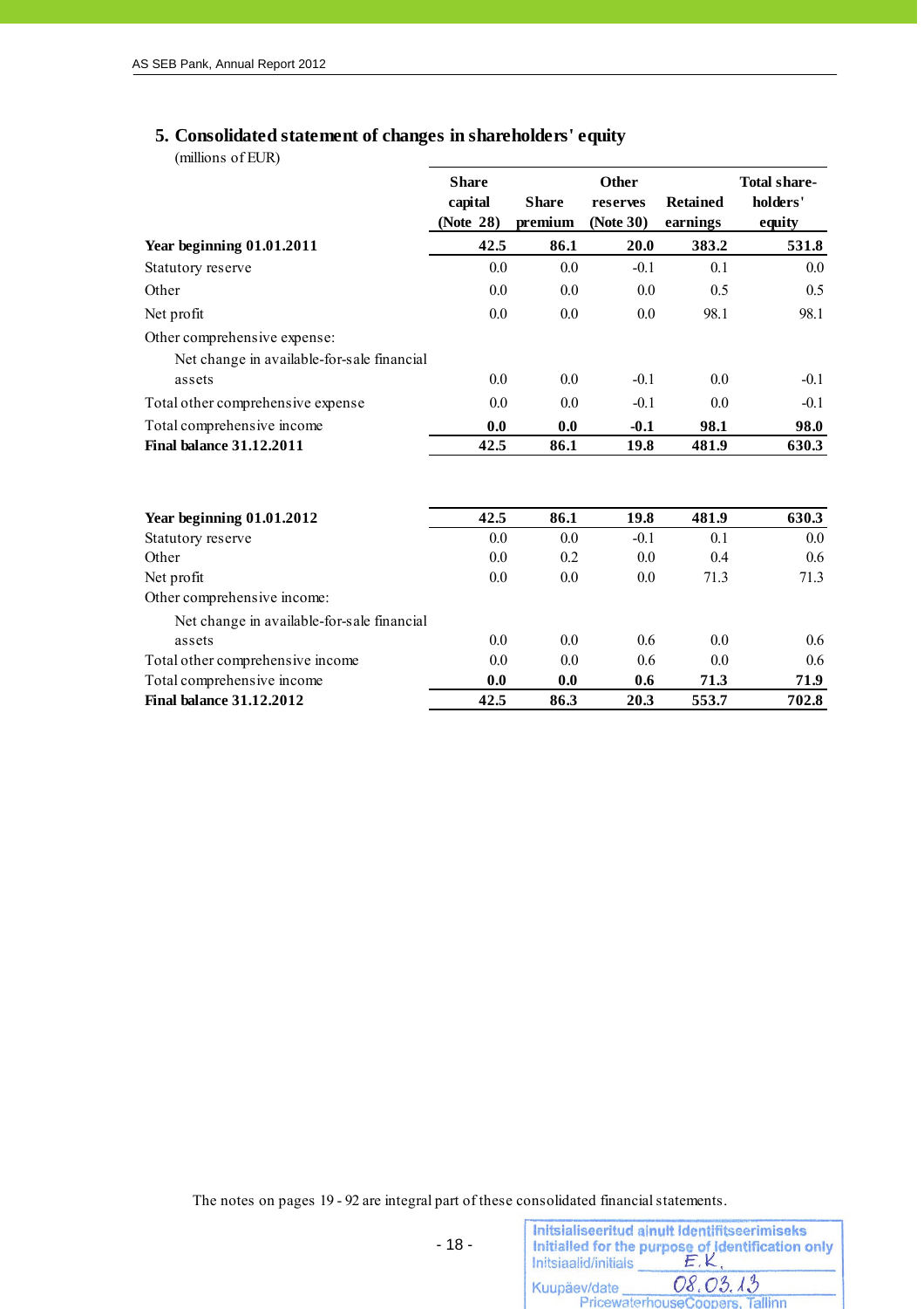## 5. Consolidated statement of changes in shareholders' equity

(millions of EUR)

| | Share capital (Note 28) | Share premium | Other reserves (Note 30) | Retained earnings | Total share-holders' equity |
|---|---|---|---|---|---|
| **Year beginning 01.01.2011** | **42.5** | **86.1** | **20.0** | **383.2** | **531.8** |
| Statutory reserve | 0.0 | 0.0 | -0.1 | 0.1 | 0.0 |
| Other | 0.0 | 0.0 | 0.0 | 0.5 | 0.5 |
| Net profit | 0.0 | 0.0 | 0.0 | 98.1 | 98.1 |
| Other comprehensive expense: | | | | | |
| Net change in available-for-sale financial assets | 0.0 | 0.0 | -0.1 | 0.0 | -0.1 |
| Total other comprehensive expense | 0.0 | 0.0 | -0.1 | 0.0 | -0.1 |
| Total comprehensive income | **0.0** | **0.0** | **-0.1** | **98.1** | **98.0** |
| **Final balance 31.12.2011** | **42.5** | **86.1** | **19.8** | **481.9** | **630.3** |
| | | | | | |
| **Year beginning 01.01.2012** | **42.5** | **86.1** | **19.8** | **481.9** | **630.3** |
| Statutory reserve | 0.0 | 0.0 | -0.1 | 0.1 | 0.0 |
| Other | 0.0 | 0.2 | 0.0 | 0.4 | 0.6 |
| Net profit | 0.0 | 0.0 | 0.0 | 71.3 | 71.3 |
| Other comprehensive income: | | | | | |
| Net change in available-for-sale financial assets | 0.0 | 0.0 | 0.6 | 0.0 | 0.6 |
| Total other comprehensive income | 0.0 | 0.0 | 0.6 | 0.0 | 0.6 |
| Total comprehensive income | **0.0** | **0.0** | **0.6** | **71.3** | **71.9** |
| **Final balance 31.12.2012** | **42.5** | **86.3** | **20.3** | **553.7** | **702.8** |

The notes on pages 19 - 92 are integral part of these consolidated financial statements.

Initsialiseeritud ainult identifitseerimiseks
Initialled for the purpose of identification only
Initsiaalid/initials E.K.
Kuupäev/date 08.03.13
PricewaterhouseCoopers, Tallinn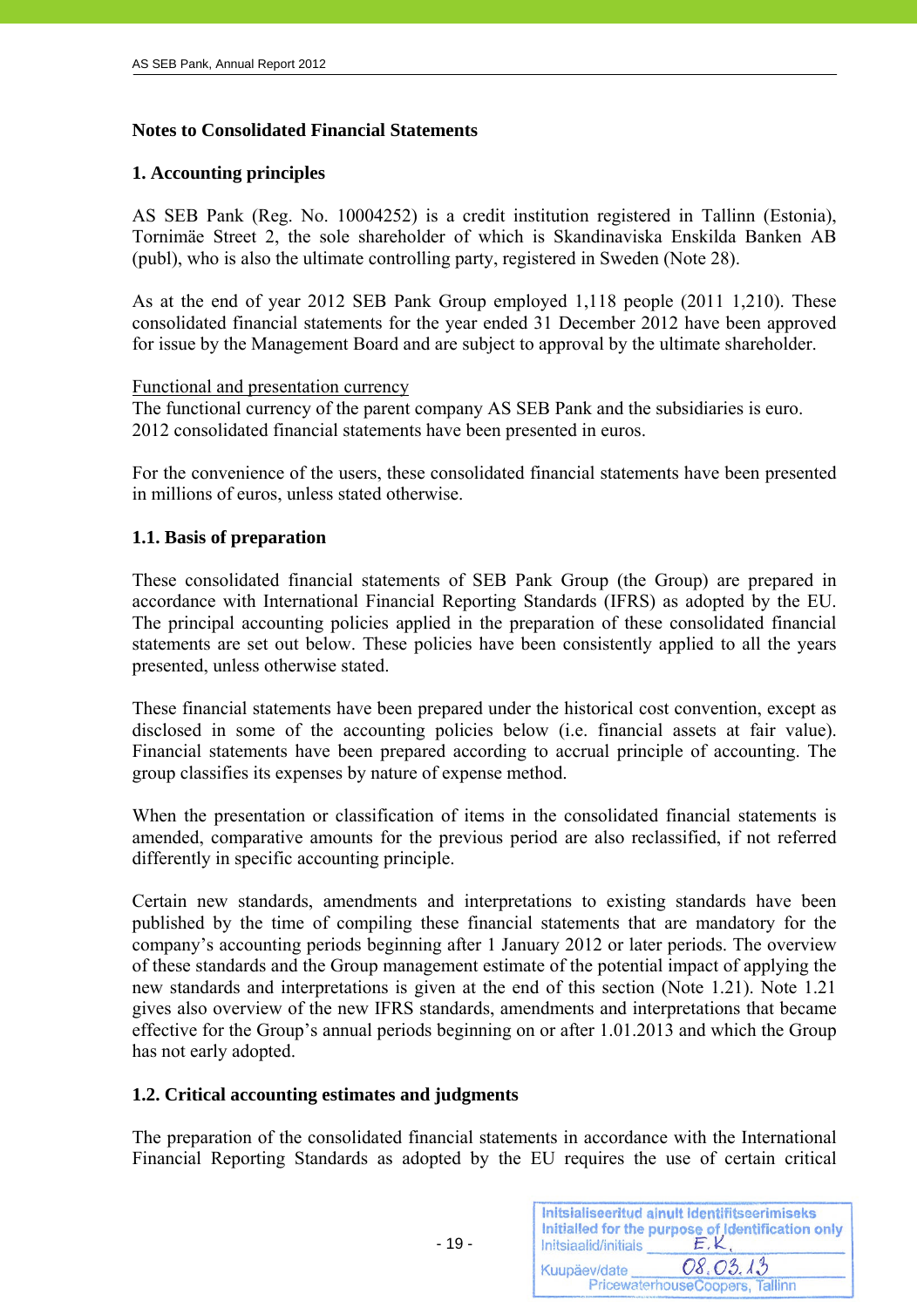## Notes to Consolidated Financial Statements

### 1. Accounting principles

AS SEB Pank (Reg. No. 10004252) is a credit institution registered in Tallinn (Estonia), Tornimäe Street 2, the sole shareholder of which is Skandinaviska Enskilda Banken AB (publ), who is also the ultimate controlling party, registered in Sweden (Note 28).

As at the end of year 2012 SEB Pank Group employed 1,118 people (2011 1,210). These consolidated financial statements for the year ended 31 December 2012 have been approved for issue by the Management Board and are subject to approval by the ultimate shareholder.

Functional and presentation currency
The functional currency of the parent company AS SEB Pank and the subsidiaries is euro. 2012 consolidated financial statements have been presented in euros.

For the convenience of the users, these consolidated financial statements have been presented in millions of euros, unless stated otherwise.

### 1.1. Basis of preparation

These consolidated financial statements of SEB Pank Group (the Group) are prepared in accordance with International Financial Reporting Standards (IFRS) as adopted by the EU. The principal accounting policies applied in the preparation of these consolidated financial statements are set out below. These policies have been consistently applied to all the years presented, unless otherwise stated.

These financial statements have been prepared under the historical cost convention, except as disclosed in some of the accounting policies below (i.e. financial assets at fair value). Financial statements have been prepared according to accrual principle of accounting. The group classifies its expenses by nature of expense method.

When the presentation or classification of items in the consolidated financial statements is amended, comparative amounts for the previous period are also reclassified, if not referred differently in specific accounting principle.

Certain new standards, amendments and interpretations to existing standards have been published by the time of compiling these financial statements that are mandatory for the company's accounting periods beginning after 1 January 2012 or later periods. The overview of these standards and the Group management estimate of the potential impact of applying the new standards and interpretations is given at the end of this section (Note 1.21). Note 1.21 gives also overview of the new IFRS standards, amendments and interpretations that became effective for the Group's annual periods beginning on or after 1.01.2013 and which the Group has not early adopted.

### 1.2. Critical accounting estimates and judgments

The preparation of the consolidated financial statements in accordance with the International Financial Reporting Standards as adopted by the EU requires the use of certain critical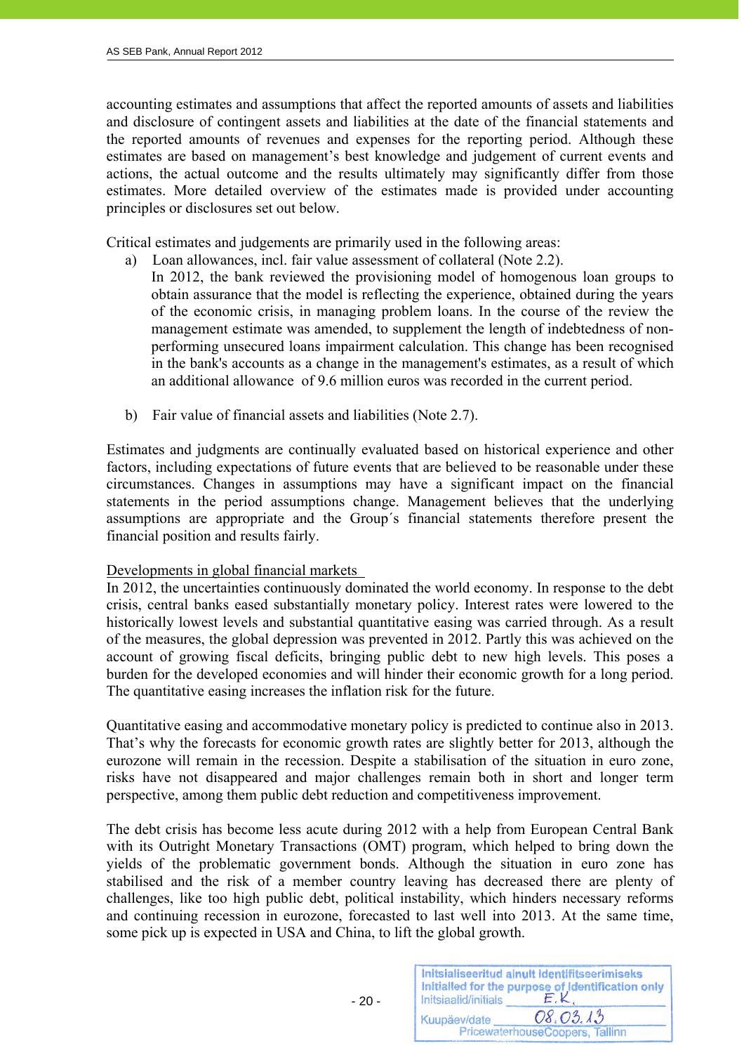accounting estimates and assumptions that affect the reported amounts of assets and liabilities and disclosure of contingent assets and liabilities at the date of the financial statements and the reported amounts of revenues and expenses for the reporting period. Although these estimates are based on management's best knowledge and judgement of current events and actions, the actual outcome and the results ultimately may significantly differ from those estimates. More detailed overview of the estimates made is provided under accounting principles or disclosures set out below.

Critical estimates and judgements are primarily used in the following areas:

a) Loan allowances, incl. fair value assessment of collateral (Note 2.2).
   In 2012, the bank reviewed the provisioning model of homogenous loan groups to obtain assurance that the model is reflecting the experience, obtained during the years of the economic crisis, in managing problem loans. In the course of the review the management estimate was amended, to supplement the length of indebtedness of non-performing unsecured loans impairment calculation. This change has been recognised in the bank's accounts as a change in the management's estimates, as a result of which an additional allowance of 9.6 million euros was recorded in the current period.

b) Fair value of financial assets and liabilities (Note 2.7).

Estimates and judgments are continually evaluated based on historical experience and other factors, including expectations of future events that are believed to be reasonable under these circumstances. Changes in assumptions may have a significant impact on the financial statements in the period assumptions change. Management believes that the underlying assumptions are appropriate and the Group´s financial statements therefore present the financial position and results fairly.

Developments in global financial markets

In 2012, the uncertainties continuously dominated the world economy. In response to the debt crisis, central banks eased substantially monetary policy. Interest rates were lowered to the historically lowest levels and substantial quantitative easing was carried through. As a result of the measures, the global depression was prevented in 2012. Partly this was achieved on the account of growing fiscal deficits, bringing public debt to new high levels. This poses a burden for the developed economies and will hinder their economic growth for a long period. The quantitative easing increases the inflation risk for the future.

Quantitative easing and accommodative monetary policy is predicted to continue also in 2013. That's why the forecasts for economic growth rates are slightly better for 2013, although the eurozone will remain in the recession. Despite a stabilisation of the situation in euro zone, risks have not disappeared and major challenges remain both in short and longer term perspective, among them public debt reduction and competitiveness improvement.

The debt crisis has become less acute during 2012 with a help from European Central Bank with its Outright Monetary Transactions (OMT) program, which helped to bring down the yields of the problematic government bonds. Although the situation in euro zone has stabilised and the risk of a member country leaving has decreased there are plenty of challenges, like too high public debt, political instability, which hinders necessary reforms and continuing recession in eurozone, forecasted to last well into 2013. At the same time, some pick up is expected in USA and China, to lift the global growth.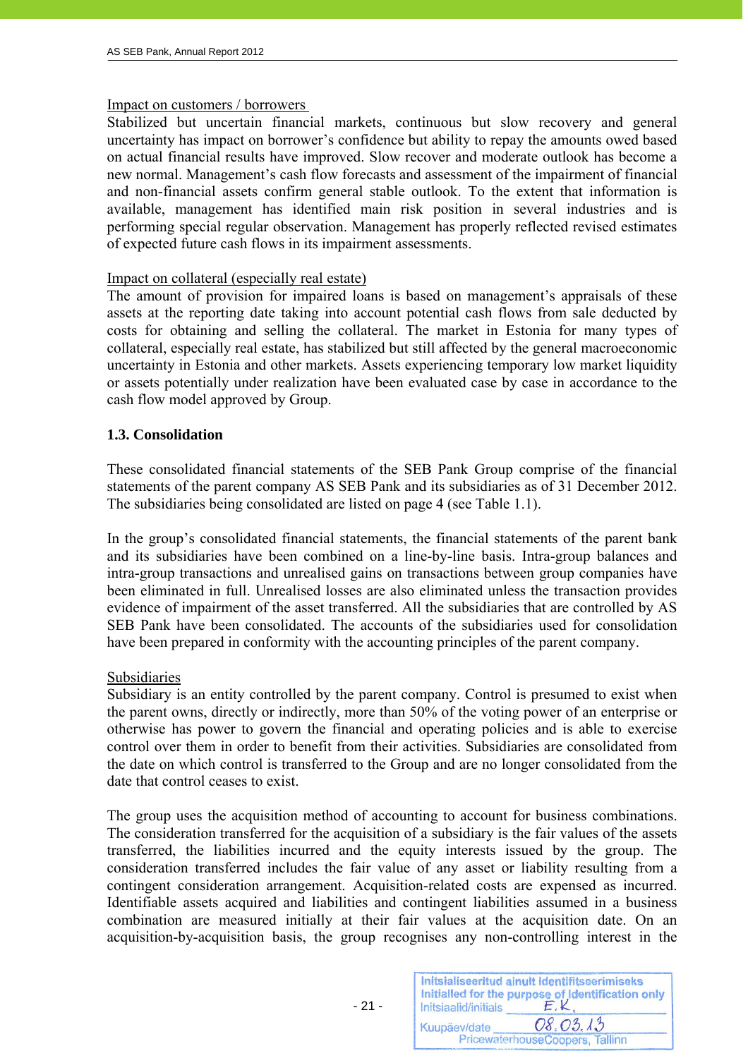Impact on customers / borrowers

Stabilized but uncertain financial markets, continuous but slow recovery and general uncertainty has impact on borrower's confidence but ability to repay the amounts owed based on actual financial results have improved. Slow recover and moderate outlook has become a new normal. Management's cash flow forecasts and assessment of the impairment of financial and non-financial assets confirm general stable outlook. To the extent that information is available, management has identified main risk position in several industries and is performing special regular observation. Management has properly reflected revised estimates of expected future cash flows in its impairment assessments.

Impact on collateral (especially real estate)

The amount of provision for impaired loans is based on management's appraisals of these assets at the reporting date taking into account potential cash flows from sale deducted by costs for obtaining and selling the collateral. The market in Estonia for many types of collateral, especially real estate, has stabilized but still affected by the general macroeconomic uncertainty in Estonia and other markets. Assets experiencing temporary low market liquidity or assets potentially under realization have been evaluated case by case in accordance to the cash flow model approved by Group.

**1.3. Consolidation**

These consolidated financial statements of the SEB Pank Group comprise of the financial statements of the parent company AS SEB Pank and its subsidiaries as of 31 December 2012. The subsidiaries being consolidated are listed on page 4 (see Table 1.1).

In the group's consolidated financial statements, the financial statements of the parent bank and its subsidiaries have been combined on a line-by-line basis. Intra-group balances and intra-group transactions and unrealised gains on transactions between group companies have been eliminated in full. Unrealised losses are also eliminated unless the transaction provides evidence of impairment of the asset transferred. All the subsidiaries that are controlled by AS SEB Pank have been consolidated. The accounts of the subsidiaries used for consolidation have been prepared in conformity with the accounting principles of the parent company.

Subsidiaries

Subsidiary is an entity controlled by the parent company. Control is presumed to exist when the parent owns, directly or indirectly, more than 50% of the voting power of an enterprise or otherwise has power to govern the financial and operating policies and is able to exercise control over them in order to benefit from their activities. Subsidiaries are consolidated from the date on which control is transferred to the Group and are no longer consolidated from the date that control ceases to exist.

The group uses the acquisition method of accounting to account for business combinations. The consideration transferred for the acquisition of a subsidiary is the fair values of the assets transferred, the liabilities incurred and the equity interests issued by the group. The consideration transferred includes the fair value of any asset or liability resulting from a contingent consideration arrangement. Acquisition-related costs are expensed as incurred. Identifiable assets acquired and liabilities and contingent liabilities assumed in a business combination are measured initially at their fair values at the acquisition date. On an acquisition-by-acquisition basis, the group recognises any non-controlling interest in the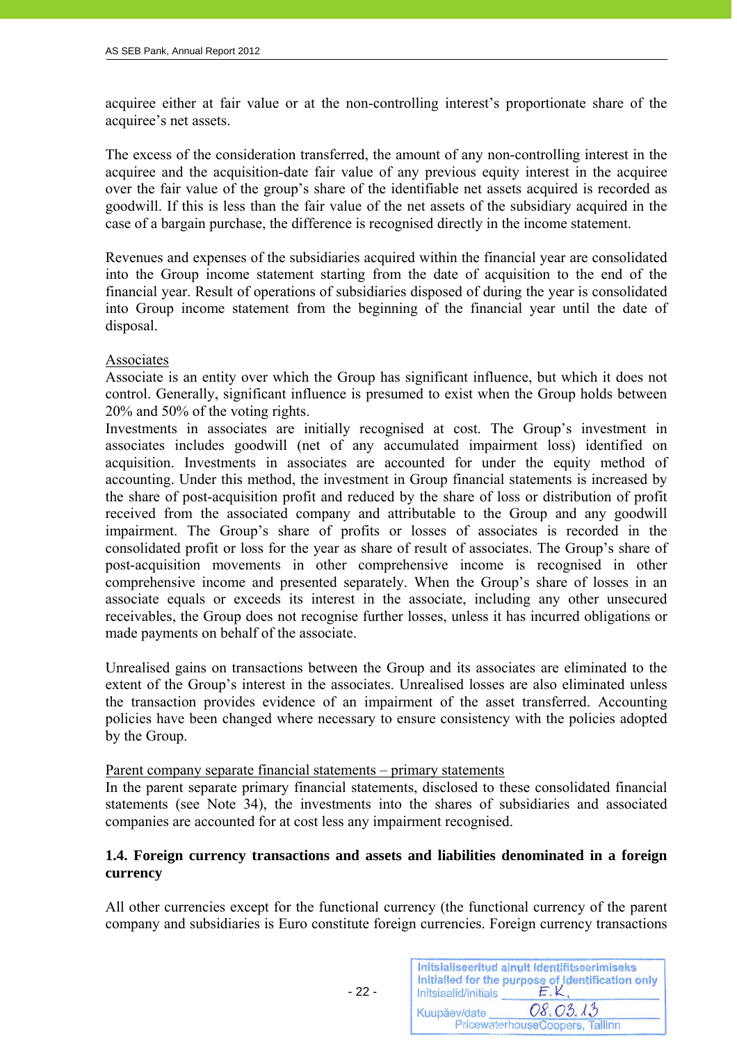acquiree either at fair value or at the non-controlling interest's proportionate share of the acquiree's net assets.

The excess of the consideration transferred, the amount of any non-controlling interest in the acquiree and the acquisition-date fair value of any previous equity interest in the acquiree over the fair value of the group's share of the identifiable net assets acquired is recorded as goodwill. If this is less than the fair value of the net assets of the subsidiary acquired in the case of a bargain purchase, the difference is recognised directly in the income statement.

Revenues and expenses of the subsidiaries acquired within the financial year are consolidated into the Group income statement starting from the date of acquisition to the end of the financial year. Result of operations of subsidiaries disposed of during the year is consolidated into Group income statement from the beginning of the financial year until the date of disposal.

Associates

Associate is an entity over which the Group has significant influence, but which it does not control. Generally, significant influence is presumed to exist when the Group holds between 20% and 50% of the voting rights.
Investments in associates are initially recognised at cost. The Group's investment in associates includes goodwill (net of any accumulated impairment loss) identified on acquisition. Investments in associates are accounted for under the equity method of accounting. Under this method, the investment in Group financial statements is increased by the share of post-acquisition profit and reduced by the share of loss or distribution of profit received from the associated company and attributable to the Group and any goodwill impairment. The Group's share of profits or losses of associates is recorded in the consolidated profit or loss for the year as share of result of associates. The Group's share of post-acquisition movements in other comprehensive income is recognised in other comprehensive income and presented separately. When the Group's share of losses in an associate equals or exceeds its interest in the associate, including any other unsecured receivables, the Group does not recognise further losses, unless it has incurred obligations or made payments on behalf of the associate.

Unrealised gains on transactions between the Group and its associates are eliminated to the extent of the Group's interest in the associates. Unrealised losses are also eliminated unless the transaction provides evidence of an impairment of the asset transferred. Accounting policies have been changed where necessary to ensure consistency with the policies adopted by the Group.

Parent company separate financial statements – primary statements

In the parent separate primary financial statements, disclosed to these consolidated financial statements (see Note 34), the investments into the shares of subsidiaries and associated companies are accounted for at cost less any impairment recognised.

**1.4. Foreign currency transactions and assets and liabilities denominated in a foreign currency**

All other currencies except for the functional currency (the functional currency of the parent company and subsidiaries is Euro constitute foreign currencies. Foreign currency transactions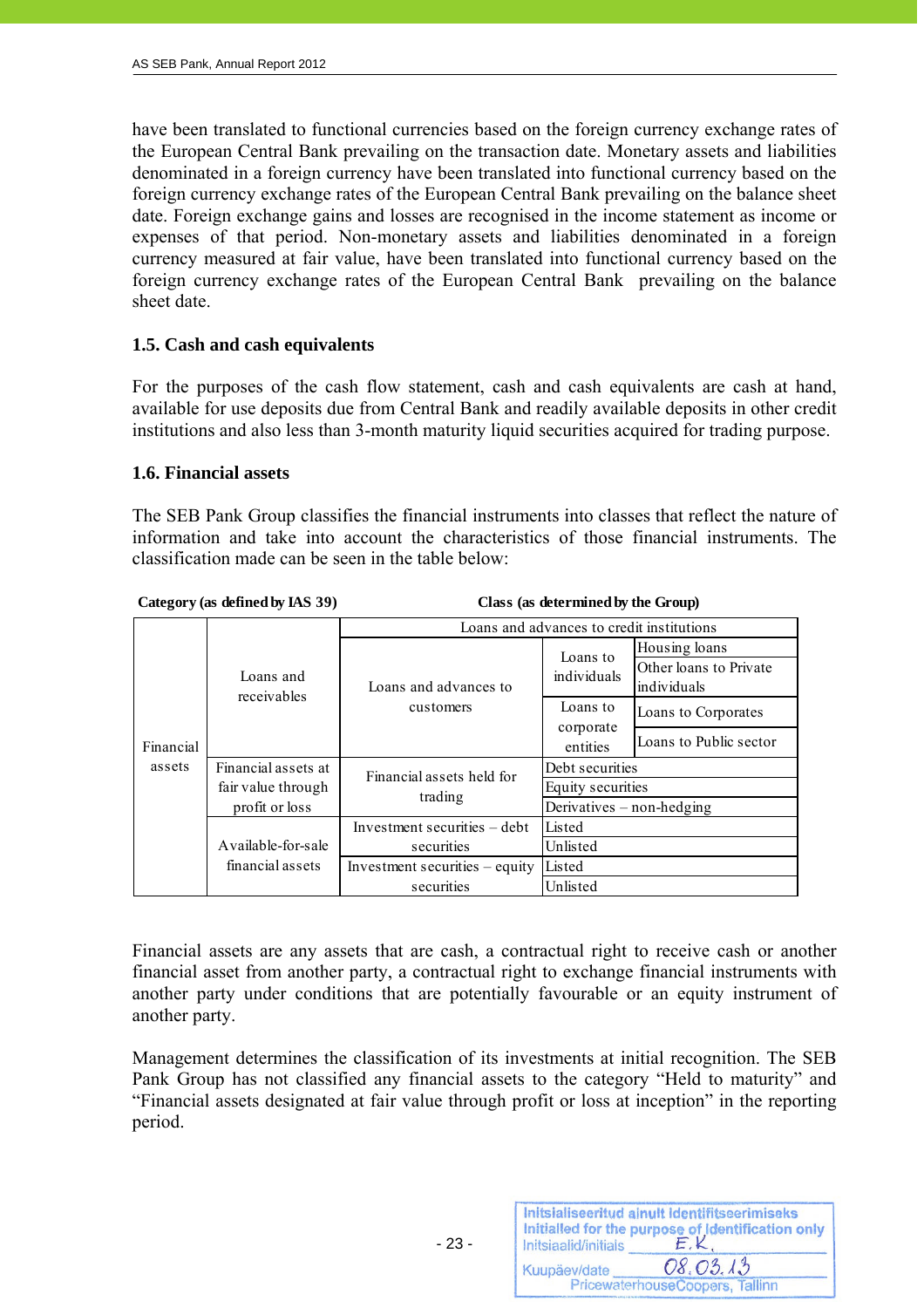have been translated to functional currencies based on the foreign currency exchange rates of the European Central Bank prevailing on the transaction date. Monetary assets and liabilities denominated in a foreign currency have been translated into functional currency based on the foreign currency exchange rates of the European Central Bank prevailing on the balance sheet date. Foreign exchange gains and losses are recognised in the income statement as income or expenses of that period. Non-monetary assets and liabilities denominated in a foreign currency measured at fair value, have been translated into functional currency based on the foreign currency exchange rates of the European Central Bank prevailing on the balance sheet date.

### 1.5. Cash and cash equivalents

For the purposes of the cash flow statement, cash and cash equivalents are cash at hand, available for use deposits due from Central Bank and readily available deposits in other credit institutions and also less than 3-month maturity liquid securities acquired for trading purpose.

### 1.6. Financial assets

The SEB Pank Group classifies the financial instruments into classes that reflect the nature of information and take into account the characteristics of those financial instruments. The classification made can be seen in the table below:

| Category (as defined by IAS 39) | | Class (as determined by the Group) | | |
|---|---|---|---|---|
| Financial assets | Loans and receivables | Loans and advances to credit institutions | | |
| | | Loans and advances to customers | Loans to individuals | Housing loans |
| | | | | Other loans to Private individuals |
| | | | Loans to corporate entities | Loans to Corporates |
| | | | | Loans to Public sector |
| | Financial assets at fair value through profit or loss | Financial assets held for trading | Debt securities | |
| | | | Equity securities | |
| | | | Derivatives – non-hedging | |
| | Available-for-sale financial assets | Investment securities – debt securities | Listed | |
| | | | Unlisted | |
| | | Investment securities – equity securities | Listed | |
| | | | Unlisted | |

Financial assets are any assets that are cash, a contractual right to receive cash or another financial asset from another party, a contractual right to exchange financial instruments with another party under conditions that are potentially favourable or an equity instrument of another party.

Management determines the classification of its investments at initial recognition. The SEB Pank Group has not classified any financial assets to the category "Held to maturity" and "Financial assets designated at fair value through profit or loss at inception" in the reporting period.

Initsialiseeritud ainult identifitseerimiseks
Initialled for the purpose of identification only
Initsiaalid/initials E.K.
Kuupäev/date 08.03.13
PricewaterhouseCoopers, Tallinn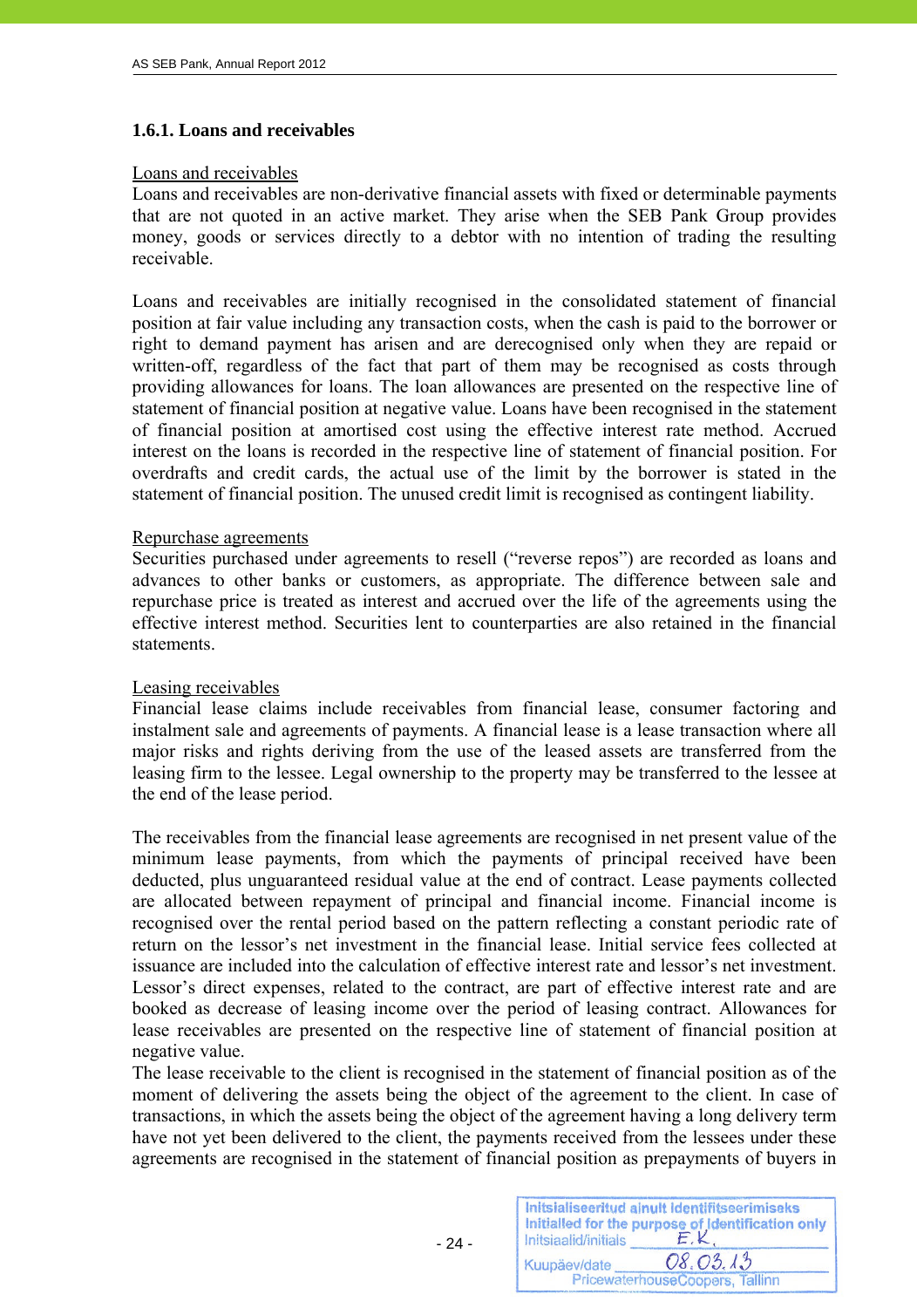### 1.6.1. Loans and receivables

Loans and receivables

Loans and receivables are non-derivative financial assets with fixed or determinable payments that are not quoted in an active market. They arise when the SEB Pank Group provides money, goods or services directly to a debtor with no intention of trading the resulting receivable.

Loans and receivables are initially recognised in the consolidated statement of financial position at fair value including any transaction costs, when the cash is paid to the borrower or right to demand payment has arisen and are derecognised only when they are repaid or written-off, regardless of the fact that part of them may be recognised as costs through providing allowances for loans. The loan allowances are presented on the respective line of statement of financial position at negative value. Loans have been recognised in the statement of financial position at amortised cost using the effective interest rate method. Accrued interest on the loans is recorded in the respective line of statement of financial position. For overdrafts and credit cards, the actual use of the limit by the borrower is stated in the statement of financial position. The unused credit limit is recognised as contingent liability.

Repurchase agreements

Securities purchased under agreements to resell (“reverse repos”) are recorded as loans and advances to other banks or customers, as appropriate. The difference between sale and repurchase price is treated as interest and accrued over the life of the agreements using the effective interest method. Securities lent to counterparties are also retained in the financial statements.

Leasing receivables

Financial lease claims include receivables from financial lease, consumer factoring and instalment sale and agreements of payments. A financial lease is a lease transaction where all major risks and rights deriving from the use of the leased assets are transferred from the leasing firm to the lessee. Legal ownership to the property may be transferred to the lessee at the end of the lease period.

The receivables from the financial lease agreements are recognised in net present value of the minimum lease payments, from which the payments of principal received have been deducted, plus unguaranteed residual value at the end of contract. Lease payments collected are allocated between repayment of principal and financial income. Financial income is recognised over the rental period based on the pattern reflecting a constant periodic rate of return on the lessor’s net investment in the financial lease. Initial service fees collected at issuance are included into the calculation of effective interest rate and lessor’s net investment. Lessor’s direct expenses, related to the contract, are part of effective interest rate and are booked as decrease of leasing income over the period of leasing contract. Allowances for lease receivables are presented on the respective line of statement of financial position at negative value.

The lease receivable to the client is recognised in the statement of financial position as of the moment of delivering the assets being the object of the agreement to the client. In case of transactions, in which the assets being the object of the agreement having a long delivery term have not yet been delivered to the client, the payments received from the lessees under these agreements are recognised in the statement of financial position as prepayments of buyers in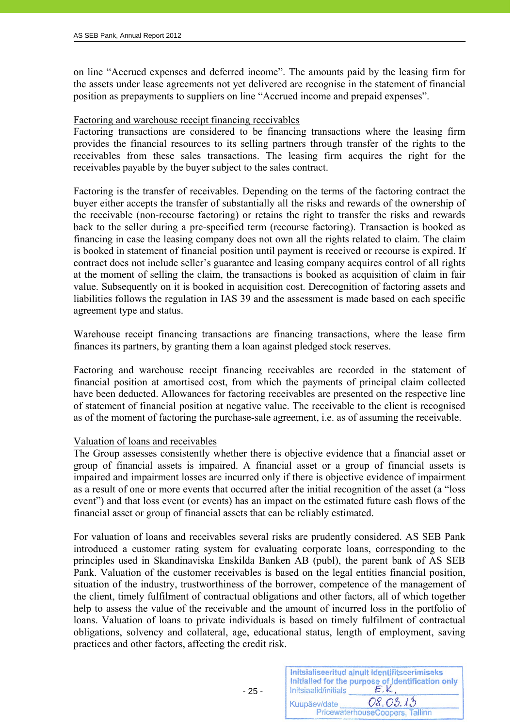on line "Accrued expenses and deferred income". The amounts paid by the leasing firm for the assets under lease agreements not yet delivered are recognise in the statement of financial position as prepayments to suppliers on line "Accrued income and prepaid expenses".

Factoring and warehouse receipt financing receivables

Factoring transactions are considered to be financing transactions where the leasing firm provides the financial resources to its selling partners through transfer of the rights to the receivables from these sales transactions. The leasing firm acquires the right for the receivables payable by the buyer subject to the sales contract.

Factoring is the transfer of receivables. Depending on the terms of the factoring contract the buyer either accepts the transfer of substantially all the risks and rewards of the ownership of the receivable (non-recourse factoring) or retains the right to transfer the risks and rewards back to the seller during a pre-specified term (recourse factoring). Transaction is booked as financing in case the leasing company does not own all the rights related to claim. The claim is booked in statement of financial position until payment is received or recourse is expired. If contract does not include seller's guarantee and leasing company acquires control of all rights at the moment of selling the claim, the transactions is booked as acquisition of claim in fair value. Subsequently on it is booked in acquisition cost. Derecognition of factoring assets and liabilities follows the regulation in IAS 39 and the assessment is made based on each specific agreement type and status.

Warehouse receipt financing transactions are financing transactions, where the lease firm finances its partners, by granting them a loan against pledged stock reserves.

Factoring and warehouse receipt financing receivables are recorded in the statement of financial position at amortised cost, from which the payments of principal claim collected have been deducted. Allowances for factoring receivables are presented on the respective line of statement of financial position at negative value. The receivable to the client is recognised as of the moment of factoring the purchase-sale agreement, i.e. as of assuming the receivable.

Valuation of loans and receivables

The Group assesses consistently whether there is objective evidence that a financial asset or group of financial assets is impaired. A financial asset or a group of financial assets is impaired and impairment losses are incurred only if there is objective evidence of impairment as a result of one or more events that occurred after the initial recognition of the asset (a "loss event") and that loss event (or events) has an impact on the estimated future cash flows of the financial asset or group of financial assets that can be reliably estimated.

For valuation of loans and receivables several risks are prudently considered. AS SEB Pank introduced a customer rating system for evaluating corporate loans, corresponding to the principles used in Skandinaviska Enskilda Banken AB (publ), the parent bank of AS SEB Pank. Valuation of the customer receivables is based on the legal entities financial position, situation of the industry, trustworthiness of the borrower, competence of the management of the client, timely fulfilment of contractual obligations and other factors, all of which together help to assess the value of the receivable and the amount of incurred loss in the portfolio of loans. Valuation of loans to private individuals is based on timely fulfilment of contractual obligations, solvency and collateral, age, educational status, length of employment, saving practices and other factors, affecting the credit risk.

Initsialiseeritud ainult identifitseerimiseks
Initialled for the purpose of identification only
Initsiaalid/initials E.K.
Kuupäev/date 08.03.13
PricewaterhouseCoopers, Tallinn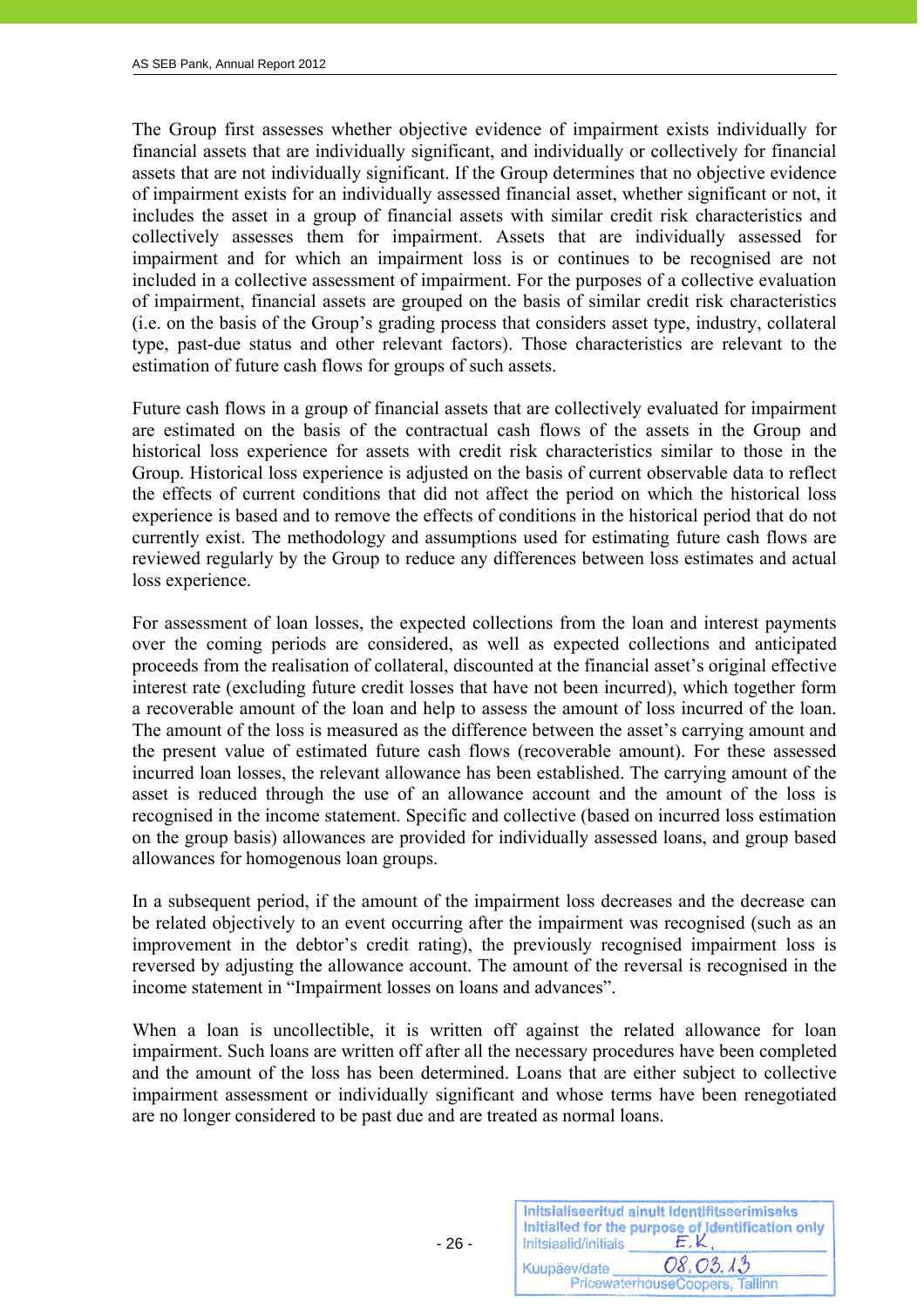The Group first assesses whether objective evidence of impairment exists individually for financial assets that are individually significant, and individually or collectively for financial assets that are not individually significant. If the Group determines that no objective evidence of impairment exists for an individually assessed financial asset, whether significant or not, it includes the asset in a group of financial assets with similar credit risk characteristics and collectively assesses them for impairment. Assets that are individually assessed for impairment and for which an impairment loss is or continues to be recognised are not included in a collective assessment of impairment. For the purposes of a collective evaluation of impairment, financial assets are grouped on the basis of similar credit risk characteristics (i.e. on the basis of the Group's grading process that considers asset type, industry, collateral type, past-due status and other relevant factors). Those characteristics are relevant to the estimation of future cash flows for groups of such assets.

Future cash flows in a group of financial assets that are collectively evaluated for impairment are estimated on the basis of the contractual cash flows of the assets in the Group and historical loss experience for assets with credit risk characteristics similar to those in the Group. Historical loss experience is adjusted on the basis of current observable data to reflect the effects of current conditions that did not affect the period on which the historical loss experience is based and to remove the effects of conditions in the historical period that do not currently exist. The methodology and assumptions used for estimating future cash flows are reviewed regularly by the Group to reduce any differences between loss estimates and actual loss experience.

For assessment of loan losses, the expected collections from the loan and interest payments over the coming periods are considered, as well as expected collections and anticipated proceeds from the realisation of collateral, discounted at the financial asset's original effective interest rate (excluding future credit losses that have not been incurred), which together form a recoverable amount of the loan and help to assess the amount of loss incurred of the loan. The amount of the loss is measured as the difference between the asset's carrying amount and the present value of estimated future cash flows (recoverable amount). For these assessed incurred loan losses, the relevant allowance has been established. The carrying amount of the asset is reduced through the use of an allowance account and the amount of the loss is recognised in the income statement. Specific and collective (based on incurred loss estimation on the group basis) allowances are provided for individually assessed loans, and group based allowances for homogenous loan groups.

In a subsequent period, if the amount of the impairment loss decreases and the decrease can be related objectively to an event occurring after the impairment was recognised (such as an improvement in the debtor's credit rating), the previously recognised impairment loss is reversed by adjusting the allowance account. The amount of the reversal is recognised in the income statement in "Impairment losses on loans and advances".

When a loan is uncollectible, it is written off against the related allowance for loan impairment. Such loans are written off after all the necessary procedures have been completed and the amount of the loss has been determined. Loans that are either subject to collective impairment assessment or individually significant and whose terms have been renegotiated are no longer considered to be past due and are treated as normal loans.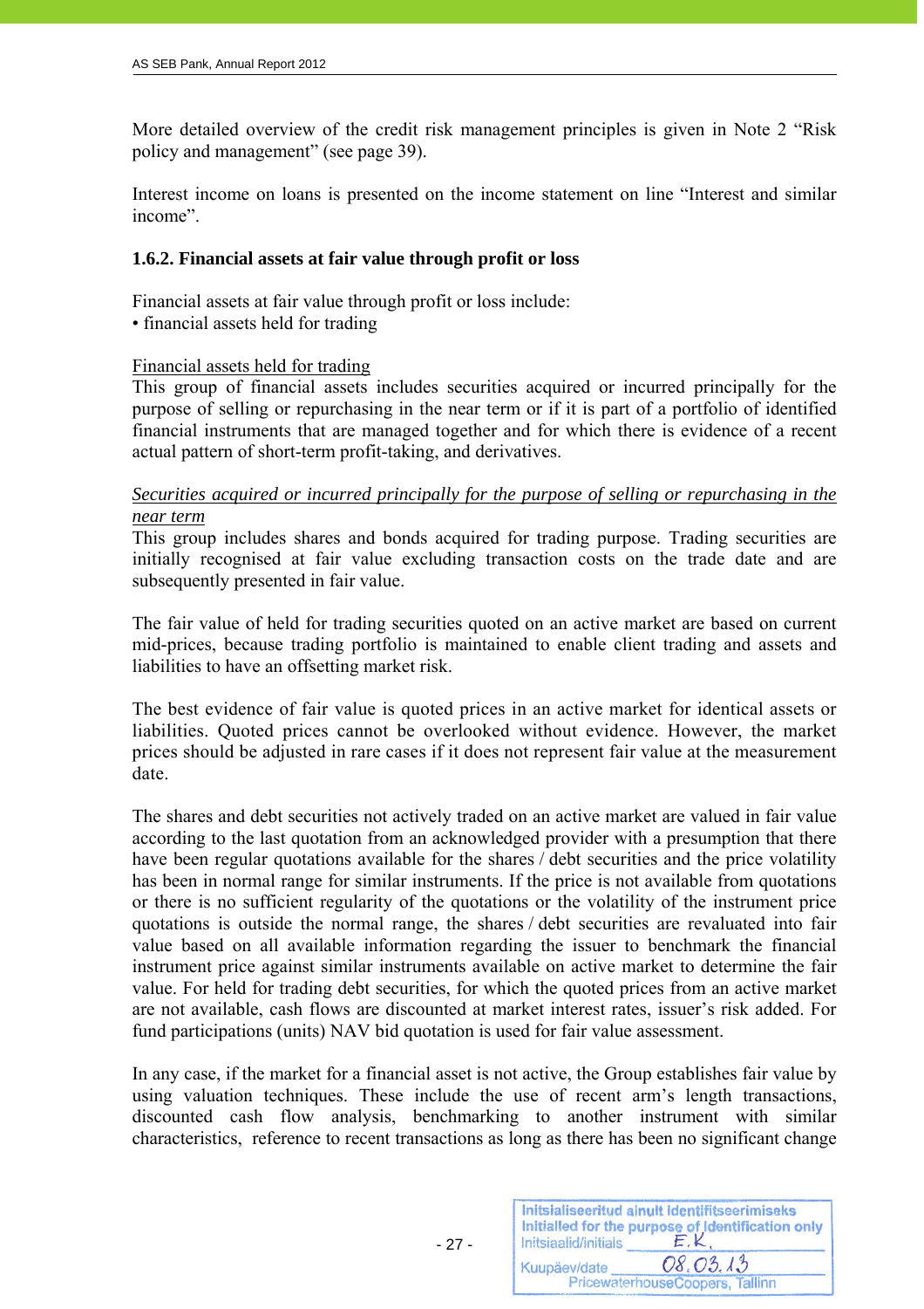More detailed overview of the credit risk management principles is given in Note 2 “Risk policy and management” (see page 39).

Interest income on loans is presented on the income statement on line “Interest and similar income”.

### 1.6.2. Financial assets at fair value through profit or loss

Financial assets at fair value through profit or loss include:
• financial assets held for trading

Financial assets held for trading
This group of financial assets includes securities acquired or incurred principally for the purpose of selling or repurchasing in the near term or if it is part of a portfolio of identified financial instruments that are managed together and for which there is evidence of a recent actual pattern of short-term profit-taking, and derivatives.

*Securities acquired or incurred principally for the purpose of selling or repurchasing in the near term*
This group includes shares and bonds acquired for trading purpose. Trading securities are initially recognised at fair value excluding transaction costs on the trade date and are subsequently presented in fair value.

The fair value of held for trading securities quoted on an active market are based on current mid-prices, because trading portfolio is maintained to enable client trading and assets and liabilities to have an offsetting market risk.

The best evidence of fair value is quoted prices in an active market for identical assets or liabilities. Quoted prices cannot be overlooked without evidence. However, the market prices should be adjusted in rare cases if it does not represent fair value at the measurement date.

The shares and debt securities not actively traded on an active market are valued in fair value according to the last quotation from an acknowledged provider with a presumption that there have been regular quotations available for the shares / debt securities and the price volatility has been in normal range for similar instruments. If the price is not available from quotations or there is no sufficient regularity of the quotations or the volatility of the instrument price quotations is outside the normal range, the shares / debt securities are revaluated into fair value based on all available information regarding the issuer to benchmark the financial instrument price against similar instruments available on active market to determine the fair value. For held for trading debt securities, for which the quoted prices from an active market are not available, cash flows are discounted at market interest rates, issuer’s risk added. For fund participations (units) NAV bid quotation is used for fair value assessment.

In any case, if the market for a financial asset is not active, the Group establishes fair value by using valuation techniques. These include the use of recent arm’s length transactions, discounted cash flow analysis, benchmarking to another instrument with similar characteristics, reference to recent transactions as long as there has been no significant change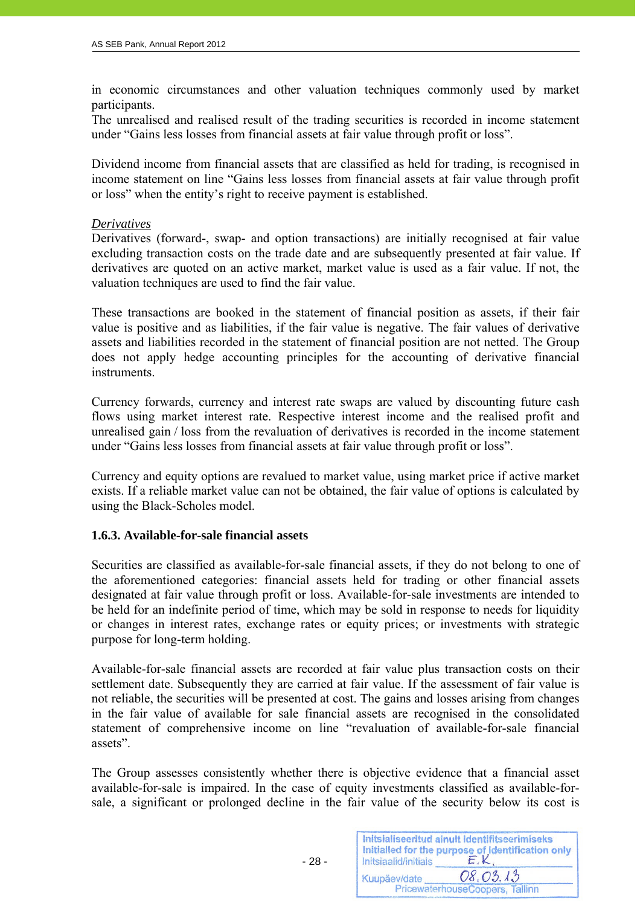in economic circumstances and other valuation techniques commonly used by market participants.
The unrealised and realised result of the trading securities is recorded in income statement under “Gains less losses from financial assets at fair value through profit or loss”.

Dividend income from financial assets that are classified as held for trading, is recognised in income statement on line “Gains less losses from financial assets at fair value through profit or loss” when the entity’s right to receive payment is established.

*Derivatives*
Derivatives (forward-, swap- and option transactions) are initially recognised at fair value excluding transaction costs on the trade date and are subsequently presented at fair value. If derivatives are quoted on an active market, market value is used as a fair value. If not, the valuation techniques are used to find the fair value.

These transactions are booked in the statement of financial position as assets, if their fair value is positive and as liabilities, if the fair value is negative. The fair values of derivative assets and liabilities recorded in the statement of financial position are not netted. The Group does not apply hedge accounting principles for the accounting of derivative financial instruments.

Currency forwards, currency and interest rate swaps are valued by discounting future cash flows using market interest rate. Respective interest income and the realised profit and unrealised gain / loss from the revaluation of derivatives is recorded in the income statement under “Gains less losses from financial assets at fair value through profit or loss”.

Currency and equity options are revalued to market value, using market price if active market exists. If a reliable market value can not be obtained, the fair value of options is calculated by using the Black-Scholes model.

### 1.6.3. Available-for-sale financial assets

Securities are classified as available-for-sale financial assets, if they do not belong to one of the aforementioned categories: financial assets held for trading or other financial assets designated at fair value through profit or loss. Available-for-sale investments are intended to be held for an indefinite period of time, which may be sold in response to needs for liquidity or changes in interest rates, exchange rates or equity prices; or investments with strategic purpose for long-term holding.

Available-for-sale financial assets are recorded at fair value plus transaction costs on their settlement date. Subsequently they are carried at fair value. If the assessment of fair value is not reliable, the securities will be presented at cost. The gains and losses arising from changes in the fair value of available for sale financial assets are recognised in the consolidated statement of comprehensive income on line “revaluation of available-for-sale financial assets”.

The Group assesses consistently whether there is objective evidence that a financial asset available-for-sale is impaired. In the case of equity investments classified as available-for-sale, a significant or prolonged decline in the fair value of the security below its cost is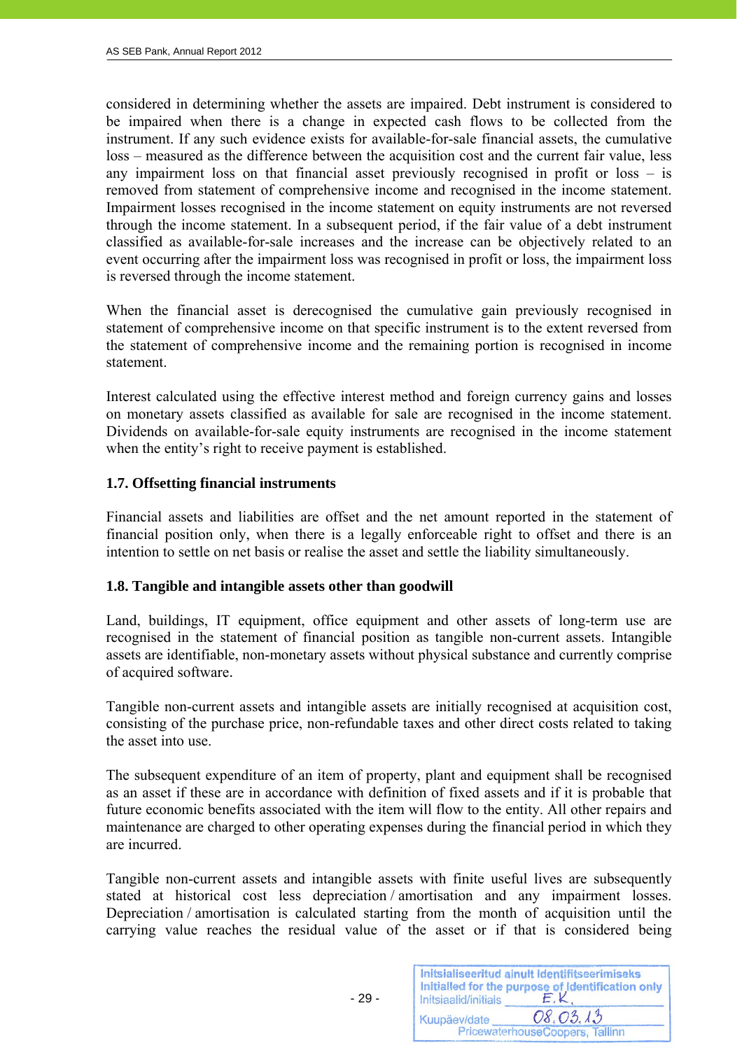considered in determining whether the assets are impaired. Debt instrument is considered to be impaired when there is a change in expected cash flows to be collected from the instrument. If any such evidence exists for available-for-sale financial assets, the cumulative loss – measured as the difference between the acquisition cost and the current fair value, less any impairment loss on that financial asset previously recognised in profit or loss – is removed from statement of comprehensive income and recognised in the income statement. Impairment losses recognised in the income statement on equity instruments are not reversed through the income statement. In a subsequent period, if the fair value of a debt instrument classified as available-for-sale increases and the increase can be objectively related to an event occurring after the impairment loss was recognised in profit or loss, the impairment loss is reversed through the income statement.

When the financial asset is derecognised the cumulative gain previously recognised in statement of comprehensive income on that specific instrument is to the extent reversed from the statement of comprehensive income and the remaining portion is recognised in income statement.

Interest calculated using the effective interest method and foreign currency gains and losses on monetary assets classified as available for sale are recognised in the income statement. Dividends on available-for-sale equity instruments are recognised in the income statement when the entity's right to receive payment is established.

### 1.7. Offsetting financial instruments

Financial assets and liabilities are offset and the net amount reported in the statement of financial position only, when there is a legally enforceable right to offset and there is an intention to settle on net basis or realise the asset and settle the liability simultaneously.

### 1.8. Tangible and intangible assets other than goodwill

Land, buildings, IT equipment, office equipment and other assets of long-term use are recognised in the statement of financial position as tangible non-current assets. Intangible assets are identifiable, non-monetary assets without physical substance and currently comprise of acquired software.

Tangible non-current assets and intangible assets are initially recognised at acquisition cost, consisting of the purchase price, non-refundable taxes and other direct costs related to taking the asset into use.

The subsequent expenditure of an item of property, plant and equipment shall be recognised as an asset if these are in accordance with definition of fixed assets and if it is probable that future economic benefits associated with the item will flow to the entity. All other repairs and maintenance are charged to other operating expenses during the financial period in which they are incurred.

Tangible non-current assets and intangible assets with finite useful lives are subsequently stated at historical cost less depreciation / amortisation and any impairment losses. Depreciation / amortisation is calculated starting from the month of acquisition until the carrying value reaches the residual value of the asset or if that is considered being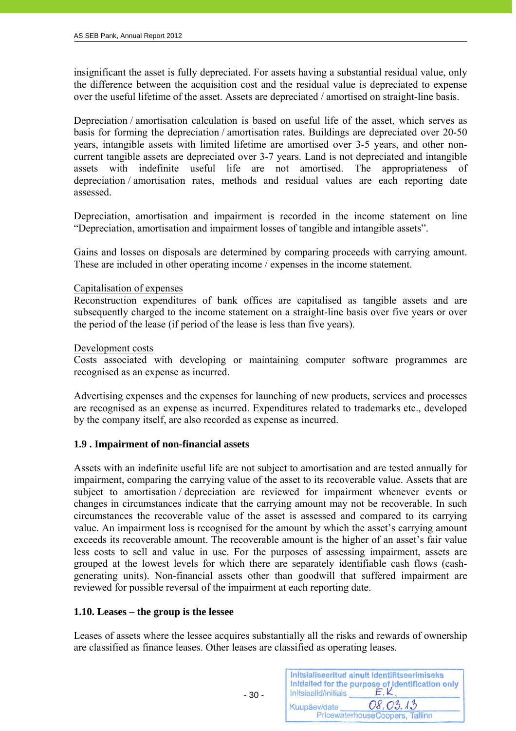insignificant the asset is fully depreciated. For assets having a substantial residual value, only the difference between the acquisition cost and the residual value is depreciated to expense over the useful lifetime of the asset. Assets are depreciated / amortised on straight-line basis.

Depreciation / amortisation calculation is based on useful life of the asset, which serves as basis for forming the depreciation / amortisation rates. Buildings are depreciated over 20-50 years, intangible assets with limited lifetime are amortised over 3-5 years, and other non-current tangible assets are depreciated over 3-7 years. Land is not depreciated and intangible assets with indefinite useful life are not amortised. The appropriateness of depreciation / amortisation rates, methods and residual values are each reporting date assessed.

Depreciation, amortisation and impairment is recorded in the income statement on line "Depreciation, amortisation and impairment losses of tangible and intangible assets".

Gains and losses on disposals are determined by comparing proceeds with carrying amount. These are included in other operating income / expenses in the income statement.

Capitalisation of expenses

Reconstruction expenditures of bank offices are capitalised as tangible assets and are subsequently charged to the income statement on a straight-line basis over five years or over the period of the lease (if period of the lease is less than five years).

Development costs

Costs associated with developing or maintaining computer software programmes are recognised as an expense as incurred.

Advertising expenses and the expenses for launching of new products, services and processes are recognised as an expense as incurred. Expenditures related to trademarks etc., developed by the company itself, are also recorded as expense as incurred.

### 1.9 . Impairment of non-financial assets

Assets with an indefinite useful life are not subject to amortisation and are tested annually for impairment, comparing the carrying value of the asset to its recoverable value. Assets that are subject to amortisation / depreciation are reviewed for impairment whenever events or changes in circumstances indicate that the carrying amount may not be recoverable. In such circumstances the recoverable value of the asset is assessed and compared to its carrying value. An impairment loss is recognised for the amount by which the asset's carrying amount exceeds its recoverable amount. The recoverable amount is the higher of an asset's fair value less costs to sell and value in use. For the purposes of assessing impairment, assets are grouped at the lowest levels for which there are separately identifiable cash flows (cash-generating units). Non-financial assets other than goodwill that suffered impairment are reviewed for possible reversal of the impairment at each reporting date.

### 1.10. Leases – the group is the lessee

Leases of assets where the lessee acquires substantially all the risks and rewards of ownership are classified as finance leases. Other leases are classified as operating leases.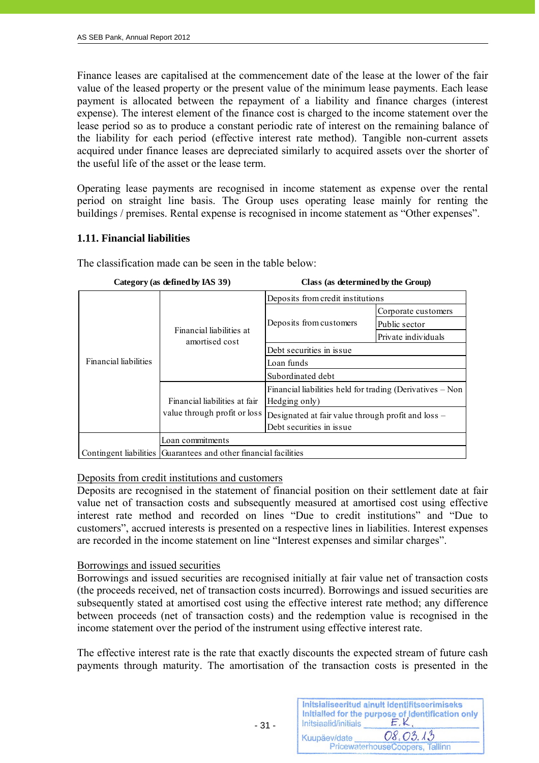Finance leases are capitalised at the commencement date of the lease at the lower of the fair value of the leased property or the present value of the minimum lease payments. Each lease payment is allocated between the repayment of a liability and finance charges (interest expense). The interest element of the finance cost is charged to the income statement over the lease period so as to produce a constant periodic rate of interest on the remaining balance of the liability for each period (effective interest rate method). Tangible non-current assets acquired under finance leases are depreciated similarly to acquired assets over the shorter of the useful life of the asset or the lease term.

Operating lease payments are recognised in income statement as expense over the rental period on straight line basis. The Group uses operating lease mainly for renting the buildings / premises. Rental expense is recognised in income statement as "Other expenses".

### 1.11. Financial liabilities

The classification made can be seen in the table below:

| Category (as defined by IAS 39) | | Class (as determined by the Group) | |
|---|---|---|---|
| Financial liabilities | Financial liabilities at amortised cost | Deposits from credit institutions | |
| | | Deposits from customers | Corporate customers |
| | | | Public sector |
| | | | Private individuals |
| | | Debt securities in issue | |
| | | Loan funds | |
| | | Subordinated debt | |
| | Financial liabilities at fair value through profit or loss | Financial liabilities held for trading (Derivatives – Non Hedging only) | |
| | | Designated at fair value through profit and loss – Debt securities in issue | |
| Contingent liabilities | Loan commitments | | |
| | Guarantees and other financial facilities | | |

Deposits from credit institutions and customers

Deposits are recognised in the statement of financial position on their settlement date at fair value net of transaction costs and subsequently measured at amortised cost using effective interest rate method and recorded on lines "Due to credit institutions" and "Due to customers", accrued interests is presented on a respective lines in liabilities. Interest expenses are recorded in the income statement on line "Interest expenses and similar charges".

Borrowings and issued securities

Borrowings and issued securities are recognised initially at fair value net of transaction costs (the proceeds received, net of transaction costs incurred). Borrowings and issued securities are subsequently stated at amortised cost using the effective interest rate method; any difference between proceeds (net of transaction costs) and the redemption value is recognised in the income statement over the period of the instrument using effective interest rate.

The effective interest rate is the rate that exactly discounts the expected stream of future cash payments through maturity. The amortisation of the transaction costs is presented in the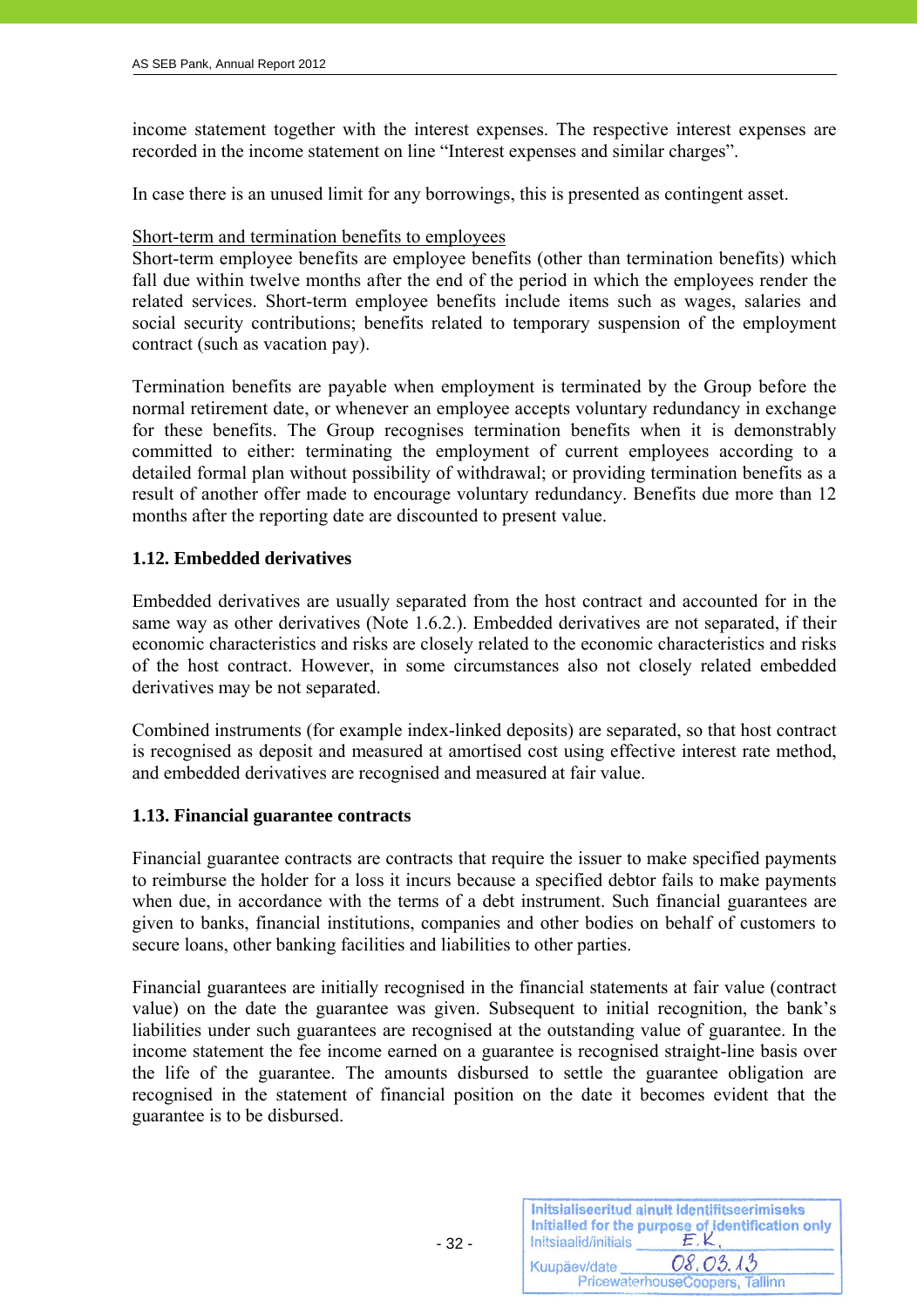income statement together with the interest expenses. The respective interest expenses are recorded in the income statement on line "Interest expenses and similar charges".

In case there is an unused limit for any borrowings, this is presented as contingent asset.

Short-term and termination benefits to employees

Short-term employee benefits are employee benefits (other than termination benefits) which fall due within twelve months after the end of the period in which the employees render the related services. Short-term employee benefits include items such as wages, salaries and social security contributions; benefits related to temporary suspension of the employment contract (such as vacation pay).

Termination benefits are payable when employment is terminated by the Group before the normal retirement date, or whenever an employee accepts voluntary redundancy in exchange for these benefits. The Group recognises termination benefits when it is demonstrably committed to either: terminating the employment of current employees according to a detailed formal plan without possibility of withdrawal; or providing termination benefits as a result of another offer made to encourage voluntary redundancy. Benefits due more than 12 months after the reporting date are discounted to present value.

### 1.12. Embedded derivatives

Embedded derivatives are usually separated from the host contract and accounted for in the same way as other derivatives (Note 1.6.2.). Embedded derivatives are not separated, if their economic characteristics and risks are closely related to the economic characteristics and risks of the host contract. However, in some circumstances also not closely related embedded derivatives may be not separated.

Combined instruments (for example index-linked deposits) are separated, so that host contract is recognised as deposit and measured at amortised cost using effective interest rate method, and embedded derivatives are recognised and measured at fair value.

### 1.13. Financial guarantee contracts

Financial guarantee contracts are contracts that require the issuer to make specified payments to reimburse the holder for a loss it incurs because a specified debtor fails to make payments when due, in accordance with the terms of a debt instrument. Such financial guarantees are given to banks, financial institutions, companies and other bodies on behalf of customers to secure loans, other banking facilities and liabilities to other parties.

Financial guarantees are initially recognised in the financial statements at fair value (contract value) on the date the guarantee was given. Subsequent to initial recognition, the bank's liabilities under such guarantees are recognised at the outstanding value of guarantee. In the income statement the fee income earned on a guarantee is recognised straight-line basis over the life of the guarantee. The amounts disbursed to settle the guarantee obligation are recognised in the statement of financial position on the date it becomes evident that the guarantee is to be disbursed.

Initsialiseeritud ainult identifitseerimiseks
Initialled for the purpose of identification only
Initsiaalid/initials E.K.
Kuupäev/date 08.03.13
PricewaterhouseCoopers, Tallinn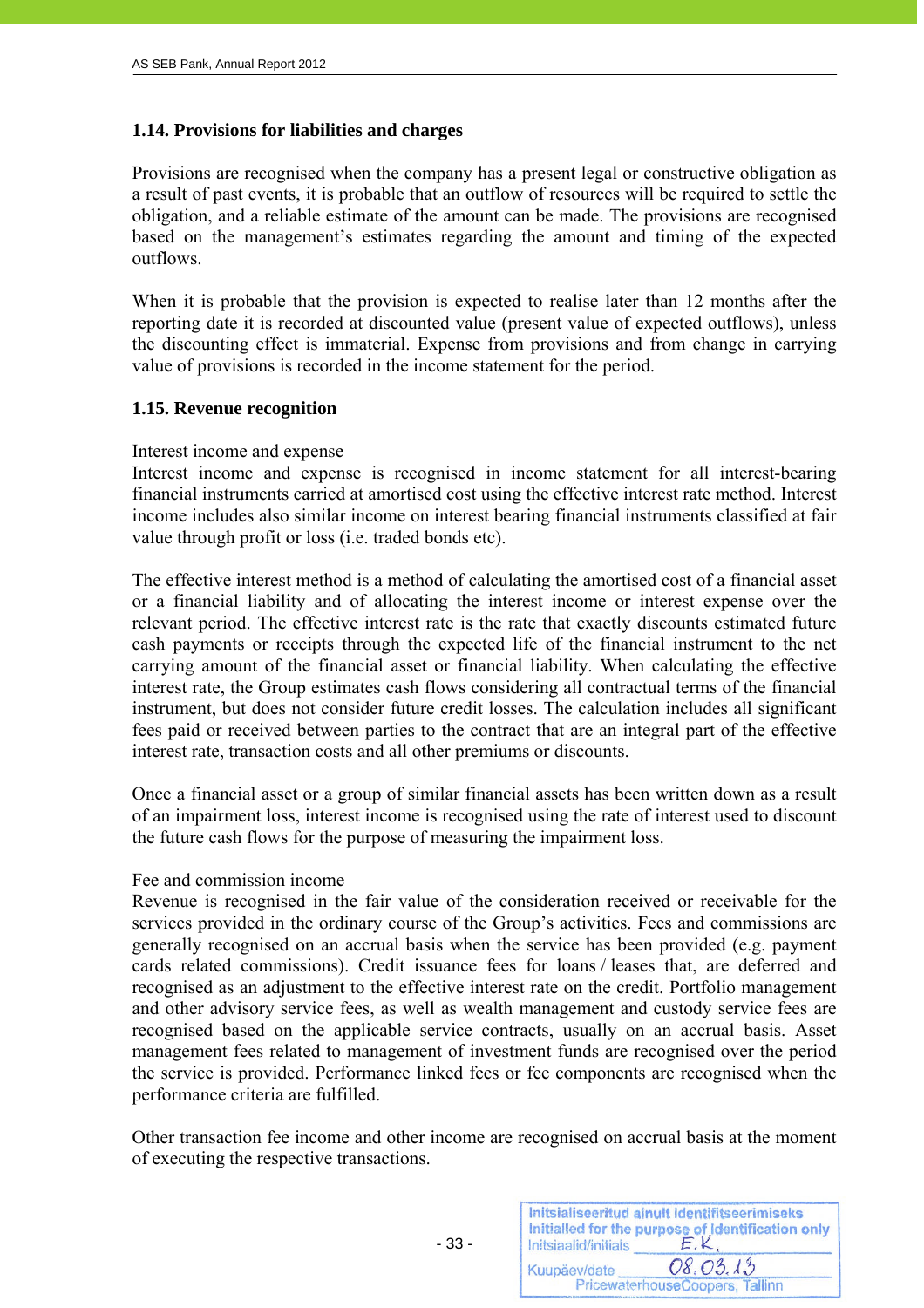### 1.14. Provisions for liabilities and charges

Provisions are recognised when the company has a present legal or constructive obligation as a result of past events, it is probable that an outflow of resources will be required to settle the obligation, and a reliable estimate of the amount can be made. The provisions are recognised based on the management's estimates regarding the amount and timing of the expected outflows.

When it is probable that the provision is expected to realise later than 12 months after the reporting date it is recorded at discounted value (present value of expected outflows), unless the discounting effect is immaterial. Expense from provisions and from change in carrying value of provisions is recorded in the income statement for the period.

### 1.15. Revenue recognition

Interest income and expense

Interest income and expense is recognised in income statement for all interest-bearing financial instruments carried at amortised cost using the effective interest rate method. Interest income includes also similar income on interest bearing financial instruments classified at fair value through profit or loss (i.e. traded bonds etc).

The effective interest method is a method of calculating the amortised cost of a financial asset or a financial liability and of allocating the interest income or interest expense over the relevant period. The effective interest rate is the rate that exactly discounts estimated future cash payments or receipts through the expected life of the financial instrument to the net carrying amount of the financial asset or financial liability. When calculating the effective interest rate, the Group estimates cash flows considering all contractual terms of the financial instrument, but does not consider future credit losses. The calculation includes all significant fees paid or received between parties to the contract that are an integral part of the effective interest rate, transaction costs and all other premiums or discounts.

Once a financial asset or a group of similar financial assets has been written down as a result of an impairment loss, interest income is recognised using the rate of interest used to discount the future cash flows for the purpose of measuring the impairment loss.

Fee and commission income

Revenue is recognised in the fair value of the consideration received or receivable for the services provided in the ordinary course of the Group's activities. Fees and commissions are generally recognised on an accrual basis when the service has been provided (e.g. payment cards related commissions). Credit issuance fees for loans / leases that, are deferred and recognised as an adjustment to the effective interest rate on the credit. Portfolio management and other advisory service fees, as well as wealth management and custody service fees are recognised based on the applicable service contracts, usually on an accrual basis. Asset management fees related to management of investment funds are recognised over the period the service is provided. Performance linked fees or fee components are recognised when the performance criteria are fulfilled.

Other transaction fee income and other income are recognised on accrual basis at the moment of executing the respective transactions.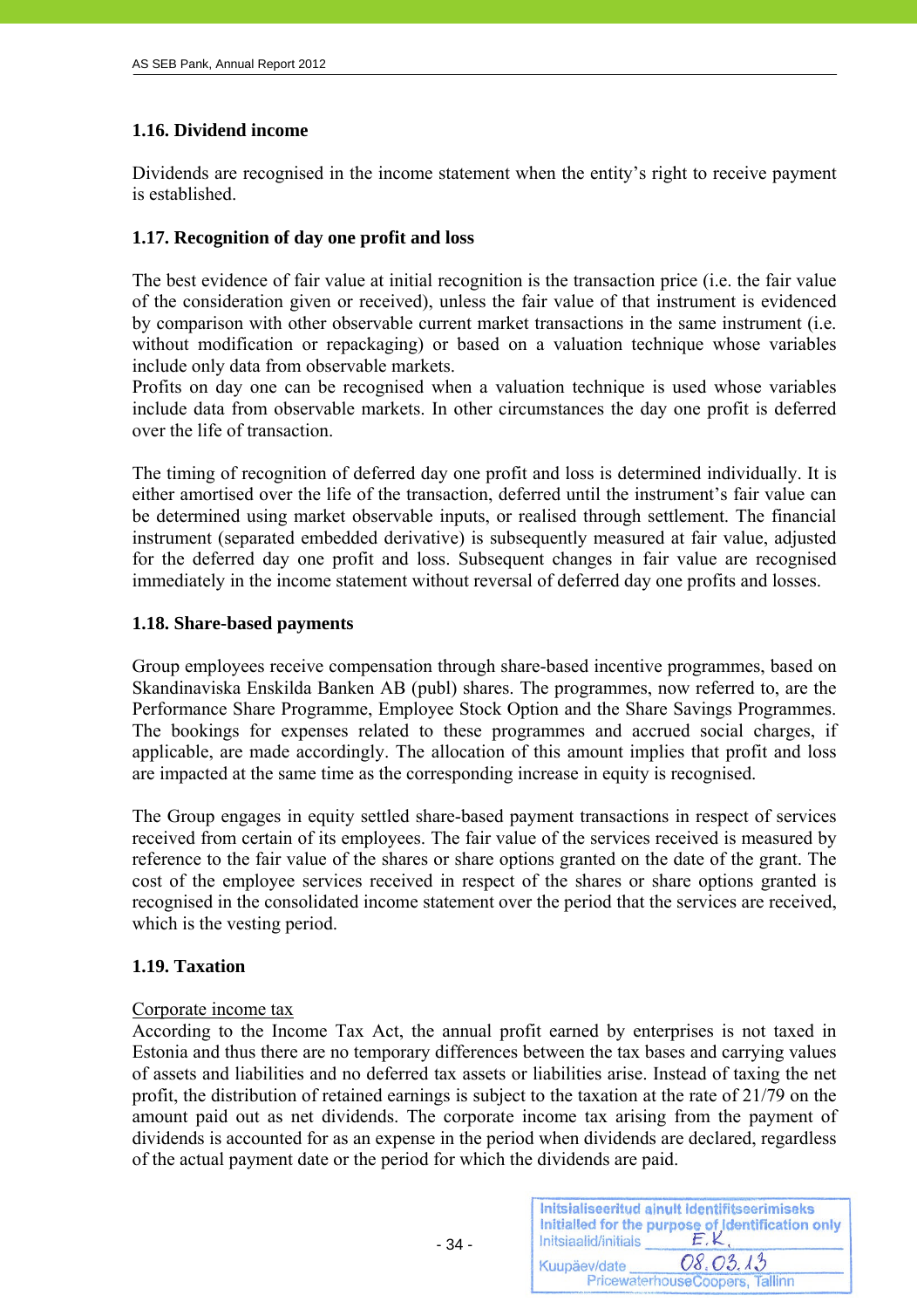## 1.16. Dividend income

Dividends are recognised in the income statement when the entity's right to receive payment is established.

## 1.17. Recognition of day one profit and loss

The best evidence of fair value at initial recognition is the transaction price (i.e. the fair value of the consideration given or received), unless the fair value of that instrument is evidenced by comparison with other observable current market transactions in the same instrument (i.e. without modification or repackaging) or based on a valuation technique whose variables include only data from observable markets.
Profits on day one can be recognised when a valuation technique is used whose variables include data from observable markets. In other circumstances the day one profit is deferred over the life of transaction.

The timing of recognition of deferred day one profit and loss is determined individually. It is either amortised over the life of the transaction, deferred until the instrument's fair value can be determined using market observable inputs, or realised through settlement. The financial instrument (separated embedded derivative) is subsequently measured at fair value, adjusted for the deferred day one profit and loss. Subsequent changes in fair value are recognised immediately in the income statement without reversal of deferred day one profits and losses.

## 1.18. Share-based payments

Group employees receive compensation through share-based incentive programmes, based on Skandinaviska Enskilda Banken AB (publ) shares. The programmes, now referred to, are the Performance Share Programme, Employee Stock Option and the Share Savings Programmes. The bookings for expenses related to these programmes and accrued social charges, if applicable, are made accordingly. The allocation of this amount implies that profit and loss are impacted at the same time as the corresponding increase in equity is recognised.

The Group engages in equity settled share-based payment transactions in respect of services received from certain of its employees. The fair value of the services received is measured by reference to the fair value of the shares or share options granted on the date of the grant. The cost of the employee services received in respect of the shares or share options granted is recognised in the consolidated income statement over the period that the services are received, which is the vesting period.

## 1.19. Taxation

Corporate income tax

According to the Income Tax Act, the annual profit earned by enterprises is not taxed in Estonia and thus there are no temporary differences between the tax bases and carrying values of assets and liabilities and no deferred tax assets or liabilities arise. Instead of taxing the net profit, the distribution of retained earnings is subject to the taxation at the rate of 21/79 on the amount paid out as net dividends. The corporate income tax arising from the payment of dividends is accounted for as an expense in the period when dividends are declared, regardless of the actual payment date or the period for which the dividends are paid.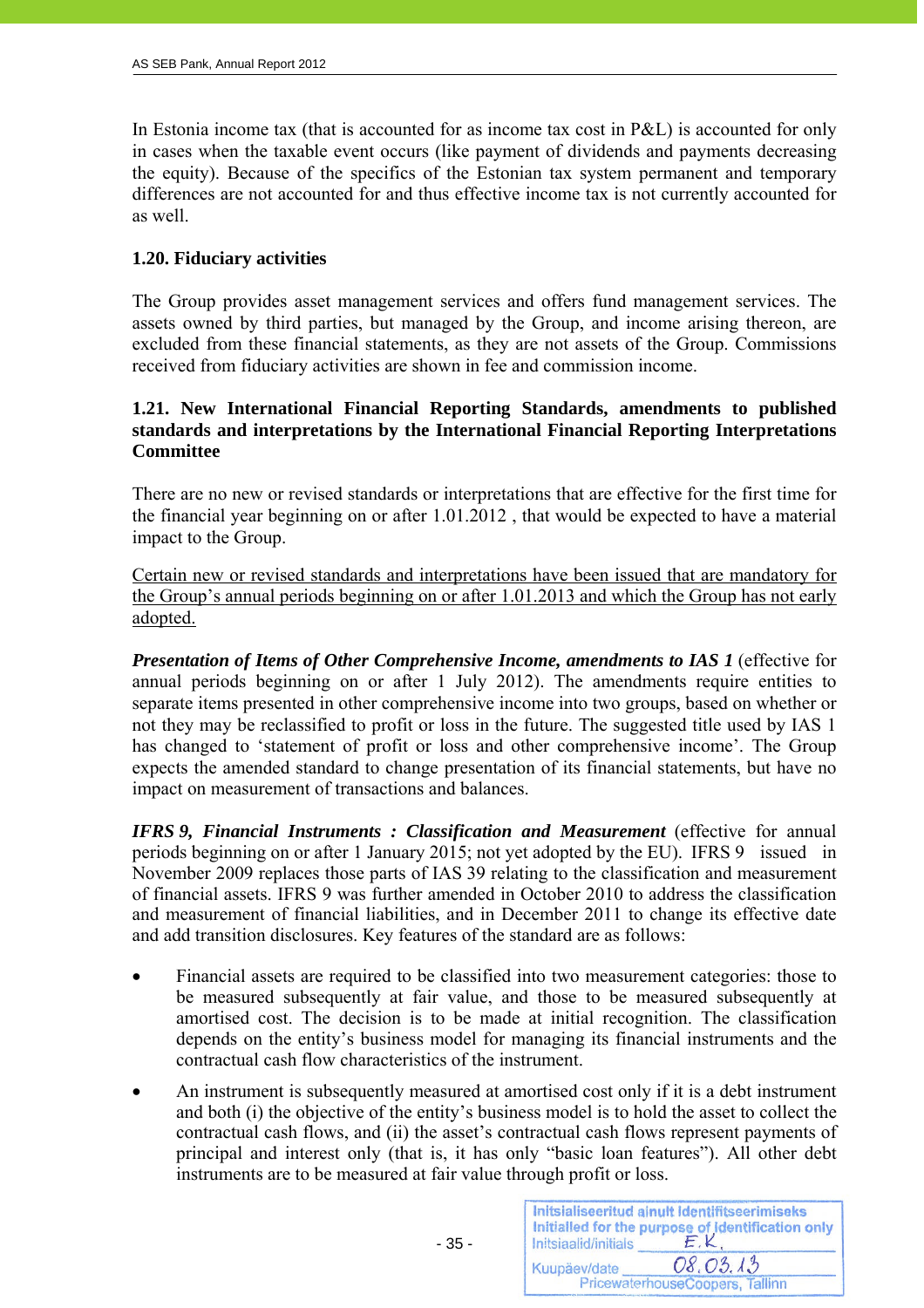In Estonia income tax (that is accounted for as income tax cost in P&L) is accounted for only in cases when the taxable event occurs (like payment of dividends and payments decreasing the equity). Because of the specifics of the Estonian tax system permanent and temporary differences are not accounted for and thus effective income tax is not currently accounted for as well.

### 1.20. Fiduciary activities

The Group provides asset management services and offers fund management services. The assets owned by third parties, but managed by the Group, and income arising thereon, are excluded from these financial statements, as they are not assets of the Group. Commissions received from fiduciary activities are shown in fee and commission income.

### 1.21. New International Financial Reporting Standards, amendments to published standards and interpretations by the International Financial Reporting Interpretations Committee

There are no new or revised standards or interpretations that are effective for the first time for the financial year beginning on or after 1.01.2012 , that would be expected to have a material impact to the Group.

Certain new or revised standards and interpretations have been issued that are mandatory for the Group's annual periods beginning on or after 1.01.2013 and which the Group has not early adopted.

***Presentation of Items of Other Comprehensive Income, amendments to IAS 1*** (effective for annual periods beginning on or after 1 July 2012). The amendments require entities to separate items presented in other comprehensive income into two groups, based on whether or not they may be reclassified to profit or loss in the future. The suggested title used by IAS 1 has changed to 'statement of profit or loss and other comprehensive income'. The Group expects the amended standard to change presentation of its financial statements, but have no impact on measurement of transactions and balances.

***IFRS 9, Financial Instruments : Classification and Measurement*** (effective for annual periods beginning on or after 1 January 2015; not yet adopted by the EU). IFRS 9 issued in November 2009 replaces those parts of IAS 39 relating to the classification and measurement of financial assets. IFRS 9 was further amended in October 2010 to address the classification and measurement of financial liabilities, and in December 2011 to change its effective date and add transition disclosures. Key features of the standard are as follows:

- Financial assets are required to be classified into two measurement categories: those to be measured subsequently at fair value, and those to be measured subsequently at amortised cost. The decision is to be made at initial recognition. The classification depends on the entity's business model for managing its financial instruments and the contractual cash flow characteristics of the instrument.
- An instrument is subsequently measured at amortised cost only if it is a debt instrument and both (i) the objective of the entity's business model is to hold the asset to collect the contractual cash flows, and (ii) the asset's contractual cash flows represent payments of principal and interest only (that is, it has only "basic loan features"). All other debt instruments are to be measured at fair value through profit or loss.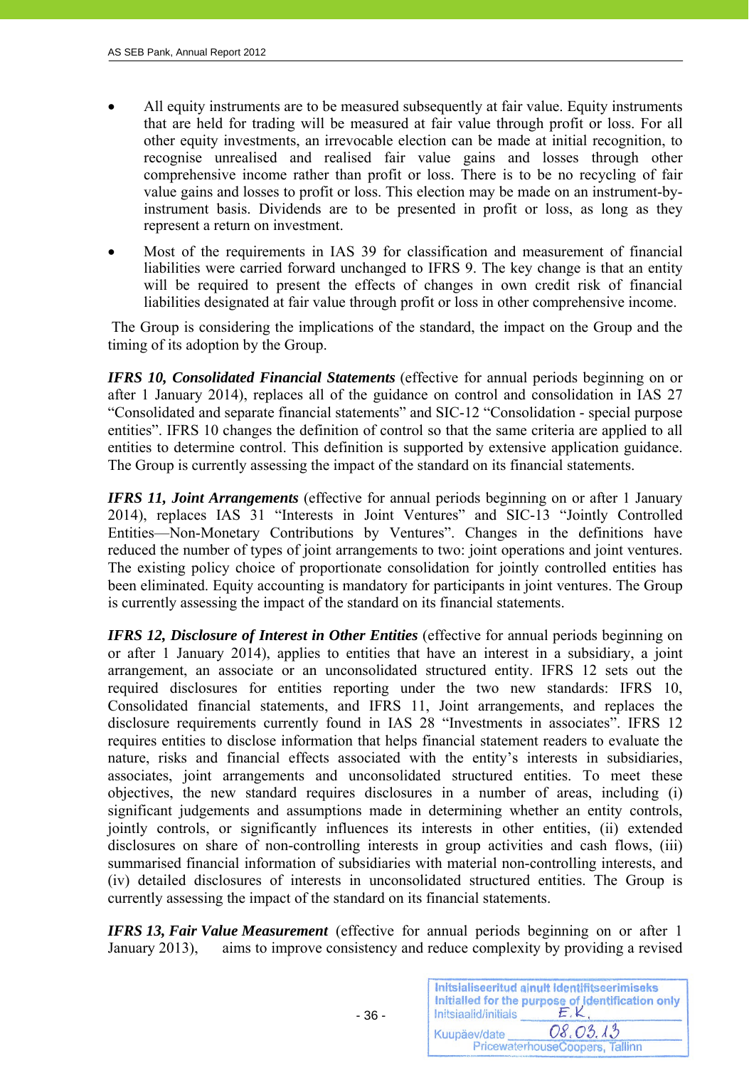- All equity instruments are to be measured subsequently at fair value. Equity instruments that are held for trading will be measured at fair value through profit or loss. For all other equity investments, an irrevocable election can be made at initial recognition, to recognise unrealised and realised fair value gains and losses through other comprehensive income rather than profit or loss. There is to be no recycling of fair value gains and losses to profit or loss. This election may be made on an instrument-by-instrument basis. Dividends are to be presented in profit or loss, as long as they represent a return on investment.
- Most of the requirements in IAS 39 for classification and measurement of financial liabilities were carried forward unchanged to IFRS 9. The key change is that an entity will be required to present the effects of changes in own credit risk of financial liabilities designated at fair value through profit or loss in other comprehensive income.

The Group is considering the implications of the standard, the impact on the Group and the timing of its adoption by the Group.

***IFRS 10, Consolidated Financial Statements*** (effective for annual periods beginning on or after 1 January 2014), replaces all of the guidance on control and consolidation in IAS 27 "Consolidated and separate financial statements" and SIC-12 "Consolidation - special purpose entities". IFRS 10 changes the definition of control so that the same criteria are applied to all entities to determine control. This definition is supported by extensive application guidance. The Group is currently assessing the impact of the standard on its financial statements.

***IFRS 11, Joint Arrangements*** (effective for annual periods beginning on or after 1 January 2014), replaces IAS 31 "Interests in Joint Ventures" and SIC-13 "Jointly Controlled Entities—Non-Monetary Contributions by Ventures". Changes in the definitions have reduced the number of types of joint arrangements to two: joint operations and joint ventures. The existing policy choice of proportionate consolidation for jointly controlled entities has been eliminated. Equity accounting is mandatory for participants in joint ventures. The Group is currently assessing the impact of the standard on its financial statements.

***IFRS 12, Disclosure of Interest in Other Entities*** (effective for annual periods beginning on or after 1 January 2014), applies to entities that have an interest in a subsidiary, a joint arrangement, an associate or an unconsolidated structured entity. IFRS 12 sets out the required disclosures for entities reporting under the two new standards: IFRS 10, Consolidated financial statements, and IFRS 11, Joint arrangements, and replaces the disclosure requirements currently found in IAS 28 "Investments in associates". IFRS 12 requires entities to disclose information that helps financial statement readers to evaluate the nature, risks and financial effects associated with the entity's interests in subsidiaries, associates, joint arrangements and unconsolidated structured entities. To meet these objectives, the new standard requires disclosures in a number of areas, including (i) significant judgements and assumptions made in determining whether an entity controls, jointly controls, or significantly influences its interests in other entities, (ii) extended disclosures on share of non-controlling interests in group activities and cash flows, (iii) summarised financial information of subsidiaries with material non-controlling interests, and (iv) detailed disclosures of interests in unconsolidated structured entities. The Group is currently assessing the impact of the standard on its financial statements.

***IFRS 13, Fair Value Measurement*** (effective for annual periods beginning on or after 1 January 2013), aims to improve consistency and reduce complexity by providing a revised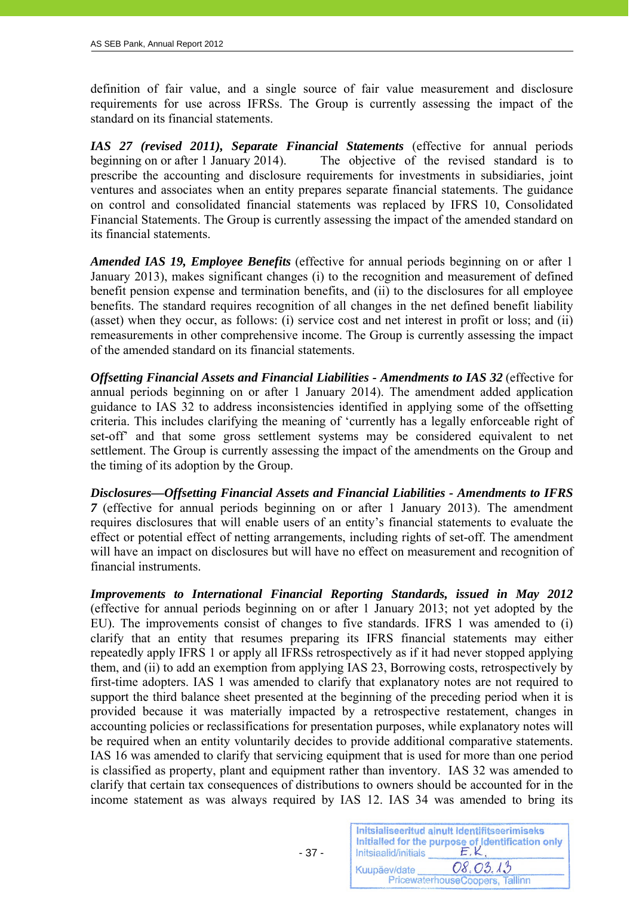definition of fair value, and a single source of fair value measurement and disclosure requirements for use across IFRSs. The Group is currently assessing the impact of the standard on its financial statements.

***IAS 27 (revised 2011), Separate Financial Statements*** (effective for annual periods beginning on or after 1 January 2014). The objective of the revised standard is to prescribe the accounting and disclosure requirements for investments in subsidiaries, joint ventures and associates when an entity prepares separate financial statements. The guidance on control and consolidated financial statements was replaced by IFRS 10, Consolidated Financial Statements. The Group is currently assessing the impact of the amended standard on its financial statements.

***Amended IAS 19, Employee Benefits*** (effective for annual periods beginning on or after 1 January 2013), makes significant changes (i) to the recognition and measurement of defined benefit pension expense and termination benefits, and (ii) to the disclosures for all employee benefits. The standard requires recognition of all changes in the net defined benefit liability (asset) when they occur, as follows: (i) service cost and net interest in profit or loss; and (ii) remeasurements in other comprehensive income. The Group is currently assessing the impact of the amended standard on its financial statements.

***Offsetting Financial Assets and Financial Liabilities - Amendments to IAS 32*** (effective for annual periods beginning on or after 1 January 2014). The amendment added application guidance to IAS 32 to address inconsistencies identified in applying some of the offsetting criteria. This includes clarifying the meaning of 'currently has a legally enforceable right of set-off' and that some gross settlement systems may be considered equivalent to net settlement. The Group is currently assessing the impact of the amendments on the Group and the timing of its adoption by the Group.

***Disclosures—Offsetting Financial Assets and Financial Liabilities - Amendments to IFRS 7*** (effective for annual periods beginning on or after 1 January 2013). The amendment requires disclosures that will enable users of an entity's financial statements to evaluate the effect or potential effect of netting arrangements, including rights of set-off. The amendment will have an impact on disclosures but will have no effect on measurement and recognition of financial instruments.

***Improvements to International Financial Reporting Standards, issued in May 2012*** (effective for annual periods beginning on or after 1 January 2013; not yet adopted by the EU). The improvements consist of changes to five standards. IFRS 1 was amended to (i) clarify that an entity that resumes preparing its IFRS financial statements may either repeatedly apply IFRS 1 or apply all IFRSs retrospectively as if it had never stopped applying them, and (ii) to add an exemption from applying IAS 23, Borrowing costs, retrospectively by first-time adopters. IAS 1 was amended to clarify that explanatory notes are not required to support the third balance sheet presented at the beginning of the preceding period when it is provided because it was materially impacted by a retrospective restatement, changes in accounting policies or reclassifications for presentation purposes, while explanatory notes will be required when an entity voluntarily decides to provide additional comparative statements. IAS 16 was amended to clarify that servicing equipment that is used for more than one period is classified as property, plant and equipment rather than inventory. IAS 32 was amended to clarify that certain tax consequences of distributions to owners should be accounted for in the income statement as was always required by IAS 12. IAS 34 was amended to bring its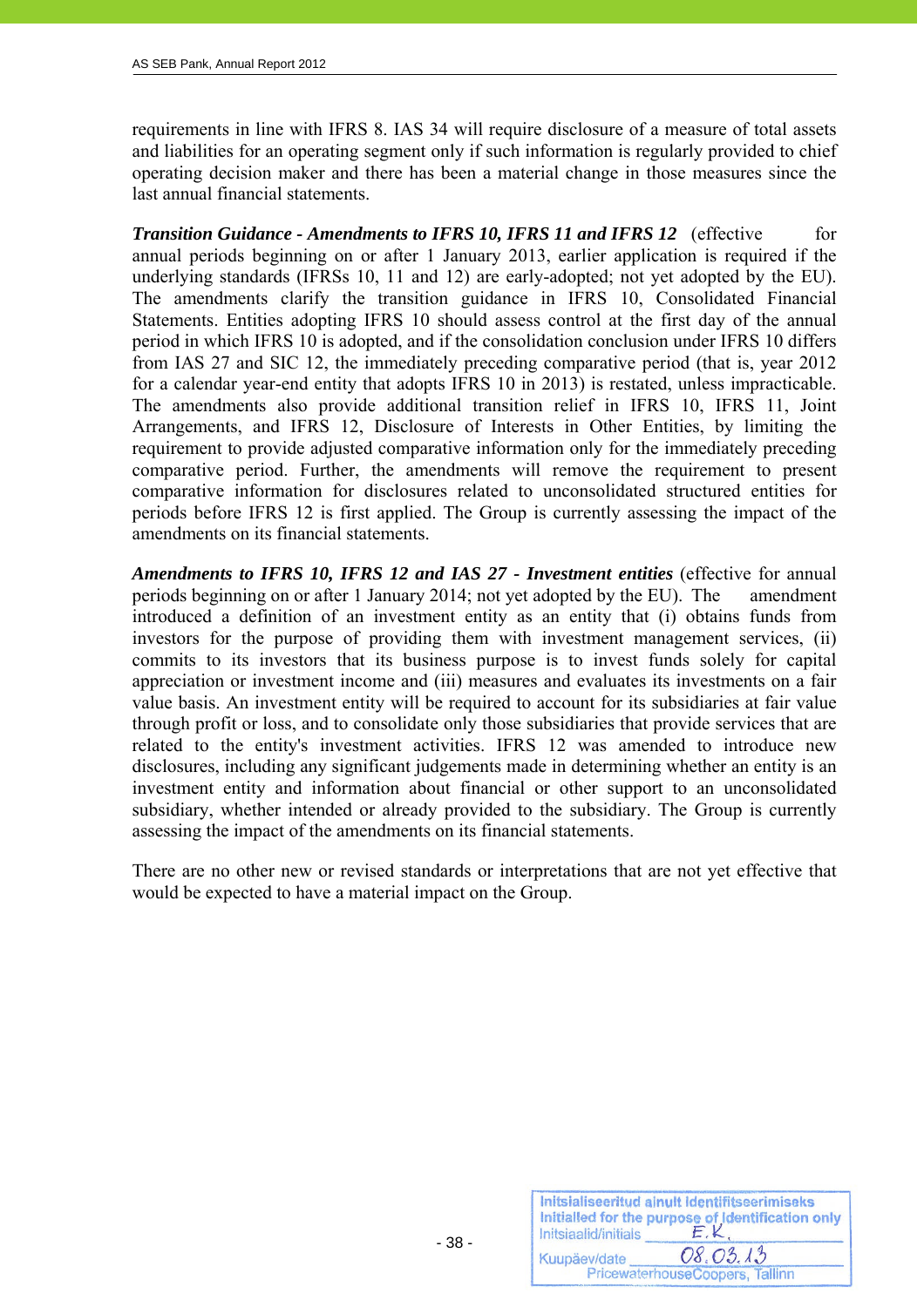requirements in line with IFRS 8. IAS 34 will require disclosure of a measure of total assets and liabilities for an operating segment only if such information is regularly provided to chief operating decision maker and there has been a material change in those measures since the last annual financial statements.

***Transition Guidance - Amendments to IFRS 10, IFRS 11 and IFRS 12*** (effective for annual periods beginning on or after 1 January 2013, earlier application is required if the underlying standards (IFRSs 10, 11 and 12) are early-adopted; not yet adopted by the EU). The amendments clarify the transition guidance in IFRS 10, Consolidated Financial Statements. Entities adopting IFRS 10 should assess control at the first day of the annual period in which IFRS 10 is adopted, and if the consolidation conclusion under IFRS 10 differs from IAS 27 and SIC 12, the immediately preceding comparative period (that is, year 2012 for a calendar year-end entity that adopts IFRS 10 in 2013) is restated, unless impracticable. The amendments also provide additional transition relief in IFRS 10, IFRS 11, Joint Arrangements, and IFRS 12, Disclosure of Interests in Other Entities, by limiting the requirement to provide adjusted comparative information only for the immediately preceding comparative period. Further, the amendments will remove the requirement to present comparative information for disclosures related to unconsolidated structured entities for periods before IFRS 12 is first applied. The Group is currently assessing the impact of the amendments on its financial statements.

***Amendments to IFRS 10, IFRS 12 and IAS 27 - Investment entities*** (effective for annual periods beginning on or after 1 January 2014; not yet adopted by the EU). The amendment introduced a definition of an investment entity as an entity that (i) obtains funds from investors for the purpose of providing them with investment management services, (ii) commits to its investors that its business purpose is to invest funds solely for capital appreciation or investment income and (iii) measures and evaluates its investments on a fair value basis. An investment entity will be required to account for its subsidiaries at fair value through profit or loss, and to consolidate only those subsidiaries that provide services that are related to the entity's investment activities. IFRS 12 was amended to introduce new disclosures, including any significant judgements made in determining whether an entity is an investment entity and information about financial or other support to an unconsolidated subsidiary, whether intended or already provided to the subsidiary. The Group is currently assessing the impact of the amendments on its financial statements.

There are no other new or revised standards or interpretations that are not yet effective that would be expected to have a material impact on the Group.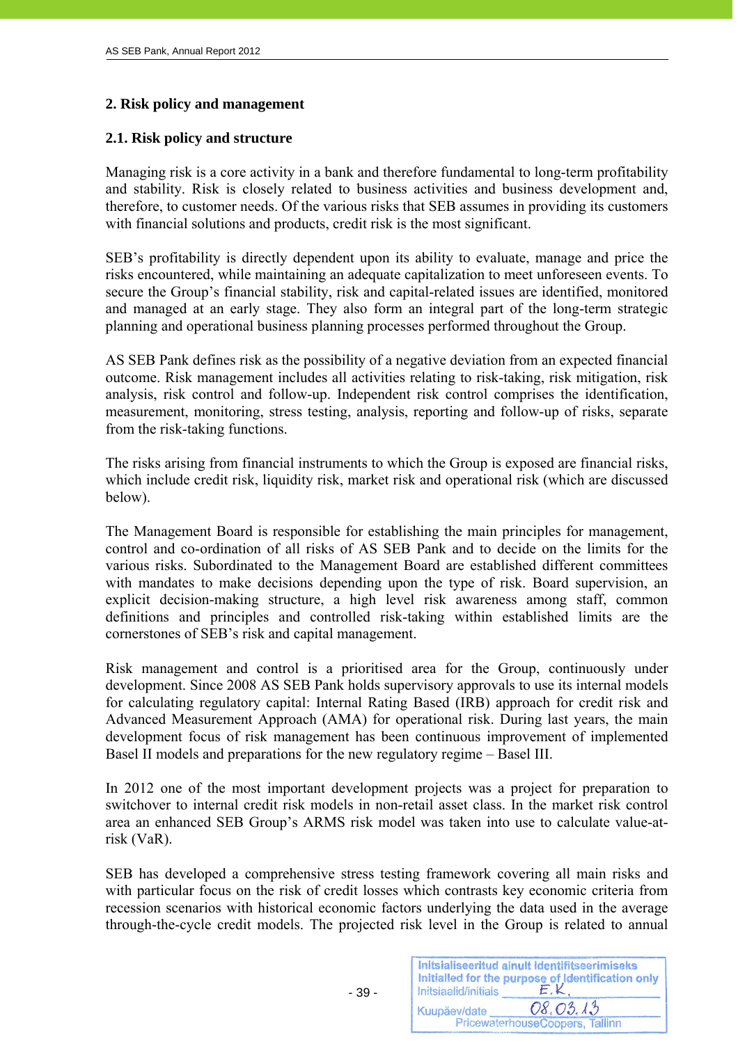## 2. Risk policy and management

### 2.1. Risk policy and structure

Managing risk is a core activity in a bank and therefore fundamental to long-term profitability and stability. Risk is closely related to business activities and business development and, therefore, to customer needs. Of the various risks that SEB assumes in providing its customers with financial solutions and products, credit risk is the most significant.

SEB's profitability is directly dependent upon its ability to evaluate, manage and price the risks encountered, while maintaining an adequate capitalization to meet unforeseen events. To secure the Group's financial stability, risk and capital-related issues are identified, monitored and managed at an early stage. They also form an integral part of the long-term strategic planning and operational business planning processes performed throughout the Group.

AS SEB Pank defines risk as the possibility of a negative deviation from an expected financial outcome. Risk management includes all activities relating to risk-taking, risk mitigation, risk analysis, risk control and follow-up. Independent risk control comprises the identification, measurement, monitoring, stress testing, analysis, reporting and follow-up of risks, separate from the risk-taking functions.

The risks arising from financial instruments to which the Group is exposed are financial risks, which include credit risk, liquidity risk, market risk and operational risk (which are discussed below).

The Management Board is responsible for establishing the main principles for management, control and co-ordination of all risks of AS SEB Pank and to decide on the limits for the various risks. Subordinated to the Management Board are established different committees with mandates to make decisions depending upon the type of risk. Board supervision, an explicit decision-making structure, a high level risk awareness among staff, common definitions and principles and controlled risk-taking within established limits are the cornerstones of SEB's risk and capital management.

Risk management and control is a prioritised area for the Group, continuously under development. Since 2008 AS SEB Pank holds supervisory approvals to use its internal models for calculating regulatory capital: Internal Rating Based (IRB) approach for credit risk and Advanced Measurement Approach (AMA) for operational risk. During last years, the main development focus of risk management has been continuous improvement of implemented Basel II models and preparations for the new regulatory regime – Basel III.

In 2012 one of the most important development projects was a project for preparation to switchover to internal credit risk models in non-retail asset class. In the market risk control area an enhanced SEB Group's ARMS risk model was taken into use to calculate value-at-risk (VaR).

SEB has developed a comprehensive stress testing framework covering all main risks and with particular focus on the risk of credit losses which contrasts key economic criteria from recession scenarios with historical economic factors underlying the data used in the average through-the-cycle credit models. The projected risk level in the Group is related to annual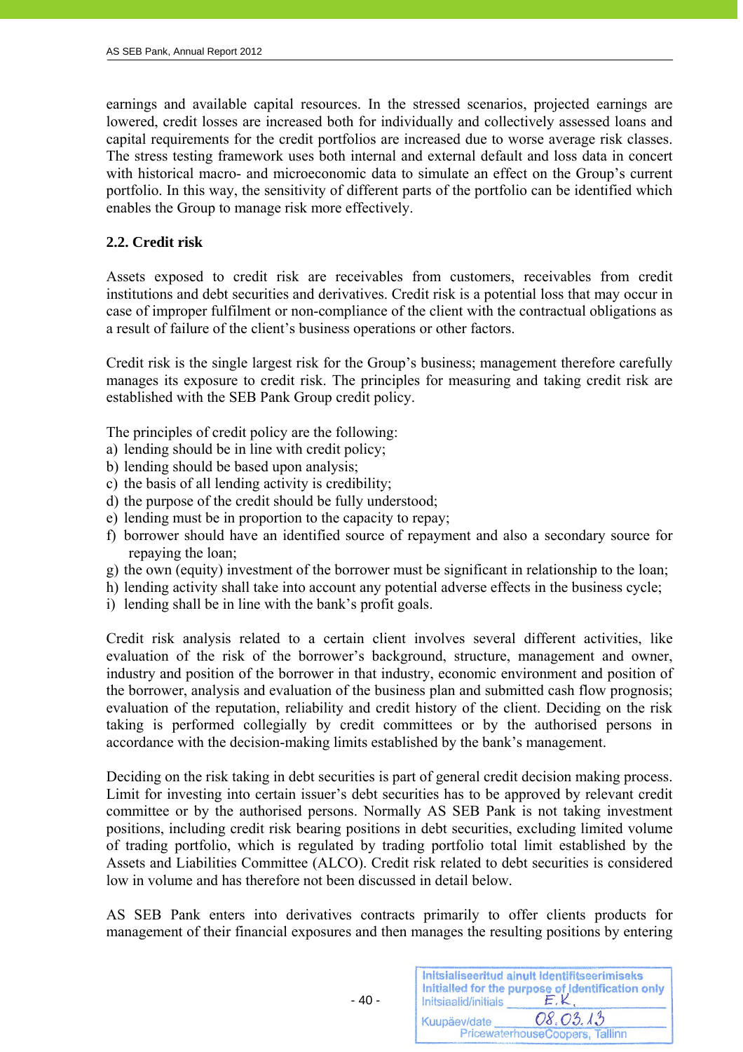earnings and available capital resources. In the stressed scenarios, projected earnings are lowered, credit losses are increased both for individually and collectively assessed loans and capital requirements for the credit portfolios are increased due to worse average risk classes. The stress testing framework uses both internal and external default and loss data in concert with historical macro- and microeconomic data to simulate an effect on the Group's current portfolio. In this way, the sensitivity of different parts of the portfolio can be identified which enables the Group to manage risk more effectively.

### 2.2. Credit risk

Assets exposed to credit risk are receivables from customers, receivables from credit institutions and debt securities and derivatives. Credit risk is a potential loss that may occur in case of improper fulfilment or non-compliance of the client with the contractual obligations as a result of failure of the client's business operations or other factors.

Credit risk is the single largest risk for the Group's business; management therefore carefully manages its exposure to credit risk. The principles for measuring and taking credit risk are established with the SEB Pank Group credit policy.

The principles of credit policy are the following:
a) lending should be in line with credit policy;
b) lending should be based upon analysis;
c) the basis of all lending activity is credibility;
d) the purpose of the credit should be fully understood;
e) lending must be in proportion to the capacity to repay;
f) borrower should have an identified source of repayment and also a secondary source for repaying the loan;
g) the own (equity) investment of the borrower must be significant in relationship to the loan;
h) lending activity shall take into account any potential adverse effects in the business cycle;
i) lending shall be in line with the bank's profit goals.

Credit risk analysis related to a certain client involves several different activities, like evaluation of the risk of the borrower's background, structure, management and owner, industry and position of the borrower in that industry, economic environment and position of the borrower, analysis and evaluation of the business plan and submitted cash flow prognosis; evaluation of the reputation, reliability and credit history of the client. Deciding on the risk taking is performed collegially by credit committees or by the authorised persons in accordance with the decision-making limits established by the bank's management.

Deciding on the risk taking in debt securities is part of general credit decision making process. Limit for investing into certain issuer's debt securities has to be approved by relevant credit committee or by the authorised persons. Normally AS SEB Pank is not taking investment positions, including credit risk bearing positions in debt securities, excluding limited volume of trading portfolio, which is regulated by trading portfolio total limit established by the Assets and Liabilities Committee (ALCO). Credit risk related to debt securities is considered low in volume and has therefore not been discussed in detail below.

AS SEB Pank enters into derivatives contracts primarily to offer clients products for management of their financial exposures and then manages the resulting positions by entering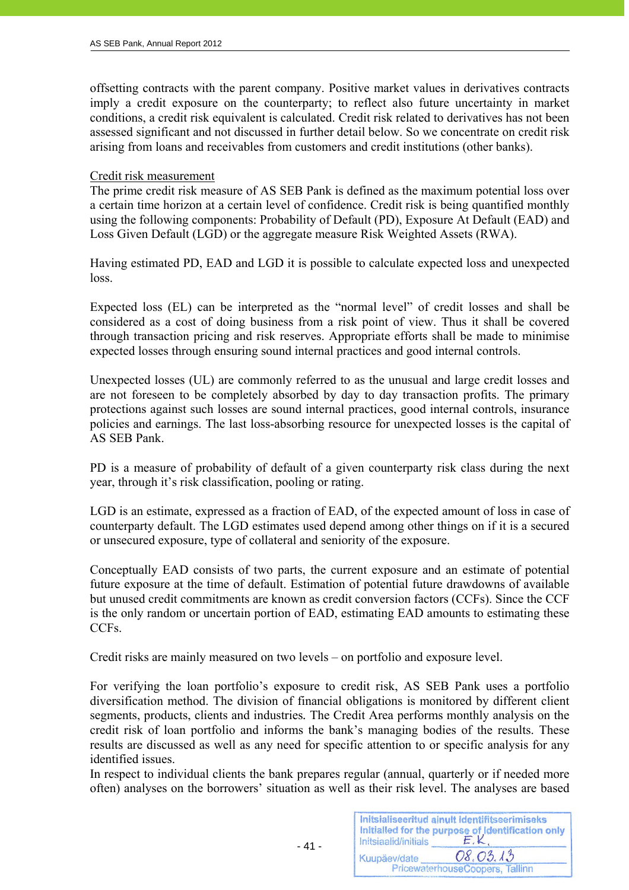offsetting contracts with the parent company. Positive market values in derivatives contracts imply a credit exposure on the counterparty; to reflect also future uncertainty in market conditions, a credit risk equivalent is calculated. Credit risk related to derivatives has not been assessed significant and not discussed in further detail below. So we concentrate on credit risk arising from loans and receivables from customers and credit institutions (other banks).

Credit risk measurement

The prime credit risk measure of AS SEB Pank is defined as the maximum potential loss over a certain time horizon at a certain level of confidence. Credit risk is being quantified monthly using the following components: Probability of Default (PD), Exposure At Default (EAD) and Loss Given Default (LGD) or the aggregate measure Risk Weighted Assets (RWA).

Having estimated PD, EAD and LGD it is possible to calculate expected loss and unexpected loss.

Expected loss (EL) can be interpreted as the "normal level" of credit losses and shall be considered as a cost of doing business from a risk point of view. Thus it shall be covered through transaction pricing and risk reserves. Appropriate efforts shall be made to minimise expected losses through ensuring sound internal practices and good internal controls.

Unexpected losses (UL) are commonly referred to as the unusual and large credit losses and are not foreseen to be completely absorbed by day to day transaction profits. The primary protections against such losses are sound internal practices, good internal controls, insurance policies and earnings. The last loss-absorbing resource for unexpected losses is the capital of AS SEB Pank.

PD is a measure of probability of default of a given counterparty risk class during the next year, through it's risk classification, pooling or rating.

LGD is an estimate, expressed as a fraction of EAD, of the expected amount of loss in case of counterparty default. The LGD estimates used depend among other things on if it is a secured or unsecured exposure, type of collateral and seniority of the exposure.

Conceptually EAD consists of two parts, the current exposure and an estimate of potential future exposure at the time of default. Estimation of potential future drawdowns of available but unused credit commitments are known as credit conversion factors (CCFs). Since the CCF is the only random or uncertain portion of EAD, estimating EAD amounts to estimating these CCFs.

Credit risks are mainly measured on two levels – on portfolio and exposure level.

For verifying the loan portfolio's exposure to credit risk, AS SEB Pank uses a portfolio diversification method. The division of financial obligations is monitored by different client segments, products, clients and industries. The Credit Area performs monthly analysis on the credit risk of loan portfolio and informs the bank's managing bodies of the results. These results are discussed as well as any need for specific attention to or specific analysis for any identified issues.
In respect to individual clients the bank prepares regular (annual, quarterly or if needed more often) analyses on the borrowers' situation as well as their risk level. The analyses are based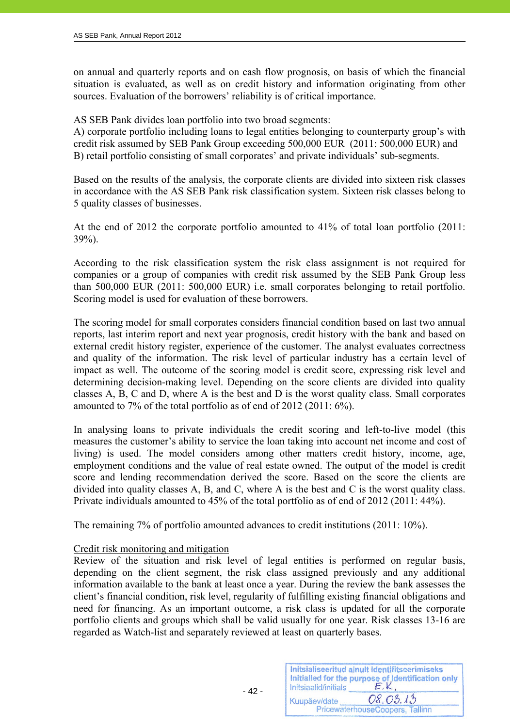on annual and quarterly reports and on cash flow prognosis, on basis of which the financial situation is evaluated, as well as on credit history and information originating from other sources. Evaluation of the borrowers' reliability is of critical importance.

AS SEB Pank divides loan portfolio into two broad segments:
A) corporate portfolio including loans to legal entities belonging to counterparty group's with credit risk assumed by SEB Pank Group exceeding 500,000 EUR (2011: 500,000 EUR) and
B) retail portfolio consisting of small corporates' and private individuals' sub-segments.

Based on the results of the analysis, the corporate clients are divided into sixteen risk classes in accordance with the AS SEB Pank risk classification system. Sixteen risk classes belong to 5 quality classes of businesses.

At the end of 2012 the corporate portfolio amounted to 41% of total loan portfolio (2011: 39%).

According to the risk classification system the risk class assignment is not required for companies or a group of companies with credit risk assumed by the SEB Pank Group less than 500,000 EUR (2011: 500,000 EUR) i.e. small corporates belonging to retail portfolio. Scoring model is used for evaluation of these borrowers.

The scoring model for small corporates considers financial condition based on last two annual reports, last interim report and next year prognosis, credit history with the bank and based on external credit history register, experience of the customer. The analyst evaluates correctness and quality of the information. The risk level of particular industry has a certain level of impact as well. The outcome of the scoring model is credit score, expressing risk level and determining decision-making level. Depending on the score clients are divided into quality classes A, B, C and D, where A is the best and D is the worst quality class. Small corporates amounted to 7% of the total portfolio as of end of 2012 (2011: 6%).

In analysing loans to private individuals the credit scoring and left-to-live model (this measures the customer's ability to service the loan taking into account net income and cost of living) is used. The model considers among other matters credit history, income, age, employment conditions and the value of real estate owned. The output of the model is credit score and lending recommendation derived the score. Based on the score the clients are divided into quality classes A, B, and C, where A is the best and C is the worst quality class. Private individuals amounted to 45% of the total portfolio as of end of 2012 (2011: 44%).

The remaining 7% of portfolio amounted advances to credit institutions (2011: 10%).

<u>Credit risk monitoring and mitigation</u>

Review of the situation and risk level of legal entities is performed on regular basis, depending on the client segment, the risk class assigned previously and any additional information available to the bank at least once a year. During the review the bank assesses the client's financial condition, risk level, regularity of fulfilling existing financial obligations and need for financing. As an important outcome, a risk class is updated for all the corporate portfolio clients and groups which shall be valid usually for one year. Risk classes 13-16 are regarded as Watch-list and separately reviewed at least on quarterly bases.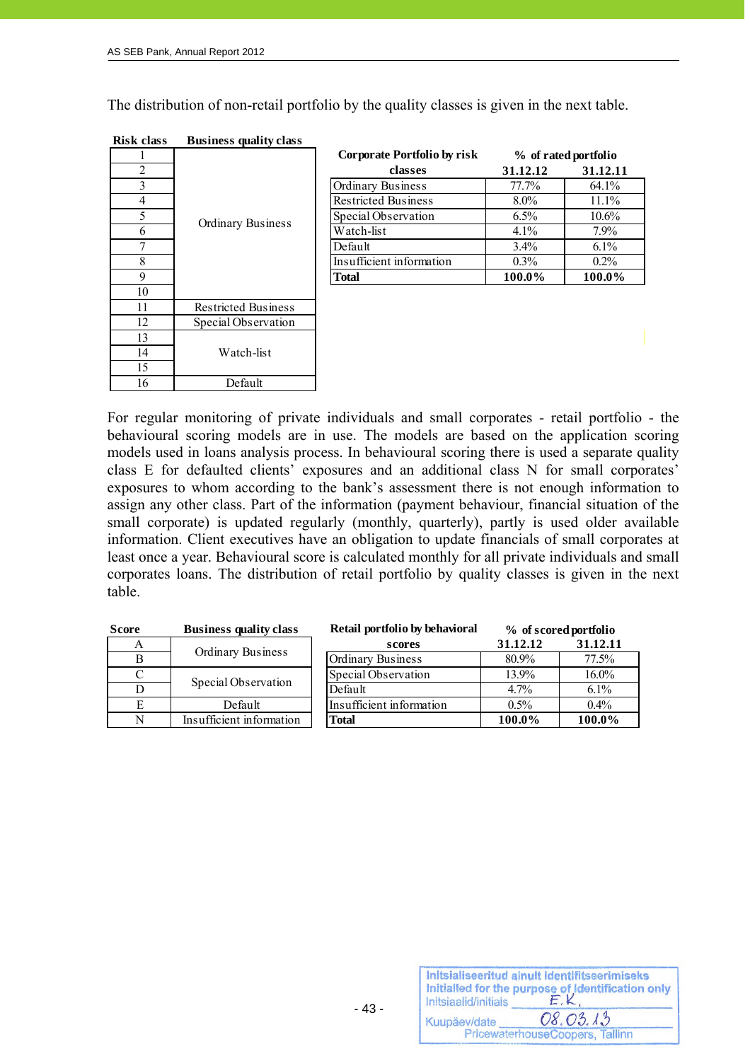The distribution of non-retail portfolio by the quality classes is given in the next table.

| Risk class | Business quality class |
|---|---|
| 1 | Ordinary Business |
| 2 | Ordinary Business |
| 3 | Ordinary Business |
| 4 | Ordinary Business |
| 5 | Ordinary Business |
| 6 | Ordinary Business |
| 7 | Ordinary Business |
| 8 | Ordinary Business |
| 9 | Ordinary Business |
| 10 | Ordinary Business |
| 11 | Restricted Business |
| 12 | Special Observation |
| 13 | Watch-list |
| 14 | Watch-list |
| 15 | Watch-list |
| 16 | Default |

| Corporate Portfolio by risk classes | % of rated portfolio 31.12.12 | 31.12.11 |
|---|---|---|
| Ordinary Business | 77.7% | 64.1% |
| Restricted Business | 8.0% | 11.1% |
| Special Observation | 6.5% | 10.6% |
| Watch-list | 4.1% | 7.9% |
| Default | 3.4% | 6.1% |
| Insufficient information | 0.3% | 0.2% |
| **Total** | **100.0%** | **100.0%** |

For regular monitoring of private individuals and small corporates - retail portfolio - the behavioural scoring models are in use. The models are based on the application scoring models used in loans analysis process. In behavioural scoring there is used a separate quality class E for defaulted clients' exposures and an additional class N for small corporates' exposures to whom according to the bank's assessment there is not enough information to assign any other class. Part of the information (payment behaviour, financial situation of the small corporate) is updated regularly (monthly, quarterly), partly is used older available information. Client executives have an obligation to update financials of small corporates at least once a year. Behavioural score is calculated monthly for all private individuals and small corporates loans. The distribution of retail portfolio by quality classes is given in the next table.

| Score | Business quality class |
|---|---|
| A | Ordinary Business |
| B | Ordinary Business |
| C | Special Observation |
| D | Special Observation |
| E | Default |
| N | Insufficient information |

| Retail portfolio by behavioral scores | % of scored portfolio 31.12.12 | 31.12.11 |
|---|---|---|
| Ordinary Business | 80.9% | 77.5% |
| Special Observation | 13.9% | 16.0% |
| Default | 4.7% | 6.1% |
| Insufficient information | 0.5% | 0.4% |
| **Total** | **100.0%** | **100.0%** |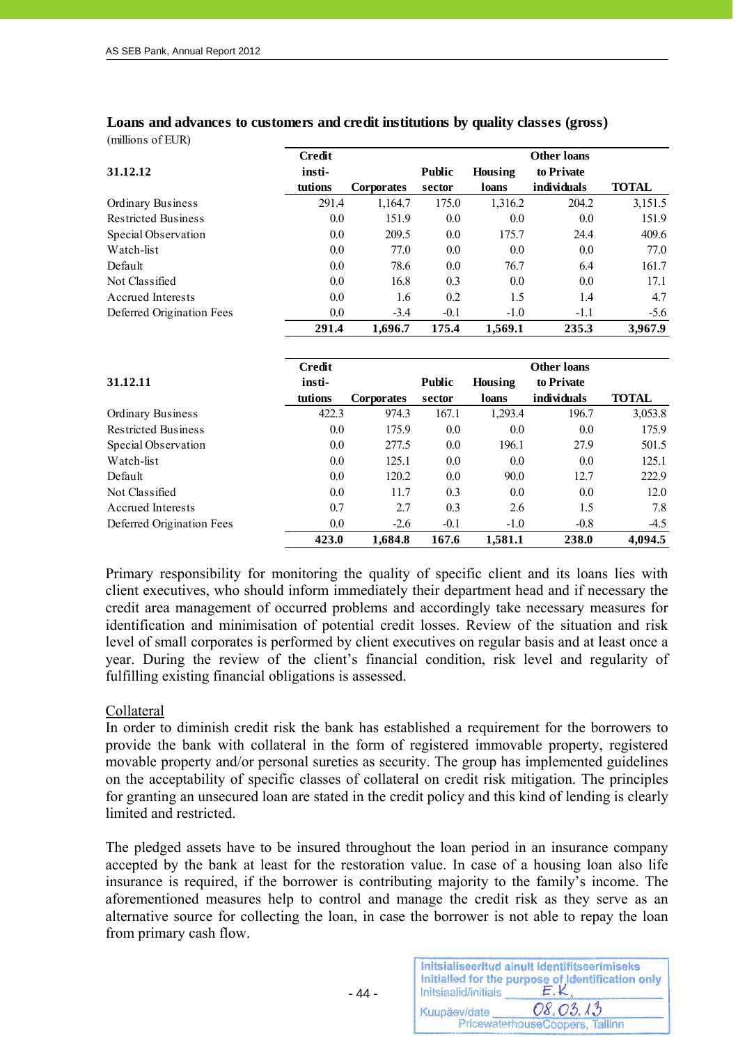**Loans and advances to customers and credit institutions by quality classes (gross)**

(millions of EUR)

| 31.12.12 | Credit insti- tutions | Corporates | Public sector | Housing loans | Other loans to Private individuals | TOTAL |
|---|---|---|---|---|---|---|
| Ordinary Business | 291.4 | 1,164.7 | 175.0 | 1,316.2 | 204.2 | 3,151.5 |
| Restricted Business | 0.0 | 151.9 | 0.0 | 0.0 | 0.0 | 151.9 |
| Special Observation | 0.0 | 209.5 | 0.0 | 175.7 | 24.4 | 409.6 |
| Watch-list | 0.0 | 77.0 | 0.0 | 0.0 | 0.0 | 77.0 |
| Default | 0.0 | 78.6 | 0.0 | 76.7 | 6.4 | 161.7 |
| Not Classified | 0.0 | 16.8 | 0.3 | 0.0 | 0.0 | 17.1 |
| Accrued Interests | 0.0 | 1.6 | 0.2 | 1.5 | 1.4 | 4.7 |
| Deferred Origination Fees | 0.0 | -3.4 | -0.1 | -1.0 | -1.1 | -5.6 |
| | **291.4** | **1,696.7** | **175.4** | **1,569.1** | **235.3** | **3,967.9** |

| 31.12.11 | Credit insti- tutions | Corporates | Public sector | Housing loans | Other loans to Private individuals | TOTAL |
|---|---|---|---|---|---|---|
| Ordinary Business | 422.3 | 974.3 | 167.1 | 1,293.4 | 196.7 | 3,053.8 |
| Restricted Business | 0.0 | 175.9 | 0.0 | 0.0 | 0.0 | 175.9 |
| Special Observation | 0.0 | 277.5 | 0.0 | 196.1 | 27.9 | 501.5 |
| Watch-list | 0.0 | 125.1 | 0.0 | 0.0 | 0.0 | 125.1 |
| Default | 0.0 | 120.2 | 0.0 | 90.0 | 12.7 | 222.9 |
| Not Classified | 0.0 | 11.7 | 0.3 | 0.0 | 0.0 | 12.0 |
| Accrued Interests | 0.7 | 2.7 | 0.3 | 2.6 | 1.5 | 7.8 |
| Deferred Origination Fees | 0.0 | -2.6 | -0.1 | -1.0 | -0.8 | -4.5 |
| | **423.0** | **1,684.8** | **167.6** | **1,581.1** | **238.0** | **4,094.5** |

Primary responsibility for monitoring the quality of specific client and its loans lies with client executives, who should inform immediately their department head and if necessary the credit area management of occurred problems and accordingly take necessary measures for identification and minimisation of potential credit losses. Review of the situation and risk level of small corporates is performed by client executives on regular basis and at least once a year. During the review of the client's financial condition, risk level and regularity of fulfilling existing financial obligations is assessed.

Collateral

In order to diminish credit risk the bank has established a requirement for the borrowers to provide the bank with collateral in the form of registered immovable property, registered movable property and/or personal sureties as security. The group has implemented guidelines on the acceptability of specific classes of collateral on credit risk mitigation. The principles for granting an unsecured loan are stated in the credit policy and this kind of lending is clearly limited and restricted.

The pledged assets have to be insured throughout the loan period in an insurance company accepted by the bank at least for the restoration value. In case of a housing loan also life insurance is required, if the borrower is contributing majority to the family's income. The aforementioned measures help to control and manage the credit risk as they serve as an alternative source for collecting the loan, in case the borrower is not able to repay the loan from primary cash flow.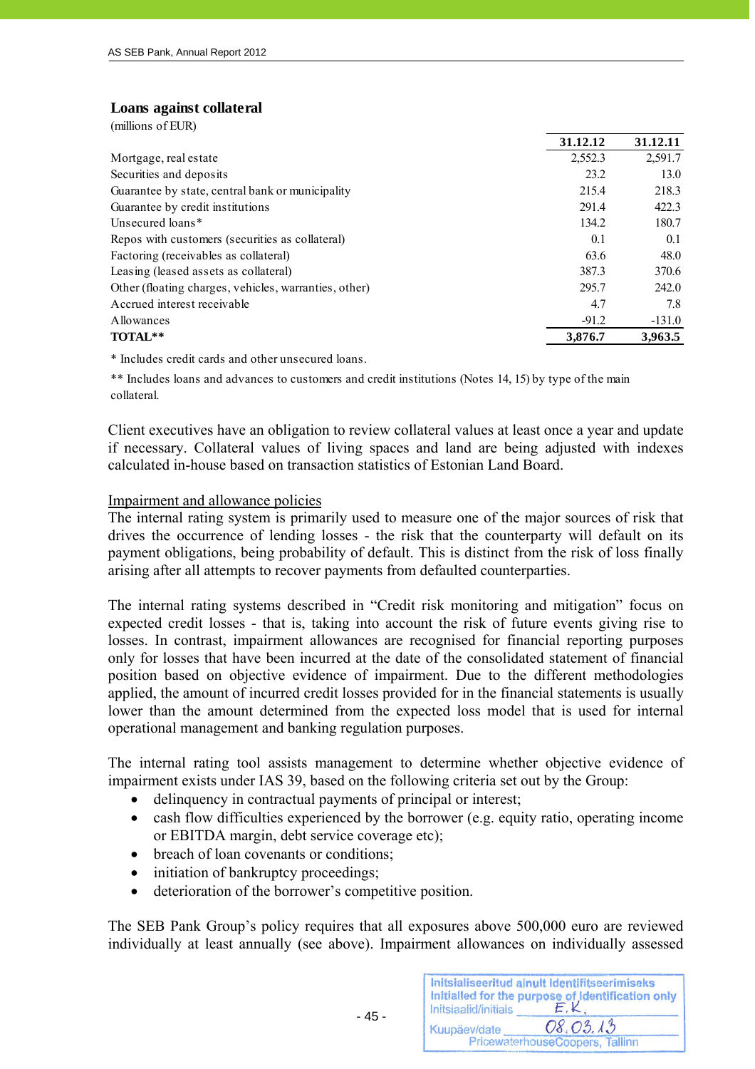### Loans against collateral

(millions of EUR)

| | 31.12.12 | 31.12.11 |
|---|---|---|
| Mortgage, real estate | 2,552.3 | 2,591.7 |
| Securities and deposits | 23.2 | 13.0 |
| Guarantee by state, central bank or municipality | 215.4 | 218.3 |
| Guarantee by credit institutions | 291.4 | 422.3 |
| Unsecured loans* | 134.2 | 180.7 |
| Repos with customers (securities as collateral) | 0.1 | 0.1 |
| Factoring (receivables as collateral) | 63.6 | 48.0 |
| Leasing (leased assets as collateral) | 387.3 | 370.6 |
| Other (floating charges, vehicles, warranties, other) | 295.7 | 242.0 |
| Accrued interest receivable | 4.7 | 7.8 |
| Allowances | -91.2 | -131.0 |
| **TOTAL**** | **3,876.7** | **3,963.5** |

* Includes credit cards and other unsecured loans.

** Includes loans and advances to customers and credit institutions (Notes 14, 15) by type of the main collateral.

Client executives have an obligation to review collateral values at least once a year and update if necessary. Collateral values of living spaces and land are being adjusted with indexes calculated in-house based on transaction statistics of Estonian Land Board.

Impairment and allowance policies

The internal rating system is primarily used to measure one of the major sources of risk that drives the occurrence of lending losses - the risk that the counterparty will default on its payment obligations, being probability of default. This is distinct from the risk of loss finally arising after all attempts to recover payments from defaulted counterparties.

The internal rating systems described in "Credit risk monitoring and mitigation" focus on expected credit losses - that is, taking into account the risk of future events giving rise to losses. In contrast, impairment allowances are recognised for financial reporting purposes only for losses that have been incurred at the date of the consolidated statement of financial position based on objective evidence of impairment. Due to the different methodologies applied, the amount of incurred credit losses provided for in the financial statements is usually lower than the amount determined from the expected loss model that is used for internal operational management and banking regulation purposes.

The internal rating tool assists management to determine whether objective evidence of impairment exists under IAS 39, based on the following criteria set out by the Group:

- delinquency in contractual payments of principal or interest;
- cash flow difficulties experienced by the borrower (e.g. equity ratio, operating income or EBITDA margin, debt service coverage etc);
- breach of loan covenants or conditions;
- initiation of bankruptcy proceedings;
- deterioration of the borrower's competitive position.

The SEB Pank Group's policy requires that all exposures above 500,000 euro are reviewed individually at least annually (see above). Impairment allowances on individually assessed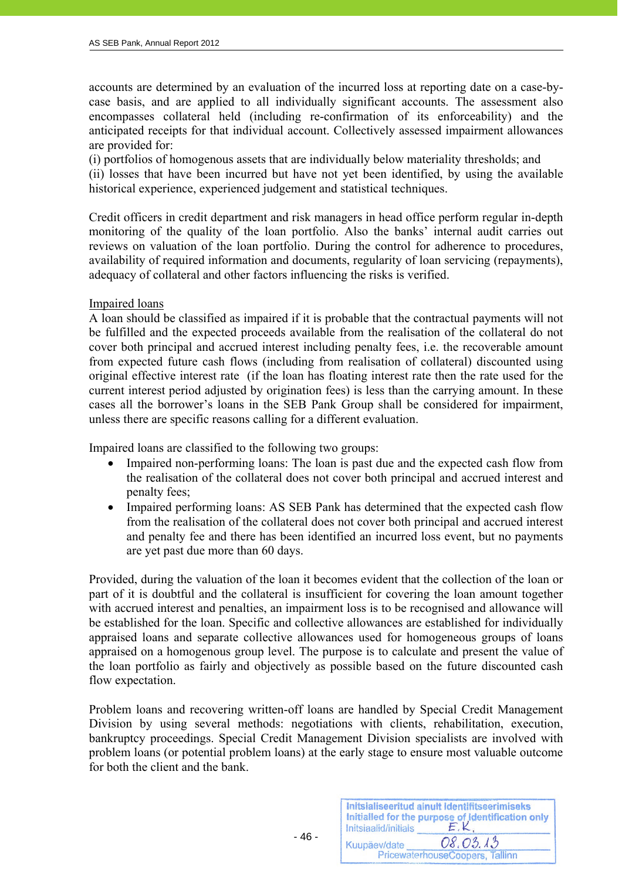accounts are determined by an evaluation of the incurred loss at reporting date on a case-by-case basis, and are applied to all individually significant accounts. The assessment also encompasses collateral held (including re-confirmation of its enforceability) and the anticipated receipts for that individual account. Collectively assessed impairment allowances are provided for:
(i) portfolios of homogenous assets that are individually below materiality thresholds; and
(ii) losses that have been incurred but have not yet been identified, by using the available historical experience, experienced judgement and statistical techniques.

Credit officers in credit department and risk managers in head office perform regular in-depth monitoring of the quality of the loan portfolio. Also the banks' internal audit carries out reviews on valuation of the loan portfolio. During the control for adherence to procedures, availability of required information and documents, regularity of loan servicing (repayments), adequacy of collateral and other factors influencing the risks is verified.

Impaired loans

A loan should be classified as impaired if it is probable that the contractual payments will not be fulfilled and the expected proceeds available from the realisation of the collateral do not cover both principal and accrued interest including penalty fees, i.e. the recoverable amount from expected future cash flows (including from realisation of collateral) discounted using original effective interest rate (if the loan has floating interest rate then the rate used for the current interest period adjusted by origination fees) is less than the carrying amount. In these cases all the borrower's loans in the SEB Pank Group shall be considered for impairment, unless there are specific reasons calling for a different evaluation.

Impaired loans are classified to the following two groups:

- Impaired non-performing loans: The loan is past due and the expected cash flow from the realisation of the collateral does not cover both principal and accrued interest and penalty fees;
- Impaired performing loans: AS SEB Pank has determined that the expected cash flow from the realisation of the collateral does not cover both principal and accrued interest and penalty fee and there has been identified an incurred loss event, but no payments are yet past due more than 60 days.

Provided, during the valuation of the loan it becomes evident that the collection of the loan or part of it is doubtful and the collateral is insufficient for covering the loan amount together with accrued interest and penalties, an impairment loss is to be recognised and allowance will be established for the loan. Specific and collective allowances are established for individually appraised loans and separate collective allowances used for homogeneous groups of loans appraised on a homogenous group level. The purpose is to calculate and present the value of the loan portfolio as fairly and objectively as possible based on the future discounted cash flow expectation.

Problem loans and recovering written-off loans are handled by Special Credit Management Division by using several methods: negotiations with clients, rehabilitation, execution, bankruptcy proceedings. Special Credit Management Division specialists are involved with problem loans (or potential problem loans) at the early stage to ensure most valuable outcome for both the client and the bank.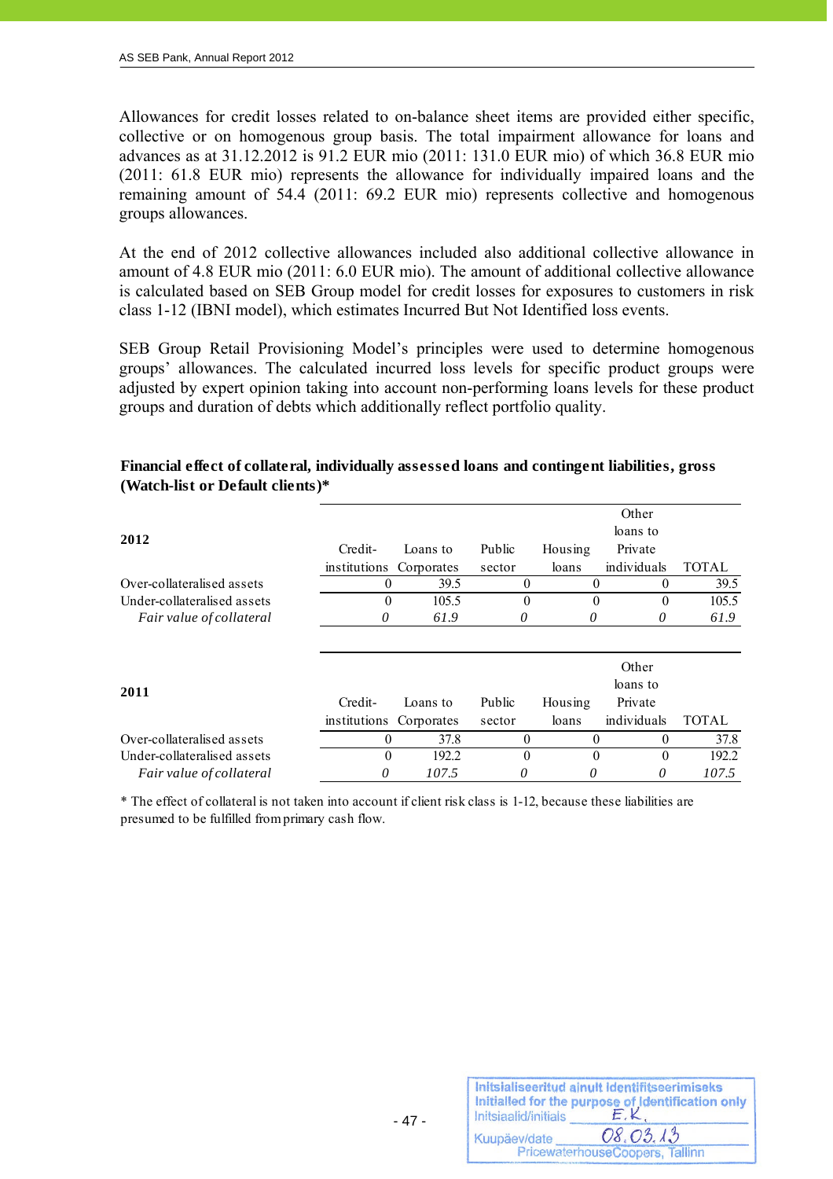Allowances for credit losses related to on-balance sheet items are provided either specific, collective or on homogenous group basis. The total impairment allowance for loans and advances as at 31.12.2012 is 91.2 EUR mio (2011: 131.0 EUR mio) of which 36.8 EUR mio (2011: 61.8 EUR mio) represents the allowance for individually impaired loans and the remaining amount of 54.4 (2011: 69.2 EUR mio) represents collective and homogenous groups allowances.

At the end of 2012 collective allowances included also additional collective allowance in amount of 4.8 EUR mio (2011: 6.0 EUR mio). The amount of additional collective allowance is calculated based on SEB Group model for credit losses for exposures to customers in risk class 1-12 (IBNI model), which estimates Incurred But Not Identified loss events.

SEB Group Retail Provisioning Model's principles were used to determine homogenous groups' allowances. The calculated incurred loss levels for specific product groups were adjusted by expert opinion taking into account non-performing loans levels for these product groups and duration of debts which additionally reflect portfolio quality.

**Financial effect of collateral, individually assessed loans and contingent liabilities, gross (Watch-list or Default clients)***

| **2012** | Credit-institutions | Loans to Corporates | Public sector | Housing loans | Other loans to Private individuals | TOTAL |
|---|---|---|---|---|---|---|
| Over-collateralised assets | 0 | 39.5 | 0 | 0 | 0 | 39.5 |
| Under-collateralised assets | 0 | 105.5 | 0 | 0 | 0 | 105.5 |
| *Fair value of collateral* | *0* | *61.9* | *0* | *0* | *0* | *61.9* |

| **2011** | Credit-institutions | Loans to Corporates | Public sector | Housing loans | Other loans to Private individuals | TOTAL |
|---|---|---|---|---|---|---|
| Over-collateralised assets | 0 | 37.8 | 0 | 0 | 0 | 37.8 |
| Under-collateralised assets | 0 | 192.2 | 0 | 0 | 0 | 192.2 |
| *Fair value of collateral* | *0* | *107.5* | *0* | *0* | *0* | *107.5* |

* The effect of collateral is not taken into account if client risk class is 1-12, because these liabilities are presumed to be fulfilled from primary cash flow.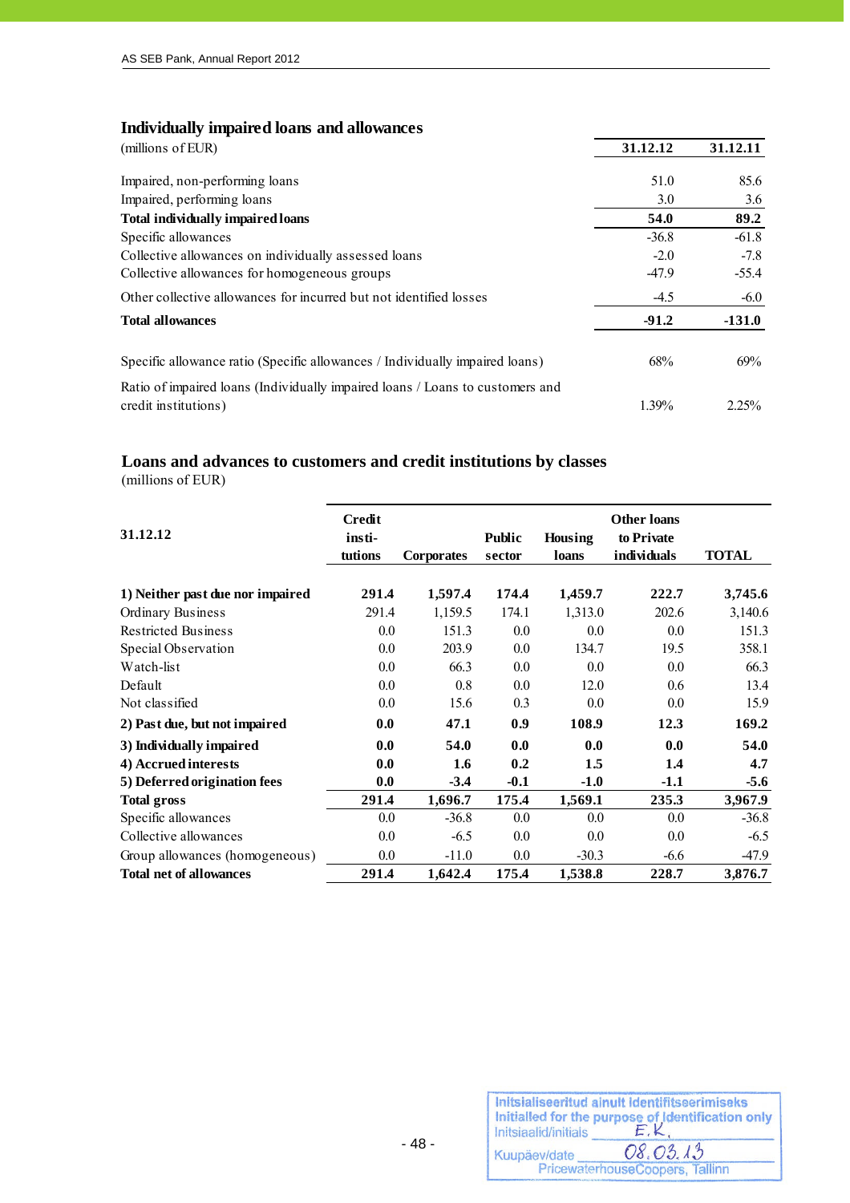### Individually impaired loans and allowances

| (millions of EUR) | 31.12.12 | 31.12.11 |
|---|---|---|
| Impaired, non-performing loans | 51.0 | 85.6 |
| Impaired, performing loans | 3.0 | 3.6 |
| **Total individually impaired loans** | **54.0** | **89.2** |
| Specific allowances | -36.8 | -61.8 |
| Collective allowances on individually assessed loans | -2.0 | -7.8 |
| Collective allowances for homogeneous groups | -47.9 | -55.4 |
| Other collective allowances for incurred but not identified losses | -4.5 | -6.0 |
| **Total allowances** | **-91.2** | **-131.0** |
| Specific allowance ratio (Specific allowances / Individually impaired loans) | 68% | 69% |
| Ratio of impaired loans (Individually impaired loans / Loans to customers and credit institutions) | 1.39% | 2.25% |

### Loans and advances to customers and credit institutions by classes

(millions of EUR)

| 31.12.12 | Credit institutions | Corporates | Public sector | Housing loans | Other loans to Private individuals | TOTAL |
|---|---|---|---|---|---|---|
| **1) Neither past due nor impaired** | **291.4** | **1,597.4** | **174.4** | **1,459.7** | **222.7** | **3,745.6** |
| Ordinary Business | 291.4 | 1,159.5 | 174.1 | 1,313.0 | 202.6 | 3,140.6 |
| Restricted Business | 0.0 | 151.3 | 0.0 | 0.0 | 0.0 | 151.3 |
| Special Observation | 0.0 | 203.9 | 0.0 | 134.7 | 19.5 | 358.1 |
| Watch-list | 0.0 | 66.3 | 0.0 | 0.0 | 0.0 | 66.3 |
| Default | 0.0 | 0.8 | 0.0 | 12.0 | 0.6 | 13.4 |
| Not classified | 0.0 | 15.6 | 0.3 | 0.0 | 0.0 | 15.9 |
| **2) Past due, but not impaired** | **0.0** | **47.1** | **0.9** | **108.9** | **12.3** | **169.2** |
| **3) Individually impaired** | **0.0** | **54.0** | **0.0** | **0.0** | **0.0** | **54.0** |
| **4) Accrued interests** | **0.0** | **1.6** | **0.2** | **1.5** | **1.4** | **4.7** |
| **5) Deferred origination fees** | **0.0** | **-3.4** | **-0.1** | **-1.0** | **-1.1** | **-5.6** |
| **Total gross** | **291.4** | **1,696.7** | **175.4** | **1,569.1** | **235.3** | **3,967.9** |
| Specific allowances | 0.0 | -36.8 | 0.0 | 0.0 | 0.0 | -36.8 |
| Collective allowances | 0.0 | -6.5 | 0.0 | 0.0 | 0.0 | -6.5 |
| Group allowances (homogeneous) | 0.0 | -11.0 | 0.0 | -30.3 | -6.6 | -47.9 |
| **Total net of allowances** | **291.4** | **1,642.4** | **175.4** | **1,538.8** | **228.7** | **3,876.7** |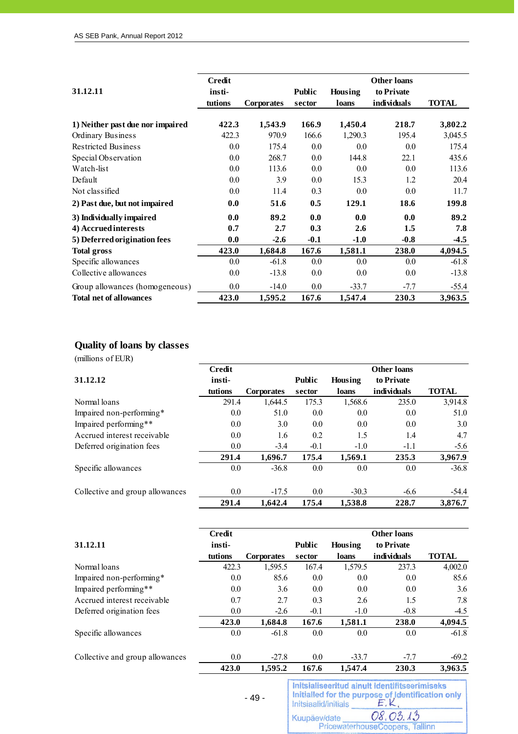| 31.12.11 | Credit insti- tutions | Corporates | Public sector | Housing loans | Other loans to Private individuals | TOTAL |
|---|---|---|---|---|---|---|
| **1) Neither past due nor impaired** | **422.3** | **1,543.9** | **166.9** | **1,450.4** | **218.7** | **3,802.2** |
| Ordinary Business | 422.3 | 970.9 | 166.6 | 1,290.3 | 195.4 | 3,045.5 |
| Restricted Business | 0.0 | 175.4 | 0.0 | 0.0 | 0.0 | 175.4 |
| Special Observation | 0.0 | 268.7 | 0.0 | 144.8 | 22.1 | 435.6 |
| Watch-list | 0.0 | 113.6 | 0.0 | 0.0 | 0.0 | 113.6 |
| Default | 0.0 | 3.9 | 0.0 | 15.3 | 1.2 | 20.4 |
| Not classified | 0.0 | 11.4 | 0.3 | 0.0 | 0.0 | 11.7 |
| **2) Past due, but not impaired** | **0.0** | **51.6** | **0.5** | **129.1** | **18.6** | **199.8** |
| **3) Individually impaired** | **0.0** | **89.2** | **0.0** | **0.0** | **0.0** | **89.2** |
| **4) Accrued interests** | **0.7** | **2.7** | **0.3** | **2.6** | **1.5** | **7.8** |
| **5) Deferred origination fees** | **0.0** | **-2.6** | **-0.1** | **-1.0** | **-0.8** | **-4.5** |
| **Total gross** | **423.0** | **1,684.8** | **167.6** | **1,581.1** | **238.0** | **4,094.5** |
| Specific allowances | 0.0 | -61.8 | 0.0 | 0.0 | 0.0 | -61.8 |
| Collective allowances | 0.0 | -13.8 | 0.0 | 0.0 | 0.0 | -13.8 |
| Group allowances (homogeneous) | 0.0 | -14.0 | 0.0 | -33.7 | -7.7 | -55.4 |
| **Total net of allowances** | **423.0** | **1,595.2** | **167.6** | **1,547.4** | **230.3** | **3,963.5** |

## Quality of loans by classes

(millions of EUR)

| 31.12.12 | Credit insti- tutions | Corporates | Public sector | Housing loans | Other loans to Private individuals | TOTAL |
|---|---|---|---|---|---|---|
| Normal loans | 291.4 | 1,644.5 | 175.3 | 1,568.6 | 235.0 | 3,914.8 |
| Impaired non-performing* | 0.0 | 51.0 | 0.0 | 0.0 | 0.0 | 51.0 |
| Impaired performing** | 0.0 | 3.0 | 0.0 | 0.0 | 0.0 | 3.0 |
| Accrued interest receivable | 0.0 | 1.6 | 0.2 | 1.5 | 1.4 | 4.7 |
| Deferred origination fees | 0.0 | -3.4 | -0.1 | -1.0 | -1.1 | -5.6 |
| | **291.4** | **1,696.7** | **175.4** | **1,569.1** | **235.3** | **3,967.9** |
| Specific allowances | 0.0 | -36.8 | 0.0 | 0.0 | 0.0 | -36.8 |
| Collective and group allowances | 0.0 | -17.5 | 0.0 | -30.3 | -6.6 | -54.4 |
| | **291.4** | **1,642.4** | **175.4** | **1,538.8** | **228.7** | **3,876.7** |

| 31.12.11 | Credit insti- tutions | Corporates | Public sector | Housing loans | Other loans to Private individuals | TOTAL |
|---|---|---|---|---|---|---|
| Normal loans | 422.3 | 1,595.5 | 167.4 | 1,579.5 | 237.3 | 4,002.0 |
| Impaired non-performing* | 0.0 | 85.6 | 0.0 | 0.0 | 0.0 | 85.6 |
| Impaired performing** | 0.0 | 3.6 | 0.0 | 0.0 | 0.0 | 3.6 |
| Accrued interest receivable | 0.7 | 2.7 | 0.3 | 2.6 | 1.5 | 7.8 |
| Deferred origination fees | 0.0 | -2.6 | -0.1 | -1.0 | -0.8 | -4.5 |
| | **423.0** | **1,684.8** | **167.6** | **1,581.1** | **238.0** | **4,094.5** |
| Specific allowances | 0.0 | -61.8 | 0.0 | 0.0 | 0.0 | -61.8 |
| Collective and group allowances | 0.0 | -27.8 | 0.0 | -33.7 | -7.7 | -69.2 |
| | **423.0** | **1,595.2** | **167.6** | **1,547.4** | **230.3** | **3,963.5** |

Initsialiseeritud ainult identifitseerimiseks
Initialled for the purpose of identification only
Initsiaalid/initials E.K.
Kuupäev/date 08.03.13
PricewaterhouseCoopers, Tallinn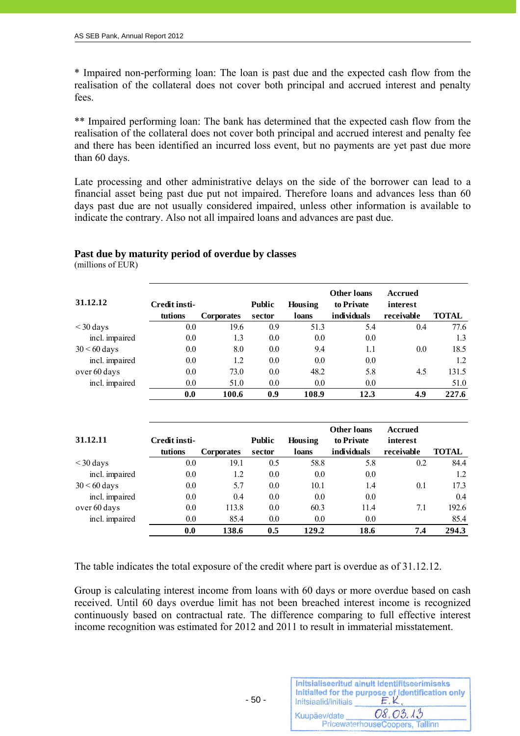\* Impaired non-performing loan: The loan is past due and the expected cash flow from the realisation of the collateral does not cover both principal and accrued interest and penalty fees.

\** Impaired performing loan: The bank has determined that the expected cash flow from the realisation of the collateral does not cover both principal and accrued interest and penalty fee and there has been identified an incurred loss event, but no payments are yet past due more than 60 days.

Late processing and other administrative delays on the side of the borrower can lead to a financial asset being past due put not impaired. Therefore loans and advances less than 60 days past due are not usually considered impaired, unless other information is available to indicate the contrary. Also not all impaired loans and advances are past due.

**Past due by maturity period of overdue by classes**
(millions of EUR)

| 31.12.12 | Credit institutions | Corporates | Public sector | Housing loans | Other loans to Private individuals | Accrued interest receivable | TOTAL |
|---|---|---|---|---|---|---|---|
| < 30 days | 0.0 | 19.6 | 0.9 | 51.3 | 5.4 | 0.4 | 77.6 |
| incl. impaired | 0.0 | 1.3 | 0.0 | 0.0 | 0.0 | | 1.3 |
| 30 < 60 days | 0.0 | 8.0 | 0.0 | 9.4 | 1.1 | 0.0 | 18.5 |
| incl. impaired | 0.0 | 1.2 | 0.0 | 0.0 | 0.0 | | 1.2 |
| over 60 days | 0.0 | 73.0 | 0.0 | 48.2 | 5.8 | 4.5 | 131.5 |
| incl. impaired | 0.0 | 51.0 | 0.0 | 0.0 | 0.0 | | 51.0 |
| | **0.0** | **100.6** | **0.9** | **108.9** | **12.3** | **4.9** | **227.6** |

| 31.12.11 | Credit institutions | Corporates | Public sector | Housing loans | Other loans to Private individuals | Accrued interest receivable | TOTAL |
|---|---|---|---|---|---|---|---|
| < 30 days | 0.0 | 19.1 | 0.5 | 58.8 | 5.8 | 0.2 | 84.4 |
| incl. impaired | 0.0 | 1.2 | 0.0 | 0.0 | 0.0 | | 1.2 |
| 30 < 60 days | 0.0 | 5.7 | 0.0 | 10.1 | 1.4 | 0.1 | 17.3 |
| incl. impaired | 0.0 | 0.4 | 0.0 | 0.0 | 0.0 | | 0.4 |
| over 60 days | 0.0 | 113.8 | 0.0 | 60.3 | 11.4 | 7.1 | 192.6 |
| incl. impaired | 0.0 | 85.4 | 0.0 | 0.0 | 0.0 | | 85.4 |
| | **0.0** | **138.6** | **0.5** | **129.2** | **18.6** | **7.4** | **294.3** |

The table indicates the total exposure of the credit where part is overdue as of 31.12.12.

Group is calculating interest income from loans with 60 days or more overdue based on cash received. Until 60 days overdue limit has not been breached interest income is recognized continuously based on contractual rate. The difference comparing to full effective interest income recognition was estimated for 2012 and 2011 to result in immaterial misstatement.

Initsialiseeritud ainult identifitseerimiseks
Initialled for the purpose of identification only
Initsiaalid/initials E.K.
Kuupäev/date 08.03.13
PricewaterhouseCoopers, Tallinn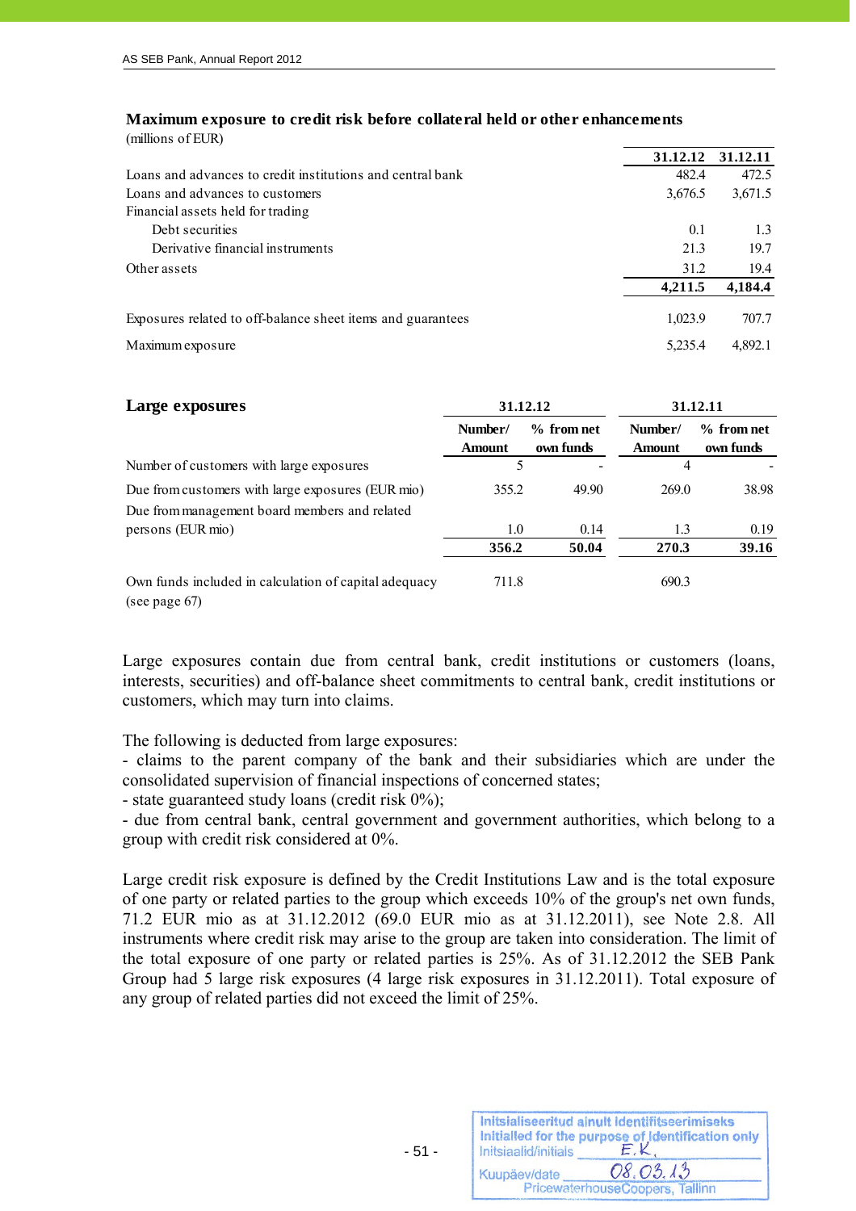### Maximum exposure to credit risk before collateral held or other enhancements

(millions of EUR)

| | 31.12.12 | 31.12.11 |
|---|---|---|
| Loans and advances to credit institutions and central bank | 482.4 | 472.5 |
| Loans and advances to customers | 3,676.5 | 3,671.5 |
| Financial assets held for trading | | |
| Debt securities | 0.1 | 1.3 |
| Derivative financial instruments | 21.3 | 19.7 |
| Other assets | 31.2 | 19.4 |
| | **4,211.5** | **4,184.4** |
| Exposures related to off-balance sheet items and guarantees | 1,023.9 | 707.7 |
| Maximum exposure | 5,235.4 | 4,892.1 |

### Large exposures

| | 31.12.12 | | 31.12.11 | |
|---|---|---|---|---|
| | Number/ Amount | % from net own funds | Number/ Amount | % from net own funds |
| Number of customers with large exposures | 5 | - | 4 | - |
| Due from customers with large exposures (EUR mio) | 355.2 | 49.90 | 269.0 | 38.98 |
| Due from management board members and related persons (EUR mio) | 1.0 | 0.14 | 1.3 | 0.19 |
| | **356.2** | **50.04** | **270.3** | **39.16** |
| Own funds included in calculation of capital adequacy (see page 67) | 711.8 | | 690.3 | |

Large exposures contain due from central bank, credit institutions or customers (loans, interests, securities) and off-balance sheet commitments to central bank, credit institutions or customers, which may turn into claims.

The following is deducted from large exposures:
- claims to the parent company of the bank and their subsidiaries which are under the consolidated supervision of financial inspections of concerned states;
- state guaranteed study loans (credit risk 0%);
- due from central bank, central government and government authorities, which belong to a group with credit risk considered at 0%.

Large credit risk exposure is defined by the Credit Institutions Law and is the total exposure of one party or related parties to the group which exceeds 10% of the group's net own funds, 71.2 EUR mio as at 31.12.2012 (69.0 EUR mio as at 31.12.2011), see Note 2.8. All instruments where credit risk may arise to the group are taken into consideration. The limit of the total exposure of one party or related parties is 25%. As of 31.12.2012 the SEB Pank Group had 5 large risk exposures (4 large risk exposures in 31.12.2011). Total exposure of any group of related parties did not exceed the limit of 25%.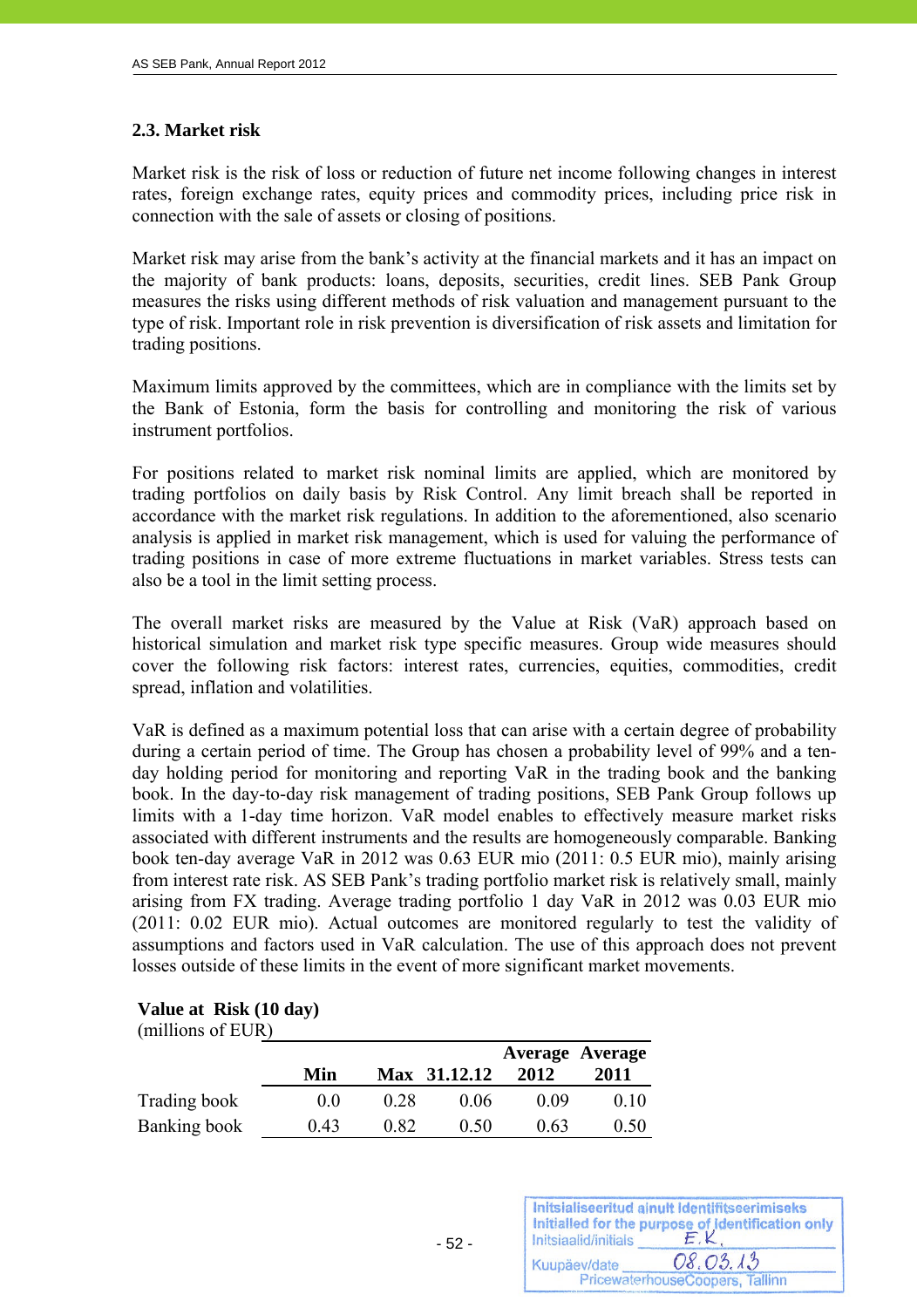## 2.3. Market risk

Market risk is the risk of loss or reduction of future net income following changes in interest rates, foreign exchange rates, equity prices and commodity prices, including price risk in connection with the sale of assets or closing of positions.

Market risk may arise from the bank's activity at the financial markets and it has an impact on the majority of bank products: loans, deposits, securities, credit lines. SEB Pank Group measures the risks using different methods of risk valuation and management pursuant to the type of risk. Important role in risk prevention is diversification of risk assets and limitation for trading positions.

Maximum limits approved by the committees, which are in compliance with the limits set by the Bank of Estonia, form the basis for controlling and monitoring the risk of various instrument portfolios.

For positions related to market risk nominal limits are applied, which are monitored by trading portfolios on daily basis by Risk Control. Any limit breach shall be reported in accordance with the market risk regulations. In addition to the aforementioned, also scenario analysis is applied in market risk management, which is used for valuing the performance of trading positions in case of more extreme fluctuations in market variables. Stress tests can also be a tool in the limit setting process.

The overall market risks are measured by the Value at Risk (VaR) approach based on historical simulation and market risk type specific measures. Group wide measures should cover the following risk factors: interest rates, currencies, equities, commodities, credit spread, inflation and volatilities.

VaR is defined as a maximum potential loss that can arise with a certain degree of probability during a certain period of time. The Group has chosen a probability level of 99% and a ten-day holding period for monitoring and reporting VaR in the trading book and the banking book. In the day-to-day risk management of trading positions, SEB Pank Group follows up limits with a 1-day time horizon. VaR model enables to effectively measure market risks associated with different instruments and the results are homogeneously comparable. Banking book ten-day average VaR in 2012 was 0.63 EUR mio (2011: 0.5 EUR mio), mainly arising from interest rate risk. AS SEB Pank's trading portfolio market risk is relatively small, mainly arising from FX trading. Average trading portfolio 1 day VaR in 2012 was 0.03 EUR mio (2011: 0.02 EUR mio). Actual outcomes are monitored regularly to test the validity of assumptions and factors used in VaR calculation. The use of this approach does not prevent losses outside of these limits in the event of more significant market movements.

**Value at Risk (10 day)**
(millions of EUR)

| | Min | Max | 31.12.12 | Average 2012 | Average 2011 |
|---|---|---|---|---|---|
| Trading book | 0.0 | 0.28 | 0.06 | 0.09 | 0.10 |
| Banking book | 0.43 | 0.82 | 0.50 | 0.63 | 0.50 |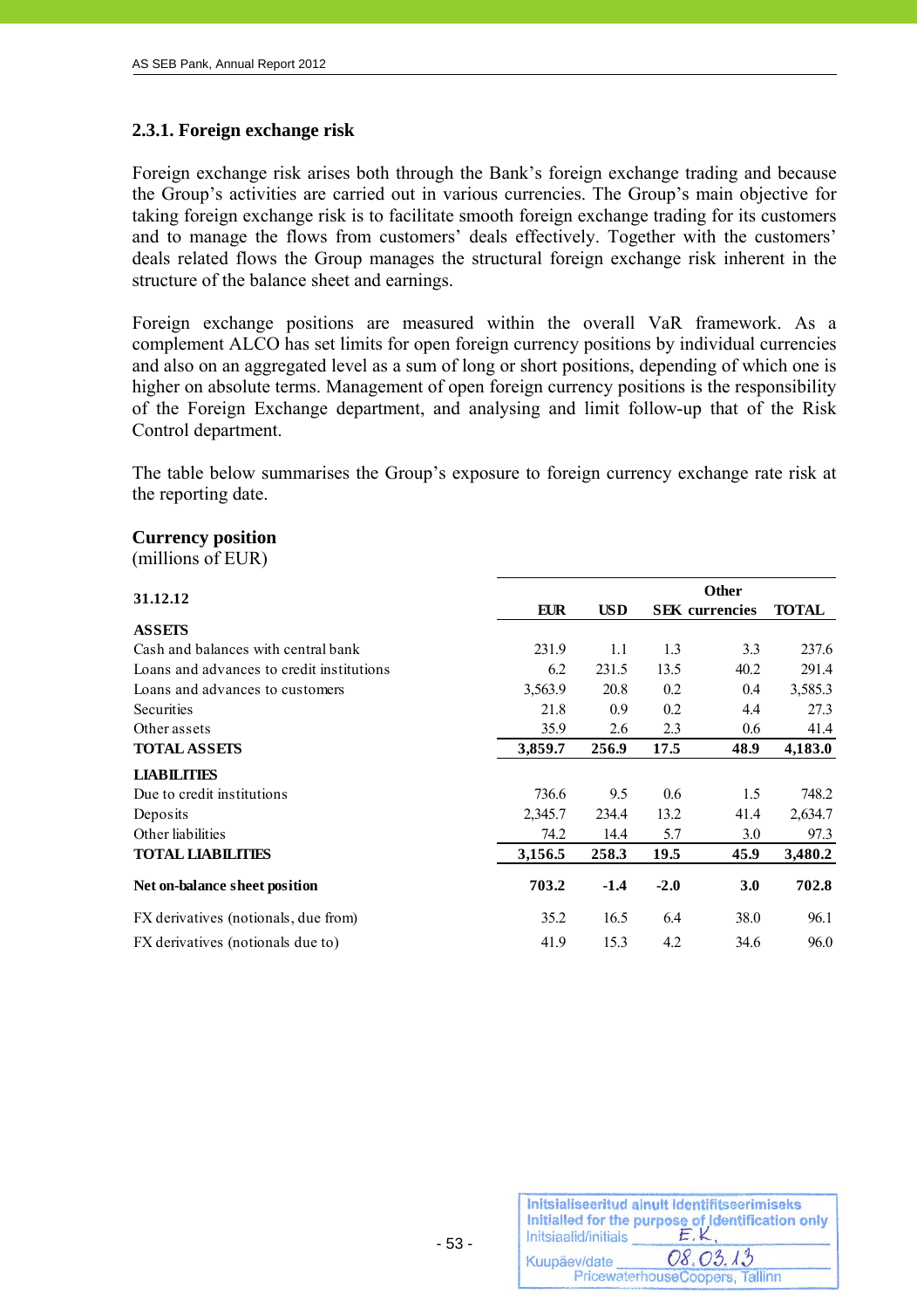### 2.3.1. Foreign exchange risk

Foreign exchange risk arises both through the Bank's foreign exchange trading and because the Group's activities are carried out in various currencies. The Group's main objective for taking foreign exchange risk is to facilitate smooth foreign exchange trading for its customers and to manage the flows from customers' deals effectively. Together with the customers' deals related flows the Group manages the structural foreign exchange risk inherent in the structure of the balance sheet and earnings.

Foreign exchange positions are measured within the overall VaR framework. As a complement ALCO has set limits for open foreign currency positions by individual currencies and also on an aggregated level as a sum of long or short positions, depending of which one is higher on absolute terms. Management of open foreign currency positions is the responsibility of the Foreign Exchange department, and analysing and limit follow-up that of the Risk Control department.

The table below summarises the Group's exposure to foreign currency exchange rate risk at the reporting date.

**Currency position**
(millions of EUR)

| 31.12.12 | EUR | USD | SEK | Other currencies | TOTAL |
|---|---|---|---|---|---|
| **ASSETS** | | | | | |
| Cash and balances with central bank | 231.9 | 1.1 | 1.3 | 3.3 | 237.6 |
| Loans and advances to credit institutions | 6.2 | 231.5 | 13.5 | 40.2 | 291.4 |
| Loans and advances to customers | 3,563.9 | 20.8 | 0.2 | 0.4 | 3,585.3 |
| Securities | 21.8 | 0.9 | 0.2 | 4.4 | 27.3 |
| Other assets | 35.9 | 2.6 | 2.3 | 0.6 | 41.4 |
| **TOTAL ASSETS** | **3,859.7** | **256.9** | **17.5** | **48.9** | **4,183.0** |
| **LIABILITIES** | | | | | |
| Due to credit institutions | 736.6 | 9.5 | 0.6 | 1.5 | 748.2 |
| Deposits | 2,345.7 | 234.4 | 13.2 | 41.4 | 2,634.7 |
| Other liabilities | 74.2 | 14.4 | 5.7 | 3.0 | 97.3 |
| **TOTAL LIABILITIES** | **3,156.5** | **258.3** | **19.5** | **45.9** | **3,480.2** |
| **Net on-balance sheet position** | **703.2** | **-1.4** | **-2.0** | **3.0** | **702.8** |
| FX derivatives (notionals, due from) | 35.2 | 16.5 | 6.4 | 38.0 | 96.1 |
| FX derivatives (notionals due to) | 41.9 | 15.3 | 4.2 | 34.6 | 96.0 |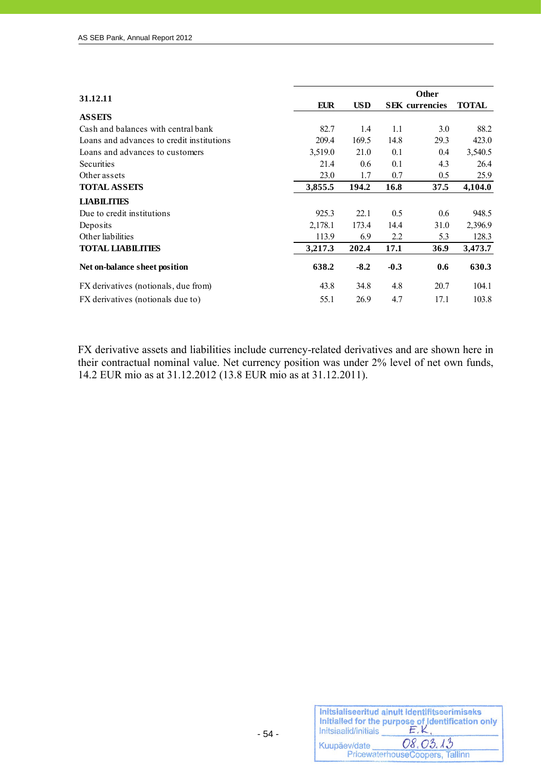| 31.12.11 | EUR | USD | SEK | Other currencies | TOTAL |
|---|---|---|---|---|---|
| **ASSETS** | | | | | |
| Cash and balances with central bank | 82.7 | 1.4 | 1.1 | 3.0 | 88.2 |
| Loans and advances to credit institutions | 209.4 | 169.5 | 14.8 | 29.3 | 423.0 |
| Loans and advances to customers | 3,519.0 | 21.0 | 0.1 | 0.4 | 3,540.5 |
| Securities | 21.4 | 0.6 | 0.1 | 4.3 | 26.4 |
| Other assets | 23.0 | 1.7 | 0.7 | 0.5 | 25.9 |
| **TOTAL ASSETS** | **3,855.5** | **194.2** | **16.8** | **37.5** | **4,104.0** |
| **LIABILITIES** | | | | | |
| Due to credit institutions | 925.3 | 22.1 | 0.5 | 0.6 | 948.5 |
| Deposits | 2,178.1 | 173.4 | 14.4 | 31.0 | 2,396.9 |
| Other liabilities | 113.9 | 6.9 | 2.2 | 5.3 | 128.3 |
| **TOTAL LIABILITIES** | **3,217.3** | **202.4** | **17.1** | **36.9** | **3,473.7** |
| **Net on-balance sheet position** | **638.2** | **-8.2** | **-0.3** | **0.6** | **630.3** |
| FX derivatives (notionals, due from) | 43.8 | 34.8 | 4.8 | 20.7 | 104.1 |
| FX derivatives (notionals due to) | 55.1 | 26.9 | 4.7 | 17.1 | 103.8 |

FX derivative assets and liabilities include currency-related derivatives and are shown here in their contractual nominal value. Net currency position was under 2% level of net own funds, 14.2 EUR mio as at 31.12.2012 (13.8 EUR mio as at 31.12.2011).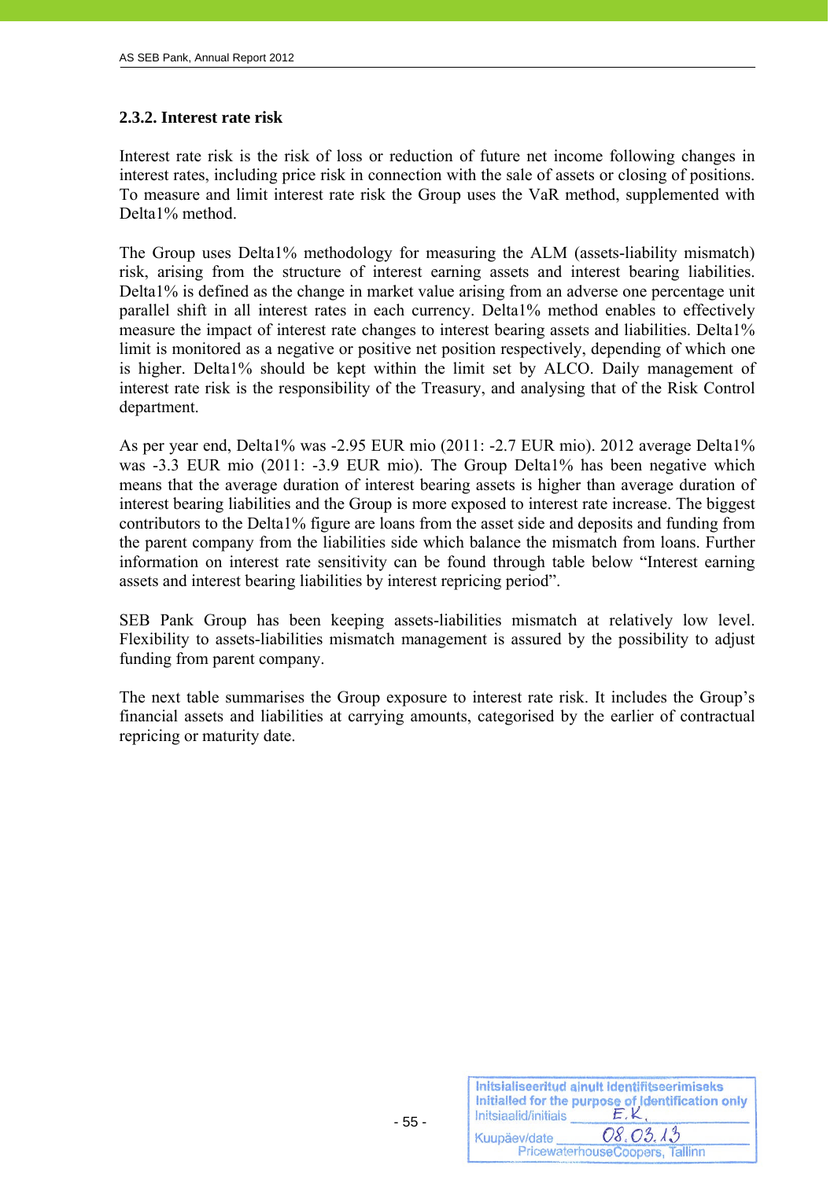### 2.3.2. Interest rate risk

Interest rate risk is the risk of loss or reduction of future net income following changes in interest rates, including price risk in connection with the sale of assets or closing of positions. To measure and limit interest rate risk the Group uses the VaR method, supplemented with Delta1% method.

The Group uses Delta1% methodology for measuring the ALM (assets-liability mismatch) risk, arising from the structure of interest earning assets and interest bearing liabilities. Delta1% is defined as the change in market value arising from an adverse one percentage unit parallel shift in all interest rates in each currency. Delta1% method enables to effectively measure the impact of interest rate changes to interest bearing assets and liabilities. Delta1% limit is monitored as a negative or positive net position respectively, depending of which one is higher. Delta1% should be kept within the limit set by ALCO. Daily management of interest rate risk is the responsibility of the Treasury, and analysing that of the Risk Control department.

As per year end, Delta1% was -2.95 EUR mio (2011: -2.7 EUR mio). 2012 average Delta1% was -3.3 EUR mio (2011: -3.9 EUR mio). The Group Delta1% has been negative which means that the average duration of interest bearing assets is higher than average duration of interest bearing liabilities and the Group is more exposed to interest rate increase. The biggest contributors to the Delta1% figure are loans from the asset side and deposits and funding from the parent company from the liabilities side which balance the mismatch from loans. Further information on interest rate sensitivity can be found through table below "Interest earning assets and interest bearing liabilities by interest repricing period".

SEB Pank Group has been keeping assets-liabilities mismatch at relatively low level. Flexibility to assets-liabilities mismatch management is assured by the possibility to adjust funding from parent company.

The next table summarises the Group exposure to interest rate risk. It includes the Group's financial assets and liabilities at carrying amounts, categorised by the earlier of contractual repricing or maturity date.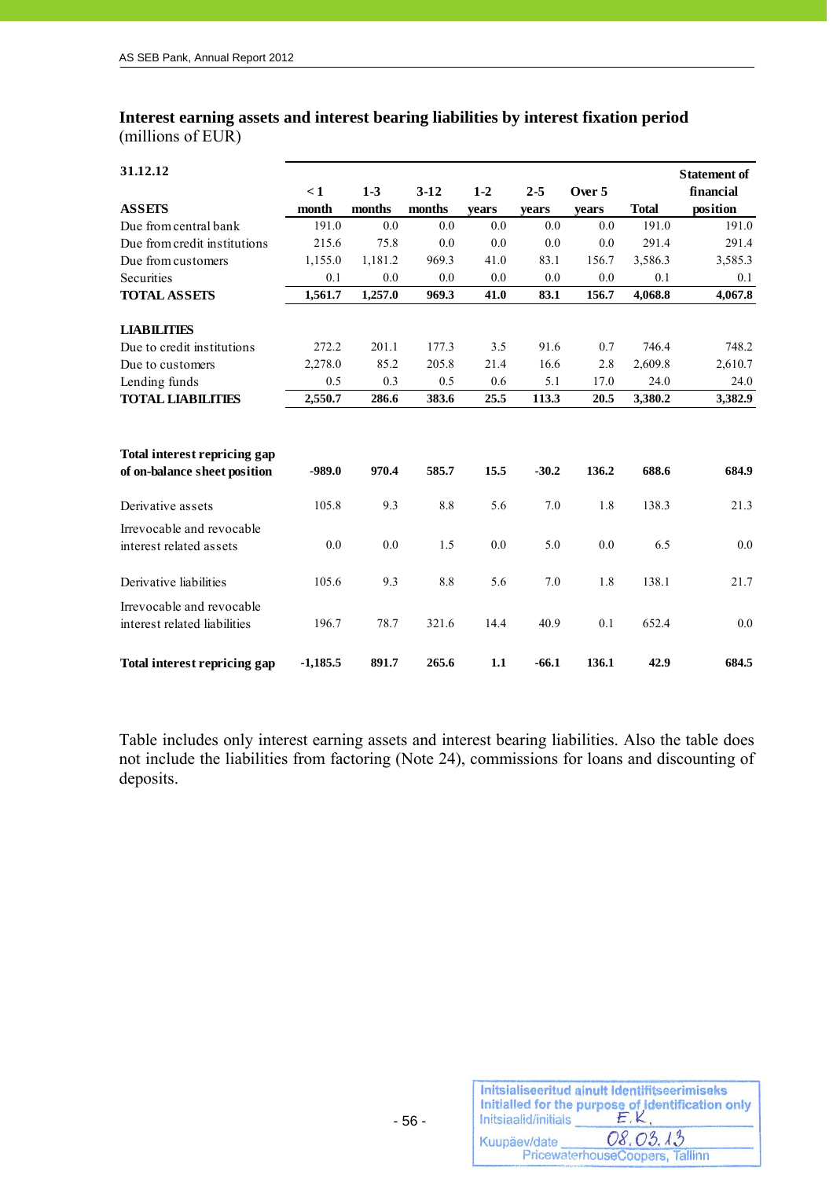**Interest earning assets and interest bearing liabilities by interest fixation period**
(millions of EUR)

| 31.12.12 | < 1 month | 1-3 months | 3-12 months | 1-2 years | 2-5 years | Over 5 years | Total | Statement of financial position |
|---|---|---|---|---|---|---|---|---|
| **ASSETS** | | | | | | | | |
| Due from central bank | 191.0 | 0.0 | 0.0 | 0.0 | 0.0 | 0.0 | 191.0 | 191.0 |
| Due from credit institutions | 215.6 | 75.8 | 0.0 | 0.0 | 0.0 | 0.0 | 291.4 | 291.4 |
| Due from customers | 1,155.0 | 1,181.2 | 969.3 | 41.0 | 83.1 | 156.7 | 3,586.3 | 3,585.3 |
| Securities | 0.1 | 0.0 | 0.0 | 0.0 | 0.0 | 0.0 | 0.1 | 0.1 |
| **TOTAL ASSETS** | **1,561.7** | **1,257.0** | **969.3** | **41.0** | **83.1** | **156.7** | **4,068.8** | **4,067.8** |
| | | | | | | | | |
| **LIABILITIES** | | | | | | | | |
| Due to credit institutions | 272.2 | 201.1 | 177.3 | 3.5 | 91.6 | 0.7 | 746.4 | 748.2 |
| Due to customers | 2,278.0 | 85.2 | 205.8 | 21.4 | 16.6 | 2.8 | 2,609.8 | 2,610.7 |
| Lending funds | 0.5 | 0.3 | 0.5 | 0.6 | 5.1 | 17.0 | 24.0 | 24.0 |
| **TOTAL LIABILITIES** | **2,550.7** | **286.6** | **383.6** | **25.5** | **113.3** | **20.5** | **3,380.2** | **3,382.9** |
| | | | | | | | | |
| **Total interest repricing gap of on-balance sheet position** | **-989.0** | **970.4** | **585.7** | **15.5** | **-30.2** | **136.2** | **688.6** | **684.9** |
| Derivative assets | 105.8 | 9.3 | 8.8 | 5.6 | 7.0 | 1.8 | 138.3 | 21.3 |
| Irrevocable and revocable interest related assets | 0.0 | 0.0 | 1.5 | 0.0 | 5.0 | 0.0 | 6.5 | 0.0 |
| Derivative liabilities | 105.6 | 9.3 | 8.8 | 5.6 | 7.0 | 1.8 | 138.1 | 21.7 |
| Irrevocable and revocable interest related liabilities | 196.7 | 78.7 | 321.6 | 14.4 | 40.9 | 0.1 | 652.4 | 0.0 |
| **Total interest repricing gap** | **-1,185.5** | **891.7** | **265.6** | **1.1** | **-66.1** | **136.1** | **42.9** | **684.5** |

Table includes only interest earning assets and interest bearing liabilities. Also the table does not include the liabilities from factoring (Note 24), commissions for loans and discounting of deposits.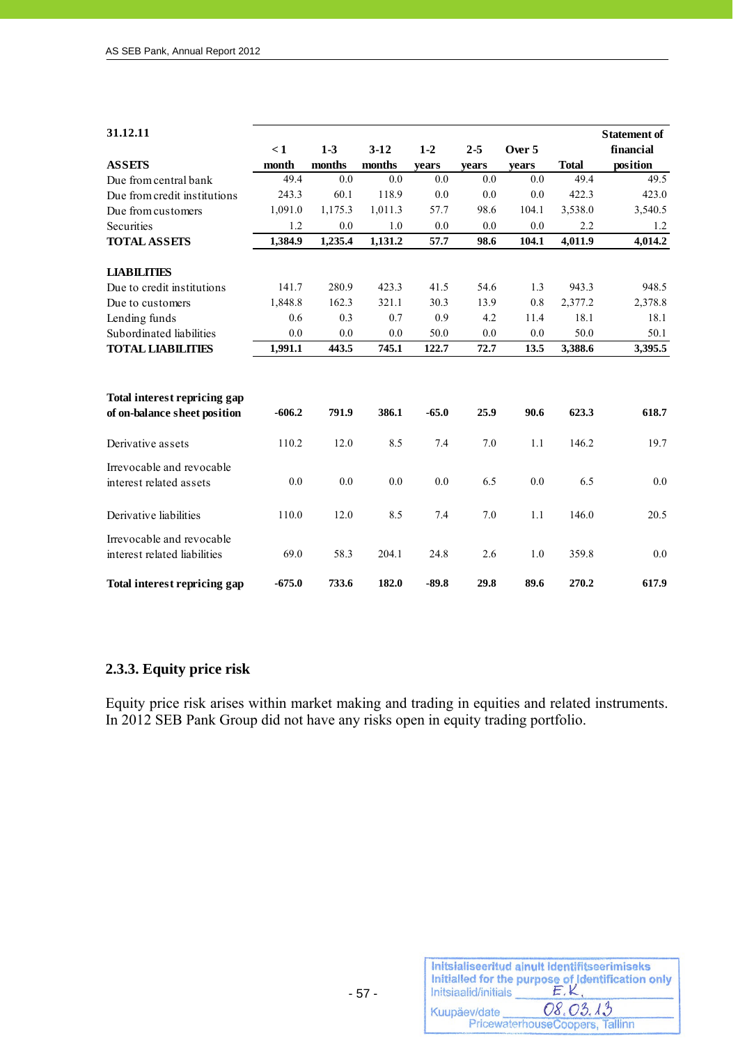| 31.12.11 | < 1 month | 1-3 months | 3-12 months | 1-2 years | 2-5 years | Over 5 years | Total | Statement of financial position |
|---|---|---|---|---|---|---|---|---|
| **ASSETS** | | | | | | | | |
| Due from central bank | 49.4 | 0.0 | 0.0 | 0.0 | 0.0 | 0.0 | 49.4 | 49.5 |
| Due from credit institutions | 243.3 | 60.1 | 118.9 | 0.0 | 0.0 | 0.0 | 422.3 | 423.0 |
| Due from customers | 1,091.0 | 1,175.3 | 1,011.3 | 57.7 | 98.6 | 104.1 | 3,538.0 | 3,540.5 |
| Securities | 1.2 | 0.0 | 1.0 | 0.0 | 0.0 | 0.0 | 2.2 | 1.2 |
| **TOTAL ASSETS** | **1,384.9** | **1,235.4** | **1,131.2** | **57.7** | **98.6** | **104.1** | **4,011.9** | **4,014.2** |
| | | | | | | | | |
| **LIABILITIES** | | | | | | | | |
| Due to credit institutions | 141.7 | 280.9 | 423.3 | 41.5 | 54.6 | 1.3 | 943.3 | 948.5 |
| Due to customers | 1,848.8 | 162.3 | 321.1 | 30.3 | 13.9 | 0.8 | 2,377.2 | 2,378.8 |
| Lending funds | 0.6 | 0.3 | 0.7 | 0.9 | 4.2 | 11.4 | 18.1 | 18.1 |
| Subordinated liabilities | 0.0 | 0.0 | 0.0 | 50.0 | 0.0 | 0.0 | 50.0 | 50.1 |
| **TOTAL LIABILITIES** | **1,991.1** | **443.5** | **745.1** | **122.7** | **72.7** | **13.5** | **3,388.6** | **3,395.5** |
| | | | | | | | | |
| **Total interest repricing gap of on-balance sheet position** | **-606.2** | **791.9** | **386.1** | **-65.0** | **25.9** | **90.6** | **623.3** | **618.7** |
| Derivative assets | 110.2 | 12.0 | 8.5 | 7.4 | 7.0 | 1.1 | 146.2 | 19.7 |
| Irrevocable and revocable interest related assets | 0.0 | 0.0 | 0.0 | 0.0 | 6.5 | 0.0 | 6.5 | 0.0 |
| Derivative liabilities | 110.0 | 12.0 | 8.5 | 7.4 | 7.0 | 1.1 | 146.0 | 20.5 |
| Irrevocable and revocable interest related liabilities | 69.0 | 58.3 | 204.1 | 24.8 | 2.6 | 1.0 | 359.8 | 0.0 |
| **Total interest repricing gap** | **-675.0** | **733.6** | **182.0** | **-89.8** | **29.8** | **89.6** | **270.2** | **617.9** |

### 2.3.3. Equity price risk

Equity price risk arises within market making and trading in equities and related instruments. In 2012 SEB Pank Group did not have any risks open in equity trading portfolio.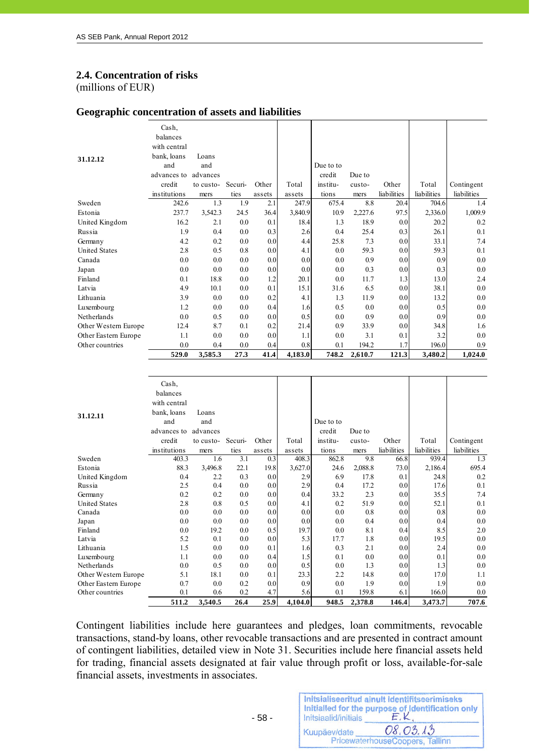## 2.4. Concentration of risks

(millions of EUR)

### Geographic concentration of assets and liabilities

| 31.12.12 | Cash, balances with central bank, loans and advances to credit institutions | Loans and advances to customers | Securities | Other assets | Total assets | Due to to credit institutions | Due to customers | Other liabilities | Total liabilities | Contingent liabilities |
|---|---|---|---|---|---|---|---|---|---|---|
| Sweden | 242.6 | 1.3 | 1.9 | 2.1 | 247.9 | 675.4 | 8.8 | 20.4 | 704.6 | 1.4 |
| Estonia | 237.7 | 3,542.3 | 24.5 | 36.4 | 3,840.9 | 10.9 | 2,227.6 | 97.5 | 2,336.0 | 1,009.9 |
| United Kingdom | 16.2 | 2.1 | 0.0 | 0.1 | 18.4 | 1.3 | 18.9 | 0.0 | 20.2 | 0.2 |
| Russia | 1.9 | 0.4 | 0.0 | 0.3 | 2.6 | 0.4 | 25.4 | 0.3 | 26.1 | 0.1 |
| Germany | 4.2 | 0.2 | 0.0 | 0.0 | 4.4 | 25.8 | 7.3 | 0.0 | 33.1 | 7.4 |
| United States | 2.8 | 0.5 | 0.8 | 0.0 | 4.1 | 0.0 | 59.3 | 0.0 | 59.3 | 0.1 |
| Canada | 0.0 | 0.0 | 0.0 | 0.0 | 0.0 | 0.0 | 0.9 | 0.0 | 0.9 | 0.0 |
| Japan | 0.0 | 0.0 | 0.0 | 0.0 | 0.0 | 0.0 | 0.3 | 0.0 | 0.3 | 0.0 |
| Finland | 0.1 | 18.8 | 0.0 | 1.2 | 20.1 | 0.0 | 11.7 | 1.3 | 13.0 | 2.4 |
| Latvia | 4.9 | 10.1 | 0.0 | 0.1 | 15.1 | 31.6 | 6.5 | 0.0 | 38.1 | 0.0 |
| Lithuania | 3.9 | 0.0 | 0.0 | 0.2 | 4.1 | 1.3 | 11.9 | 0.0 | 13.2 | 0.0 |
| Luxembourg | 1.2 | 0.0 | 0.0 | 0.4 | 1.6 | 0.5 | 0.0 | 0.0 | 0.5 | 0.0 |
| Netherlands | 0.0 | 0.5 | 0.0 | 0.0 | 0.5 | 0.0 | 0.9 | 0.0 | 0.9 | 0.0 |
| Other Western Europe | 12.4 | 8.7 | 0.1 | 0.2 | 21.4 | 0.9 | 33.9 | 0.0 | 34.8 | 1.6 |
| Other Eastern Europe | 1.1 | 0.0 | 0.0 | 0.0 | 1.1 | 0.0 | 3.1 | 0.1 | 3.2 | 0.0 |
| Other countries | 0.0 | 0.4 | 0.0 | 0.4 | 0.8 | 0.1 | 194.2 | 1.7 | 196.0 | 0.9 |
| | **529.0** | **3,585.3** | **27.3** | **41.4** | **4,183.0** | **748.2** | **2,610.7** | **121.3** | **3,480.2** | **1,024.0** |

| 31.12.11 | Cash, balances with central bank, loans and advances to credit institutions | Loans and advances to customers | Securities | Other assets | Total assets | Due to to credit institutions | Due to customers | Other liabilities | Total liabilities | Contingent liabilities |
|---|---|---|---|---|---|---|---|---|---|---|
| Sweden | 403.3 | 1.6 | 3.1 | 0.3 | 408.3 | 862.8 | 9.8 | 66.8 | 939.4 | 1.3 |
| Estonia | 88.3 | 3,496.8 | 22.1 | 19.8 | 3,627.0 | 24.6 | 2,088.8 | 73.0 | 2,186.4 | 695.4 |
| United Kingdom | 0.4 | 2.2 | 0.3 | 0.0 | 2.9 | 6.9 | 17.8 | 0.1 | 24.8 | 0.2 |
| Russia | 2.5 | 0.4 | 0.0 | 0.0 | 2.9 | 0.4 | 17.2 | 0.0 | 17.6 | 0.1 |
| Germany | 0.2 | 0.2 | 0.0 | 0.0 | 0.4 | 33.2 | 2.3 | 0.0 | 35.5 | 7.4 |
| United States | 2.8 | 0.8 | 0.5 | 0.0 | 4.1 | 0.2 | 51.9 | 0.0 | 52.1 | 0.1 |
| Canada | 0.0 | 0.0 | 0.0 | 0.0 | 0.0 | 0.0 | 0.8 | 0.0 | 0.8 | 0.0 |
| Japan | 0.0 | 0.0 | 0.0 | 0.0 | 0.0 | 0.0 | 0.4 | 0.0 | 0.4 | 0.0 |
| Finland | 0.0 | 19.2 | 0.0 | 0.5 | 19.7 | 0.0 | 8.1 | 0.4 | 8.5 | 2.0 |
| Latvia | 5.2 | 0.1 | 0.0 | 0.0 | 5.3 | 17.7 | 1.8 | 0.0 | 19.5 | 0.0 |
| Lithuania | 1.5 | 0.0 | 0.0 | 0.1 | 1.6 | 0.3 | 2.1 | 0.0 | 2.4 | 0.0 |
| Luxembourg | 1.1 | 0.0 | 0.0 | 0.4 | 1.5 | 0.1 | 0.0 | 0.0 | 0.1 | 0.0 |
| Netherlands | 0.0 | 0.5 | 0.0 | 0.0 | 0.5 | 0.0 | 1.3 | 0.0 | 1.3 | 0.0 |
| Other Western Europe | 5.1 | 18.1 | 0.0 | 0.1 | 23.3 | 2.2 | 14.8 | 0.0 | 17.0 | 1.1 |
| Other Eastern Europe | 0.7 | 0.0 | 0.2 | 0.0 | 0.9 | 0.0 | 1.9 | 0.0 | 1.9 | 0.0 |
| Other countries | 0.1 | 0.6 | 0.2 | 4.7 | 5.6 | 0.1 | 159.8 | 6.1 | 166.0 | 0.0 |
| | **511.2** | **3,540.5** | **26.4** | **25.9** | **4,104.0** | **948.5** | **2,378.8** | **146.4** | **3,473.7** | **707.6** |

Contingent liabilities include here guarantees and pledges, loan commitments, revocable transactions, stand-by loans, other revocable transactions and are presented in contract amount of contingent liabilities, detailed view in Note 31. Securities include here financial assets held for trading, financial assets designated at fair value through profit or loss, available-for-sale financial assets, investments in associates.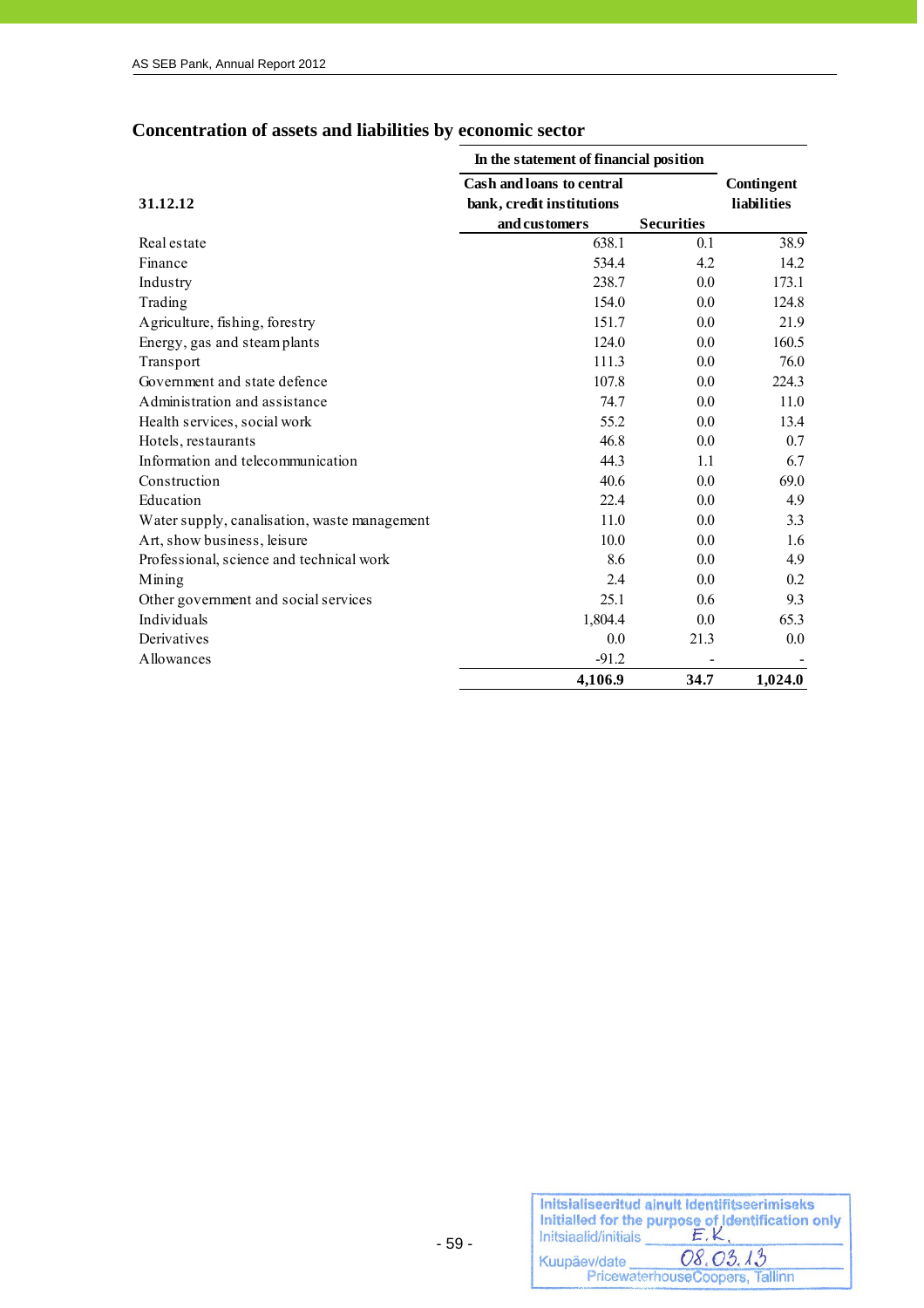## Concentration of assets and liabilities by economic sector

| 31.12.12 | In the statement of financial position | | Contingent liabilities |
|---|---|---|---|
| | Cash and loans to central bank, credit institutions and customers | Securities | |
| Real estate | 638.1 | 0.1 | 38.9 |
| Finance | 534.4 | 4.2 | 14.2 |
| Industry | 238.7 | 0.0 | 173.1 |
| Trading | 154.0 | 0.0 | 124.8 |
| Agriculture, fishing, forestry | 151.7 | 0.0 | 21.9 |
| Energy, gas and steam plants | 124.0 | 0.0 | 160.5 |
| Transport | 111.3 | 0.0 | 76.0 |
| Government and state defence | 107.8 | 0.0 | 224.3 |
| Administration and assistance | 74.7 | 0.0 | 11.0 |
| Health services, social work | 55.2 | 0.0 | 13.4 |
| Hotels, restaurants | 46.8 | 0.0 | 0.7 |
| Information and telecommunication | 44.3 | 1.1 | 6.7 |
| Construction | 40.6 | 0.0 | 69.0 |
| Education | 22.4 | 0.0 | 4.9 |
| Water supply, canalisation, waste management | 11.0 | 0.0 | 3.3 |
| Art, show business, leisure | 10.0 | 0.0 | 1.6 |
| Professional, science and technical work | 8.6 | 0.0 | 4.9 |
| Mining | 2.4 | 0.0 | 0.2 |
| Other government and social services | 25.1 | 0.6 | 9.3 |
| Individuals | 1,804.4 | 0.0 | 65.3 |
| Derivatives | 0.0 | 21.3 | 0.0 |
| Allowances | -91.2 | - | - |
| | **4,106.9** | **34.7** | **1,024.0** |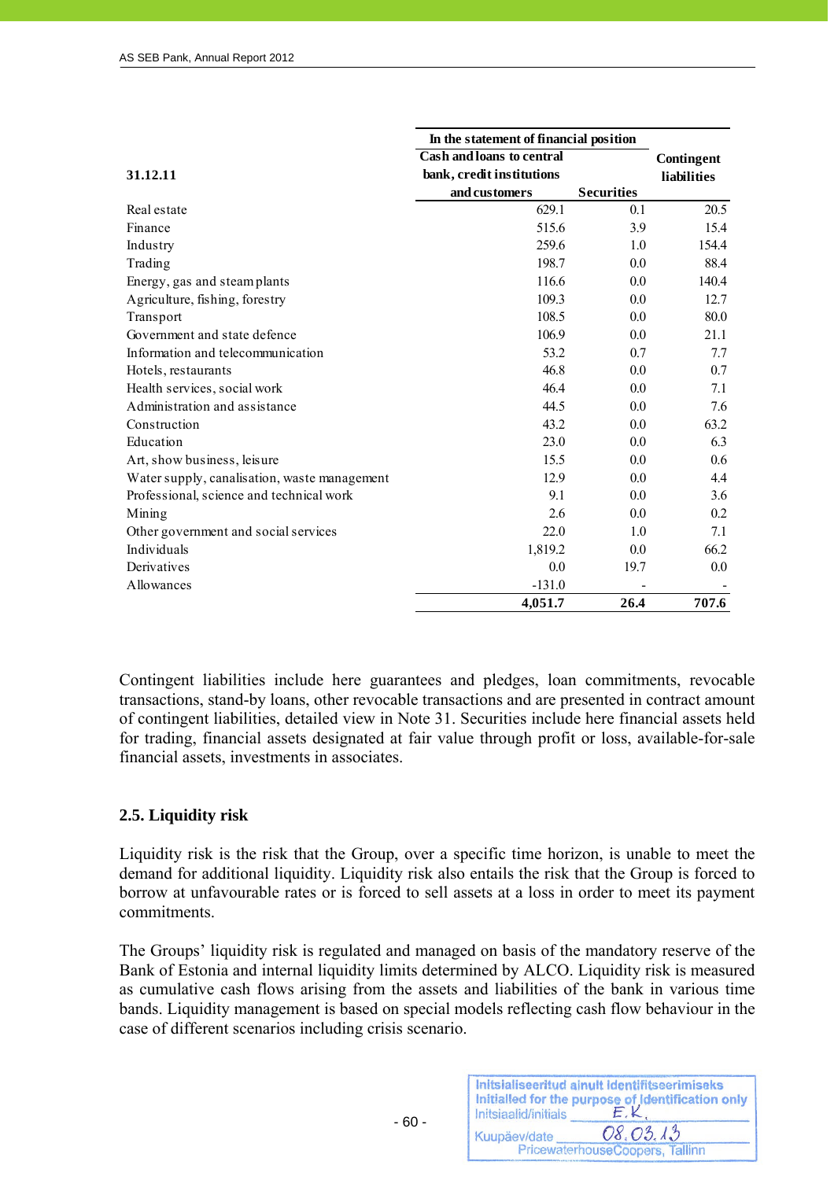| 31.12.11 | In the statement of financial position | | Contingent liabilities |
|---|---|---|---|
| | Cash and loans to central bank, credit institutions and customers | Securities | |
| Real estate | 629.1 | 0.1 | 20.5 |
| Finance | 515.6 | 3.9 | 15.4 |
| Industry | 259.6 | 1.0 | 154.4 |
| Trading | 198.7 | 0.0 | 88.4 |
| Energy, gas and steam plants | 116.6 | 0.0 | 140.4 |
| Agriculture, fishing, forestry | 109.3 | 0.0 | 12.7 |
| Transport | 108.5 | 0.0 | 80.0 |
| Government and state defence | 106.9 | 0.0 | 21.1 |
| Information and telecommunication | 53.2 | 0.7 | 7.7 |
| Hotels, restaurants | 46.8 | 0.0 | 0.7 |
| Health services, social work | 46.4 | 0.0 | 7.1 |
| Administration and assistance | 44.5 | 0.0 | 7.6 |
| Construction | 43.2 | 0.0 | 63.2 |
| Education | 23.0 | 0.0 | 6.3 |
| Art, show business, leisure | 15.5 | 0.0 | 0.6 |
| Water supply, canalisation, waste management | 12.9 | 0.0 | 4.4 |
| Professional, science and technical work | 9.1 | 0.0 | 3.6 |
| Mining | 2.6 | 0.0 | 0.2 |
| Other government and social services | 22.0 | 1.0 | 7.1 |
| Individuals | 1,819.2 | 0.0 | 66.2 |
| Derivatives | 0.0 | 19.7 | 0.0 |
| Allowances | -131.0 | - | - |
| | **4,051.7** | **26.4** | **707.6** |

Contingent liabilities include here guarantees and pledges, loan commitments, revocable transactions, stand-by loans, other revocable transactions and are presented in contract amount of contingent liabilities, detailed view in Note 31. Securities include here financial assets held for trading, financial assets designated at fair value through profit or loss, available-for-sale financial assets, investments in associates.

## 2.5. Liquidity risk

Liquidity risk is the risk that the Group, over a specific time horizon, is unable to meet the demand for additional liquidity. Liquidity risk also entails the risk that the Group is forced to borrow at unfavourable rates or is forced to sell assets at a loss in order to meet its payment commitments.

The Groups' liquidity risk is regulated and managed on basis of the mandatory reserve of the Bank of Estonia and internal liquidity limits determined by ALCO. Liquidity risk is measured as cumulative cash flows arising from the assets and liabilities of the bank in various time bands. Liquidity management is based on special models reflecting cash flow behaviour in the case of different scenarios including crisis scenario.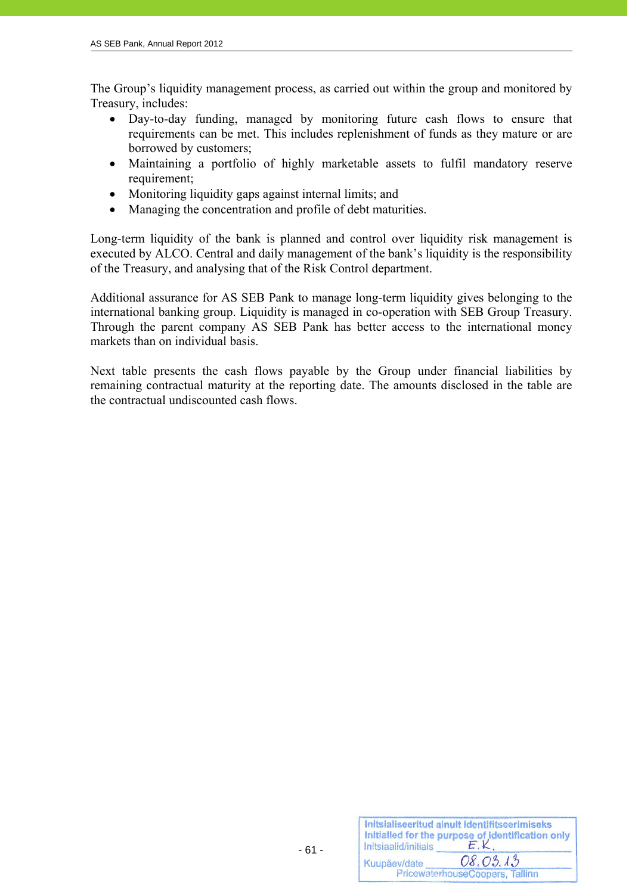The Group's liquidity management process, as carried out within the group and monitored by Treasury, includes:

- Day-to-day funding, managed by monitoring future cash flows to ensure that requirements can be met. This includes replenishment of funds as they mature or are borrowed by customers;
- Maintaining a portfolio of highly marketable assets to fulfil mandatory reserve requirement;
- Monitoring liquidity gaps against internal limits; and
- Managing the concentration and profile of debt maturities.

Long-term liquidity of the bank is planned and control over liquidity risk management is executed by ALCO. Central and daily management of the bank's liquidity is the responsibility of the Treasury, and analysing that of the Risk Control department.

Additional assurance for AS SEB Pank to manage long-term liquidity gives belonging to the international banking group. Liquidity is managed in co-operation with SEB Group Treasury. Through the parent company AS SEB Pank has better access to the international money markets than on individual basis.

Next table presents the cash flows payable by the Group under financial liabilities by remaining contractual maturity at the reporting date. The amounts disclosed in the table are the contractual undiscounted cash flows.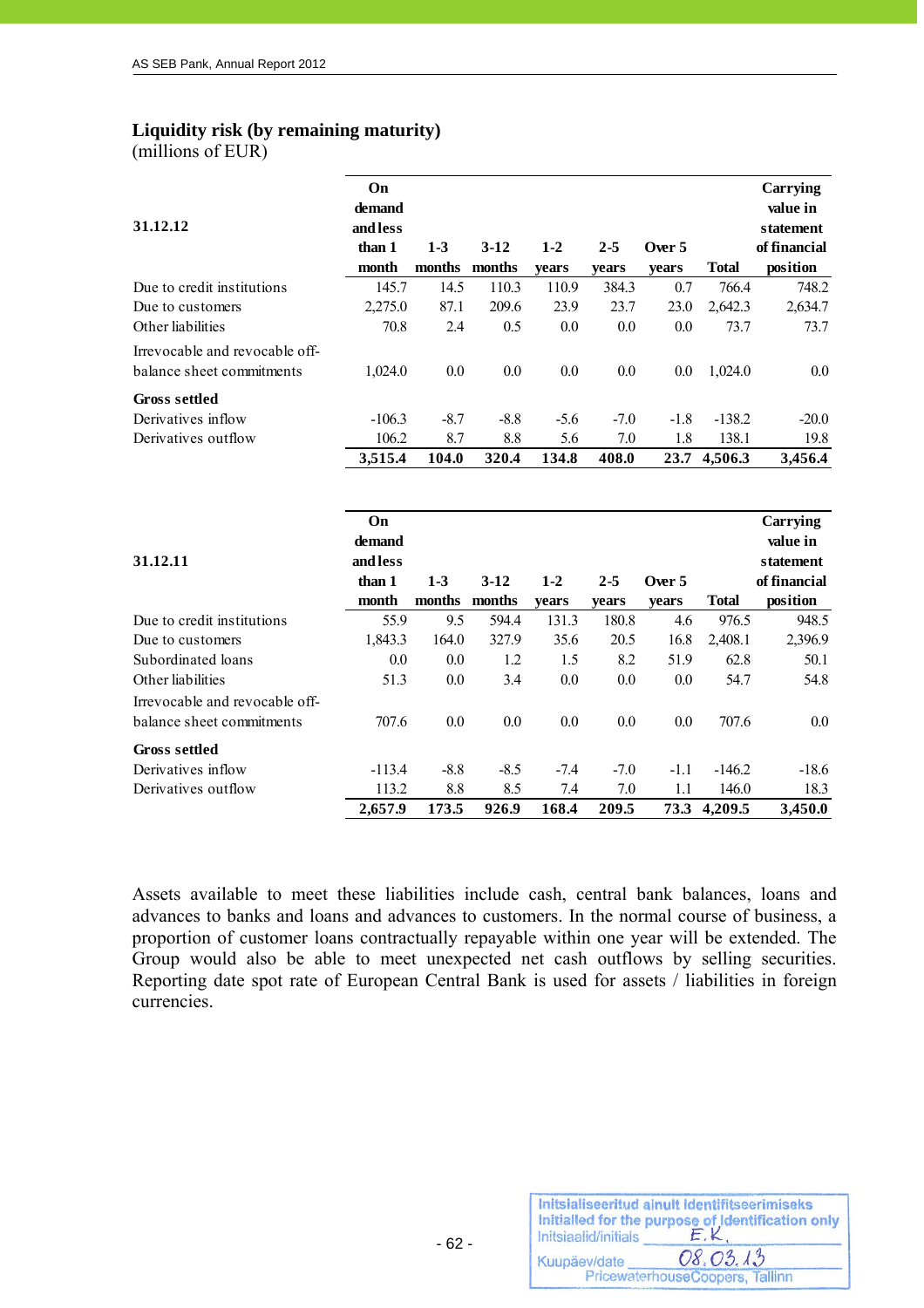**Liquidity risk (by remaining maturity)**
(millions of EUR)

| 31.12.12 | On demand and less than 1 month | 1-3 months | 3-12 months | 1-2 years | 2-5 years | Over 5 years | Total | Carrying value in statement of financial position |
|---|---|---|---|---|---|---|---|---|
| Due to credit institutions | 145.7 | 14.5 | 110.3 | 110.9 | 384.3 | 0.7 | 766.4 | 748.2 |
| Due to customers | 2,275.0 | 87.1 | 209.6 | 23.9 | 23.7 | 23.0 | 2,642.3 | 2,634.7 |
| Other liabilities | 70.8 | 2.4 | 0.5 | 0.0 | 0.0 | 0.0 | 73.7 | 73.7 |
| Irrevocable and revocable off-balance sheet commitments | 1,024.0 | 0.0 | 0.0 | 0.0 | 0.0 | 0.0 | 1,024.0 | 0.0 |
| **Gross settled** | | | | | | | | |
| Derivatives inflow | -106.3 | -8.7 | -8.8 | -5.6 | -7.0 | -1.8 | -138.2 | -20.0 |
| Derivatives outflow | 106.2 | 8.7 | 8.8 | 5.6 | 7.0 | 1.8 | 138.1 | 19.8 |
| | **3,515.4** | **104.0** | **320.4** | **134.8** | **408.0** | **23.7** | **4,506.3** | **3,456.4** |

| 31.12.11 | On demand and less than 1 month | 1-3 months | 3-12 months | 1-2 years | 2-5 years | Over 5 years | Total | Carrying value in statement of financial position |
|---|---|---|---|---|---|---|---|---|
| Due to credit institutions | 55.9 | 9.5 | 594.4 | 131.3 | 180.8 | 4.6 | 976.5 | 948.5 |
| Due to customers | 1,843.3 | 164.0 | 327.9 | 35.6 | 20.5 | 16.8 | 2,408.1 | 2,396.9 |
| Subordinated loans | 0.0 | 0.0 | 1.2 | 1.5 | 8.2 | 51.9 | 62.8 | 50.1 |
| Other liabilities | 51.3 | 0.0 | 3.4 | 0.0 | 0.0 | 0.0 | 54.7 | 54.8 |
| Irrevocable and revocable off-balance sheet commitments | 707.6 | 0.0 | 0.0 | 0.0 | 0.0 | 0.0 | 707.6 | 0.0 |
| **Gross settled** | | | | | | | | |
| Derivatives inflow | -113.4 | -8.8 | -8.5 | -7.4 | -7.0 | -1.1 | -146.2 | -18.6 |
| Derivatives outflow | 113.2 | 8.8 | 8.5 | 7.4 | 7.0 | 1.1 | 146.0 | 18.3 |
| | **2,657.9** | **173.5** | **926.9** | **168.4** | **209.5** | **73.3** | **4,209.5** | **3,450.0** |

Assets available to meet these liabilities include cash, central bank balances, loans and advances to banks and loans and advances to customers. In the normal course of business, a proportion of customer loans contractually repayable within one year will be extended. The Group would also be able to meet unexpected net cash outflows by selling securities. Reporting date spot rate of European Central Bank is used for assets / liabilities in foreign currencies.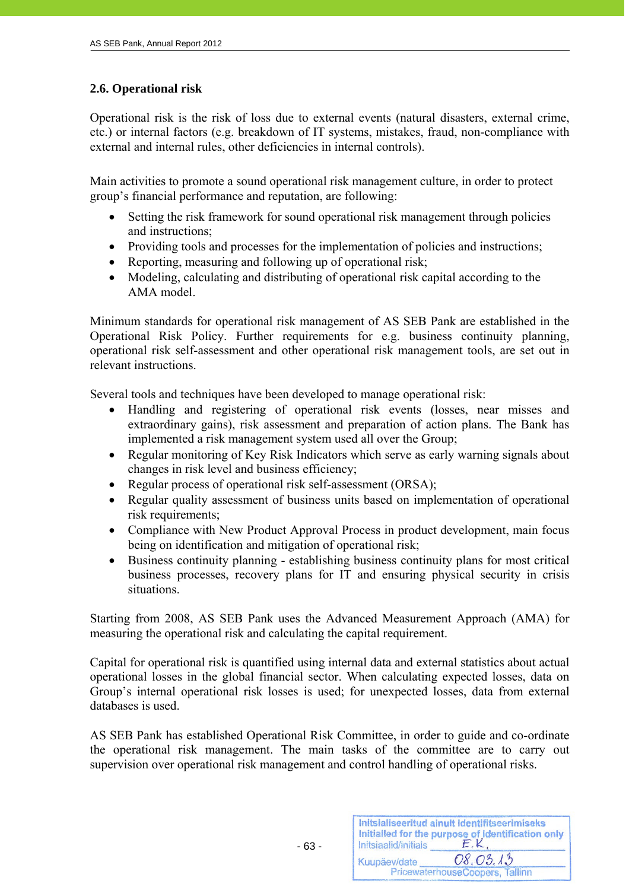## 2.6. Operational risk

Operational risk is the risk of loss due to external events (natural disasters, external crime, etc.) or internal factors (e.g. breakdown of IT systems, mistakes, fraud, non-compliance with external and internal rules, other deficiencies in internal controls).

Main activities to promote a sound operational risk management culture, in order to protect group's financial performance and reputation, are following:

- Setting the risk framework for sound operational risk management through policies and instructions;
- Providing tools and processes for the implementation of policies and instructions;
- Reporting, measuring and following up of operational risk;
- Modeling, calculating and distributing of operational risk capital according to the AMA model.

Minimum standards for operational risk management of AS SEB Pank are established in the Operational Risk Policy. Further requirements for e.g. business continuity planning, operational risk self-assessment and other operational risk management tools, are set out in relevant instructions.

Several tools and techniques have been developed to manage operational risk:

- Handling and registering of operational risk events (losses, near misses and extraordinary gains), risk assessment and preparation of action plans. The Bank has implemented a risk management system used all over the Group;
- Regular monitoring of Key Risk Indicators which serve as early warning signals about changes in risk level and business efficiency;
- Regular process of operational risk self-assessment (ORSA);
- Regular quality assessment of business units based on implementation of operational risk requirements;
- Compliance with New Product Approval Process in product development, main focus being on identification and mitigation of operational risk;
- Business continuity planning - establishing business continuity plans for most critical business processes, recovery plans for IT and ensuring physical security in crisis situations.

Starting from 2008, AS SEB Pank uses the Advanced Measurement Approach (AMA) for measuring the operational risk and calculating the capital requirement.

Capital for operational risk is quantified using internal data and external statistics about actual operational losses in the global financial sector. When calculating expected losses, data on Group's internal operational risk losses is used; for unexpected losses, data from external databases is used.

AS SEB Pank has established Operational Risk Committee, in order to guide and co-ordinate the operational risk management. The main tasks of the committee are to carry out supervision over operational risk management and control handling of operational risks.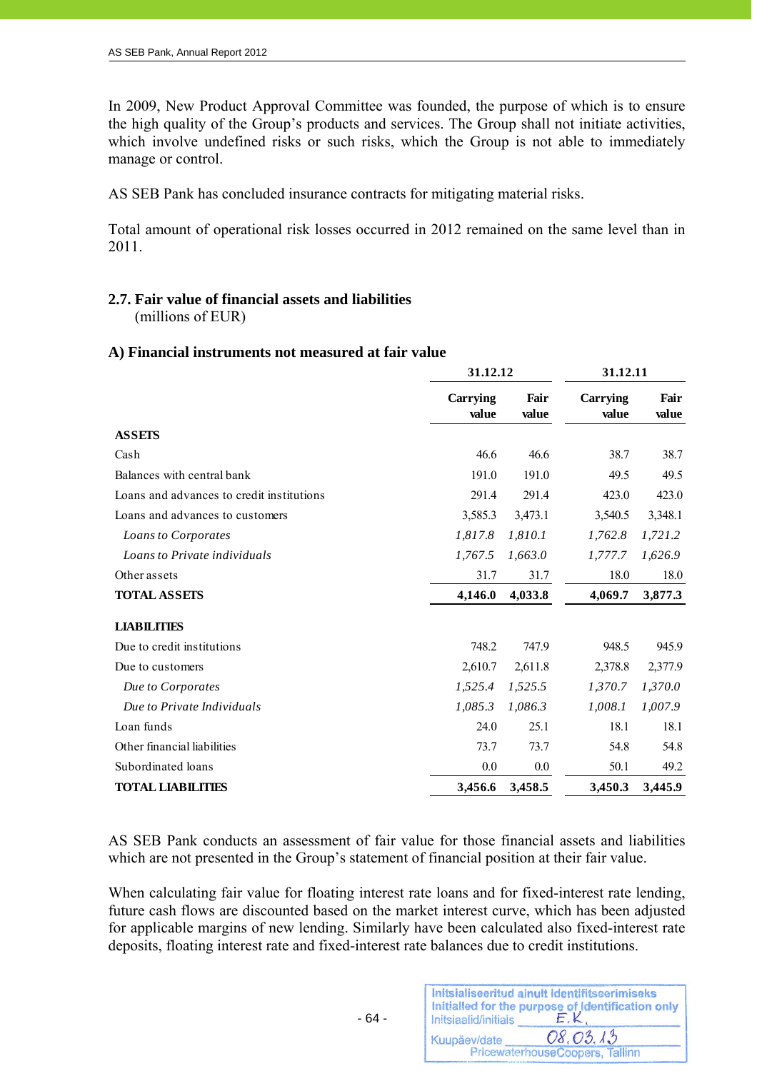In 2009, New Product Approval Committee was founded, the purpose of which is to ensure the high quality of the Group's products and services. The Group shall not initiate activities, which involve undefined risks or such risks, which the Group is not able to immediately manage or control.

AS SEB Pank has concluded insurance contracts for mitigating material risks.

Total amount of operational risk losses occurred in 2012 remained on the same level than in 2011.

## 2.7. Fair value of financial assets and liabilities

(millions of EUR)

### A) Financial instruments not measured at fair value

| | 31.12.12 | | 31.12.11 | |
|---|---|---|---|---|
| | Carrying value | Fair value | Carrying value | Fair value |
| **ASSETS** | | | | |
| Cash | 46.6 | 46.6 | 38.7 | 38.7 |
| Balances with central bank | 191.0 | 191.0 | 49.5 | 49.5 |
| Loans and advances to credit institutions | 291.4 | 291.4 | 423.0 | 423.0 |
| Loans and advances to customers | 3,585.3 | 3,473.1 | 3,540.5 | 3,348.1 |
| *Loans to Corporates* | *1,817.8* | *1,810.1* | *1,762.8* | *1,721.2* |
| *Loans to Private individuals* | *1,767.5* | *1,663.0* | *1,777.7* | *1,626.9* |
| Other assets | 31.7 | 31.7 | 18.0 | 18.0 |
| **TOTAL ASSETS** | **4,146.0** | **4,033.8** | **4,069.7** | **3,877.3** |
| | | | | |
| **LIABILITIES** | | | | |
| Due to credit institutions | 748.2 | 747.9 | 948.5 | 945.9 |
| Due to customers | 2,610.7 | 2,611.8 | 2,378.8 | 2,377.9 |
| *Due to Corporates* | *1,525.4* | *1,525.5* | *1,370.7* | *1,370.0* |
| *Due to Private Individuals* | *1,085.3* | *1,086.3* | *1,008.1* | *1,007.9* |
| Loan funds | 24.0 | 25.1 | 18.1 | 18.1 |
| Other financial liabilities | 73.7 | 73.7 | 54.8 | 54.8 |
| Subordinated loans | 0.0 | 0.0 | 50.1 | 49.2 |
| **TOTAL LIABILITIES** | **3,456.6** | **3,458.5** | **3,450.3** | **3,445.9** |

AS SEB Pank conducts an assessment of fair value for those financial assets and liabilities which are not presented in the Group's statement of financial position at their fair value.

When calculating fair value for floating interest rate loans and for fixed-interest rate lending, future cash flows are discounted based on the market interest curve, which has been adjusted for applicable margins of new lending. Similarly have been calculated also fixed-interest rate deposits, floating interest rate and fixed-interest rate balances due to credit institutions.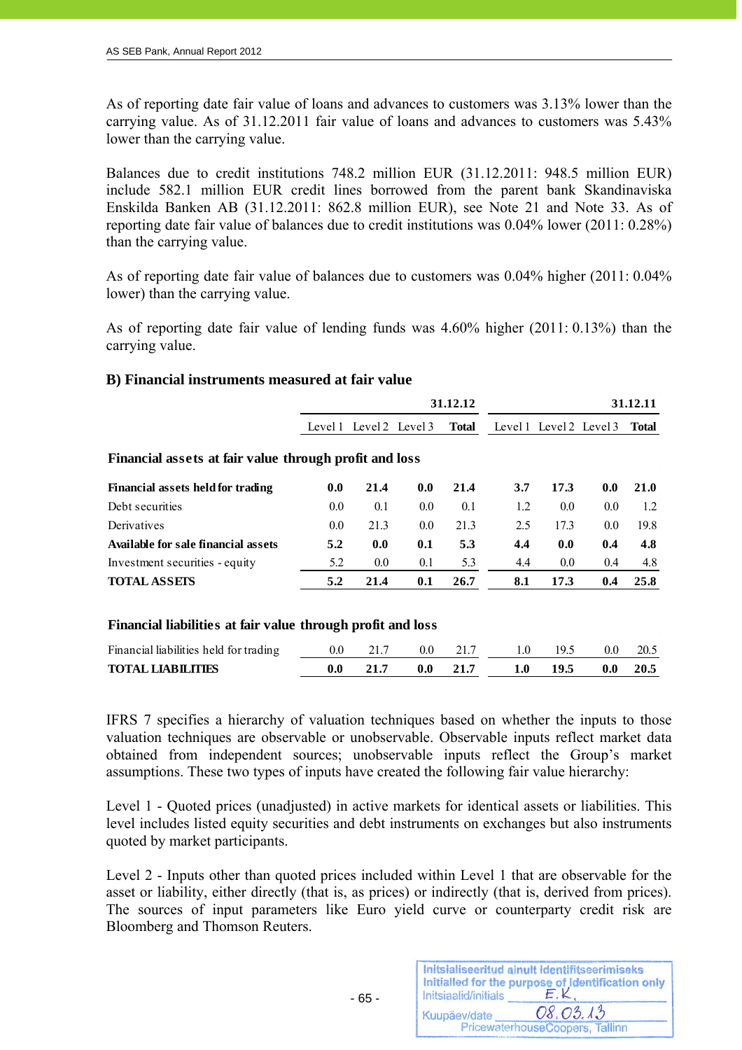As of reporting date fair value of loans and advances to customers was 3.13% lower than the carrying value. As of 31.12.2011 fair value of loans and advances to customers was 5.43% lower than the carrying value.

Balances due to credit institutions 748.2 million EUR (31.12.2011: 948.5 million EUR) include 582.1 million EUR credit lines borrowed from the parent bank Skandinaviska Enskilda Banken AB (31.12.2011: 862.8 million EUR), see Note 21 and Note 33. As of reporting date fair value of balances due to credit institutions was 0.04% lower (2011: 0.28%) than the carrying value.

As of reporting date fair value of balances due to customers was 0.04% higher (2011: 0.04% lower) than the carrying value.

As of reporting date fair value of lending funds was 4.60% higher (2011: 0.13%) than the carrying value.

### B) Financial instruments measured at fair value

| | 31.12.12 | | | | 31.12.11 | | | |
|---|---|---|---|---|---|---|---|---|
| | Level 1 | Level 2 | Level 3 | **Total** | Level 1 | Level 2 | Level 3 | **Total** |
| **Financial assets at fair value through profit and loss** | | | | | | | | |
| **Financial assets held for trading** | **0.0** | **21.4** | **0.0** | **21.4** | **3.7** | **17.3** | **0.0** | **21.0** |
| Debt securities | 0.0 | 0.1 | 0.0 | 0.1 | 1.2 | 0.0 | 0.0 | 1.2 |
| Derivatives | 0.0 | 21.3 | 0.0 | 21.3 | 2.5 | 17.3 | 0.0 | 19.8 |
| **Available for sale financial assets** | **5.2** | **0.0** | **0.1** | **5.3** | **4.4** | **0.0** | **0.4** | **4.8** |
| Investment securities - equity | 5.2 | 0.0 | 0.1 | 5.3 | 4.4 | 0.0 | 0.4 | 4.8 |
| **TOTAL ASSETS** | **5.2** | **21.4** | **0.1** | **26.7** | **8.1** | **17.3** | **0.4** | **25.8** |
| **Financial liabilities at fair value through profit and loss** | | | | | | | | |
| Financial liabilities held for trading | 0.0 | 21.7 | 0.0 | 21.7 | 1.0 | 19.5 | 0.0 | 20.5 |
| **TOTAL LIABILITIES** | **0.0** | **21.7** | **0.0** | **21.7** | **1.0** | **19.5** | **0.0** | **20.5** |

IFRS 7 specifies a hierarchy of valuation techniques based on whether the inputs to those valuation techniques are observable or unobservable. Observable inputs reflect market data obtained from independent sources; unobservable inputs reflect the Group's market assumptions. These two types of inputs have created the following fair value hierarchy:

Level 1 - Quoted prices (unadjusted) in active markets for identical assets or liabilities. This level includes listed equity securities and debt instruments on exchanges but also instruments quoted by market participants.

Level 2 - Inputs other than quoted prices included within Level 1 that are observable for the asset or liability, either directly (that is, as prices) or indirectly (that is, derived from prices). The sources of input parameters like Euro yield curve or counterparty credit risk are Bloomberg and Thomson Reuters.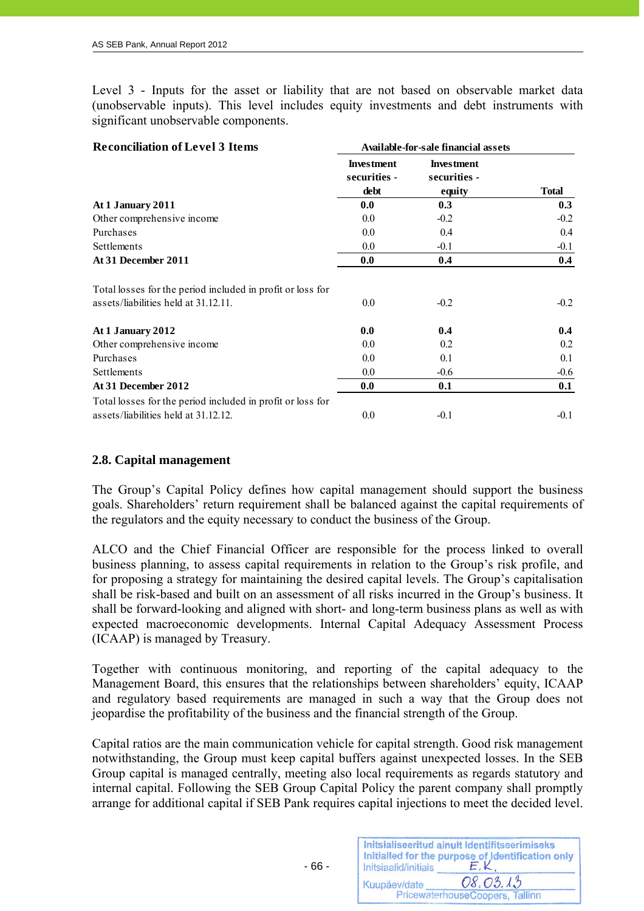Level 3 - Inputs for the asset or liability that are not based on observable market data (unobservable inputs). This level includes equity investments and debt instruments with significant unobservable components.

| **Reconciliation of Level 3 Items** | Available-for-sale financial assets | | |
|---|---|---|---|
| | **Investment securities - debt** | **Investment securities - equity** | **Total** |
| **At 1 January 2011** | **0.0** | **0.3** | **0.3** |
| Other comprehensive income | 0.0 | -0.2 | -0.2 |
| Purchases | 0.0 | 0.4 | 0.4 |
| Settlements | 0.0 | -0.1 | -0.1 |
| **At 31 December 2011** | **0.0** | **0.4** | **0.4** |
| Total losses for the period included in profit or loss for assets/liabilities held at 31.12.11. | 0.0 | -0.2 | -0.2 |
| **At 1 January 2012** | **0.0** | **0.4** | **0.4** |
| Other comprehensive income | 0.0 | 0.2 | 0.2 |
| Purchases | 0.0 | 0.1 | 0.1 |
| Settlements | 0.0 | -0.6 | -0.6 |
| **At 31 December 2012** | **0.0** | **0.1** | **0.1** |
| Total losses for the period included in profit or loss for assets/liabilities held at 31.12.12. | 0.0 | -0.1 | -0.1 |

## 2.8. Capital management

The Group's Capital Policy defines how capital management should support the business goals. Shareholders' return requirement shall be balanced against the capital requirements of the regulators and the equity necessary to conduct the business of the Group.

ALCO and the Chief Financial Officer are responsible for the process linked to overall business planning, to assess capital requirements in relation to the Group's risk profile, and for proposing a strategy for maintaining the desired capital levels. The Group's capitalisation shall be risk-based and built on an assessment of all risks incurred in the Group's business. It shall be forward-looking and aligned with short- and long-term business plans as well as with expected macroeconomic developments. Internal Capital Adequacy Assessment Process (ICAAP) is managed by Treasury.

Together with continuous monitoring, and reporting of the capital adequacy to the Management Board, this ensures that the relationships between shareholders' equity, ICAAP and regulatory based requirements are managed in such a way that the Group does not jeopardise the profitability of the business and the financial strength of the Group.

Capital ratios are the main communication vehicle for capital strength. Good risk management notwithstanding, the Group must keep capital buffers against unexpected losses. In the SEB Group capital is managed centrally, meeting also local requirements as regards statutory and internal capital. Following the SEB Group Capital Policy the parent company shall promptly arrange for additional capital if SEB Pank requires capital injections to meet the decided level.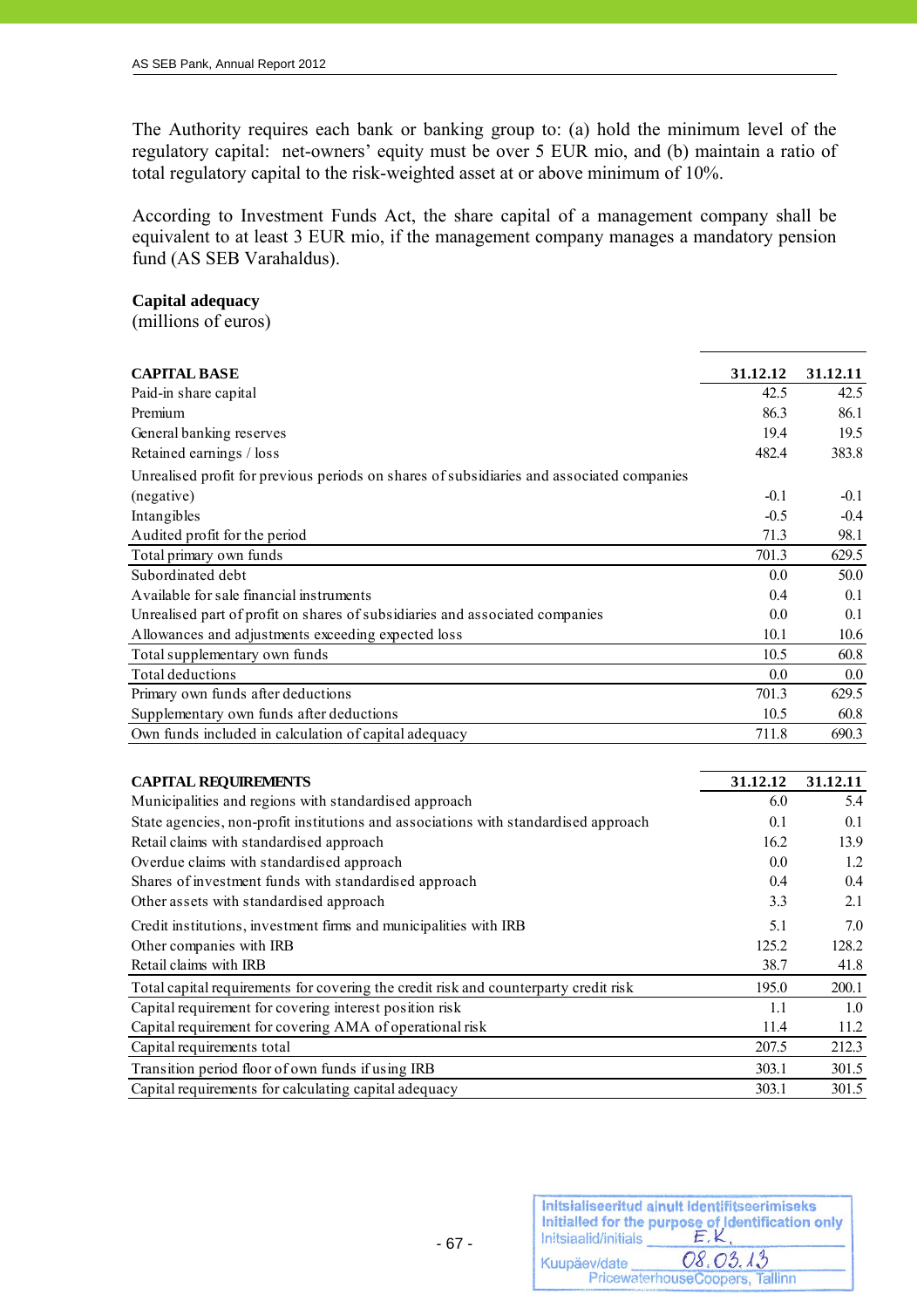The Authority requires each bank or banking group to: (a) hold the minimum level of the regulatory capital: net-owners' equity must be over 5 EUR mio, and (b) maintain a ratio of total regulatory capital to the risk-weighted asset at or above minimum of 10%.

According to Investment Funds Act, the share capital of a management company shall be equivalent to at least 3 EUR mio, if the management company manages a mandatory pension fund (AS SEB Varahaldus).

**Capital adequacy**
(millions of euros)

| CAPITAL BASE | 31.12.12 | 31.12.11 |
|---|---|---|
| Paid-in share capital | 42.5 | 42.5 |
| Premium | 86.3 | 86.1 |
| General banking reserves | 19.4 | 19.5 |
| Retained earnings / loss | 482.4 | 383.8 |
| Unrealised profit for previous periods on shares of subsidiaries and associated companies (negative) | -0.1 | -0.1 |
| Intangibles | -0.5 | -0.4 |
| Audited profit for the period | 71.3 | 98.1 |
| Total primary own funds | 701.3 | 629.5 |
| Subordinated debt | 0.0 | 50.0 |
| Available for sale financial instruments | 0.4 | 0.1 |
| Unrealised part of profit on shares of subsidiaries and associated companies | 0.0 | 0.1 |
| Allowances and adjustments exceeding expected loss | 10.1 | 10.6 |
| Total supplementary own funds | 10.5 | 60.8 |
| Total deductions | 0.0 | 0.0 |
| Primary own funds after deductions | 701.3 | 629.5 |
| Supplementary own funds after deductions | 10.5 | 60.8 |
| Own funds included in calculation of capital adequacy | 711.8 | 690.3 |

| CAPITAL REQUIREMENTS | 31.12.12 | 31.12.11 |
|---|---|---|
| Municipalities and regions with standardised approach | 6.0 | 5.4 |
| State agencies, non-profit institutions and associations with standardised approach | 0.1 | 0.1 |
| Retail claims with standardised approach | 16.2 | 13.9 |
| Overdue claims with standardised approach | 0.0 | 1.2 |
| Shares of investment funds with standardised approach | 0.4 | 0.4 |
| Other assets with standardised approach | 3.3 | 2.1 |
| Credit institutions, investment firms and municipalities with IRB | 5.1 | 7.0 |
| Other companies with IRB | 125.2 | 128.2 |
| Retail claims with IRB | 38.7 | 41.8 |
| Total capital requirements for covering the credit risk and counterparty credit risk | 195.0 | 200.1 |
| Capital requirement for covering interest position risk | 1.1 | 1.0 |
| Capital requirement for covering AMA of operational risk | 11.4 | 11.2 |
| Capital requirements total | 207.5 | 212.3 |
| Transition period floor of own funds if using IRB | 303.1 | 301.5 |
| Capital requirements for calculating capital adequacy | 303.1 | 301.5 |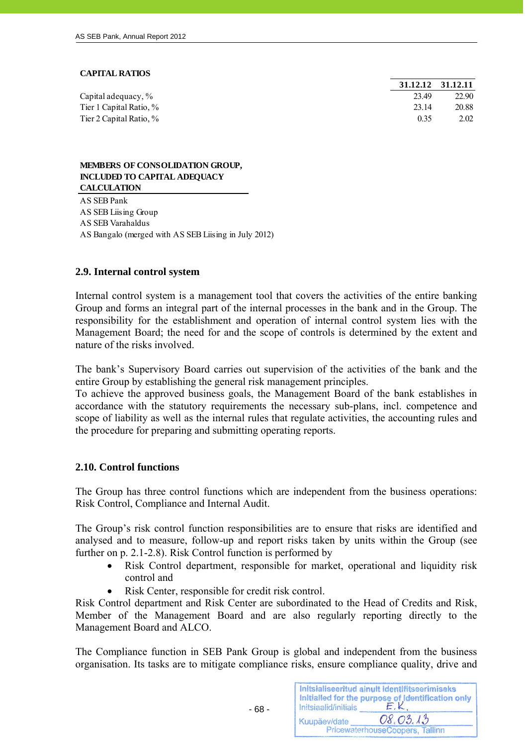**CAPITAL RATIOS**

| | 31.12.12 | 31.12.11 |
|---|---|---|
| Capital adequacy, % | 23.49 | 22.90 |
| Tier 1 Capital Ratio, % | 23.14 | 20.88 |
| Tier 2 Capital Ratio, % | 0.35 | 2.02 |

**MEMBERS OF CONSOLIDATION GROUP, INCLUDED TO CAPITAL ADEQUACY CALCULATION**

AS SEB Pank
AS SEB Liising Group
AS SEB Varahaldus
AS Bangalo (merged with AS SEB Liising in July 2012)

### 2.9. Internal control system

Internal control system is a management tool that covers the activities of the entire banking Group and forms an integral part of the internal processes in the bank and in the Group. The responsibility for the establishment and operation of internal control system lies with the Management Board; the need for and the scope of controls is determined by the extent and nature of the risks involved.

The bank's Supervisory Board carries out supervision of the activities of the bank and the entire Group by establishing the general risk management principles.
To achieve the approved business goals, the Management Board of the bank establishes in accordance with the statutory requirements the necessary sub-plans, incl. competence and scope of liability as well as the internal rules that regulate activities, the accounting rules and the procedure for preparing and submitting operating reports.

### 2.10. Control functions

The Group has three control functions which are independent from the business operations: Risk Control, Compliance and Internal Audit.

The Group's risk control function responsibilities are to ensure that risks are identified and analysed and to measure, follow-up and report risks taken by units within the Group (see further on p. 2.1-2.8). Risk Control function is performed by

- Risk Control department, responsible for market, operational and liquidity risk control and
- Risk Center, responsible for credit risk control.

Risk Control department and Risk Center are subordinated to the Head of Credits and Risk, Member of the Management Board and are also regularly reporting directly to the Management Board and ALCO.

The Compliance function in SEB Pank Group is global and independent from the business organisation. Its tasks are to mitigate compliance risks, ensure compliance quality, drive and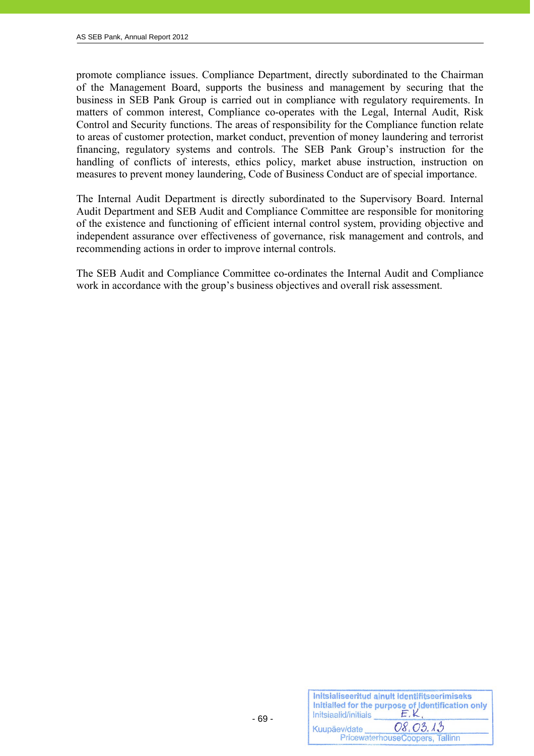promote compliance issues. Compliance Department, directly subordinated to the Chairman of the Management Board, supports the business and management by securing that the business in SEB Pank Group is carried out in compliance with regulatory requirements. In matters of common interest, Compliance co-operates with the Legal, Internal Audit, Risk Control and Security functions. The areas of responsibility for the Compliance function relate to areas of customer protection, market conduct, prevention of money laundering and terrorist financing, regulatory systems and controls. The SEB Pank Group's instruction for the handling of conflicts of interests, ethics policy, market abuse instruction, instruction on measures to prevent money laundering, Code of Business Conduct are of special importance.

The Internal Audit Department is directly subordinated to the Supervisory Board. Internal Audit Department and SEB Audit and Compliance Committee are responsible for monitoring of the existence and functioning of efficient internal control system, providing objective and independent assurance over effectiveness of governance, risk management and controls, and recommending actions in order to improve internal controls.

The SEB Audit and Compliance Committee co-ordinates the Internal Audit and Compliance work in accordance with the group's business objectives and overall risk assessment.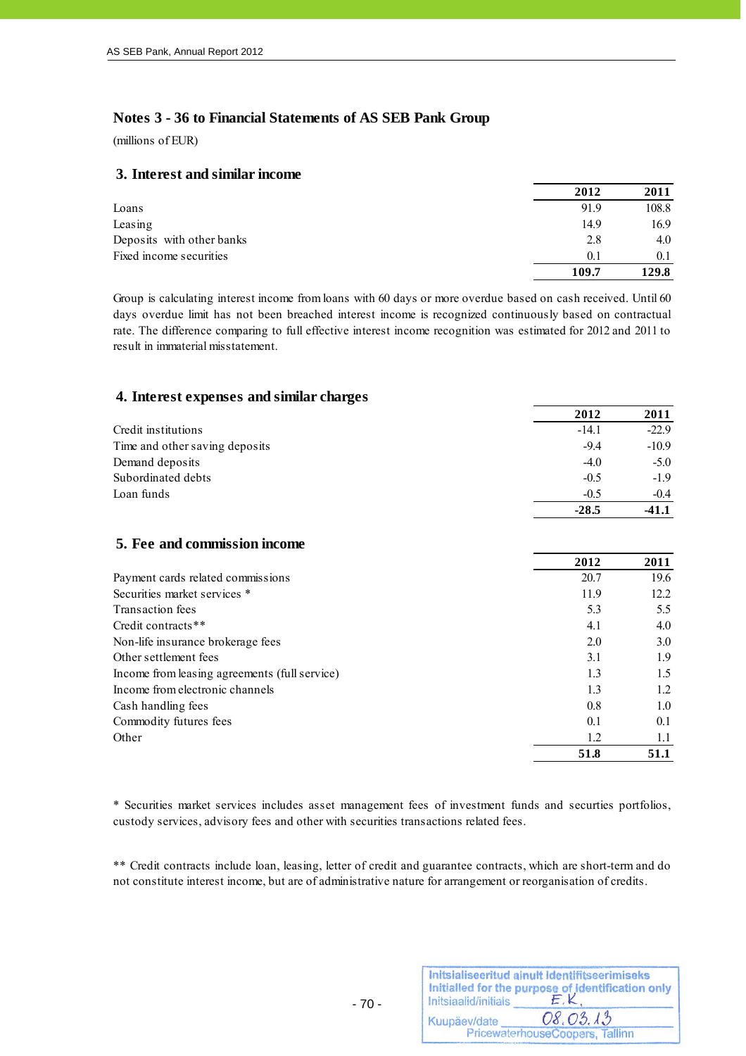# Notes 3 - 36 to Financial Statements of AS SEB Pank Group

(millions of EUR)

## 3. Interest and similar income

| | 2012 | 2011 |
|---|---|---|
| Loans | 91.9 | 108.8 |
| Leasing | 14.9 | 16.9 |
| Deposits with other banks | 2.8 | 4.0 |
| Fixed income securities | 0.1 | 0.1 |
| | **109.7** | **129.8** |

Group is calculating interest income from loans with 60 days or more overdue based on cash received. Until 60 days overdue limit has not been breached interest income is recognized continuously based on contractual rate. The difference comparing to full effective interest income recognition was estimated for 2012 and 2011 to result in immaterial misstatement.

## 4. Interest expenses and similar charges

| | 2012 | 2011 |
|---|---|---|
| Credit institutions | -14.1 | -22.9 |
| Time and other saving deposits | -9.4 | -10.9 |
| Demand deposits | -4.0 | -5.0 |
| Subordinated debts | -0.5 | -1.9 |
| Loan funds | -0.5 | -0.4 |
| | **-28.5** | **-41.1** |

## 5. Fee and commission income

| | 2012 | 2011 |
|---|---|---|
| Payment cards related commissions | 20.7 | 19.6 |
| Securities market services * | 11.9 | 12.2 |
| Transaction fees | 5.3 | 5.5 |
| Credit contracts** | 4.1 | 4.0 |
| Non-life insurance brokerage fees | 2.0 | 3.0 |
| Other settlement fees | 3.1 | 1.9 |
| Income from leasing agreements (full service) | 1.3 | 1.5 |
| Income from electronic channels | 1.3 | 1.2 |
| Cash handling fees | 0.8 | 1.0 |
| Commodity futures fees | 0.1 | 0.1 |
| Other | 1.2 | 1.1 |
| | **51.8** | **51.1** |

* Securities market services includes asset management fees of investment funds and securties portfolios, custody services, advisory fees and other with securities transactions related fees.

** Credit contracts include loan, leasing, letter of credit and guarantee contracts, which are short-term and do not constitute interest income, but are of administrative nature for arrangement or reorganisation of credits.

Initsialiseeritud ainult identifitseerimiseks
Initialled for the purpose of identification only
Initsiaalid/initials E.K.
Kuupäev/date 08.03.13
PricewaterhouseCoopers, Tallinn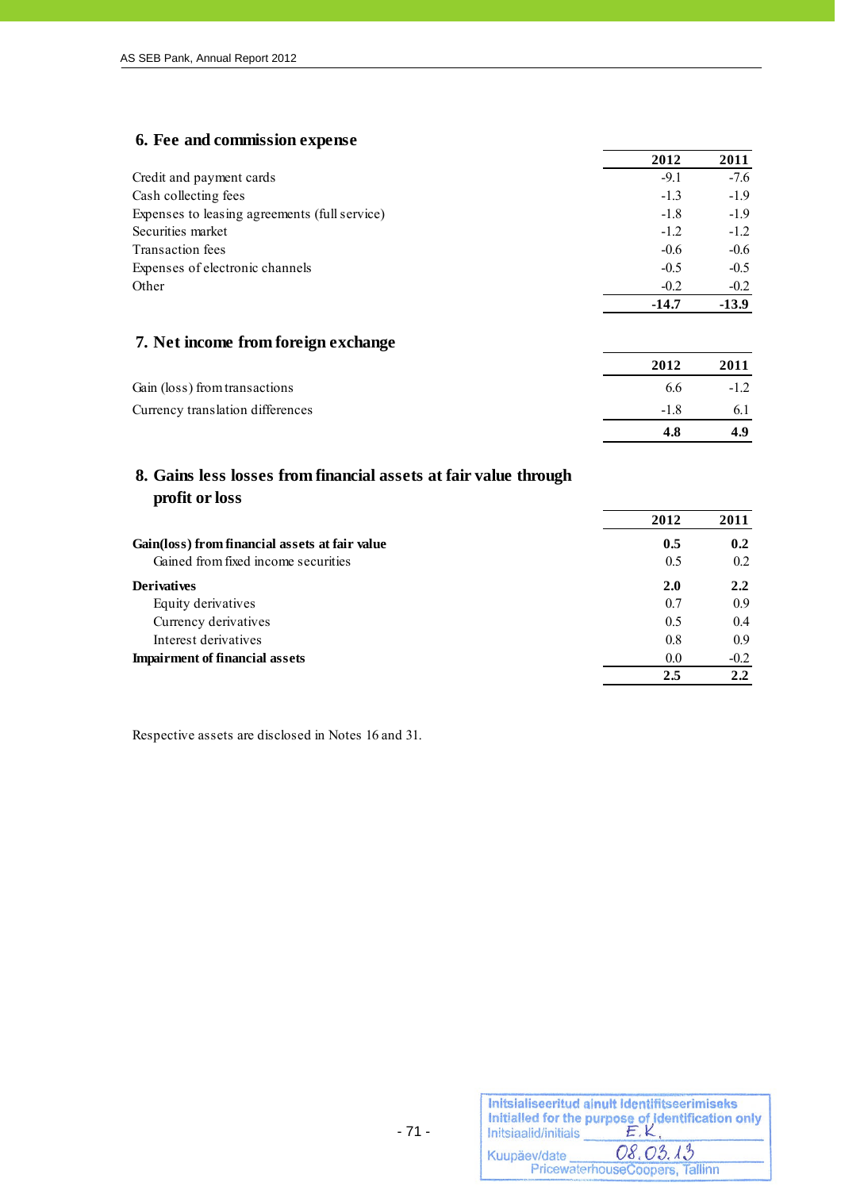## 6. Fee and commission expense

| | 2012 | 2011 |
|---|---|---|
| Credit and payment cards | -9.1 | -7.6 |
| Cash collecting fees | -1.3 | -1.9 |
| Expenses to leasing agreements (full service) | -1.8 | -1.9 |
| Securities market | -1.2 | -1.2 |
| Transaction fees | -0.6 | -0.6 |
| Expenses of electronic channels | -0.5 | -0.5 |
| Other | -0.2 | -0.2 |
| | **-14.7** | **-13.9** |

## 7. Net income from foreign exchange

| | 2012 | 2011 |
|---|---|---|
| Gain (loss) from transactions | 6.6 | -1.2 |
| Currency translation differences | -1.8 | 6.1 |
| | **4.8** | **4.9** |

## 8. Gains less losses from financial assets at fair value through profit or loss

| | 2012 | 2011 |
|---|---|---|
| **Gain(loss) from financial assets at fair value** | **0.5** | **0.2** |
| Gained from fixed income securities | 0.5 | 0.2 |
| **Derivatives** | **2.0** | **2.2** |
| Equity derivatives | 0.7 | 0.9 |
| Currency derivatives | 0.5 | 0.4 |
| Interest derivatives | 0.8 | 0.9 |
| **Impairment of financial assets** | 0.0 | -0.2 |
| | **2.5** | **2.2** |

Respective assets are disclosed in Notes 16 and 31.

Initsialiseeritud ainult identifitseerimiseks
Initialled for the purpose of identification only
Initsiaalid/initials E.K.
Kuupäev/date 08.03.13
PricewaterhouseCoopers, Tallinn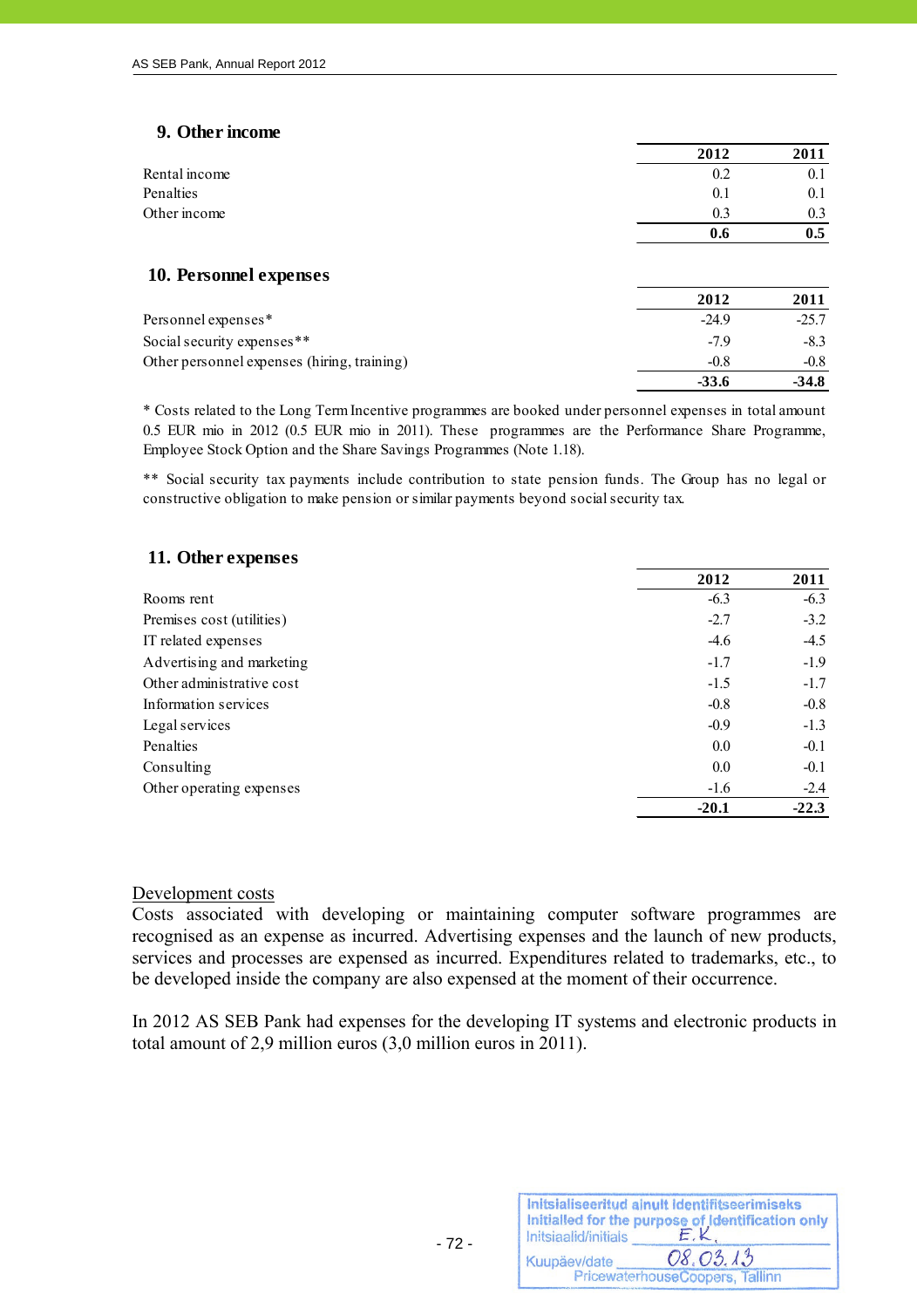## 9. Other income

| | 2012 | 2011 |
|---|---|---|
| Rental income | 0.2 | 0.1 |
| Penalties | 0.1 | 0.1 |
| Other income | 0.3 | 0.3 |
| | **0.6** | **0.5** |

## 10. Personnel expenses

| | 2012 | 2011 |
|---|---|---|
| Personnel expenses* | -24.9 | -25.7 |
| Social security expenses** | -7.9 | -8.3 |
| Other personnel expenses (hiring, training) | -0.8 | -0.8 |
| | **-33.6** | **-34.8** |

* Costs related to the Long Term Incentive programmes are booked under personnel expenses in total amount 0.5 EUR mio in 2012 (0.5 EUR mio in 2011). These programmes are the Performance Share Programme, Employee Stock Option and the Share Savings Programmes (Note 1.18).

** Social security tax payments include contribution to state pension funds. The Group has no legal or constructive obligation to make pension or similar payments beyond social security tax.

## 11. Other expenses

| | 2012 | 2011 |
|---|---|---|
| Rooms rent | -6.3 | -6.3 |
| Premises cost (utilities) | -2.7 | -3.2 |
| IT related expenses | -4.6 | -4.5 |
| Advertising and marketing | -1.7 | -1.9 |
| Other administrative cost | -1.5 | -1.7 |
| Information services | -0.8 | -0.8 |
| Legal services | -0.9 | -1.3 |
| Penalties | 0.0 | -0.1 |
| Consulting | 0.0 | -0.1 |
| Other operating expenses | -1.6 | -2.4 |
| | **-20.1** | **-22.3** |

Development costs

Costs associated with developing or maintaining computer software programmes are recognised as an expense as incurred. Advertising expenses and the launch of new products, services and processes are expensed as incurred. Expenditures related to trademarks, etc., to be developed inside the company are also expensed at the moment of their occurrence.

In 2012 AS SEB Pank had expenses for the developing IT systems and electronic products in total amount of 2,9 million euros (3,0 million euros in 2011).

Initsialiseeritud ainult identifitseerimiseks
Initialled for the purpose of identification only
Initsiaalid/initials E.K.
Kuupäev/date 08.03.13
PricewaterhouseCoopers, Tallinn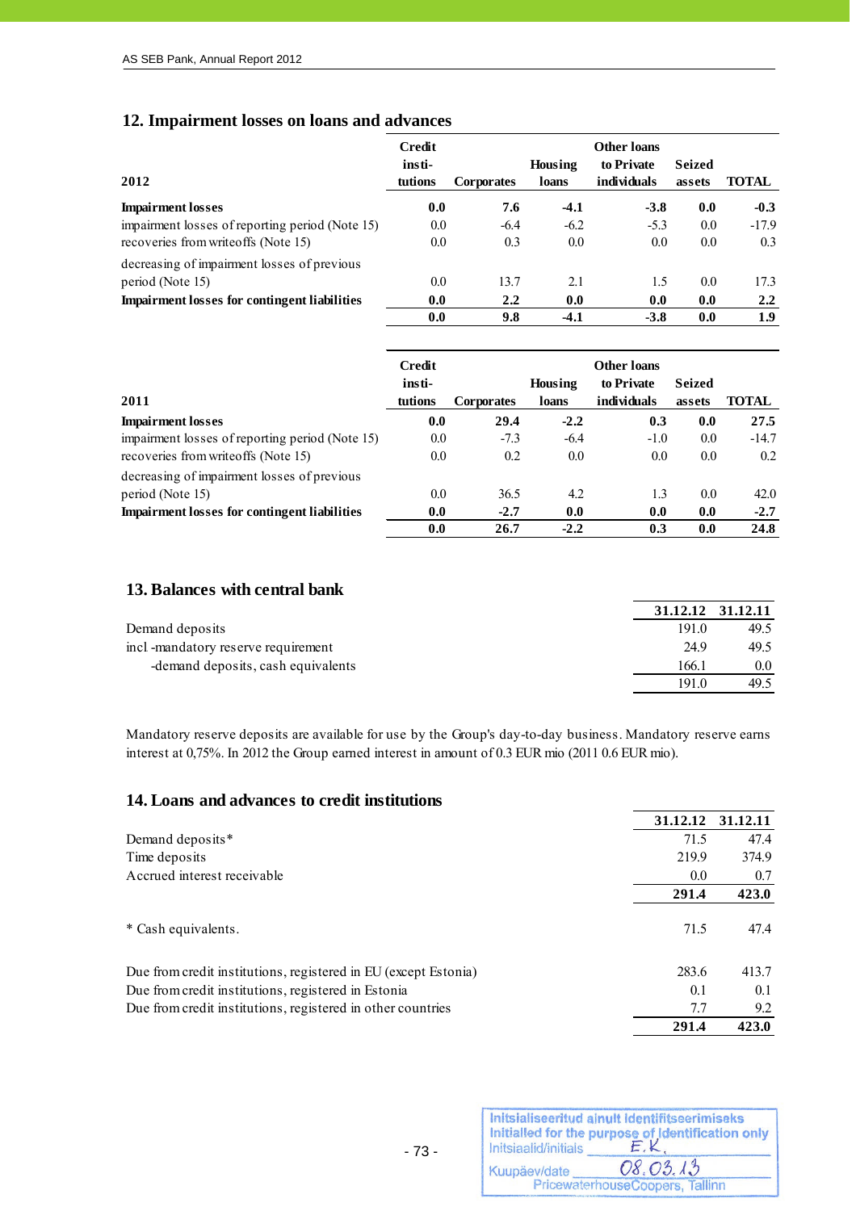## 12. Impairment losses on loans and advances

| 2012 | Credit insti-tutions | Corporates | Housing loans | Other loans to Private individuals | Seized assets | TOTAL |
|---|---|---|---|---|---|---|
| **Impairment losses** | **0.0** | **7.6** | **-4.1** | **-3.8** | **0.0** | **-0.3** |
| impairment losses of reporting period (Note 15) | 0.0 | -6.4 | -6.2 | -5.3 | 0.0 | -17.9 |
| recoveries from writeoffs (Note 15) | 0.0 | 0.3 | 0.0 | 0.0 | 0.0 | 0.3 |
| decreasing of impairment losses of previous period (Note 15) | 0.0 | 13.7 | 2.1 | 1.5 | 0.0 | 17.3 |
| **Impairment losses for contingent liabilities** | **0.0** | **2.2** | **0.0** | **0.0** | **0.0** | **2.2** |
| | **0.0** | **9.8** | **-4.1** | **-3.8** | **0.0** | **1.9** |

| 2011 | Credit insti-tutions | Corporates | Housing loans | Other loans to Private individuals | Seized assets | TOTAL |
|---|---|---|---|---|---|---|
| **Impairment losses** | **0.0** | **29.4** | **-2.2** | **0.3** | **0.0** | **27.5** |
| impairment losses of reporting period (Note 15) | 0.0 | -7.3 | -6.4 | -1.0 | 0.0 | -14.7 |
| recoveries from writeoffs (Note 15) | 0.0 | 0.2 | 0.0 | 0.0 | 0.0 | 0.2 |
| decreasing of impairment losses of previous period (Note 15) | 0.0 | 36.5 | 4.2 | 1.3 | 0.0 | 42.0 |
| **Impairment losses for contingent liabilities** | **0.0** | **-2.7** | **0.0** | **0.0** | **0.0** | **-2.7** |
| | **0.0** | **26.7** | **-2.2** | **0.3** | **0.0** | **24.8** |

## 13. Balances with central bank

| | 31.12.12 | 31.12.11 |
|---|---|---|
| Demand deposits | 191.0 | 49.5 |
| incl -mandatory reserve requirement | 24.9 | 49.5 |
| -demand deposits, cash equivalents | 166.1 | 0.0 |
| | 191.0 | 49.5 |

Mandatory reserve deposits are available for use by the Group's day-to-day business. Mandatory reserve earns interest at 0,75%. In 2012 the Group earned interest in amount of 0.3 EUR mio (2011 0.6 EUR mio).

## 14. Loans and advances to credit institutions

| | 31.12.12 | 31.12.11 |
|---|---|---|
| Demand deposits* | 71.5 | 47.4 |
| Time deposits | 219.9 | 374.9 |
| Accrued interest receivable | 0.0 | 0.7 |
| | **291.4** | **423.0** |
| | | |
| * Cash equivalents. | 71.5 | 47.4 |
| | | |
| Due from credit institutions, registered in EU (except Estonia) | 283.6 | 413.7 |
| Due from credit institutions, registered in Estonia | 0.1 | 0.1 |
| Due from credit institutions, registered in other countries | 7.7 | 9.2 |
| | **291.4** | **423.0** |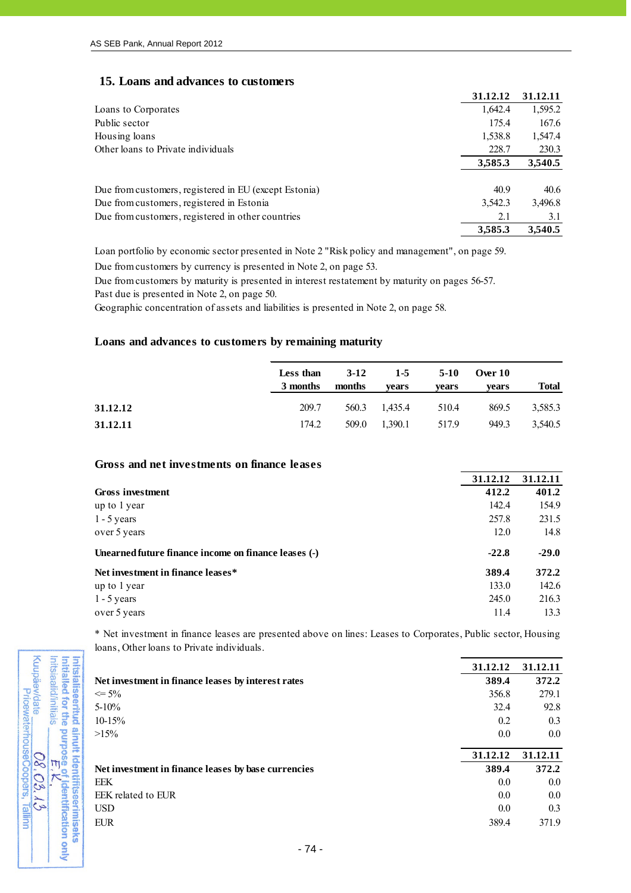## 15. Loans and advances to customers

| | 31.12.12 | 31.12.11 |
|---|---|---|
| Loans to Corporates | 1,642.4 | 1,595.2 |
| Public sector | 175.4 | 167.6 |
| Housing loans | 1,538.8 | 1,547.4 |
| Other loans to Private individuals | 228.7 | 230.3 |
| | **3,585.3** | **3,540.5** |
| | | |
| Due from customers, registered in EU (except Estonia) | 40.9 | 40.6 |
| Due from customers, registered in Estonia | 3,542.3 | 3,496.8 |
| Due from customers, registered in other countries | 2.1 | 3.1 |
| | **3,585.3** | **3,540.5** |

Loan portfolio by economic sector presented in Note 2 "Risk policy and management", on page 59.

Due from customers by currency is presented in Note 2, on page 53.

Due from customers by maturity is presented in interest restatement by maturity on pages 56-57.

Past due is presented in Note 2, on page 50.

Geographic concentration of assets and liabilities is presented in Note 2, on page 58.

### Loans and advances to customers by remaining maturity

| | Less than 3 months | 3-12 months | 1-5 years | 5-10 years | Over 10 years | Total |
|---|---|---|---|---|---|---|
| **31.12.12** | 209.7 | 560.3 | 1,435.4 | 510.4 | 869.5 | 3,585.3 |
| **31.12.11** | 174.2 | 509.0 | 1,390.1 | 517.9 | 949.3 | 3,540.5 |

### Gross and net investments on finance leases

| | 31.12.12 | 31.12.11 |
|---|---|---|
| **Gross investment** | **412.2** | **401.2** |
| up to 1 year | 142.4 | 154.9 |
| 1 - 5 years | 257.8 | 231.5 |
| over 5 years | 12.0 | 14.8 |
| **Unearned future finance income on finance leases (-)** | **-22.8** | **-29.0** |
| **Net investment in finance leases*** | **389.4** | **372.2** |
| up to 1 year | 133.0 | 142.6 |
| 1 - 5 years | 245.0 | 216.3 |
| over 5 years | 11.4 | 13.3 |

* Net investment in finance leases are presented above on lines: Leases to Corporates, Public sector, Housing loans, Other loans to Private individuals.

| | 31.12.12 | 31.12.11 |
|---|---|---|
| **Net investment in finance leases by interest rates** | **389.4** | **372.2** |
| <= 5% | 356.8 | 279.1 |
| 5-10% | 32.4 | 92.8 |
| 10-15% | 0.2 | 0.3 |
| >15% | 0.0 | 0.0 |

| | 31.12.12 | 31.12.11 |
|---|---|---|
| **Net investment in finance leases by base currencies** | **389.4** | **372.2** |
| EEK | 0.0 | 0.0 |
| EEK related to EUR | 0.0 | 0.0 |
| USD | 0.0 | 0.3 |
| EUR | 389.4 | 371.9 |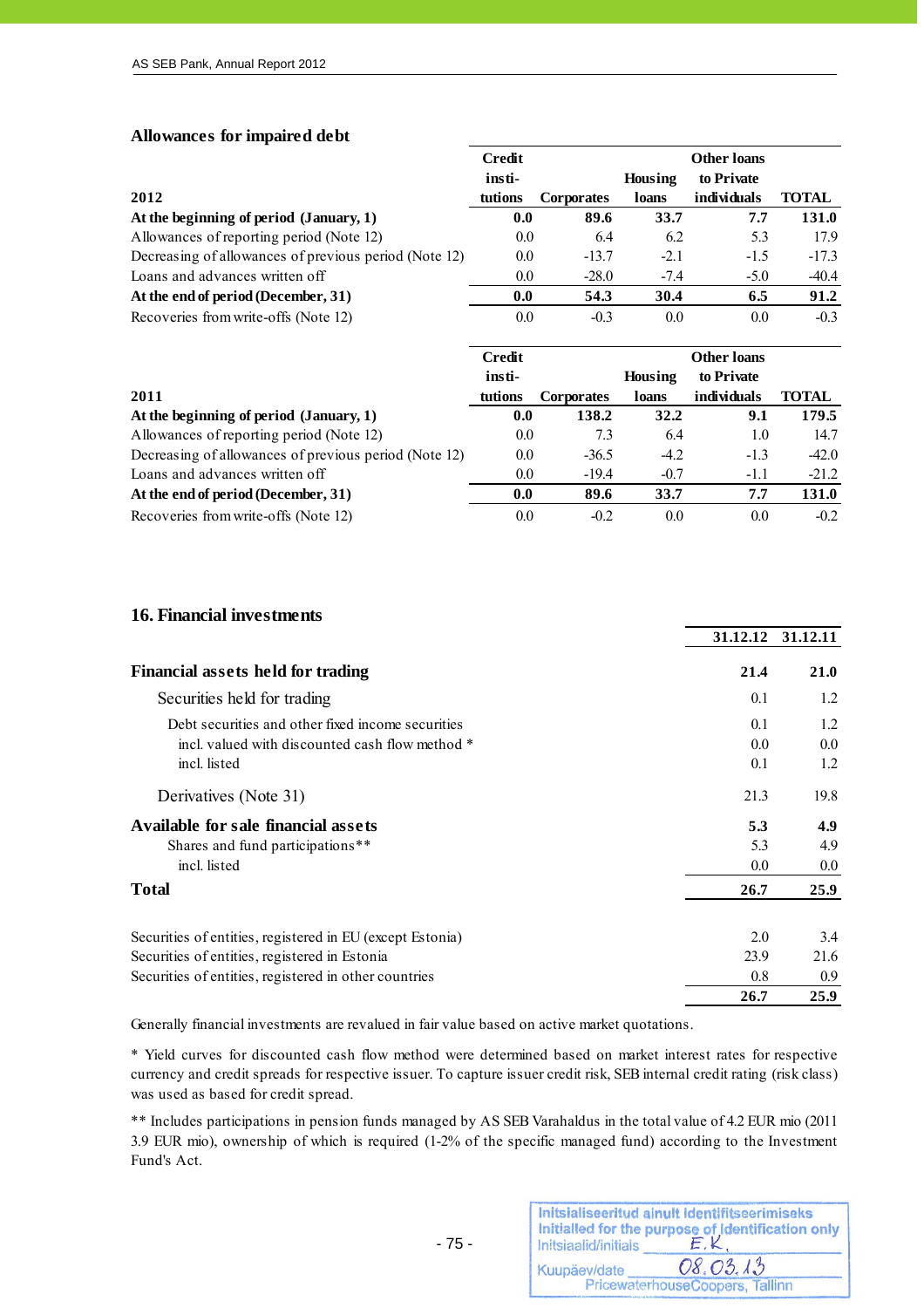### Allowances for impaired debt

| 2012 | Credit insti-tutions | Corporates | Housing loans | Other loans to Private individuals | TOTAL |
|---|---|---|---|---|---|
| **At the beginning of period (January, 1)** | **0.0** | **89.6** | **33.7** | **7.7** | **131.0** |
| Allowances of reporting period (Note 12) | 0.0 | 6.4 | 6.2 | 5.3 | 17.9 |
| Decreasing of allowances of previous period (Note 12) | 0.0 | -13.7 | -2.1 | -1.5 | -17.3 |
| Loans and advances written off | 0.0 | -28.0 | -7.4 | -5.0 | -40.4 |
| **At the end of period (December, 31)** | **0.0** | **54.3** | **30.4** | **6.5** | **91.2** |
| Recoveries from write-offs (Note 12) | 0.0 | -0.3 | 0.0 | 0.0 | -0.3 |

| 2011 | Credit insti-tutions | Corporates | Housing loans | Other loans to Private individuals | TOTAL |
|---|---|---|---|---|---|
| **At the beginning of period (January, 1)** | **0.0** | **138.2** | **32.2** | **9.1** | **179.5** |
| Allowances of reporting period (Note 12) | 0.0 | 7.3 | 6.4 | 1.0 | 14.7 |
| Decreasing of allowances of previous period (Note 12) | 0.0 | -36.5 | -4.2 | -1.3 | -42.0 |
| Loans and advances written off | 0.0 | -19.4 | -0.7 | -1.1 | -21.2 |
| **At the end of period (December, 31)** | **0.0** | **89.6** | **33.7** | **7.7** | **131.0** |
| Recoveries from write-offs (Note 12) | 0.0 | -0.2 | 0.0 | 0.0 | -0.2 |

## 16. Financial investments

| | 31.12.12 | 31.12.11 |
|---|---|---|
| **Financial assets held for trading** | **21.4** | **21.0** |
| Securities held for trading | 0.1 | 1.2 |
| Debt securities and other fixed income securities | 0.1 | 1.2 |
| incl. valued with discounted cash flow method * | 0.0 | 0.0 |
| incl. listed | 0.1 | 1.2 |
| Derivatives (Note 31) | 21.3 | 19.8 |
| **Available for sale financial assets** | **5.3** | **4.9** |
| Shares and fund participations** | 5.3 | 4.9 |
| incl. listed | 0.0 | 0.0 |
| **Total** | **26.7** | **25.9** |

| | 31.12.12 | 31.12.11 |
|---|---|---|
| Securities of entities, registered in EU (except Estonia) | 2.0 | 3.4 |
| Securities of entities, registered in Estonia | 23.9 | 21.6 |
| Securities of entities, registered in other countries | 0.8 | 0.9 |
| | **26.7** | **25.9** |

Generally financial investments are revalued in fair value based on active market quotations.

* Yield curves for discounted cash flow method were determined based on market interest rates for respective currency and credit spreads for respective issuer. To capture issuer credit risk, SEB internal credit rating (risk class) was used as based for credit spread.

** Includes participations in pension funds managed by AS SEB Varahaldus in the total value of 4.2 EUR mio (2011 3.9 EUR mio), ownership of which is required (1-2% of the specific managed fund) according to the Investment Fund's Act.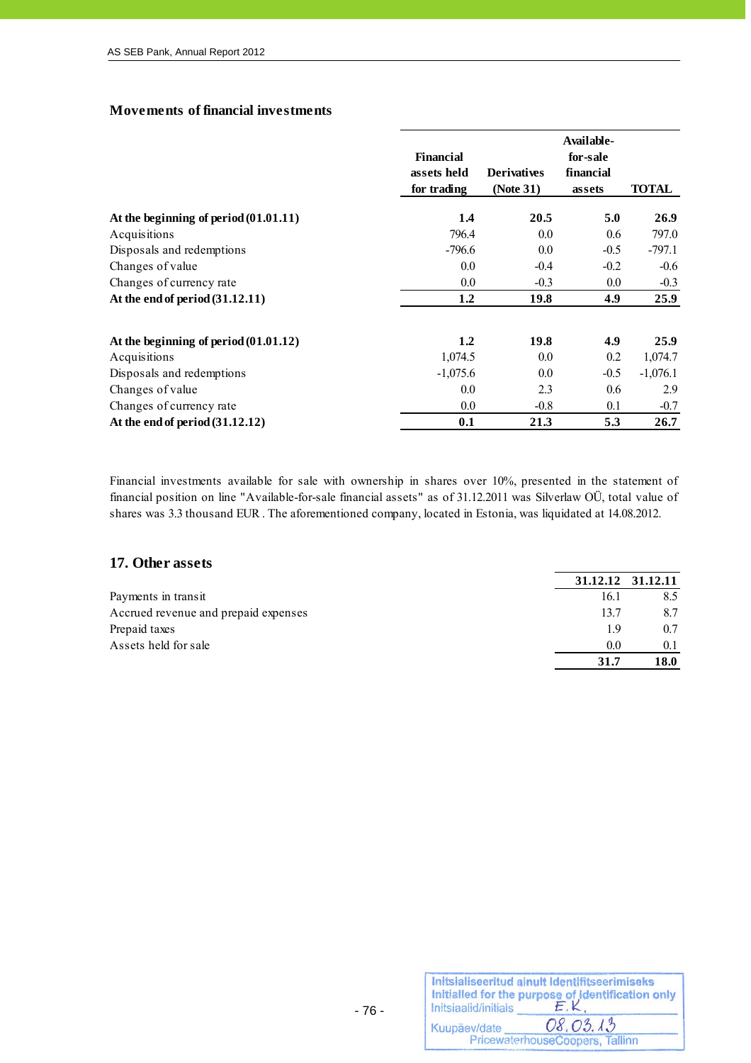### Movements of financial investments

| | Financial assets held for trading | Derivatives (Note 31) | Available-for-sale financial assets | TOTAL |
|---|---|---|---|---|
| **At the beginning of period (01.01.11)** | **1.4** | **20.5** | **5.0** | **26.9** |
| Acquisitions | 796.4 | 0.0 | 0.6 | 797.0 |
| Disposals and redemptions | -796.6 | 0.0 | -0.5 | -797.1 |
| Changes of value | 0.0 | -0.4 | -0.2 | -0.6 |
| Changes of currency rate | 0.0 | -0.3 | 0.0 | -0.3 |
| **At the end of period (31.12.11)** | **1.2** | **19.8** | **4.9** | **25.9** |
| | | | | |
| **At the beginning of period (01.01.12)** | **1.2** | **19.8** | **4.9** | **25.9** |
| Acquisitions | 1,074.5 | 0.0 | 0.2 | 1,074.7 |
| Disposals and redemptions | -1,075.6 | 0.0 | -0.5 | -1,076.1 |
| Changes of value | 0.0 | 2.3 | 0.6 | 2.9 |
| Changes of currency rate | 0.0 | -0.8 | 0.1 | -0.7 |
| **At the end of period (31.12.12)** | **0.1** | **21.3** | **5.3** | **26.7** |

Financial investments available for sale with ownership in shares over 10%, presented in the statement of financial position on line "Available-for-sale financial assets" as of 31.12.2011 was Silverlaw OÜ, total value of shares was 3.3 thousand EUR . The aforementioned company, located in Estonia, was liquidated at 14.08.2012.

## 17. Other assets

| | 31.12.12 | 31.12.11 |
|---|---|---|
| Payments in transit | 16.1 | 8.5 |
| Accrued revenue and prepaid expenses | 13.7 | 8.7 |
| Prepaid taxes | 1.9 | 0.7 |
| Assets held for sale | 0.0 | 0.1 |
| | **31.7** | **18.0** |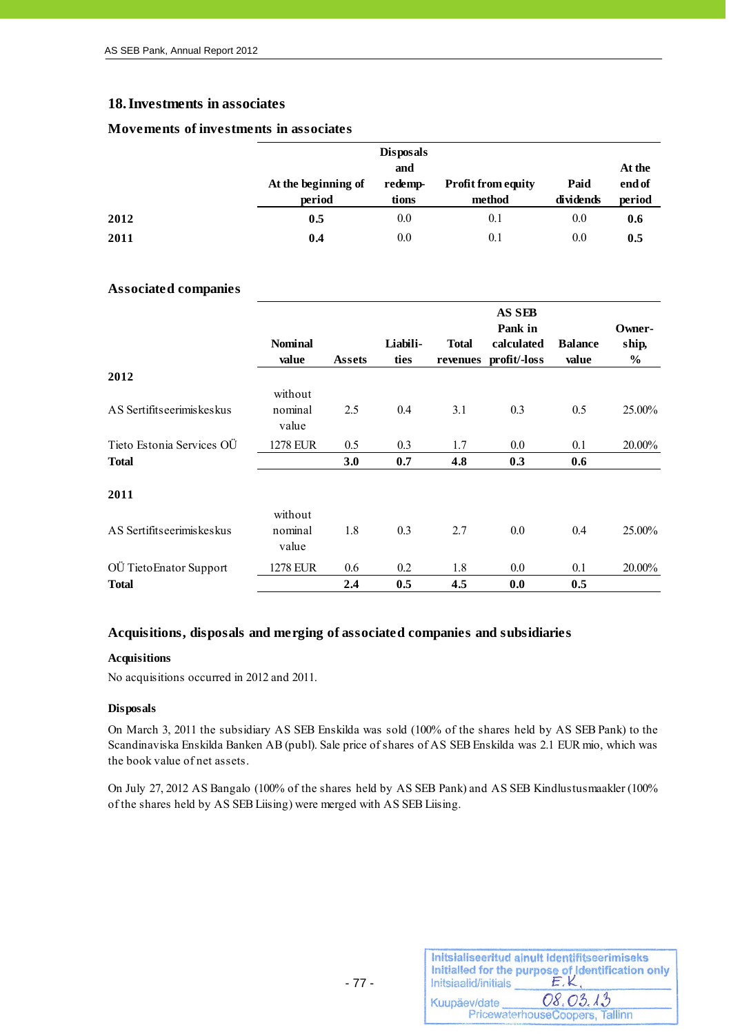## 18. Investments in associates

### Movements of investments in associates

| | At the beginning of period | Disposals and redemp-tions | Profit from equity method | Paid dividends | At the end of period |
|---|---|---|---|---|---|
| **2012** | **0.5** | 0.0 | 0.1 | 0.0 | **0.6** |
| **2011** | **0.4** | 0.0 | 0.1 | 0.0 | **0.5** |

### Associated companies

| | Nominal value | Assets | Liabili-ties | Total revenues | AS SEB Pank in calculated profit/-loss | Balance value | Owner-ship, % |
|---|---|---|---|---|---|---|---|
| **2012** | | | | | | | |
| AS Sertifitseerimiskeskus | without nominal value | 2.5 | 0.4 | 3.1 | 0.3 | 0.5 | 25.00% |
| Tieto Estonia Services OÜ | 1278 EUR | 0.5 | 0.3 | 1.7 | 0.0 | 0.1 | 20.00% |
| **Total** | | **3.0** | **0.7** | **4.8** | **0.3** | **0.6** | |
| **2011** | | | | | | | |
| AS Sertifitseerimiskeskus | without nominal value | 1.8 | 0.3 | 2.7 | 0.0 | 0.4 | 25.00% |
| OÜ TietoEnator Support | 1278 EUR | 0.6 | 0.2 | 1.8 | 0.0 | 0.1 | 20.00% |
| **Total** | | **2.4** | **0.5** | **4.5** | **0.0** | **0.5** | |

### Acquisitions, disposals and merging of associated companies and subsidiaries

**Acquisitions**

No acquisitions occurred in 2012 and 2011.

**Disposals**

On March 3, 2011 the subsidiary AS SEB Enskilda was sold (100% of the shares held by AS SEB Pank) to the Scandinaviska Enskilda Banken AB (publ). Sale price of shares of AS SEB Enskilda was 2.1 EUR mio, which was the book value of net assets.

On July 27, 2012 AS Bangalo (100% of the shares held by AS SEB Pank) and AS SEB Kindlustusmaakler (100% of the shares held by AS SEB Liising) were merged with AS SEB Liising.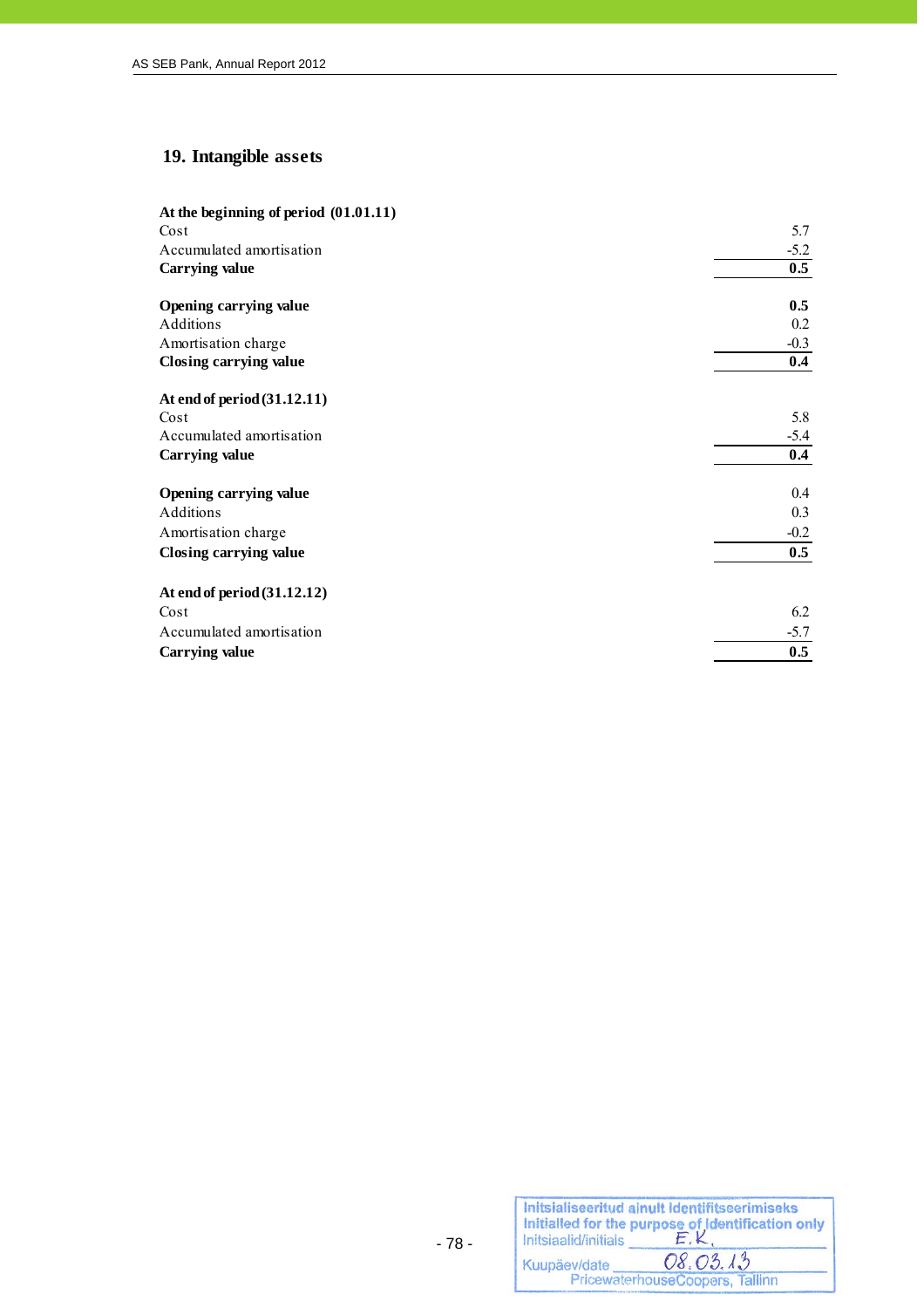## 19. Intangible assets

| | |
|---|---|
| **At the beginning of period (01.01.11)** | |
| Cost | 5.7 |
| Accumulated amortisation | -5.2 |
| **Carrying value** | **0.5** |
| | |
| **Opening carrying value** | **0.5** |
| Additions | 0.2 |
| Amortisation charge | -0.3 |
| **Closing carrying value** | **0.4** |
| | |
| **At end of period (31.12.11)** | |
| Cost | 5.8 |
| Accumulated amortisation | -5.4 |
| **Carrying value** | **0.4** |
| | |
| **Opening carrying value** | 0.4 |
| Additions | 0.3 |
| Amortisation charge | -0.2 |
| **Closing carrying value** | **0.5** |
| | |
| **At end of period (31.12.12)** | |
| Cost | 6.2 |
| Accumulated amortisation | -5.7 |
| **Carrying value** | **0.5** |

Initsialiseeritud ainult identifitseerimiseks
Initialled for the purpose of identification only
Initsiaalid/initials E.K.
Kuupäev/date 08.03.13
PricewaterhouseCoopers, Tallinn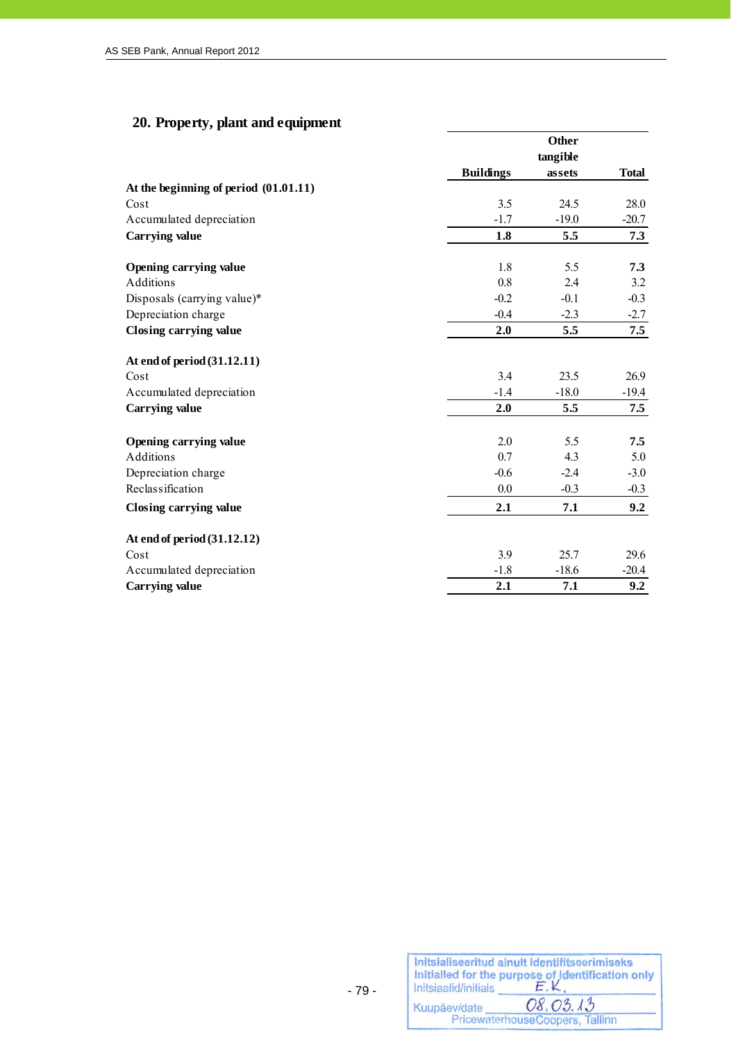## 20. Property, plant and equipment

| | Buildings | Other tangible assets | Total |
|---|---|---|---|
| **At the beginning of period (01.01.11)** | | | |
| Cost | 3.5 | 24.5 | 28.0 |
| Accumulated depreciation | -1.7 | -19.0 | -20.7 |
| **Carrying value** | **1.8** | **5.5** | **7.3** |
| | | | |
| **Opening carrying value** | 1.8 | 5.5 | **7.3** |
| Additions | 0.8 | 2.4 | 3.2 |
| Disposals (carrying value)* | -0.2 | -0.1 | -0.3 |
| Depreciation charge | -0.4 | -2.3 | -2.7 |
| **Closing carrying value** | **2.0** | **5.5** | **7.5** |
| | | | |
| **At end of period (31.12.11)** | | | |
| Cost | 3.4 | 23.5 | 26.9 |
| Accumulated depreciation | -1.4 | -18.0 | -19.4 |
| **Carrying value** | **2.0** | **5.5** | **7.5** |
| | | | |
| **Opening carrying value** | 2.0 | 5.5 | **7.5** |
| Additions | 0.7 | 4.3 | 5.0 |
| Depreciation charge | -0.6 | -2.4 | -3.0 |
| Reclassification | 0.0 | -0.3 | -0.3 |
| **Closing carrying value** | **2.1** | **7.1** | **9.2** |
| | | | |
| **At end of period (31.12.12)** | | | |
| Cost | 3.9 | 25.7 | 29.6 |
| Accumulated depreciation | -1.8 | -18.6 | -20.4 |
| **Carrying value** | **2.1** | **7.1** | **9.2** |

Initsialiseeritud ainult identifitseerimiseks
Initialled for the purpose of identification only
Initsiaalid/initials E.K.
Kuupäev/date 08.03.13
PricewaterhouseCoopers, Tallinn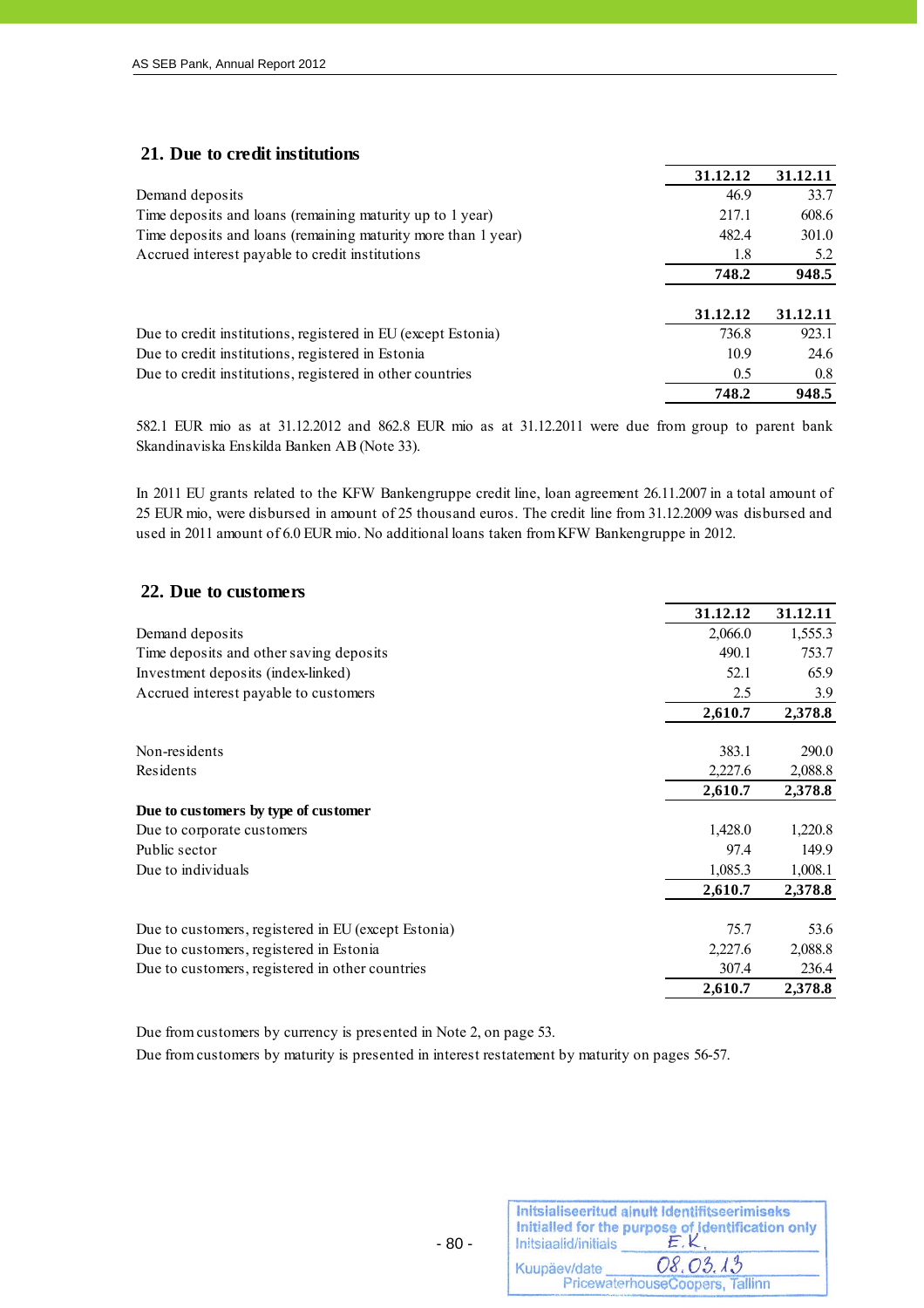## 21. Due to credit institutions

| | 31.12.12 | 31.12.11 |
|---|---|---|
| Demand deposits | 46.9 | 33.7 |
| Time deposits and loans (remaining maturity up to 1 year) | 217.1 | 608.6 |
| Time deposits and loans (remaining maturity more than 1 year) | 482.4 | 301.0 |
| Accrued interest payable to credit institutions | 1.8 | 5.2 |
| | **748.2** | **948.5** |

| | 31.12.12 | 31.12.11 |
|---|---|---|
| Due to credit institutions, registered in EU (except Estonia) | 736.8 | 923.1 |
| Due to credit institutions, registered in Estonia | 10.9 | 24.6 |
| Due to credit institutions, registered in other countries | 0.5 | 0.8 |
| | **748.2** | **948.5** |

582.1 EUR mio as at 31.12.2012 and 862.8 EUR mio as at 31.12.2011 were due from group to parent bank Skandinaviska Enskilda Banken AB (Note 33).

In 2011 EU grants related to the KFW Bankengruppe credit line, loan agreement 26.11.2007 in a total amount of 25 EUR mio, were disbursed in amount of 25 thousand euros. The credit line from 31.12.2009 was disbursed and used in 2011 amount of 6.0 EUR mio. No additional loans taken from KFW Bankengruppe in 2012.

## 22. Due to customers

| | 31.12.12 | 31.12.11 |
|---|---|---|
| Demand deposits | 2,066.0 | 1,555.3 |
| Time deposits and other saving deposits | 490.1 | 753.7 |
| Investment deposits (index-linked) | 52.1 | 65.9 |
| Accrued interest payable to customers | 2.5 | 3.9 |
| | **2,610.7** | **2,378.8** |
| | | |
| Non-residents | 383.1 | 290.0 |
| Residents | 2,227.6 | 2,088.8 |
| | **2,610.7** | **2,378.8** |
| **Due to customers by type of customer** | | |
| Due to corporate customers | 1,428.0 | 1,220.8 |
| Public sector | 97.4 | 149.9 |
| Due to individuals | 1,085.3 | 1,008.1 |
| | **2,610.7** | **2,378.8** |
| | | |
| Due to customers, registered in EU (except Estonia) | 75.7 | 53.6 |
| Due to customers, registered in Estonia | 2,227.6 | 2,088.8 |
| Due to customers, registered in other countries | 307.4 | 236.4 |
| | **2,610.7** | **2,378.8** |

Due from customers by currency is presented in Note 2, on page 53.

Due from customers by maturity is presented in interest restatement by maturity on pages 56-57.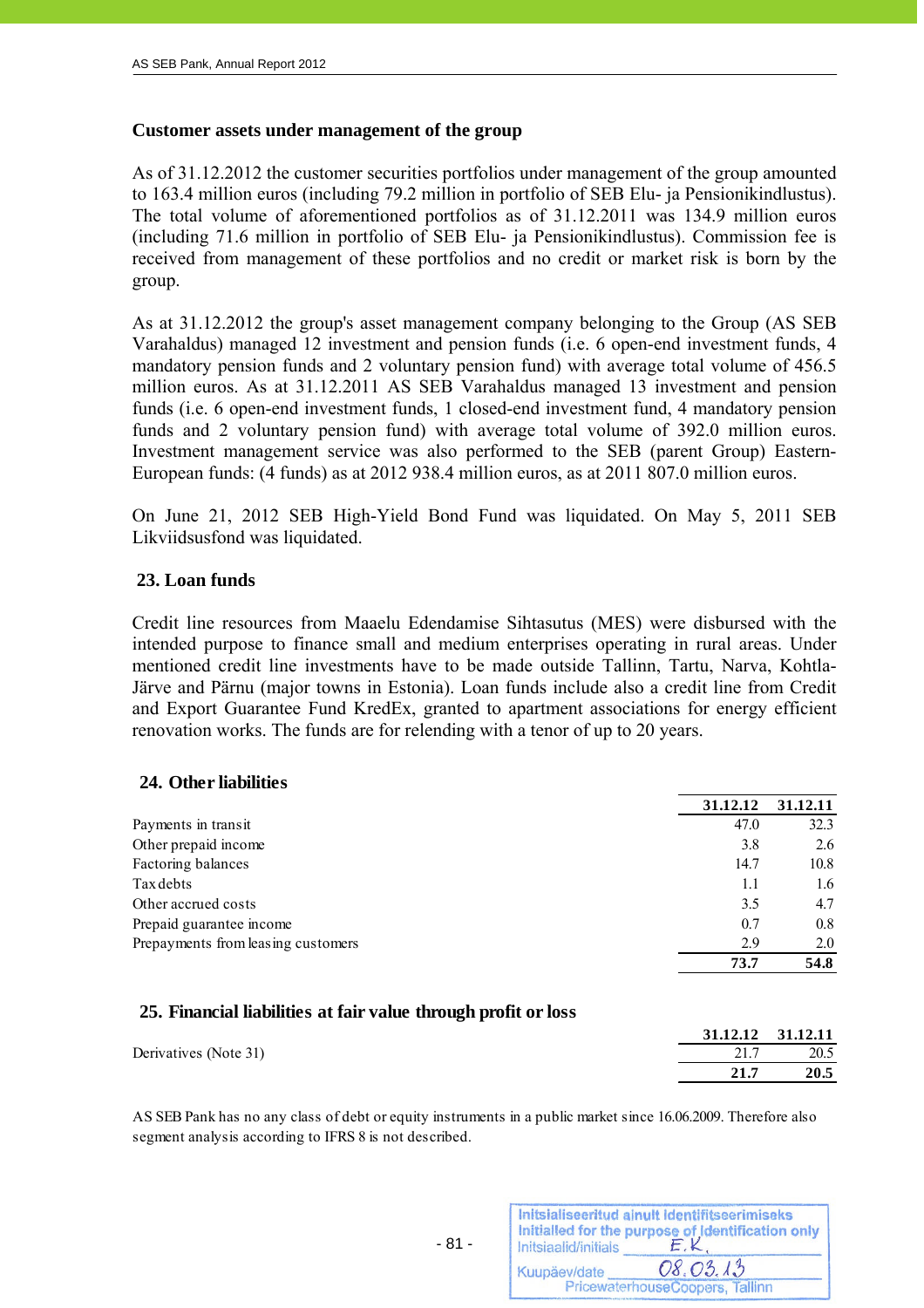### Customer assets under management of the group

As of 31.12.2012 the customer securities portfolios under management of the group amounted to 163.4 million euros (including 79.2 million in portfolio of SEB Elu- ja Pensionikindlustus). The total volume of aforementioned portfolios as of 31.12.2011 was 134.9 million euros (including 71.6 million in portfolio of SEB Elu- ja Pensionikindlustus). Commission fee is received from management of these portfolios and no credit or market risk is born by the group.

As at 31.12.2012 the group's asset management company belonging to the Group (AS SEB Varahaldus) managed 12 investment and pension funds (i.e. 6 open-end investment funds, 4 mandatory pension funds and 2 voluntary pension fund) with average total volume of 456.5 million euros. As at 31.12.2011 AS SEB Varahaldus managed 13 investment and pension funds (i.e. 6 open-end investment funds, 1 closed-end investment fund, 4 mandatory pension funds and 2 voluntary pension fund) with average total volume of 392.0 million euros. Investment management service was also performed to the SEB (parent Group) Eastern-European funds: (4 funds) as at 2012 938.4 million euros, as at 2011 807.0 million euros.

On June 21, 2012 SEB High-Yield Bond Fund was liquidated. On May 5, 2011 SEB Likviidsusfond was liquidated.

## 23. Loan funds

Credit line resources from Maaelu Edendamise Sihtasutus (MES) were disbursed with the intended purpose to finance small and medium enterprises operating in rural areas. Under mentioned credit line investments have to be made outside Tallinn, Tartu, Narva, Kohtla-Järve and Pärnu (major towns in Estonia). Loan funds include also a credit line from Credit and Export Guarantee Fund KredEx, granted to apartment associations for energy efficient renovation works. The funds are for relending with a tenor of up to 20 years.

## 24. Other liabilities

| | 31.12.12 | 31.12.11 |
|---|---|---|
| Payments in transit | 47.0 | 32.3 |
| Other prepaid income | 3.8 | 2.6 |
| Factoring balances | 14.7 | 10.8 |
| Tax debts | 1.1 | 1.6 |
| Other accrued costs | 3.5 | 4.7 |
| Prepaid guarantee income | 0.7 | 0.8 |
| Prepayments from leasing customers | 2.9 | 2.0 |
| | **73.7** | **54.8** |

## 25. Financial liabilities at fair value through profit or loss

| | 31.12.12 | 31.12.11 |
|---|---|---|
| Derivatives (Note 31) | 21.7 | 20.5 |
| | **21.7** | **20.5** |

AS SEB Pank has no any class of debt or equity instruments in a public market since 16.06.2009. Therefore also segment analysis according to IFRS 8 is not described.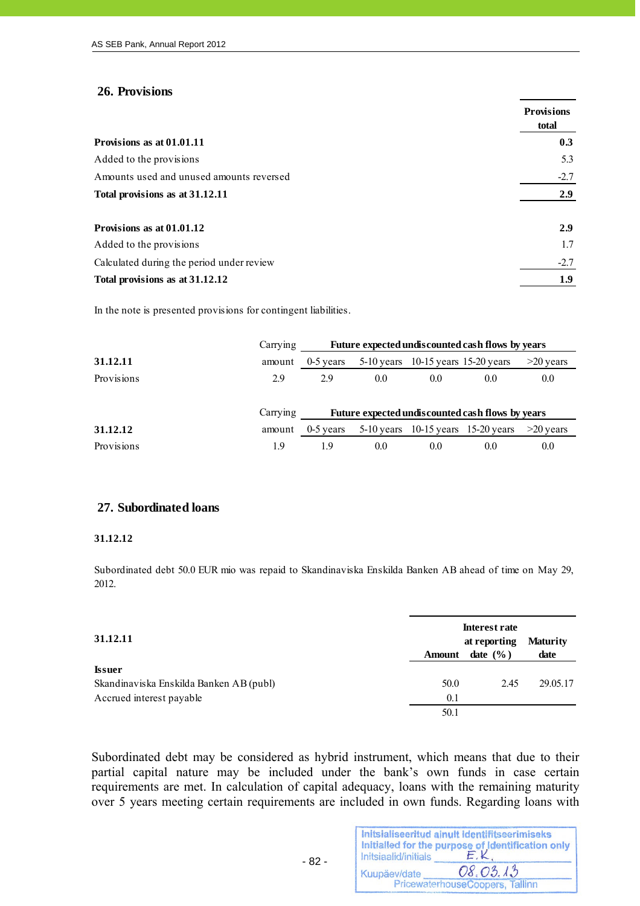## 26. Provisions

| | Provisions total |
|---|---|
| **Provisions as at 01.01.11** | **0.3** |
| Added to the provisions | 5.3 |
| Amounts used and unused amounts reversed | -2.7 |
| **Total provisions as at 31.12.11** | **2.9** |
| | |
| **Provisions as at 01.01.12** | **2.9** |
| Added to the provisions | 1.7 |
| Calculated during the period under review | -2.7 |
| **Total provisions as at 31.12.12** | **1.9** |

In the note is presented provisions for contingent liabilities.

| | Carrying | **Future expected undiscounted cash flows by years** | | | | |
|---|---|---|---|---|---|---|
| **31.12.11** | amount | 0-5 years | 5-10 years | 10-15 years | 15-20 years | >20 years |
| Provisions | 2.9 | 2.9 | 0.0 | 0.0 | 0.0 | 0.0 |

| | Carrying | **Future expected undiscounted cash flows by years** | | | | |
|---|---|---|---|---|---|---|
| **31.12.12** | amount | 0-5 years | 5-10 years | 10-15 years | 15-20 years | >20 years |
| Provisions | 1.9 | 1.9 | 0.0 | 0.0 | 0.0 | 0.0 |

## 27. Subordinated loans

**31.12.12**

Subordinated debt 50.0 EUR mio was repaid to Skandinaviska Enskilda Banken AB ahead of time on May 29, 2012.

| **31.12.11** | **Amount** | **Interest rate at reporting date (%)** | **Maturity date** |
|---|---|---|---|
| **Issuer** | | | |
| Skandinaviska Enskilda Banken AB (publ) | 50.0 | 2.45 | 29.05.17 |
| Accrued interest payable | 0.1 | | |
| | 50.1 | | |

Subordinated debt may be considered as hybrid instrument, which means that due to their partial capital nature may be included under the bank's own funds in case certain requirements are met. In calculation of capital adequacy, loans with the remaining maturity over 5 years meeting certain requirements are included in own funds. Regarding loans with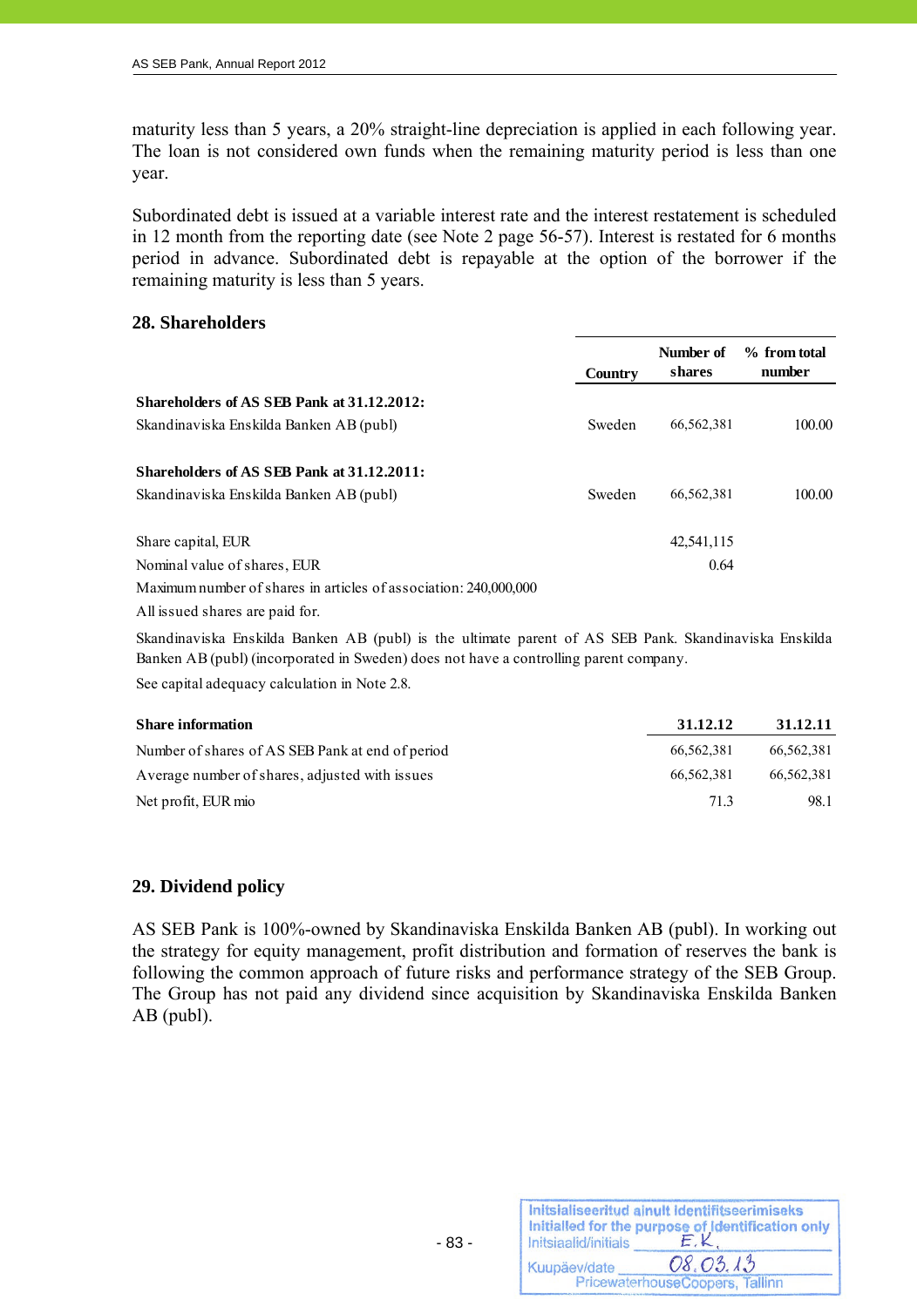maturity less than 5 years, a 20% straight-line depreciation is applied in each following year. The loan is not considered own funds when the remaining maturity period is less than one year.

Subordinated debt is issued at a variable interest rate and the interest restatement is scheduled in 12 month from the reporting date (see Note 2 page 56-57). Interest is restated for 6 months period in advance. Subordinated debt is repayable at the option of the borrower if the remaining maturity is less than 5 years.

## 28. Shareholders

| | Country | Number of shares | % from total number |
|---|---|---|---|
| **Shareholders of AS SEB Pank at 31.12.2012:** | | | |
| Skandinaviska Enskilda Banken AB (publ) | Sweden | 66,562,381 | 100.00 |
| | | | |
| **Shareholders of AS SEB Pank at 31.12.2011:** | | | |
| Skandinaviska Enskilda Banken AB (publ) | Sweden | 66,562,381 | 100.00 |
| | | | |
| Share capital, EUR | | 42,541,115 | |
| Nominal value of shares, EUR | | 0.64 | |

Maximum number of shares in articles of association: 240,000,000

All issued shares are paid for.

Skandinaviska Enskilda Banken AB (publ) is the ultimate parent of AS SEB Pank. Skandinaviska Enskilda Banken AB (publ) (incorporated in Sweden) does not have a controlling parent company.

See capital adequacy calculation in Note 2.8.

| **Share information** | **31.12.12** | **31.12.11** |
|---|---|---|
| Number of shares of AS SEB Pank at end of period | 66,562,381 | 66,562,381 |
| Average number of shares, adjusted with issues | 66,562,381 | 66,562,381 |
| Net profit, EUR mio | 71.3 | 98.1 |

## 29. Dividend policy

AS SEB Pank is 100%-owned by Skandinaviska Enskilda Banken AB (publ). In working out the strategy for equity management, profit distribution and formation of reserves the bank is following the common approach of future risks and performance strategy of the SEB Group. The Group has not paid any dividend since acquisition by Skandinaviska Enskilda Banken AB (publ).

Initsialiseeritud ainult identifitseerimiseks
Initialled for the purpose of identification only
Initsiaalid/initials E.K.
Kuupäev/date 08.03.13
PricewaterhouseCoopers, Tallinn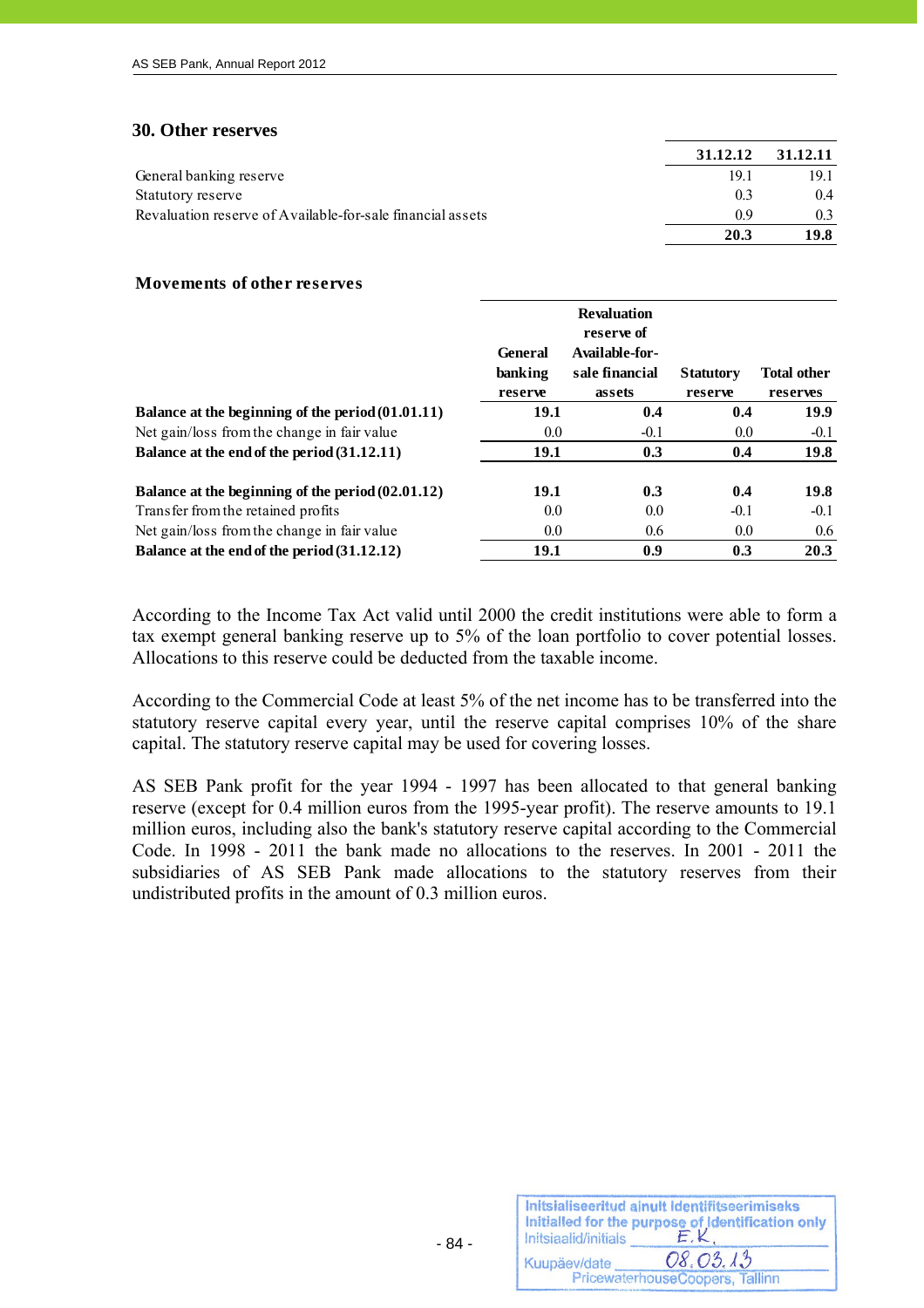## 30. Other reserves

| | 31.12.12 | 31.12.11 |
|---|---|---|
| General banking reserve | 19.1 | 19.1 |
| Statutory reserve | 0.3 | 0.4 |
| Revaluation reserve of Available-for-sale financial assets | 0.9 | 0.3 |
| | **20.3** | **19.8** |

### Movements of other reserves

| | General banking reserve | Revaluation reserve of Available-for-sale financial assets | Statutory reserve | Total other reserves |
|---|---|---|---|---|
| **Balance at the beginning of the period (01.01.11)** | **19.1** | **0.4** | **0.4** | **19.9** |
| Net gain/loss from the change in fair value | 0.0 | -0.1 | 0.0 | -0.1 |
| **Balance at the end of the period (31.12.11)** | **19.1** | **0.3** | **0.4** | **19.8** |
| | | | | |
| **Balance at the beginning of the period (02.01.12)** | **19.1** | **0.3** | **0.4** | **19.8** |
| Transfer from the retained profits | 0.0 | 0.0 | -0.1 | -0.1 |
| Net gain/loss from the change in fair value | 0.0 | 0.6 | 0.0 | 0.6 |
| **Balance at the end of the period (31.12.12)** | **19.1** | **0.9** | **0.3** | **20.3** |

According to the Income Tax Act valid until 2000 the credit institutions were able to form a tax exempt general banking reserve up to 5% of the loan portfolio to cover potential losses. Allocations to this reserve could be deducted from the taxable income.

According to the Commercial Code at least 5% of the net income has to be transferred into the statutory reserve capital every year, until the reserve capital comprises 10% of the share capital. The statutory reserve capital may be used for covering losses.

AS SEB Pank profit for the year 1994 - 1997 has been allocated to that general banking reserve (except for 0.4 million euros from the 1995-year profit). The reserve amounts to 19.1 million euros, including also the bank's statutory reserve capital according to the Commercial Code. In 1998 - 2011 the bank made no allocations to the reserves. In 2001 - 2011 the subsidiaries of AS SEB Pank made allocations to the statutory reserves from their undistributed profits in the amount of 0.3 million euros.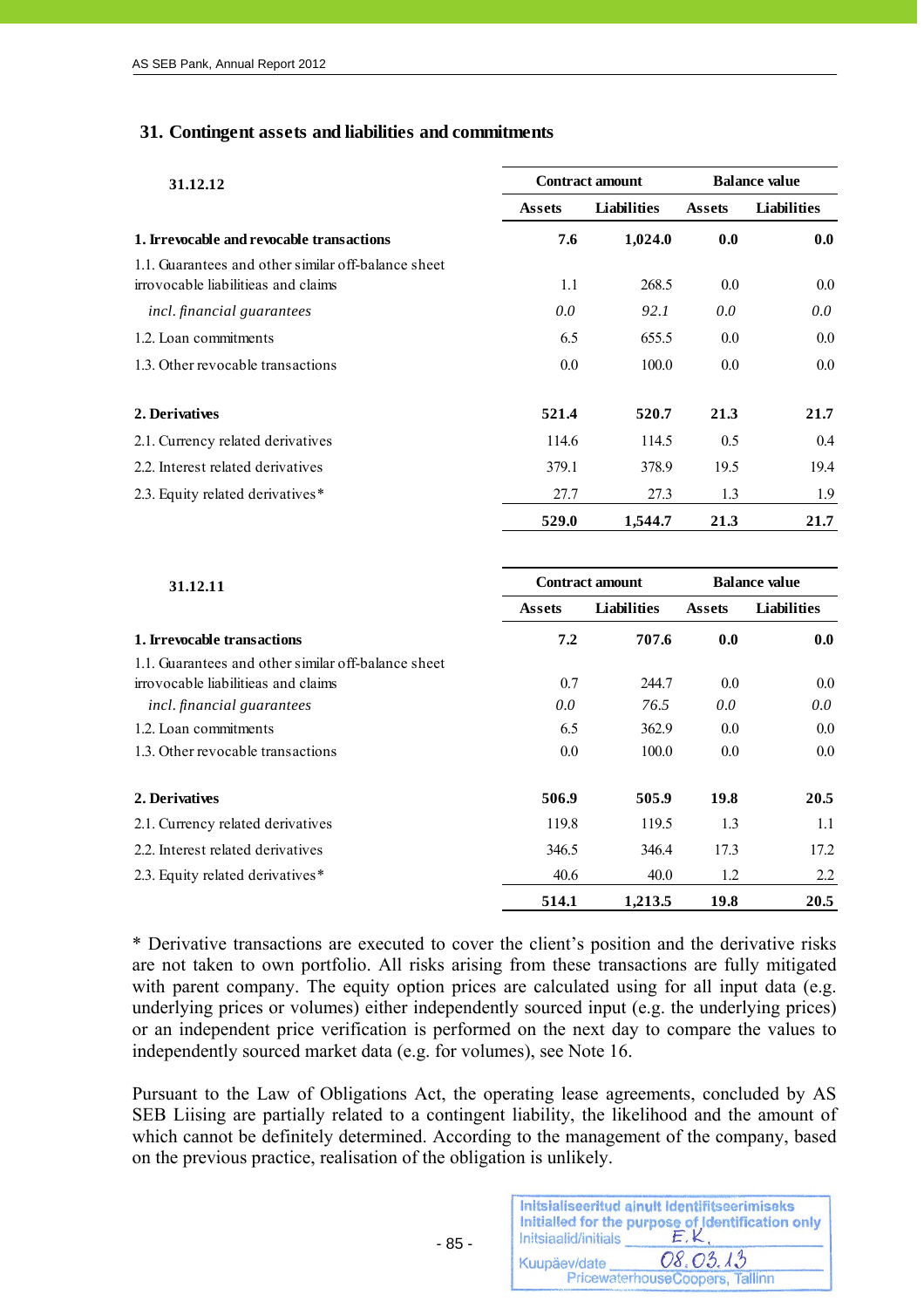## 31. Contingent assets and liabilities and commitments

| 31.12.12 | Contract amount | | Balance value | |
|---|---|---|---|---|
| | Assets | Liabilities | Assets | Liabilities |
| **1. Irrevocable and revocable transactions** | **7.6** | **1,024.0** | **0.0** | **0.0** |
| 1.1. Guarantees and other similar off-balance sheet irrovocable liabilitieas and claims | 1.1 | 268.5 | 0.0 | 0.0 |
| *incl. financial guarantees* | *0.0* | *92.1* | *0.0* | *0.0* |
| 1.2. Loan commitments | 6.5 | 655.5 | 0.0 | 0.0 |
| 1.3. Other revocable transactions | 0.0 | 100.0 | 0.0 | 0.0 |
| **2. Derivatives** | **521.4** | **520.7** | **21.3** | **21.7** |
| 2.1. Currency related derivatives | 114.6 | 114.5 | 0.5 | 0.4 |
| 2.2. Interest related derivatives | 379.1 | 378.9 | 19.5 | 19.4 |
| 2.3. Equity related derivatives* | 27.7 | 27.3 | 1.3 | 1.9 |
| | **529.0** | **1,544.7** | **21.3** | **21.7** |

| 31.12.11 | Contract amount | | Balance value | |
|---|---|---|---|---|
| | Assets | Liabilities | Assets | Liabilities |
| **1. Irrevocable transactions** | **7.2** | **707.6** | **0.0** | **0.0** |
| 1.1. Guarantees and other similar off-balance sheet irrovocable liabilitieas and claims | 0.7 | 244.7 | 0.0 | 0.0 |
| *incl. financial guarantees* | *0.0* | *76.5* | *0.0* | *0.0* |
| 1.2. Loan commitments | 6.5 | 362.9 | 0.0 | 0.0 |
| 1.3. Other revocable transactions | 0.0 | 100.0 | 0.0 | 0.0 |
| **2. Derivatives** | **506.9** | **505.9** | **19.8** | **20.5** |
| 2.1. Currency related derivatives | 119.8 | 119.5 | 1.3 | 1.1 |
| 2.2. Interest related derivatives | 346.5 | 346.4 | 17.3 | 17.2 |
| 2.3. Equity related derivatives* | 40.6 | 40.0 | 1.2 | 2.2 |
| | **514.1** | **1,213.5** | **19.8** | **20.5** |

* Derivative transactions are executed to cover the client's position and the derivative risks are not taken to own portfolio. All risks arising from these transactions are fully mitigated with parent company. The equity option prices are calculated using for all input data (e.g. underlying prices or volumes) either independently sourced input (e.g. the underlying prices) or an independent price verification is performed on the next day to compare the values to independently sourced market data (e.g. for volumes), see Note 16.

Pursuant to the Law of Obligations Act, the operating lease agreements, concluded by AS SEB Liising are partially related to a contingent liability, the likelihood and the amount of which cannot be definitely determined. According to the management of the company, based on the previous practice, realisation of the obligation is unlikely.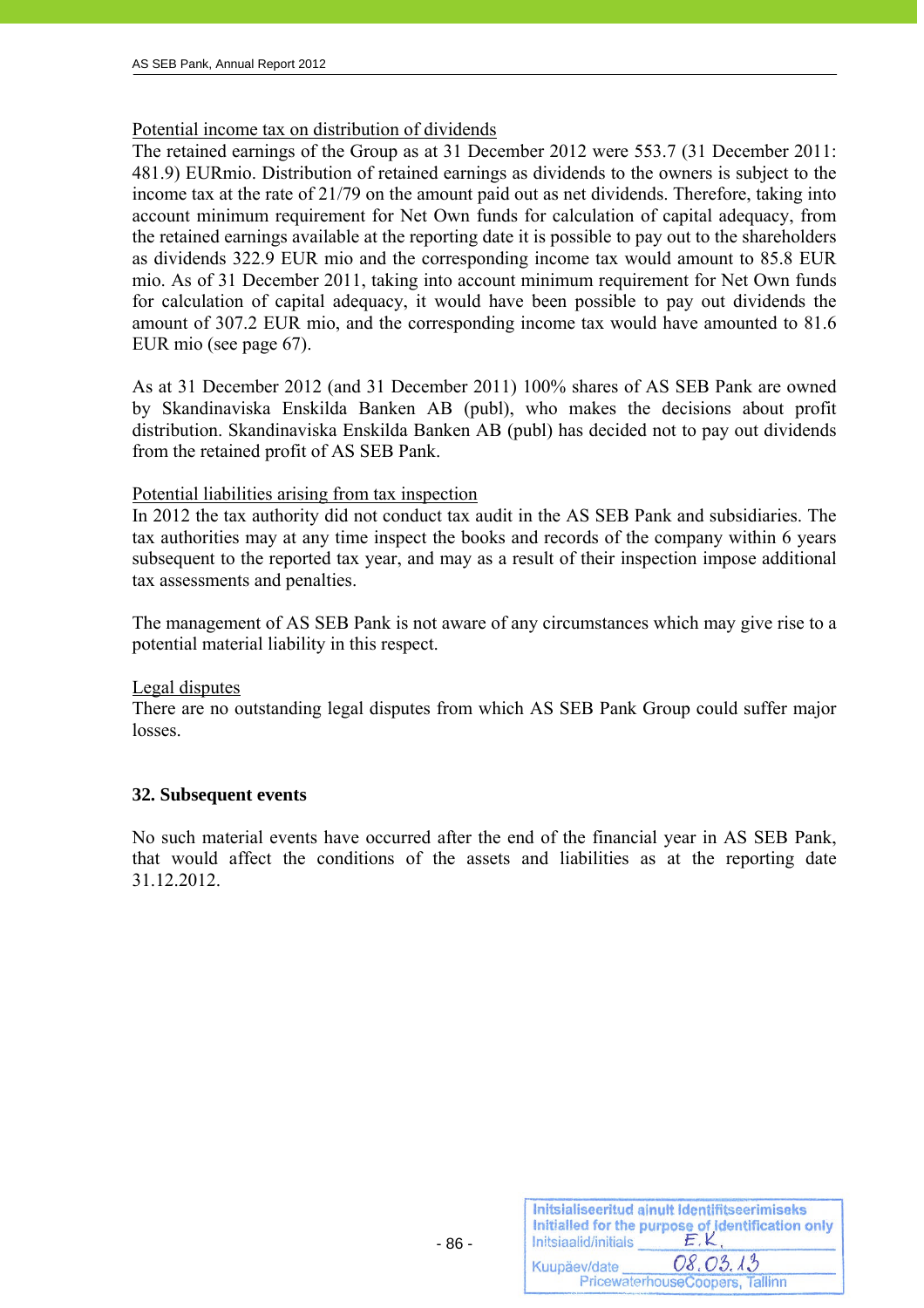Potential income tax on distribution of dividends

The retained earnings of the Group as at 31 December 2012 were 553.7 (31 December 2011: 481.9) EURmio. Distribution of retained earnings as dividends to the owners is subject to the income tax at the rate of 21/79 on the amount paid out as net dividends. Therefore, taking into account minimum requirement for Net Own funds for calculation of capital adequacy, from the retained earnings available at the reporting date it is possible to pay out to the shareholders as dividends 322.9 EUR mio and the corresponding income tax would amount to 85.8 EUR mio. As of 31 December 2011, taking into account minimum requirement for Net Own funds for calculation of capital adequacy, it would have been possible to pay out dividends the amount of 307.2 EUR mio, and the corresponding income tax would have amounted to 81.6 EUR mio (see page 67).

As at 31 December 2012 (and 31 December 2011) 100% shares of AS SEB Pank are owned by Skandinaviska Enskilda Banken AB (publ), who makes the decisions about profit distribution. Skandinaviska Enskilda Banken AB (publ) has decided not to pay out dividends from the retained profit of AS SEB Pank.

Potential liabilities arising from tax inspection

In 2012 the tax authority did not conduct tax audit in the AS SEB Pank and subsidiaries. The tax authorities may at any time inspect the books and records of the company within 6 years subsequent to the reported tax year, and may as a result of their inspection impose additional tax assessments and penalties.

The management of AS SEB Pank is not aware of any circumstances which may give rise to a potential material liability in this respect.

Legal disputes

There are no outstanding legal disputes from which AS SEB Pank Group could suffer major losses.

## 32. Subsequent events

No such material events have occurred after the end of the financial year in AS SEB Pank, that would affect the conditions of the assets and liabilities as at the reporting date 31.12.2012.

Initsialiseeritud ainult identifitseerimiseks
Initialled for the purpose of identification only
Initsiaalid/initials E.K.
Kuupäev/date 08.03.13
PricewaterhouseCoopers, Tallinn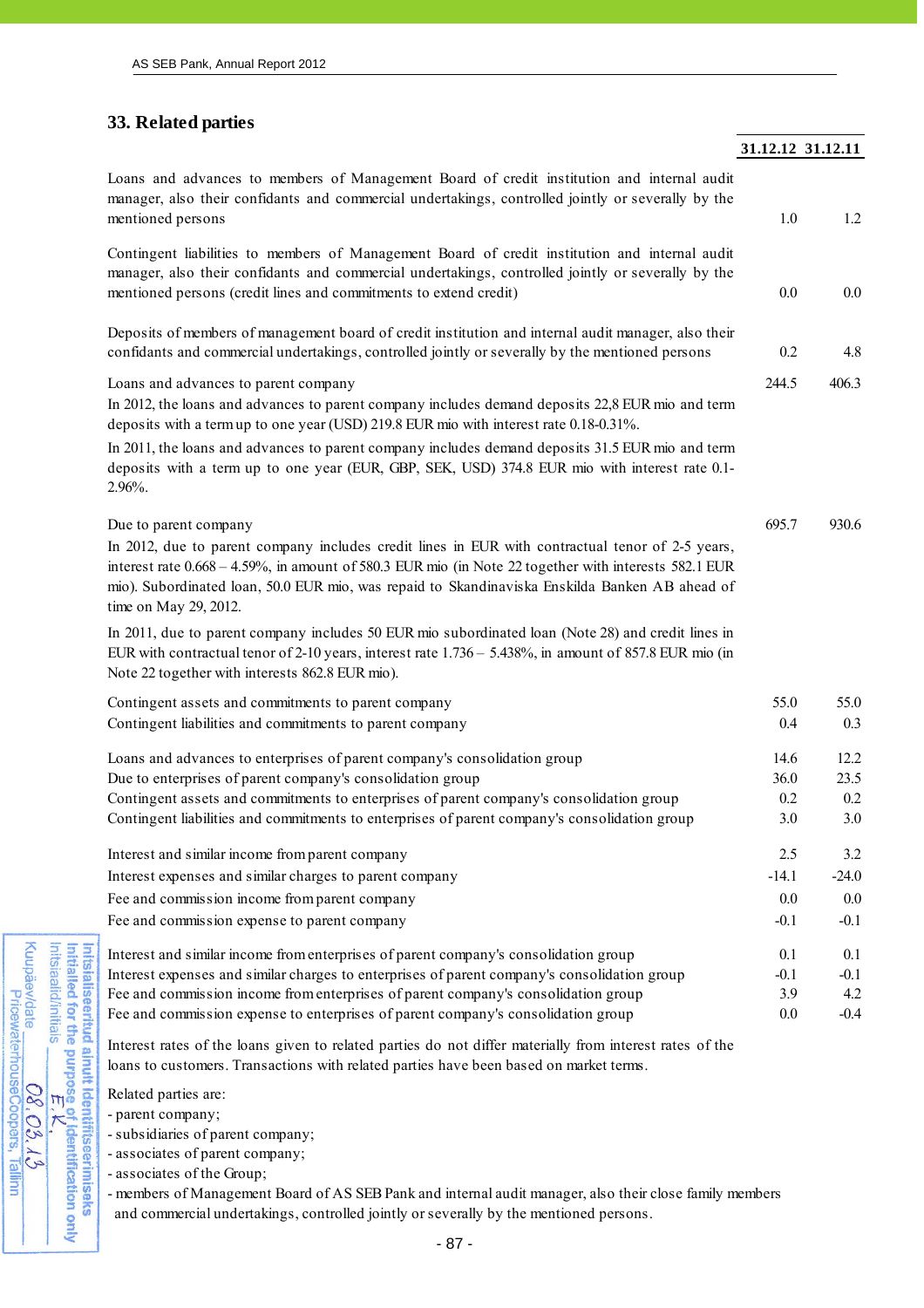## 33. Related parties

| | 31.12.12 | 31.12.11 |
|---|---|---|
| Loans and advances to members of Management Board of credit institution and internal audit manager, also their confidants and commercial undertakings, controlled jointly or severally by the mentioned persons | 1.0 | 1.2 |
| Contingent liabilities to members of Management Board of credit institution and internal audit manager, also their confidants and commercial undertakings, controlled jointly or severally by the mentioned persons (credit lines and commitments to extend credit) | 0.0 | 0.0 |
| Deposits of members of management board of credit institution and internal audit manager, also their confidants and commercial undertakings, controlled jointly or severally by the mentioned persons | 0.2 | 4.8 |
| Loans and advances to parent company | 244.5 | 406.3 |
| In 2012, the loans and advances to parent company includes demand deposits 22,8 EUR mio and term deposits with a term up to one year (USD) 219.8 EUR mio with interest rate 0.18-0.31%. | | |
| In 2011, the loans and advances to parent company includes demand deposits 31.5 EUR mio and term deposits with a term up to one year (EUR, GBP, SEK, USD) 374.8 EUR mio with interest rate 0.1-2.96%. | | |
| Due to parent company | 695.7 | 930.6 |
| In 2012, due to parent company includes credit lines in EUR with contractual tenor of 2-5 years, interest rate 0.668 – 4.59%, in amount of 580.3 EUR mio (in Note 22 together with interests 582.1 EUR mio). Subordinated loan, 50.0 EUR mio, was repaid to Skandinaviska Enskilda Banken AB ahead of time on May 29, 2012. | | |
| In 2011, due to parent company includes 50 EUR mio subordinated loan (Note 28) and credit lines in EUR with contractual tenor of 2-10 years, interest rate 1.736 – 5.438%, in amount of 857.8 EUR mio (in Note 22 together with interests 862.8 EUR mio). | | |
| Contingent assets and commitments to parent company | 55.0 | 55.0 |
| Contingent liabilities and commitments to parent company | 0.4 | 0.3 |
| Loans and advances to enterprises of parent company's consolidation group | 14.6 | 12.2 |
| Due to enterprises of parent company's consolidation group | 36.0 | 23.5 |
| Contingent assets and commitments to enterprises of parent company's consolidation group | 0.2 | 0.2 |
| Contingent liabilities and commitments to enterprises of parent company's consolidation group | 3.0 | 3.0 |
| Interest and similar income from parent company | 2.5 | 3.2 |
| Interest expenses and similar charges to parent company | -14.1 | -24.0 |
| Fee and commission income from parent company | 0.0 | 0.0 |
| Fee and commission expense to parent company | -0.1 | -0.1 |
| Interest and similar income from enterprises of parent company's consolidation group | 0.1 | 0.1 |
| Interest expenses and similar charges to enterprises of parent company's consolidation group | -0.1 | -0.1 |
| Fee and commission income from enterprises of parent company's consolidation group | 3.9 | 4.2 |
| Fee and commission expense to enterprises of parent company's consolidation group | 0.0 | -0.4 |

Interest rates of the loans given to related parties do not differ materially from interest rates of the loans to customers. Transactions with related parties have been based on market terms.

Related parties are:
- parent company;
- subsidiaries of parent company;
- associates of parent company;
- associates of the Group;
- members of Management Board of AS SEB Pank and internal audit manager, also their close family members and commercial undertakings, controlled jointly or severally by the mentioned persons.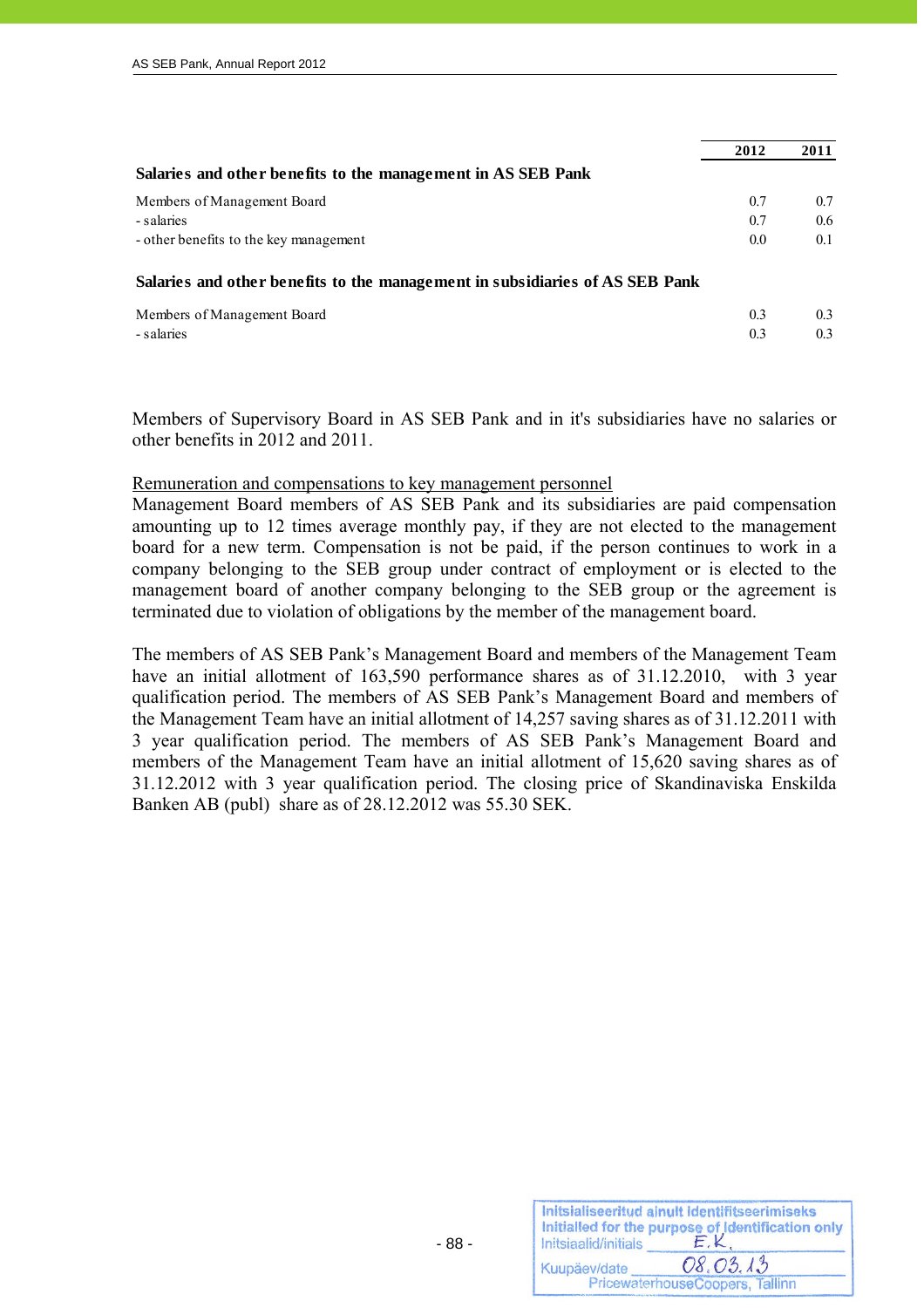| | 2012 | 2011 |
|---|---|---|
| **Salaries and other benefits to the management in AS SEB Pank** | | |
| Members of Management Board | 0.7 | 0.7 |
| - salaries | 0.7 | 0.6 |
| - other benefits to the key management | 0.0 | 0.1 |
| **Salaries and other benefits to the management in subsidiaries of AS SEB Pank** | | |
| Members of Management Board | 0.3 | 0.3 |
| - salaries | 0.3 | 0.3 |

Members of Supervisory Board in AS SEB Pank and in it's subsidiaries have no salaries or other benefits in 2012 and 2011.

Remuneration and compensations to key management personnel

Management Board members of AS SEB Pank and its subsidiaries are paid compensation amounting up to 12 times average monthly pay, if they are not elected to the management board for a new term. Compensation is not be paid, if the person continues to work in a company belonging to the SEB group under contract of employment or is elected to the management board of another company belonging to the SEB group or the agreement is terminated due to violation of obligations by the member of the management board.

The members of AS SEB Pank's Management Board and members of the Management Team have an initial allotment of 163,590 performance shares as of 31.12.2010, with 3 year qualification period. The members of AS SEB Pank's Management Board and members of the Management Team have an initial allotment of 14,257 saving shares as of 31.12.2011 with 3 year qualification period. The members of AS SEB Pank's Management Board and members of the Management Team have an initial allotment of 15,620 saving shares as of 31.12.2012 with 3 year qualification period. The closing price of Skandinaviska Enskilda Banken AB (publ) share as of 28.12.2012 was 55.30 SEK.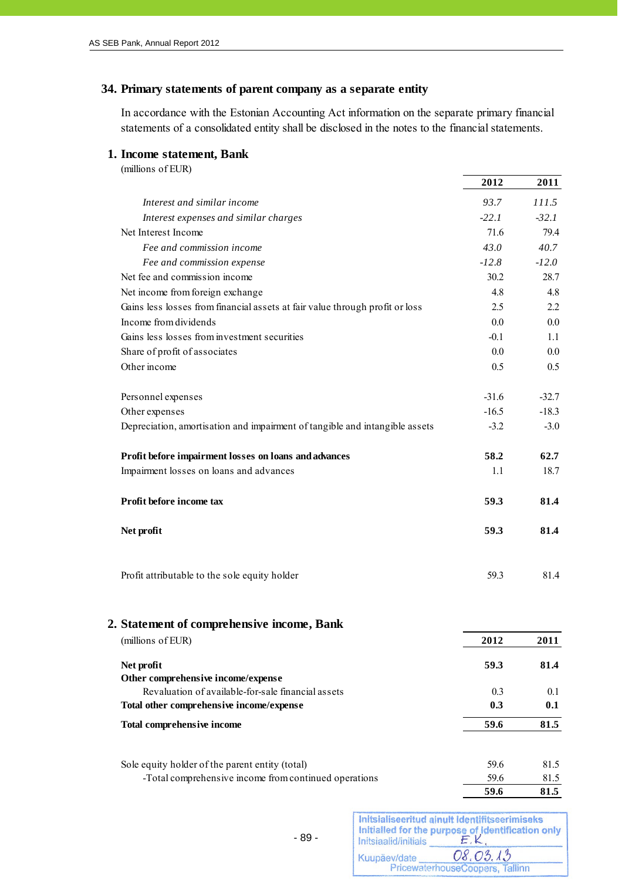## 34. Primary statements of parent company as a separate entity

In accordance with the Estonian Accounting Act information on the separate primary financial statements of a consolidated entity shall be disclosed in the notes to the financial statements.

### 1. Income statement, Bank

(millions of EUR)

| | 2012 | 2011 |
|---|---|---|
| *Interest and similar income* | *93.7* | *111.5* |
| *Interest expenses and similar charges* | *-22.1* | *-32.1* |
| Net Interest Income | 71.6 | 79.4 |
| *Fee and commission income* | *43.0* | *40.7* |
| *Fee and commission expense* | *-12.8* | *-12.0* |
| Net fee and commission income | 30.2 | 28.7 |
| Net income from foreign exchange | 4.8 | 4.8 |
| Gains less losses from financial assets at fair value through profit or loss | 2.5 | 2.2 |
| Income from dividends | 0.0 | 0.0 |
| Gains less losses from investment securities | -0.1 | 1.1 |
| Share of profit of associates | 0.0 | 0.0 |
| Other income | 0.5 | 0.5 |
| | | |
| Personnel expenses | -31.6 | -32.7 |
| Other expenses | -16.5 | -18.3 |
| Depreciation, amortisation and impairment of tangible and intangible assets | -3.2 | -3.0 |
| | | |
| **Profit before impairment losses on loans and advances** | **58.2** | **62.7** |
| Impairment losses on loans and advances | 1.1 | 18.7 |
| | | |
| **Profit before income tax** | **59.3** | **81.4** |
| | | |
| **Net profit** | **59.3** | **81.4** |
| | | |
| Profit attributable to the sole equity holder | 59.3 | 81.4 |

### 2. Statement of comprehensive income, Bank

| (millions of EUR) | 2012 | 2011 |
|---|---|---|
| **Net profit** | **59.3** | **81.4** |
| **Other comprehensive income/expense** | | |
| Revaluation of available-for-sale financial assets | 0.3 | 0.1 |
| **Total other comprehensive income/expense** | **0.3** | **0.1** |
| **Total comprehensive income** | **59.6** | **81.5** |
| | | |
| Sole equity holder of the parent entity (total) | 59.6 | 81.5 |
| -Total comprehensive income from continued operations | 59.6 | 81.5 |
| | **59.6** | **81.5** |

Initsialiseeritud ainult identifitseerimiseks
Initialled for the purpose of identification only
Initsiaalid/initials E.K.
Kuupäev/date 08.03.13
PricewaterhouseCoopers, Tallinn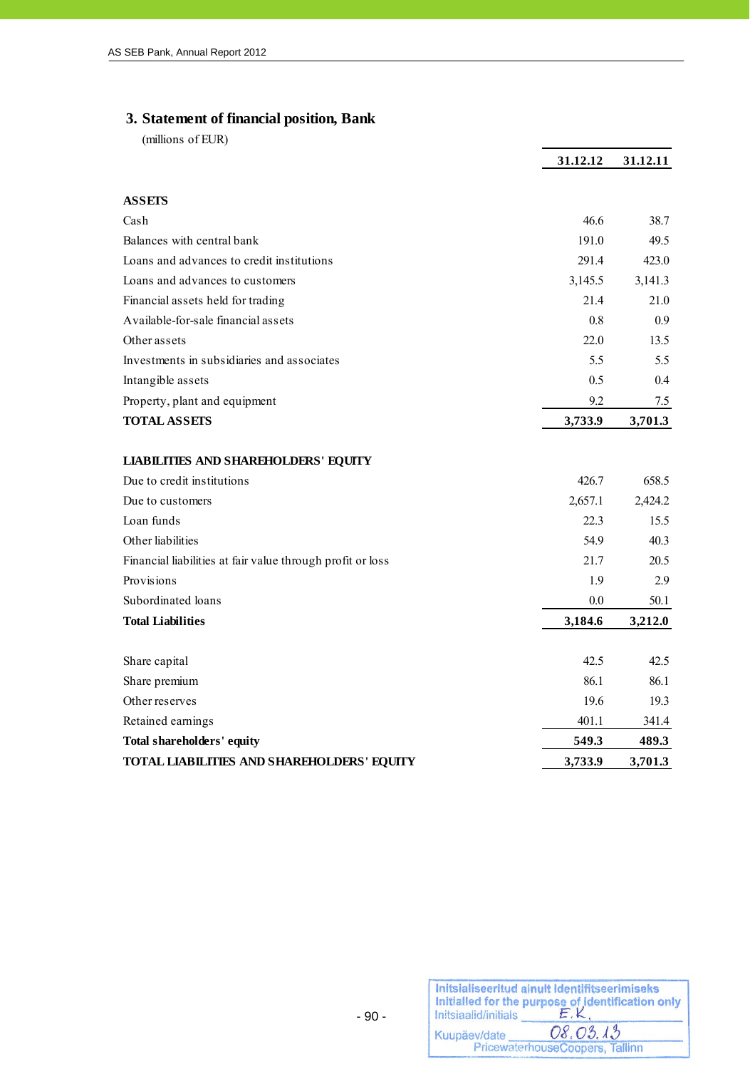## 3. Statement of financial position, Bank

(millions of EUR)

| | 31.12.12 | 31.12.11 |
|---|---|---|
| **ASSETS** | | |
| Cash | 46.6 | 38.7 |
| Balances with central bank | 191.0 | 49.5 |
| Loans and advances to credit institutions | 291.4 | 423.0 |
| Loans and advances to customers | 3,145.5 | 3,141.3 |
| Financial assets held for trading | 21.4 | 21.0 |
| Available-for-sale financial assets | 0.8 | 0.9 |
| Other assets | 22.0 | 13.5 |
| Investments in subsidiaries and associates | 5.5 | 5.5 |
| Intangible assets | 0.5 | 0.4 |
| Property, plant and equipment | 9.2 | 7.5 |
| **TOTAL ASSETS** | **3,733.9** | **3,701.3** |
| | | |
| **LIABILITIES AND SHAREHOLDERS' EQUITY** | | |
| Due to credit institutions | 426.7 | 658.5 |
| Due to customers | 2,657.1 | 2,424.2 |
| Loan funds | 22.3 | 15.5 |
| Other liabilities | 54.9 | 40.3 |
| Financial liabilities at fair value through profit or loss | 21.7 | 20.5 |
| Provisions | 1.9 | 2.9 |
| Subordinated loans | 0.0 | 50.1 |
| **Total Liabilities** | **3,184.6** | **3,212.0** |
| | | |
| Share capital | 42.5 | 42.5 |
| Share premium | 86.1 | 86.1 |
| Other reserves | 19.6 | 19.3 |
| Retained earnings | 401.1 | 341.4 |
| **Total shareholders' equity** | **549.3** | **489.3** |
| **TOTAL LIABILITIES AND SHAREHOLDERS' EQUITY** | **3,733.9** | **3,701.3** |

Initsialiseeritud ainult identifitseerimiseks
Initialled for the purpose of identification only
Initsiaalid/initials E.K.
Kuupäev/date 08.03.13
PricewaterhouseCoopers, Tallinn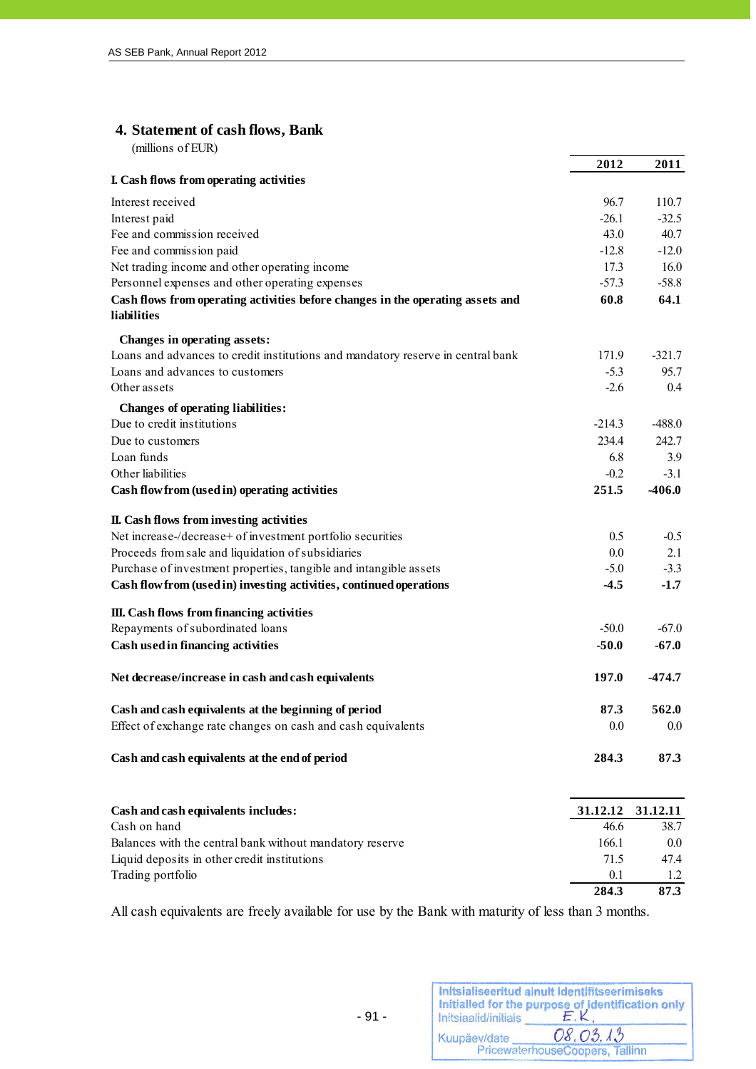## 4. Statement of cash flows, Bank

(millions of EUR)

| | 2012 | 2011 |
|---|---|---|
| **I. Cash flows from operating activities** | | |
| Interest received | 96.7 | 110.7 |
| Interest paid | -26.1 | -32.5 |
| Fee and commission received | 43.0 | 40.7 |
| Fee and commission paid | -12.8 | -12.0 |
| Net trading income and other operating income | 17.3 | 16.0 |
| Personnel expenses and other operating expenses | -57.3 | -58.8 |
| **Cash flows from operating activities before changes in the operating assets and liabilities** | **60.8** | **64.1** |
| **Changes in operating assets:** | | |
| Loans and advances to credit institutions and mandatory reserve in central bank | 171.9 | -321.7 |
| Loans and advances to customers | -5.3 | 95.7 |
| Other assets | -2.6 | 0.4 |
| **Changes of operating liabilities:** | | |
| Due to credit institutions | -214.3 | -488.0 |
| Due to customers | 234.4 | 242.7 |
| Loan funds | 6.8 | 3.9 |
| Other liabilities | -0.2 | -3.1 |
| **Cash flow from (used in) operating activities** | **251.5** | **-406.0** |
| **II. Cash flows from investing activities** | | |
| Net increase-/decrease+ of investment portfolio securities | 0.5 | -0.5 |
| Proceeds from sale and liquidation of subsidiaries | 0.0 | 2.1 |
| Purchase of investment properties, tangible and intangible assets | -5.0 | -3.3 |
| **Cash flow from (used in) investing activities, continued operations** | **-4.5** | **-1.7** |
| **III. Cash flows from financing activities** | | |
| Repayments of subordinated loans | -50.0 | -67.0 |
| **Cash used in financing activities** | **-50.0** | **-67.0** |
| **Net decrease/increase in cash and cash equivalents** | **197.0** | **-474.7** |
| **Cash and cash equivalents at the beginning of period** | **87.3** | **562.0** |
| Effect of exchange rate changes on cash and cash equivalents | 0.0 | 0.0 |
| **Cash and cash equivalents at the end of period** | **284.3** | **87.3** |

| **Cash and cash equivalents includes:** | **31.12.12** | **31.12.11** |
|---|---|---|
| Cash on hand | 46.6 | 38.7 |
| Balances with the central bank without mandatory reserve | 166.1 | 0.0 |
| Liquid deposits in other credit institutions | 71.5 | 47.4 |
| Trading portfolio | 0.1 | 1.2 |
| | **284.3** | **87.3** |

All cash equivalents are freely available for use by the Bank with maturity of less than 3 months.

Initsialiseeritud ainult identifitseerimiseks
Initialled for the purpose of identification only
Initsiaalid/initials E.K.
Kuupäev/date 08.03.13
PricewaterhouseCoopers, Tallinn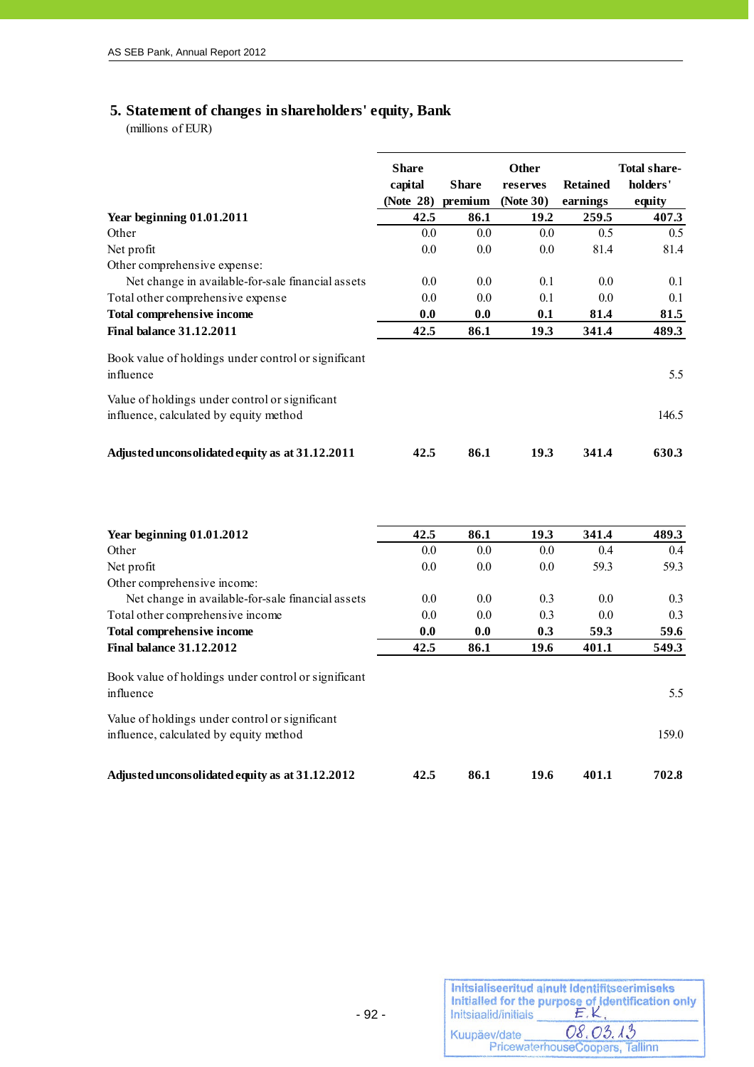## 5. Statement of changes in shareholders' equity, Bank

(millions of EUR)

| | Share capital (Note 28) | Share premium | Other reserves (Note 30) | Retained earnings | Total share-holders' equity |
|---|---|---|---|---|---|
| **Year beginning 01.01.2011** | **42.5** | **86.1** | **19.2** | **259.5** | **407.3** |
| Other | 0.0 | 0.0 | 0.0 | 0.5 | 0.5 |
| Net profit | 0.0 | 0.0 | 0.0 | 81.4 | 81.4 |
| Other comprehensive expense: | | | | | |
| Net change in available-for-sale financial assets | 0.0 | 0.0 | 0.1 | 0.0 | 0.1 |
| Total other comprehensive expense | 0.0 | 0.0 | 0.1 | 0.0 | 0.1 |
| **Total comprehensive income** | **0.0** | **0.0** | **0.1** | **81.4** | **81.5** |
| **Final balance 31.12.2011** | **42.5** | **86.1** | **19.3** | **341.4** | **489.3** |
| Book value of holdings under control or significant influence | | | | | 5.5 |
| Value of holdings under control or significant influence, calculated by equity method | | | | | 146.5 |
| **Adjusted unconsolidated equity as at 31.12.2011** | **42.5** | **86.1** | **19.3** | **341.4** | **630.3** |

| | Share capital (Note 28) | Share premium | Other reserves (Note 30) | Retained earnings | Total share-holders' equity |
|---|---|---|---|---|---|
| **Year beginning 01.01.2012** | **42.5** | **86.1** | **19.3** | **341.4** | **489.3** |
| Other | 0.0 | 0.0 | 0.0 | 0.4 | 0.4 |
| Net profit | 0.0 | 0.0 | 0.0 | 59.3 | 59.3 |
| Other comprehensive income: | | | | | |
| Net change in available-for-sale financial assets | 0.0 | 0.0 | 0.3 | 0.0 | 0.3 |
| Total other comprehensive income | 0.0 | 0.0 | 0.3 | 0.0 | 0.3 |
| **Total comprehensive income** | **0.0** | **0.0** | **0.3** | **59.3** | **59.6** |
| **Final balance 31.12.2012** | **42.5** | **86.1** | **19.6** | **401.1** | **549.3** |
| Book value of holdings under control or significant influence | | | | | 5.5 |
| Value of holdings under control or significant influence, calculated by equity method | | | | | 159.0 |
| **Adjusted unconsolidated equity as at 31.12.2012** | **42.5** | **86.1** | **19.6** | **401.1** | **702.8** |

Initsialiseeritud ainult identifitseerimiseks
Initialled for the purpose of identification only
Initsiaalid/initials E.K.
Kuupäev/date 08.03.13
PricewaterhouseCoopers, Tallinn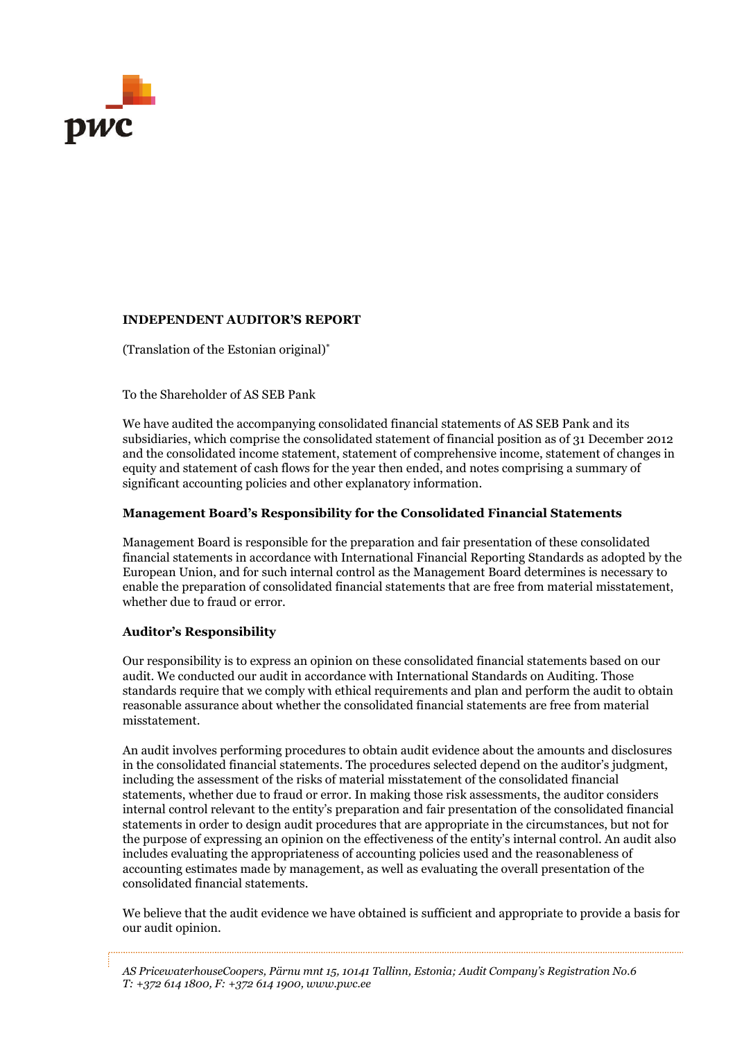**INDEPENDENT AUDITOR'S REPORT**

(Translation of the Estonian original)*

To the Shareholder of AS SEB Pank

We have audited the accompanying consolidated financial statements of AS SEB Pank and its subsidiaries, which comprise the consolidated statement of financial position as of 31 December 2012 and the consolidated income statement, statement of comprehensive income, statement of changes in equity and statement of cash flows for the year then ended, and notes comprising a summary of significant accounting policies and other explanatory information.

**Management Board's Responsibility for the Consolidated Financial Statements**

Management Board is responsible for the preparation and fair presentation of these consolidated financial statements in accordance with International Financial Reporting Standards as adopted by the European Union, and for such internal control as the Management Board determines is necessary to enable the preparation of consolidated financial statements that are free from material misstatement, whether due to fraud or error.

**Auditor's Responsibility**

Our responsibility is to express an opinion on these consolidated financial statements based on our audit. We conducted our audit in accordance with International Standards on Auditing. Those standards require that we comply with ethical requirements and plan and perform the audit to obtain reasonable assurance about whether the consolidated financial statements are free from material misstatement.

An audit involves performing procedures to obtain audit evidence about the amounts and disclosures in the consolidated financial statements. The procedures selected depend on the auditor's judgment, including the assessment of the risks of material misstatement of the consolidated financial statements, whether due to fraud or error. In making those risk assessments, the auditor considers internal control relevant to the entity's preparation and fair presentation of the consolidated financial statements in order to design audit procedures that are appropriate in the circumstances, but not for the purpose of expressing an opinion on the effectiveness of the entity's internal control. An audit also includes evaluating the appropriateness of accounting policies used and the reasonableness of accounting estimates made by management, as well as evaluating the overall presentation of the consolidated financial statements.

We believe that the audit evidence we have obtained is sufficient and appropriate to provide a basis for our audit opinion.

*AS PricewaterhouseCoopers, Pärnu mnt 15, 10141 Tallinn, Estonia; Audit Company's Registration No.6*
*T: +372 614 1800, F: +372 614 1900, www.pwc.ee*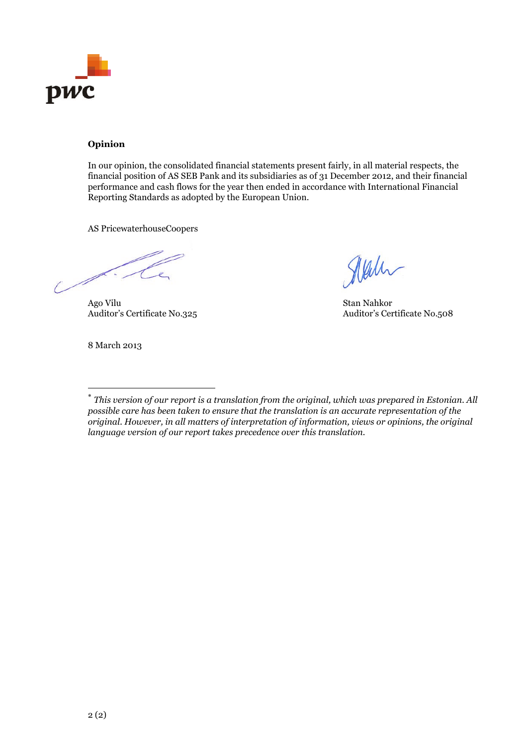**Opinion**

In our opinion, the consolidated financial statements present fairly, in all material respects, the financial position of AS SEB Pank and its subsidiaries as of 31 December 2012, and their financial performance and cash flows for the year then ended in accordance with International Financial Reporting Standards as adopted by the European Union.

AS PricewaterhouseCoopers

Ago Vilu
Auditor's Certificate No.325

Stan Nahkor
Auditor's Certificate No.508

8 March 2013

---

[*] *This version of our report is a translation from the original, which was prepared in Estonian. All possible care has been taken to ensure that the translation is an accurate representation of the original. However, in all matters of interpretation of information, views or opinions, the original language version of our report takes precedence over this translation.*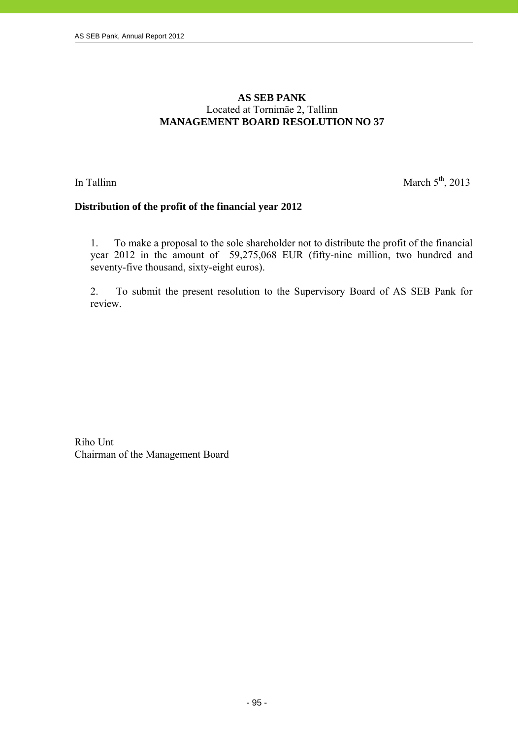**AS SEB PANK**
Located at Tornimäe 2, Tallinn
**MANAGEMENT BOARD RESOLUTION NO 37**

In Tallinn March 5th, 2013

**Distribution of the profit of the financial year 2012**

1. To make a proposal to the sole shareholder not to distribute the profit of the financial year 2012 in the amount of 59,275,068 EUR (fifty-nine million, two hundred and seventy-five thousand, sixty-eight euros).

2. To submit the present resolution to the Supervisory Board of AS SEB Pank for review.

Riho Unt
Chairman of the Management Board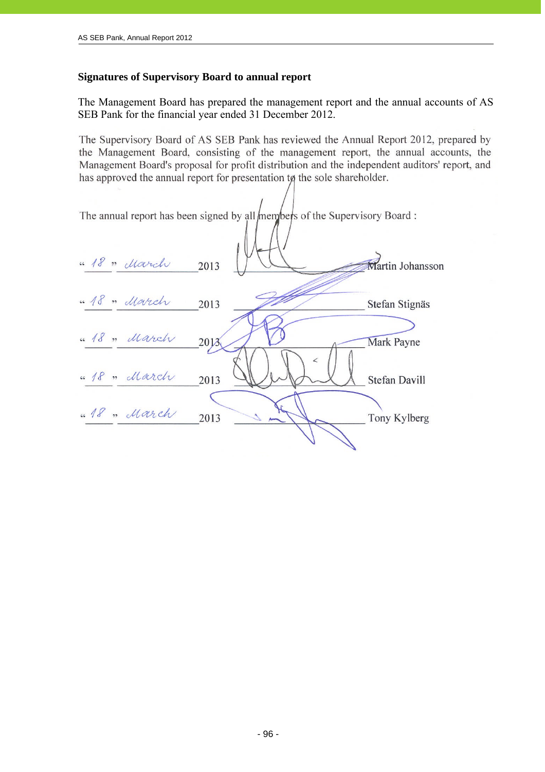**Signatures of Supervisory Board to annual report**

The Management Board has prepared the management report and the annual accounts of AS SEB Pank for the financial year ended 31 December 2012.

The Supervisory Board of AS SEB Pank has reviewed the Annual Report 2012, prepared by the Management Board, consisting of the management report, the annual accounts, the Management Board's proposal for profit distribution and the independent auditors' report, and has approved the annual report for presentation to the sole shareholder.

The annual report has been signed by all members of the Supervisory Board :

"18" March 2013 ______________ Martin Johansson

"18" March 2013 ______________ Stefan Stignäs

"18" March 2013 ______________ Mark Payne

"18" March 2013 ______________ Stefan Davill

"18" March 2013 ______________ Tony Kylberg